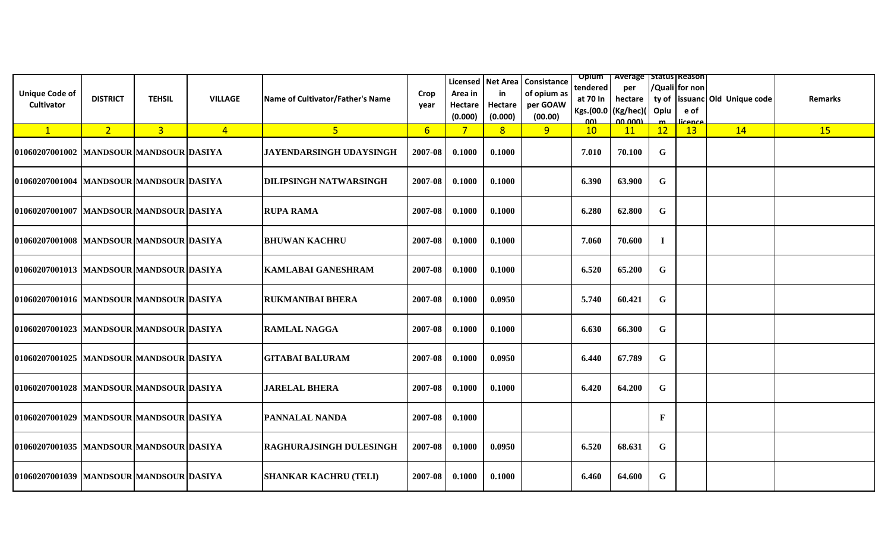| Unique Code of Cultivator | DISTRICT | TEHSIL | VILLAGE | Name of Cultivator/Father's Name | Crop year | Licensed Area in Hectare (0.000) | Net Area in Hectare (0.000) | Consistance of opium as per GOAW (00.00) | Opium tendered at 70 In Kgs.(00.000) | Average per hectare (Kg/hec)(00.000) | Status /Quality of Opium | Reason for non issuance of licence | Old Unique code | Remarks |
|---|---|---|---|---|---|---|---|---|---|---|---|---|---|---|
| 1 | 2 | 3 | 4 | 5 | 6 | 7 | 8 | 9 | 10 | 11 | 12 | 13 | 14 | 15 |
| 01060207001002 | MANDSOUR | MANDSOUR | DASIYA | JAYENDARSINGH UDAYSINGH | 2007-08 | 0.1000 | 0.1000 | | 7.010 | 70.100 | G | | | |
| 01060207001004 | MANDSOUR | MANDSOUR | DASIYA | DILIPSINGH NATWARSINGH | 2007-08 | 0.1000 | 0.1000 | | 6.390 | 63.900 | G | | | |
| 01060207001007 | MANDSOUR | MANDSOUR | DASIYA | RUPA RAMA | 2007-08 | 0.1000 | 0.1000 | | 6.280 | 62.800 | G | | | |
| 01060207001008 | MANDSOUR | MANDSOUR | DASIYA | BHUWAN KACHRU | 2007-08 | 0.1000 | 0.1000 | | 7.060 | 70.600 | I | | | |
| 01060207001013 | MANDSOUR | MANDSOUR | DASIYA | KAMLABAI GANESHRAM | 2007-08 | 0.1000 | 0.1000 | | 6.520 | 65.200 | G | | | |
| 01060207001016 | MANDSOUR | MANDSOUR | DASIYA | RUKMANIBAI BHERA | 2007-08 | 0.1000 | 0.0950 | | 5.740 | 60.421 | G | | | |
| 01060207001023 | MANDSOUR | MANDSOUR | DASIYA | RAMLAL NAGGA | 2007-08 | 0.1000 | 0.1000 | | 6.630 | 66.300 | G | | | |
| 01060207001025 | MANDSOUR | MANDSOUR | DASIYA | GITABAI BALURAM | 2007-08 | 0.1000 | 0.0950 | | 6.440 | 67.789 | G | | | |
| 01060207001028 | MANDSOUR | MANDSOUR | DASIYA | JARELAL BHERA | 2007-08 | 0.1000 | 0.1000 | | 6.420 | 64.200 | G | | | |
| 01060207001029 | MANDSOUR | MANDSOUR | DASIYA | PANNALAL NANDA | 2007-08 | 0.1000 | | | | | F | | | |
| 01060207001035 | MANDSOUR | MANDSOUR | DASIYA | RAGHURAJSINGH DULESINGH | 2007-08 | 0.1000 | 0.0950 | | 6.520 | 68.631 | G | | | |
| 01060207001039 | MANDSOUR | MANDSOUR | DASIYA | SHANKAR KACHRU (TELI) | 2007-08 | 0.1000 | 0.1000 | | 6.460 | 64.600 | G | | | |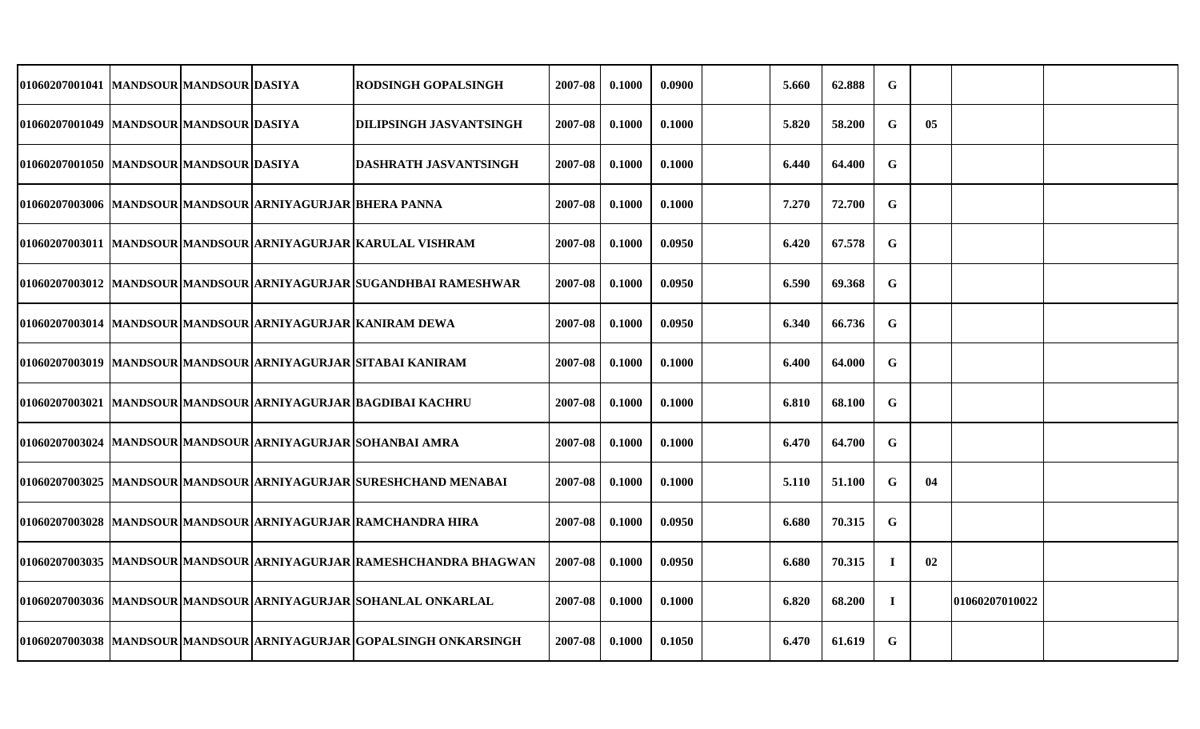| | | | | | | | | | | | | | | |
|---|---|---|---|---|---|---|---|---|---|---|---|---|---|---|
| 01060207001041 | MANDSOUR | MANDSOUR | DASIYA | RODSINGH GOPALSINGH | 2007-08 | 0.1000 | 0.0900 | | 5.660 | 62.888 | G | | | |
| 01060207001049 | MANDSOUR | MANDSOUR | DASIYA | DILIPSINGH JASVANTSINGH | 2007-08 | 0.1000 | 0.1000 | | 5.820 | 58.200 | G | 05 | | |
| 01060207001050 | MANDSOUR | MANDSOUR | DASIYA | DASHRATH JASVANTSINGH | 2007-08 | 0.1000 | 0.1000 | | 6.440 | 64.400 | G | | | |
| 01060207003006 | MANDSOUR | MANDSOUR | ARNIYAGURJAR | BHERA PANNA | 2007-08 | 0.1000 | 0.1000 | | 7.270 | 72.700 | G | | | |
| 01060207003011 | MANDSOUR | MANDSOUR | ARNIYAGURJAR | KARULAL VISHRAM | 2007-08 | 0.1000 | 0.0950 | | 6.420 | 67.578 | G | | | |
| 01060207003012 | MANDSOUR | MANDSOUR | ARNIYAGURJAR | SUGANDHBAI RAMESHWAR | 2007-08 | 0.1000 | 0.0950 | | 6.590 | 69.368 | G | | | |
| 01060207003014 | MANDSOUR | MANDSOUR | ARNIYAGURJAR | KANIRAM DEWA | 2007-08 | 0.1000 | 0.0950 | | 6.340 | 66.736 | G | | | |
| 01060207003019 | MANDSOUR | MANDSOUR | ARNIYAGURJAR | SITABAI KANIRAM | 2007-08 | 0.1000 | 0.1000 | | 6.400 | 64.000 | G | | | |
| 01060207003021 | MANDSOUR | MANDSOUR | ARNIYAGURJAR | BAGDIBAI KACHRU | 2007-08 | 0.1000 | 0.1000 | | 6.810 | 68.100 | G | | | |
| 01060207003024 | MANDSOUR | MANDSOUR | ARNIYAGURJAR | SOHANBAI AMRA | 2007-08 | 0.1000 | 0.1000 | | 6.470 | 64.700 | G | | | |
| 01060207003025 | MANDSOUR | MANDSOUR | ARNIYAGURJAR | SURESHCHAND MENABAI | 2007-08 | 0.1000 | 0.1000 | | 5.110 | 51.100 | G | 04 | | |
| 01060207003028 | MANDSOUR | MANDSOUR | ARNIYAGURJAR | RAMCHANDRA HIRA | 2007-08 | 0.1000 | 0.0950 | | 6.680 | 70.315 | G | | | |
| 01060207003035 | MANDSOUR | MANDSOUR | ARNIYAGURJAR | RAMESHCHANDRA BHAGWAN | 2007-08 | 0.1000 | 0.0950 | | 6.680 | 70.315 | I | 02 | | |
| 01060207003036 | MANDSOUR | MANDSOUR | ARNIYAGURJAR | SOHANLAL ONKARLAL | 2007-08 | 0.1000 | 0.1000 | | 6.820 | 68.200 | I | | 01060207010022 | |
| 01060207003038 | MANDSOUR | MANDSOUR | ARNIYAGURJAR | GOPALSINGH ONKARSINGH | 2007-08 | 0.1000 | 0.1050 | | 6.470 | 61.619 | G | | | |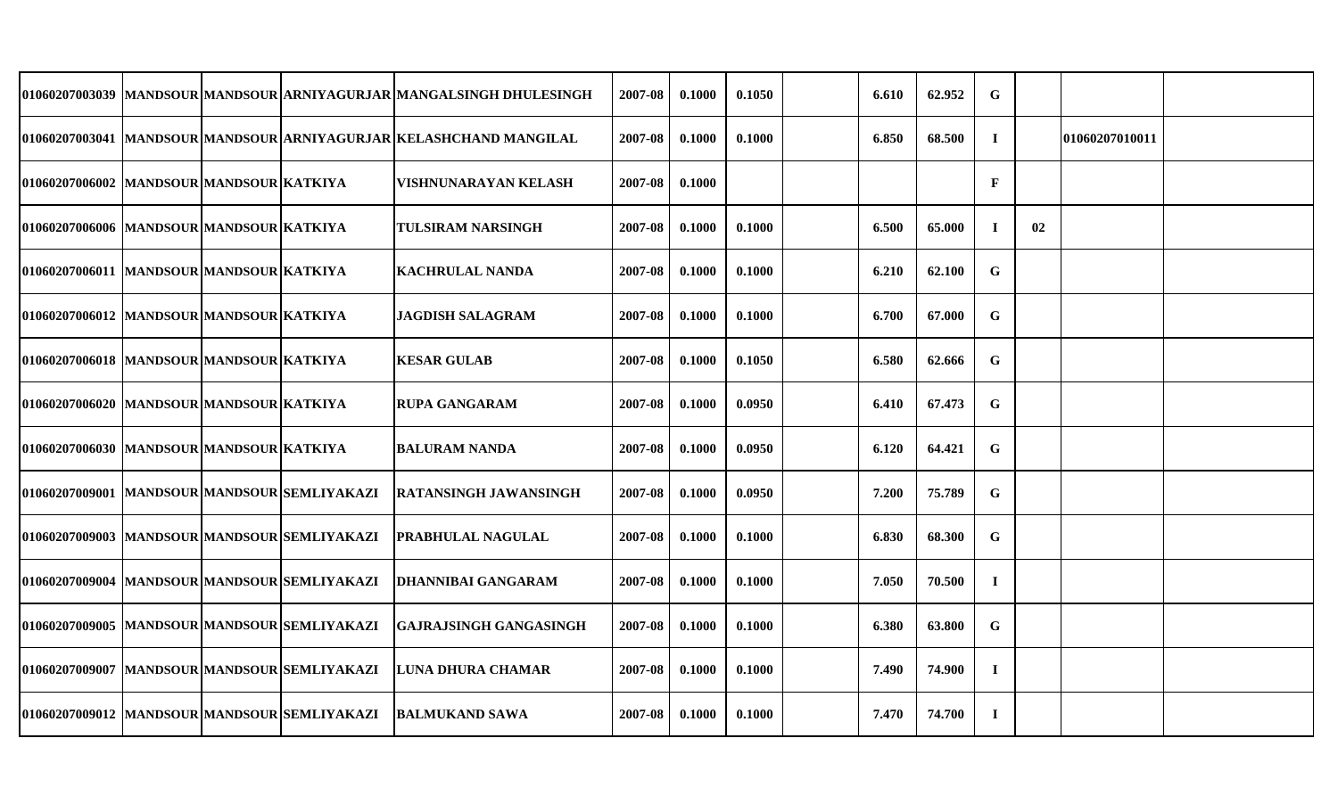| | | | | | | | | | | | | | | |
|---|---|---|---|---|---|---|---|---|---|---|---|---|---|---|
| 01060207003039 | MANDSOUR | MANDSOUR | ARNIYAGURJAR | MANGALSINGH DHULESINGH | 2007-08 | 0.1000 | 0.1050 | | 6.610 | 62.952 | G | | | |
| 01060207003041 | MANDSOUR | MANDSOUR | ARNIYAGURJAR | KELASHCHAND MANGILAL | 2007-08 | 0.1000 | 0.1000 | | 6.850 | 68.500 | I | | 01060207010011 | |
| 01060207006002 | MANDSOUR | MANDSOUR | KATKIYA | VISHNUNARAYAN KELASH | 2007-08 | 0.1000 | | | | | F | | | |
| 01060207006006 | MANDSOUR | MANDSOUR | KATKIYA | TULSIRAM NARSINGH | 2007-08 | 0.1000 | 0.1000 | | 6.500 | 65.000 | I | 02 | | |
| 01060207006011 | MANDSOUR | MANDSOUR | KATKIYA | KACHRULAL NANDA | 2007-08 | 0.1000 | 0.1000 | | 6.210 | 62.100 | G | | | |
| 01060207006012 | MANDSOUR | MANDSOUR | KATKIYA | JAGDISH SALAGRAM | 2007-08 | 0.1000 | 0.1000 | | 6.700 | 67.000 | G | | | |
| 01060207006018 | MANDSOUR | MANDSOUR | KATKIYA | KESAR GULAB | 2007-08 | 0.1000 | 0.1050 | | 6.580 | 62.666 | G | | | |
| 01060207006020 | MANDSOUR | MANDSOUR | KATKIYA | RUPA GANGARAM | 2007-08 | 0.1000 | 0.0950 | | 6.410 | 67.473 | G | | | |
| 01060207006030 | MANDSOUR | MANDSOUR | KATKIYA | BALURAM NANDA | 2007-08 | 0.1000 | 0.0950 | | 6.120 | 64.421 | G | | | |
| 01060207009001 | MANDSOUR | MANDSOUR | SEMLIYAKAZI | RATANSINGH JAWANSINGH | 2007-08 | 0.1000 | 0.0950 | | 7.200 | 75.789 | G | | | |
| 01060207009003 | MANDSOUR | MANDSOUR | SEMLIYAKAZI | PRABHULAL NAGULAL | 2007-08 | 0.1000 | 0.1000 | | 6.830 | 68.300 | G | | | |
| 01060207009004 | MANDSOUR | MANDSOUR | SEMLIYAKAZI | DHANNIBAI GANGARAM | 2007-08 | 0.1000 | 0.1000 | | 7.050 | 70.500 | I | | | |
| 01060207009005 | MANDSOUR | MANDSOUR | SEMLIYAKAZI | GAJRAJSINGH GANGASINGH | 2007-08 | 0.1000 | 0.1000 | | 6.380 | 63.800 | G | | | |
| 01060207009007 | MANDSOUR | MANDSOUR | SEMLIYAKAZI | LUNA DHURA CHAMAR | 2007-08 | 0.1000 | 0.1000 | | 7.490 | 74.900 | I | | | |
| 01060207009012 | MANDSOUR | MANDSOUR | SEMLIYAKAZI | BALMUKAND SAWA | 2007-08 | 0.1000 | 0.1000 | | 7.470 | 74.700 | I | | | |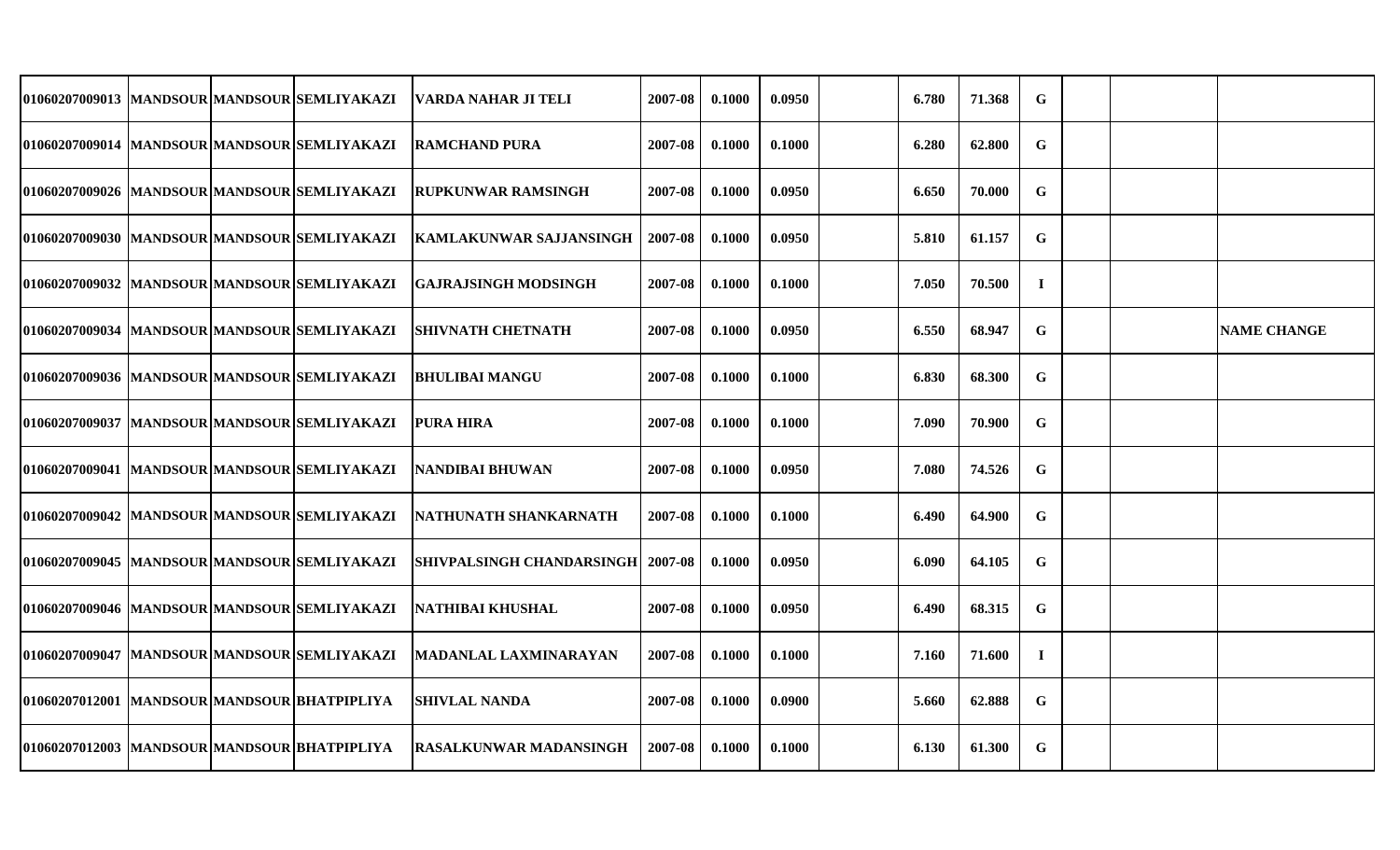| | | | | | | | | | | | | | | |
|---|---|---|---|---|---|---|---|---|---|---|---|---|---|---|
| 01060207009013 | MANDSOUR | MANDSOUR | SEMLIYAKAZI | VARDA NAHAR JI TELI | 2007-08 | 0.1000 | 0.0950 | | 6.780 | 71.368 | G | | | |
| 01060207009014 | MANDSOUR | MANDSOUR | SEMLIYAKAZI | RAMCHAND PURA | 2007-08 | 0.1000 | 0.1000 | | 6.280 | 62.800 | G | | | |
| 01060207009026 | MANDSOUR | MANDSOUR | SEMLIYAKAZI | RUPKUNWAR RAMSINGH | 2007-08 | 0.1000 | 0.0950 | | 6.650 | 70.000 | G | | | |
| 01060207009030 | MANDSOUR | MANDSOUR | SEMLIYAKAZI | KAMLAKUNWAR SAJJANSINGH | 2007-08 | 0.1000 | 0.0950 | | 5.810 | 61.157 | G | | | |
| 01060207009032 | MANDSOUR | MANDSOUR | SEMLIYAKAZI | GAJRAJSINGH MODSINGH | 2007-08 | 0.1000 | 0.1000 | | 7.050 | 70.500 | I | | | |
| 01060207009034 | MANDSOUR | MANDSOUR | SEMLIYAKAZI | SHIVNATH CHETNATH | 2007-08 | 0.1000 | 0.0950 | | 6.550 | 68.947 | G | | | NAME CHANGE |
| 01060207009036 | MANDSOUR | MANDSOUR | SEMLIYAKAZI | BHULIBAI MANGU | 2007-08 | 0.1000 | 0.1000 | | 6.830 | 68.300 | G | | | |
| 01060207009037 | MANDSOUR | MANDSOUR | SEMLIYAKAZI | PURA HIRA | 2007-08 | 0.1000 | 0.1000 | | 7.090 | 70.900 | G | | | |
| 01060207009041 | MANDSOUR | MANDSOUR | SEMLIYAKAZI | NANDIBAI BHUWAN | 2007-08 | 0.1000 | 0.0950 | | 7.080 | 74.526 | G | | | |
| 01060207009042 | MANDSOUR | MANDSOUR | SEMLIYAKAZI | NATHUNATH SHANKARNATH | 2007-08 | 0.1000 | 0.1000 | | 6.490 | 64.900 | G | | | |
| 01060207009045 | MANDSOUR | MANDSOUR | SEMLIYAKAZI | SHIVPALSINGH CHANDARSINGH | 2007-08 | 0.1000 | 0.0950 | | 6.090 | 64.105 | G | | | |
| 01060207009046 | MANDSOUR | MANDSOUR | SEMLIYAKAZI | NATHIBAI KHUSHAL | 2007-08 | 0.1000 | 0.0950 | | 6.490 | 68.315 | G | | | |
| 01060207009047 | MANDSOUR | MANDSOUR | SEMLIYAKAZI | MADANLAL LAXMINARAYAN | 2007-08 | 0.1000 | 0.1000 | | 7.160 | 71.600 | I | | | |
| 01060207012001 | MANDSOUR | MANDSOUR | BHATPIPLIYA | SHIVLAL NANDA | 2007-08 | 0.1000 | 0.0900 | | 5.660 | 62.888 | G | | | |
| 01060207012003 | MANDSOUR | MANDSOUR | BHATPIPLIYA | RASALKUNWAR MADANSINGH | 2007-08 | 0.1000 | 0.1000 | | 6.130 | 61.300 | G | | | |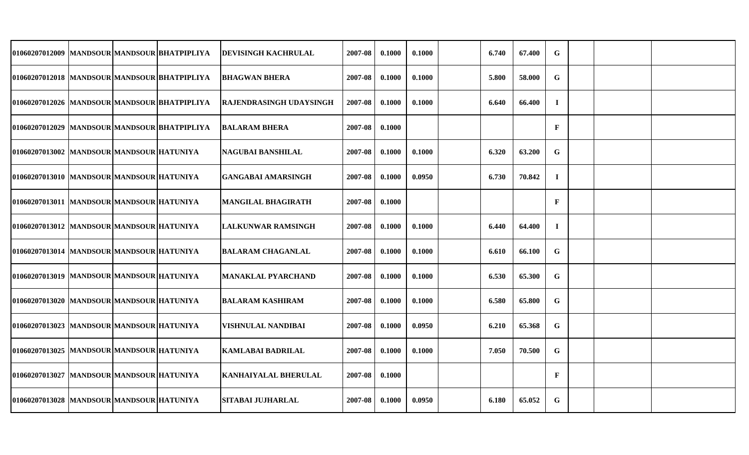| | | | | | | | | | | | | | | |
|---|---|---|---|---|---|---|---|---|---|---|---|---|---|---|
| 01060207012009 | MANDSOUR | MANDSOUR | BHATPIPLIYA | DEVISINGH KACHRULAL | 2007-08 | 0.1000 | 0.1000 | | 6.740 | 67.400 | G | | | |
| 01060207012018 | MANDSOUR | MANDSOUR | BHATPIPLIYA | BHAGWAN BHERA | 2007-08 | 0.1000 | 0.1000 | | 5.800 | 58.000 | G | | | |
| 01060207012026 | MANDSOUR | MANDSOUR | BHATPIPLIYA | RAJENDRASINGH UDAYSINGH | 2007-08 | 0.1000 | 0.1000 | | 6.640 | 66.400 | I | | | |
| 01060207012029 | MANDSOUR | MANDSOUR | BHATPIPLIYA | BALARAM BHERA | 2007-08 | 0.1000 | | | | | F | | | |
| 01060207013002 | MANDSOUR | MANDSOUR | HATUNIYA | NAGUBAI BANSHILAL | 2007-08 | 0.1000 | 0.1000 | | 6.320 | 63.200 | G | | | |
| 01060207013010 | MANDSOUR | MANDSOUR | HATUNIYA | GANGABAI AMARSINGH | 2007-08 | 0.1000 | 0.0950 | | 6.730 | 70.842 | I | | | |
| 01060207013011 | MANDSOUR | MANDSOUR | HATUNIYA | MANGILAL BHAGIRATH | 2007-08 | 0.1000 | | | | | F | | | |
| 01060207013012 | MANDSOUR | MANDSOUR | HATUNIYA | LALKUNWAR RAMSINGH | 2007-08 | 0.1000 | 0.1000 | | 6.440 | 64.400 | I | | | |
| 01060207013014 | MANDSOUR | MANDSOUR | HATUNIYA | BALARAM CHAGANLAL | 2007-08 | 0.1000 | 0.1000 | | 6.610 | 66.100 | G | | | |
| 01060207013019 | MANDSOUR | MANDSOUR | HATUNIYA | MANAKLAL PYARCHAND | 2007-08 | 0.1000 | 0.1000 | | 6.530 | 65.300 | G | | | |
| 01060207013020 | MANDSOUR | MANDSOUR | HATUNIYA | BALARAM KASHIRAM | 2007-08 | 0.1000 | 0.1000 | | 6.580 | 65.800 | G | | | |
| 01060207013023 | MANDSOUR | MANDSOUR | HATUNIYA | VISHNULAL NANDIBAI | 2007-08 | 0.1000 | 0.0950 | | 6.210 | 65.368 | G | | | |
| 01060207013025 | MANDSOUR | MANDSOUR | HATUNIYA | KAMLABAI BADRILAL | 2007-08 | 0.1000 | 0.1000 | | 7.050 | 70.500 | G | | | |
| 01060207013027 | MANDSOUR | MANDSOUR | HATUNIYA | KANHAIYALAL BHERULAL | 2007-08 | 0.1000 | | | | | F | | | |
| 01060207013028 | MANDSOUR | MANDSOUR | HATUNIYA | SITABAI JUJHARLAL | 2007-08 | 0.1000 | 0.0950 | | 6.180 | 65.052 | G | | | |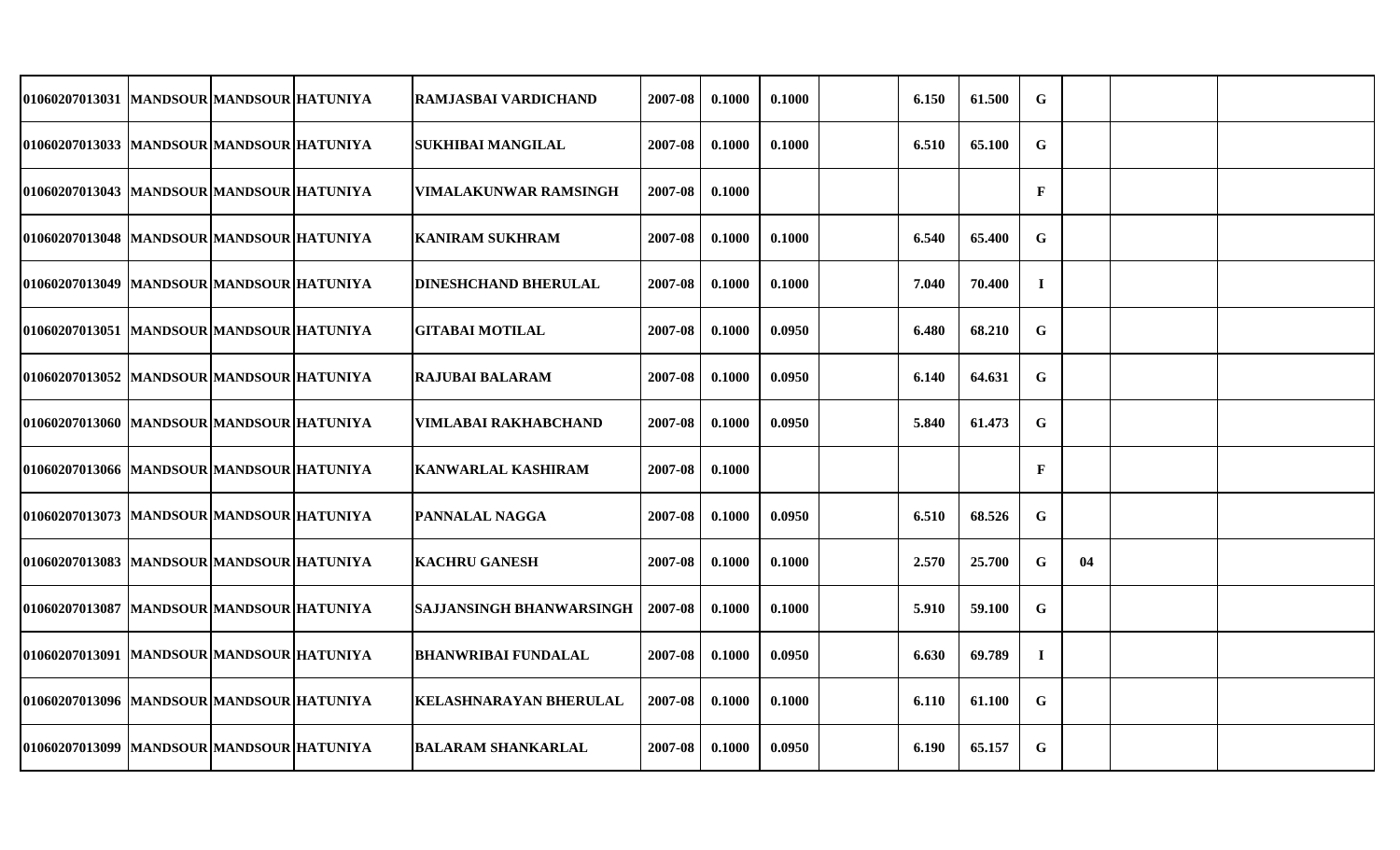| | | | | | | | | | | | | | | |
|---|---|---|---|---|---|---|---|---|---|---|---|---|---|---|
| 01060207013031 | MANDSOUR | MANDSOUR | HATUNIYA | RAMJASBAI VARDICHAND | 2007-08 | 0.1000 | 0.1000 | | 6.150 | 61.500 | G | | | |
| 01060207013033 | MANDSOUR | MANDSOUR | HATUNIYA | SUKHIBAI MANGILAL | 2007-08 | 0.1000 | 0.1000 | | 6.510 | 65.100 | G | | | |
| 01060207013043 | MANDSOUR | MANDSOUR | HATUNIYA | VIMALAKUNWAR RAMSINGH | 2007-08 | 0.1000 | | | | | F | | | |
| 01060207013048 | MANDSOUR | MANDSOUR | HATUNIYA | KANIRAM SUKHRAM | 2007-08 | 0.1000 | 0.1000 | | 6.540 | 65.400 | G | | | |
| 01060207013049 | MANDSOUR | MANDSOUR | HATUNIYA | DINESHCHAND BHERULAL | 2007-08 | 0.1000 | 0.1000 | | 7.040 | 70.400 | I | | | |
| 01060207013051 | MANDSOUR | MANDSOUR | HATUNIYA | GITABAI MOTILAL | 2007-08 | 0.1000 | 0.0950 | | 6.480 | 68.210 | G | | | |
| 01060207013052 | MANDSOUR | MANDSOUR | HATUNIYA | RAJUBAI BALARAM | 2007-08 | 0.1000 | 0.0950 | | 6.140 | 64.631 | G | | | |
| 01060207013060 | MANDSOUR | MANDSOUR | HATUNIYA | VIMLABAI RAKHABCHAND | 2007-08 | 0.1000 | 0.0950 | | 5.840 | 61.473 | G | | | |
| 01060207013066 | MANDSOUR | MANDSOUR | HATUNIYA | KANWARLAL KASHIRAM | 2007-08 | 0.1000 | | | | | F | | | |
| 01060207013073 | MANDSOUR | MANDSOUR | HATUNIYA | PANNALAL NAGGA | 2007-08 | 0.1000 | 0.0950 | | 6.510 | 68.526 | G | | | |
| 01060207013083 | MANDSOUR | MANDSOUR | HATUNIYA | KACHRU GANESH | 2007-08 | 0.1000 | 0.1000 | | 2.570 | 25.700 | G | 04 | | |
| 01060207013087 | MANDSOUR | MANDSOUR | HATUNIYA | SAJJANSINGH BHANWARSINGH | 2007-08 | 0.1000 | 0.1000 | | 5.910 | 59.100 | G | | | |
| 01060207013091 | MANDSOUR | MANDSOUR | HATUNIYA | BHANWRIBAI FUNDALAL | 2007-08 | 0.1000 | 0.0950 | | 6.630 | 69.789 | I | | | |
| 01060207013096 | MANDSOUR | MANDSOUR | HATUNIYA | KELASHNARAYAN BHERULAL | 2007-08 | 0.1000 | 0.1000 | | 6.110 | 61.100 | G | | | |
| 01060207013099 | MANDSOUR | MANDSOUR | HATUNIYA | BALARAM SHANKARLAL | 2007-08 | 0.1000 | 0.0950 | | 6.190 | 65.157 | G | | | |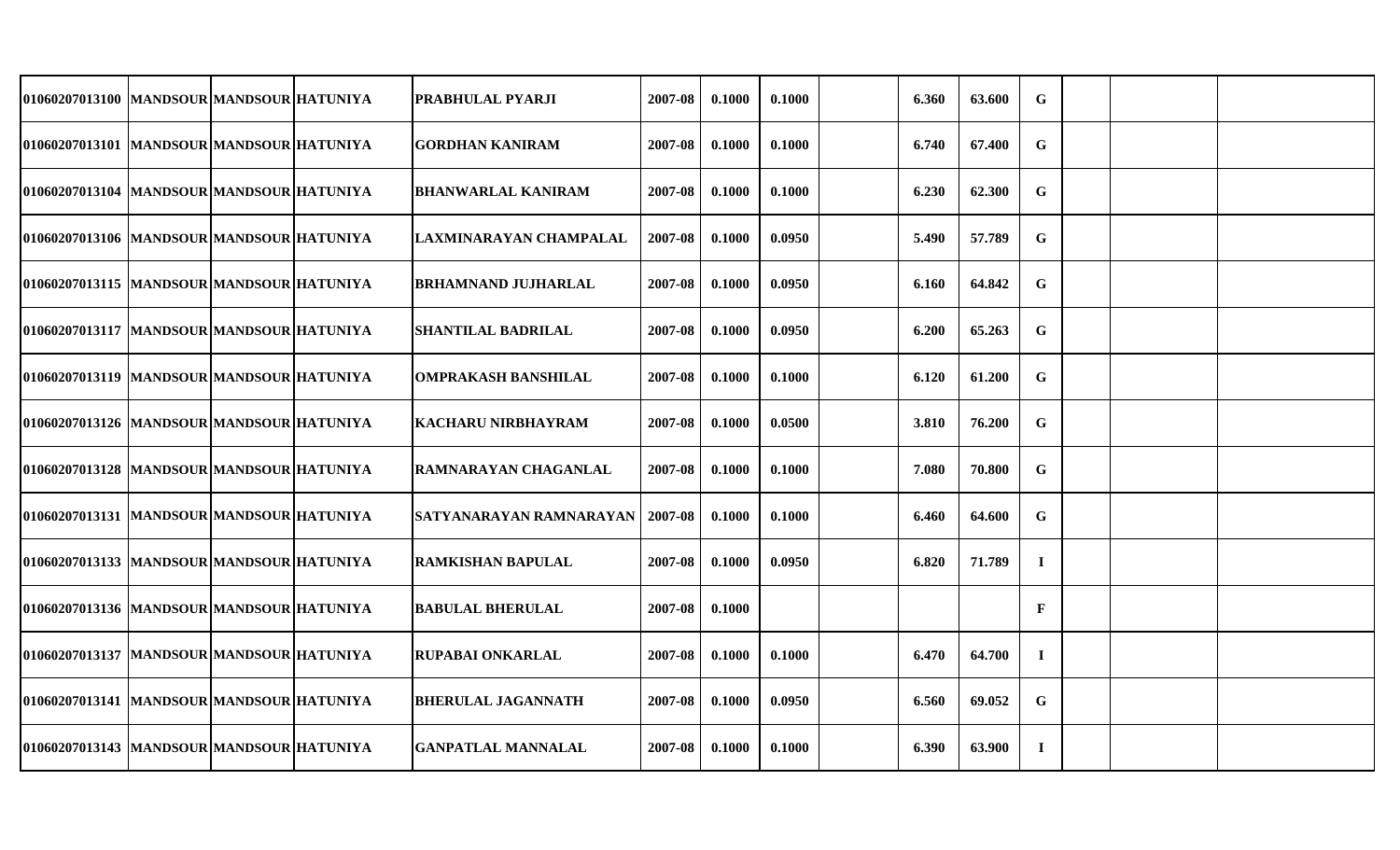| | | | | | | | | | | | | | | |
|---|---|---|---|---|---|---|---|---|---|---|---|---|---|---|
| 01060207013100 | MANDSOUR | MANDSOUR | HATUNIYA | PRABHULAL PYARJI | 2007-08 | 0.1000 | 0.1000 | | 6.360 | 63.600 | G | | | |
| 01060207013101 | MANDSOUR | MANDSOUR | HATUNIYA | GORDHAN KANIRAM | 2007-08 | 0.1000 | 0.1000 | | 6.740 | 67.400 | G | | | |
| 01060207013104 | MANDSOUR | MANDSOUR | HATUNIYA | BHANWARLAL KANIRAM | 2007-08 | 0.1000 | 0.1000 | | 6.230 | 62.300 | G | | | |
| 01060207013106 | MANDSOUR | MANDSOUR | HATUNIYA | LAXMINARAYAN CHAMPALAL | 2007-08 | 0.1000 | 0.0950 | | 5.490 | 57.789 | G | | | |
| 01060207013115 | MANDSOUR | MANDSOUR | HATUNIYA | BRHAMNAND JUJHARLAL | 2007-08 | 0.1000 | 0.0950 | | 6.160 | 64.842 | G | | | |
| 01060207013117 | MANDSOUR | MANDSOUR | HATUNIYA | SHANTILAL BADRILAL | 2007-08 | 0.1000 | 0.0950 | | 6.200 | 65.263 | G | | | |
| 01060207013119 | MANDSOUR | MANDSOUR | HATUNIYA | OMPRAKASH BANSHILAL | 2007-08 | 0.1000 | 0.1000 | | 6.120 | 61.200 | G | | | |
| 01060207013126 | MANDSOUR | MANDSOUR | HATUNIYA | KACHARU NIRBHAYRAM | 2007-08 | 0.1000 | 0.0500 | | 3.810 | 76.200 | G | | | |
| 01060207013128 | MANDSOUR | MANDSOUR | HATUNIYA | RAMNARAYAN CHAGANLAL | 2007-08 | 0.1000 | 0.1000 | | 7.080 | 70.800 | G | | | |
| 01060207013131 | MANDSOUR | MANDSOUR | HATUNIYA | SATYANARAYAN RAMNARAYAN | 2007-08 | 0.1000 | 0.1000 | | 6.460 | 64.600 | G | | | |
| 01060207013133 | MANDSOUR | MANDSOUR | HATUNIYA | RAMKISHAN BAPULAL | 2007-08 | 0.1000 | 0.0950 | | 6.820 | 71.789 | I | | | |
| 01060207013136 | MANDSOUR | MANDSOUR | HATUNIYA | BABULAL BHERULAL | 2007-08 | 0.1000 | | | | | F | | | |
| 01060207013137 | MANDSOUR | MANDSOUR | HATUNIYA | RUPABAI ONKARLAL | 2007-08 | 0.1000 | 0.1000 | | 6.470 | 64.700 | I | | | |
| 01060207013141 | MANDSOUR | MANDSOUR | HATUNIYA | BHERULAL JAGANNATH | 2007-08 | 0.1000 | 0.0950 | | 6.560 | 69.052 | G | | | |
| 01060207013143 | MANDSOUR | MANDSOUR | HATUNIYA | GANPATLAL MANNALAL | 2007-08 | 0.1000 | 0.1000 | | 6.390 | 63.900 | I | | | |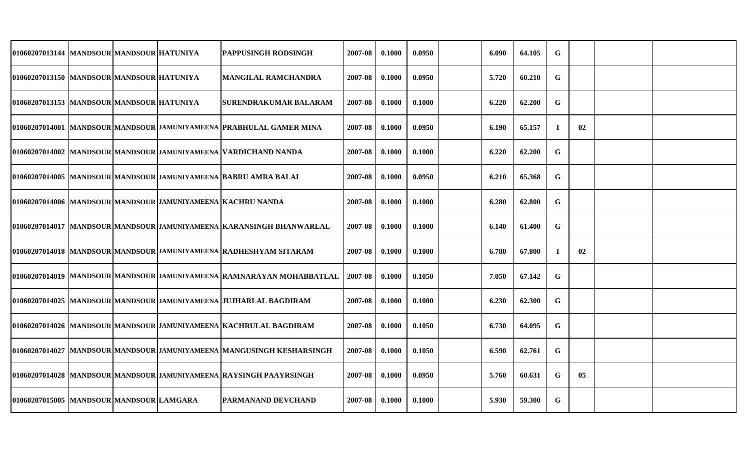| | | | | | | | | | | | | | | |
|---|---|---|---|---|---|---|---|---|---|---|---|---|---|---|
| 01060207013144 | MANDSOUR | MANDSOUR | HATUNIYA | PAPPUSINGH RODSINGH | 2007-08 | 0.1000 | 0.0950 | | 6.090 | 64.105 | G | | | |
| 01060207013150 | MANDSOUR | MANDSOUR | HATUNIYA | MANGILAL RAMCHANDRA | 2007-08 | 0.1000 | 0.0950 | | 5.720 | 60.210 | G | | | |
| 01060207013153 | MANDSOUR | MANDSOUR | HATUNIYA | SURENDRAKUMAR BALARAM | 2007-08 | 0.1000 | 0.1000 | | 6.220 | 62.200 | G | | | |
| 01060207014001 | MANDSOUR | MANDSOUR | JAMUNIYAMEENA | PRABHULAL GAMER MINA | 2007-08 | 0.1000 | 0.0950 | | 6.190 | 65.157 | I | 02 | | |
| 01060207014002 | MANDSOUR | MANDSOUR | JAMUNIYAMEENA | VARDICHAND NANDA | 2007-08 | 0.1000 | 0.1000 | | 6.220 | 62.200 | G | | | |
| 01060207014005 | MANDSOUR | MANDSOUR | JAMUNIYAMEENA | BABRU AMRA BALAI | 2007-08 | 0.1000 | 0.0950 | | 6.210 | 65.368 | G | | | |
| 01060207014006 | MANDSOUR | MANDSOUR | JAMUNIYAMEENA | KACHRU NANDA | 2007-08 | 0.1000 | 0.1000 | | 6.280 | 62.800 | G | | | |
| 01060207014017 | MANDSOUR | MANDSOUR | JAMUNIYAMEENA | KARANSINGH BHANWARLAL | 2007-08 | 0.1000 | 0.1000 | | 6.140 | 61.400 | G | | | |
| 01060207014018 | MANDSOUR | MANDSOUR | JAMUNIYAMEENA | RADHESHYAM SITARAM | 2007-08 | 0.1000 | 0.1000 | | 6.780 | 67.800 | I | 02 | | |
| 01060207014019 | MANDSOUR | MANDSOUR | JAMUNIYAMEENA | RAMNARAYAN MOHABBATLAL | 2007-08 | 0.1000 | 0.1050 | | 7.050 | 67.142 | G | | | |
| 01060207014025 | MANDSOUR | MANDSOUR | JAMUNIYAMEENA | JUJHARLAL BAGDIRAM | 2007-08 | 0.1000 | 0.1000 | | 6.230 | 62.300 | G | | | |
| 01060207014026 | MANDSOUR | MANDSOUR | JAMUNIYAMEENA | KACHRULAL BAGDIRAM | 2007-08 | 0.1000 | 0.1050 | | 6.730 | 64.095 | G | | | |
| 01060207014027 | MANDSOUR | MANDSOUR | JAMUNIYAMEENA | MANGUSINGH KESHARSINGH | 2007-08 | 0.1000 | 0.1050 | | 6.590 | 62.761 | G | | | |
| 01060207014028 | MANDSOUR | MANDSOUR | JAMUNIYAMEENA | RAYSINGH PAAYRSINGH | 2007-08 | 0.1000 | 0.0950 | | 5.760 | 60.631 | G | 05 | | |
| 01060207015005 | MANDSOUR | MANDSOUR | LAMGARA | PARMANAND DEVCHAND | 2007-08 | 0.1000 | 0.1000 | | 5.930 | 59.300 | G | | | |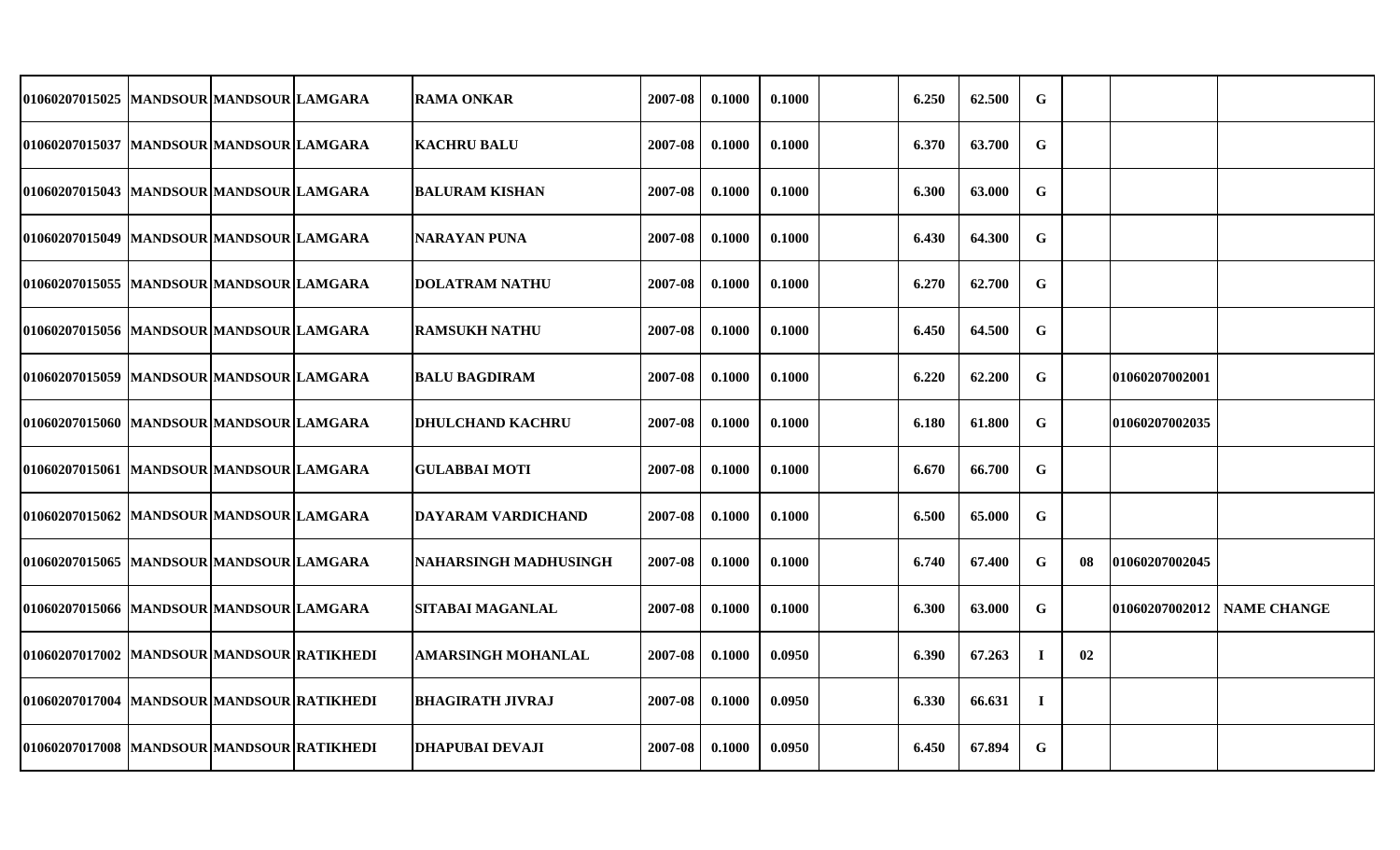| | | | | | | | | | | | | | | |
|---|---|---|---|---|---|---|---|---|---|---|---|---|---|---|
| 01060207015025 | MANDSOUR | MANDSOUR | LAMGARA | RAMA ONKAR | 2007-08 | 0.1000 | 0.1000 | | 6.250 | 62.500 | G | | | |
| 01060207015037 | MANDSOUR | MANDSOUR | LAMGARA | KACHRU BALU | 2007-08 | 0.1000 | 0.1000 | | 6.370 | 63.700 | G | | | |
| 01060207015043 | MANDSOUR | MANDSOUR | LAMGARA | BALURAM KISHAN | 2007-08 | 0.1000 | 0.1000 | | 6.300 | 63.000 | G | | | |
| 01060207015049 | MANDSOUR | MANDSOUR | LAMGARA | NARAYAN PUNA | 2007-08 | 0.1000 | 0.1000 | | 6.430 | 64.300 | G | | | |
| 01060207015055 | MANDSOUR | MANDSOUR | LAMGARA | DOLATRAM NATHU | 2007-08 | 0.1000 | 0.1000 | | 6.270 | 62.700 | G | | | |
| 01060207015056 | MANDSOUR | MANDSOUR | LAMGARA | RAMSUKH NATHU | 2007-08 | 0.1000 | 0.1000 | | 6.450 | 64.500 | G | | | |
| 01060207015059 | MANDSOUR | MANDSOUR | LAMGARA | BALU BAGDIRAM | 2007-08 | 0.1000 | 0.1000 | | 6.220 | 62.200 | G | | 01060207002001 | |
| 01060207015060 | MANDSOUR | MANDSOUR | LAMGARA | DHULCHAND KACHRU | 2007-08 | 0.1000 | 0.1000 | | 6.180 | 61.800 | G | | 01060207002035 | |
| 01060207015061 | MANDSOUR | MANDSOUR | LAMGARA | GULABBAI MOTI | 2007-08 | 0.1000 | 0.1000 | | 6.670 | 66.700 | G | | | |
| 01060207015062 | MANDSOUR | MANDSOUR | LAMGARA | DAYARAM VARDICHAND | 2007-08 | 0.1000 | 0.1000 | | 6.500 | 65.000 | G | | | |
| 01060207015065 | MANDSOUR | MANDSOUR | LAMGARA | NAHARSINGH MADHUSINGH | 2007-08 | 0.1000 | 0.1000 | | 6.740 | 67.400 | G | 08 | 01060207002045 | |
| 01060207015066 | MANDSOUR | MANDSOUR | LAMGARA | SITABAI MAGANLAL | 2007-08 | 0.1000 | 0.1000 | | 6.300 | 63.000 | G | | 01060207002012 | NAME CHANGE |
| 01060207017002 | MANDSOUR | MANDSOUR | RATIKHEDI | AMARSINGH MOHANLAL | 2007-08 | 0.1000 | 0.0950 | | 6.390 | 67.263 | I | 02 | | |
| 01060207017004 | MANDSOUR | MANDSOUR | RATIKHEDI | BHAGIRATH JIVRAJ | 2007-08 | 0.1000 | 0.0950 | | 6.330 | 66.631 | I | | | |
| 01060207017008 | MANDSOUR | MANDSOUR | RATIKHEDI | DHAPUBAI DEVAJI | 2007-08 | 0.1000 | 0.0950 | | 6.450 | 67.894 | G | | | |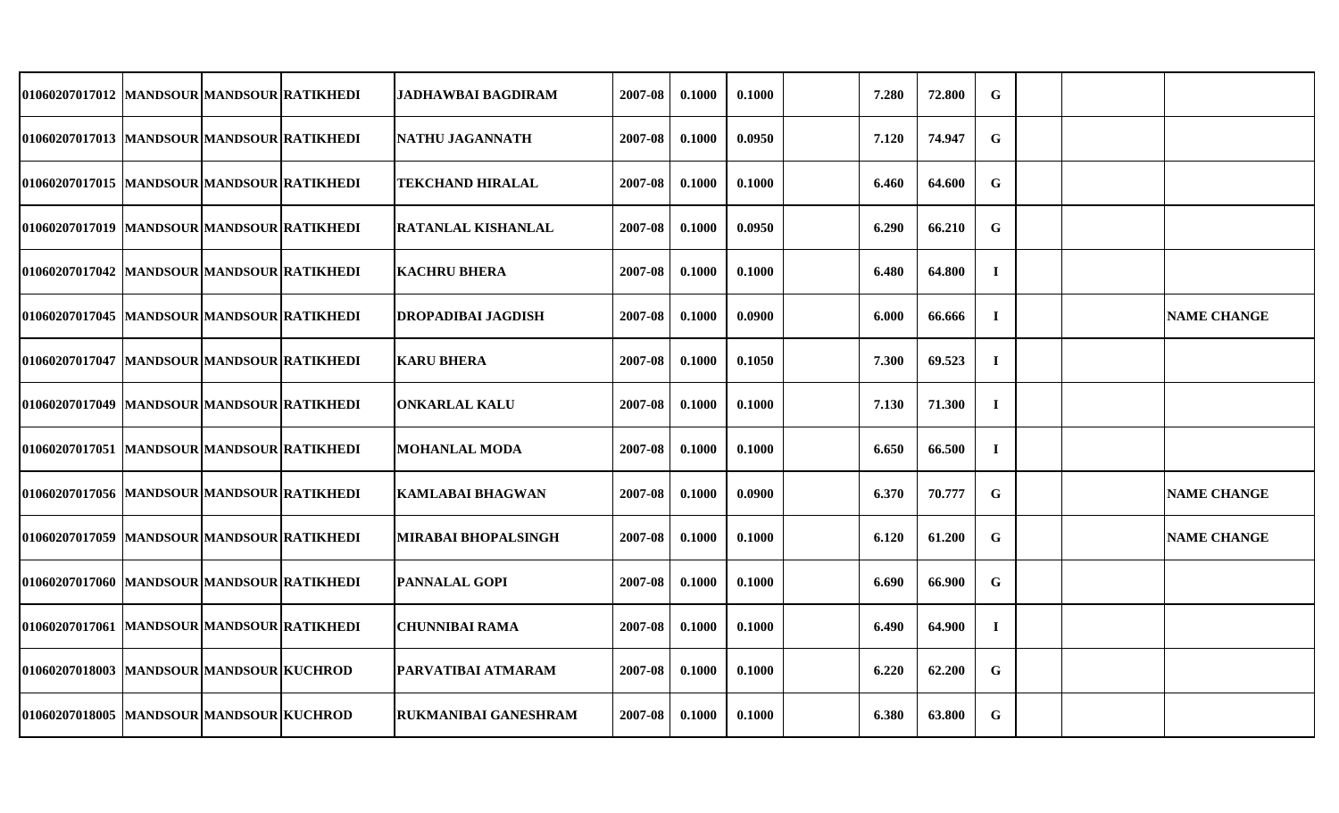| | | | | | | | | | | | | | | |
|---|---|---|---|---|---|---|---|---|---|---|---|---|---|---|
| 01060207017012 | MANDSOUR | MANDSOUR | RATIKHEDI | JADHAWBAI BAGDIRAM | 2007-08 | 0.1000 | 0.1000 | | 7.280 | 72.800 | G | | | |
| 01060207017013 | MANDSOUR | MANDSOUR | RATIKHEDI | NATHU JAGANNATH | 2007-08 | 0.1000 | 0.0950 | | 7.120 | 74.947 | G | | | |
| 01060207017015 | MANDSOUR | MANDSOUR | RATIKHEDI | TEKCHAND HIRALAL | 2007-08 | 0.1000 | 0.1000 | | 6.460 | 64.600 | G | | | |
| 01060207017019 | MANDSOUR | MANDSOUR | RATIKHEDI | RATANLAL KISHANLAL | 2007-08 | 0.1000 | 0.0950 | | 6.290 | 66.210 | G | | | |
| 01060207017042 | MANDSOUR | MANDSOUR | RATIKHEDI | KACHRU BHERA | 2007-08 | 0.1000 | 0.1000 | | 6.480 | 64.800 | I | | | |
| 01060207017045 | MANDSOUR | MANDSOUR | RATIKHEDI | DROPADIBAI JAGDISH | 2007-08 | 0.1000 | 0.0900 | | 6.000 | 66.666 | I | | | NAME CHANGE |
| 01060207017047 | MANDSOUR | MANDSOUR | RATIKHEDI | KARU BHERA | 2007-08 | 0.1000 | 0.1050 | | 7.300 | 69.523 | I | | | |
| 01060207017049 | MANDSOUR | MANDSOUR | RATIKHEDI | ONKARLAL KALU | 2007-08 | 0.1000 | 0.1000 | | 7.130 | 71.300 | I | | | |
| 01060207017051 | MANDSOUR | MANDSOUR | RATIKHEDI | MOHANLAL MODA | 2007-08 | 0.1000 | 0.1000 | | 6.650 | 66.500 | I | | | |
| 01060207017056 | MANDSOUR | MANDSOUR | RATIKHEDI | KAMLABAI BHAGWAN | 2007-08 | 0.1000 | 0.0900 | | 6.370 | 70.777 | G | | | NAME CHANGE |
| 01060207017059 | MANDSOUR | MANDSOUR | RATIKHEDI | MIRABAI BHOPALSINGH | 2007-08 | 0.1000 | 0.1000 | | 6.120 | 61.200 | G | | | NAME CHANGE |
| 01060207017060 | MANDSOUR | MANDSOUR | RATIKHEDI | PANNALAL GOPI | 2007-08 | 0.1000 | 0.1000 | | 6.690 | 66.900 | G | | | |
| 01060207017061 | MANDSOUR | MANDSOUR | RATIKHEDI | CHUNNIBAI RAMA | 2007-08 | 0.1000 | 0.1000 | | 6.490 | 64.900 | I | | | |
| 01060207018003 | MANDSOUR | MANDSOUR | KUCHROD | PARVATIBAI ATMARAM | 2007-08 | 0.1000 | 0.1000 | | 6.220 | 62.200 | G | | | |
| 01060207018005 | MANDSOUR | MANDSOUR | KUCHROD | RUKMANIBAI GANESHRAM | 2007-08 | 0.1000 | 0.1000 | | 6.380 | 63.800 | G | | | |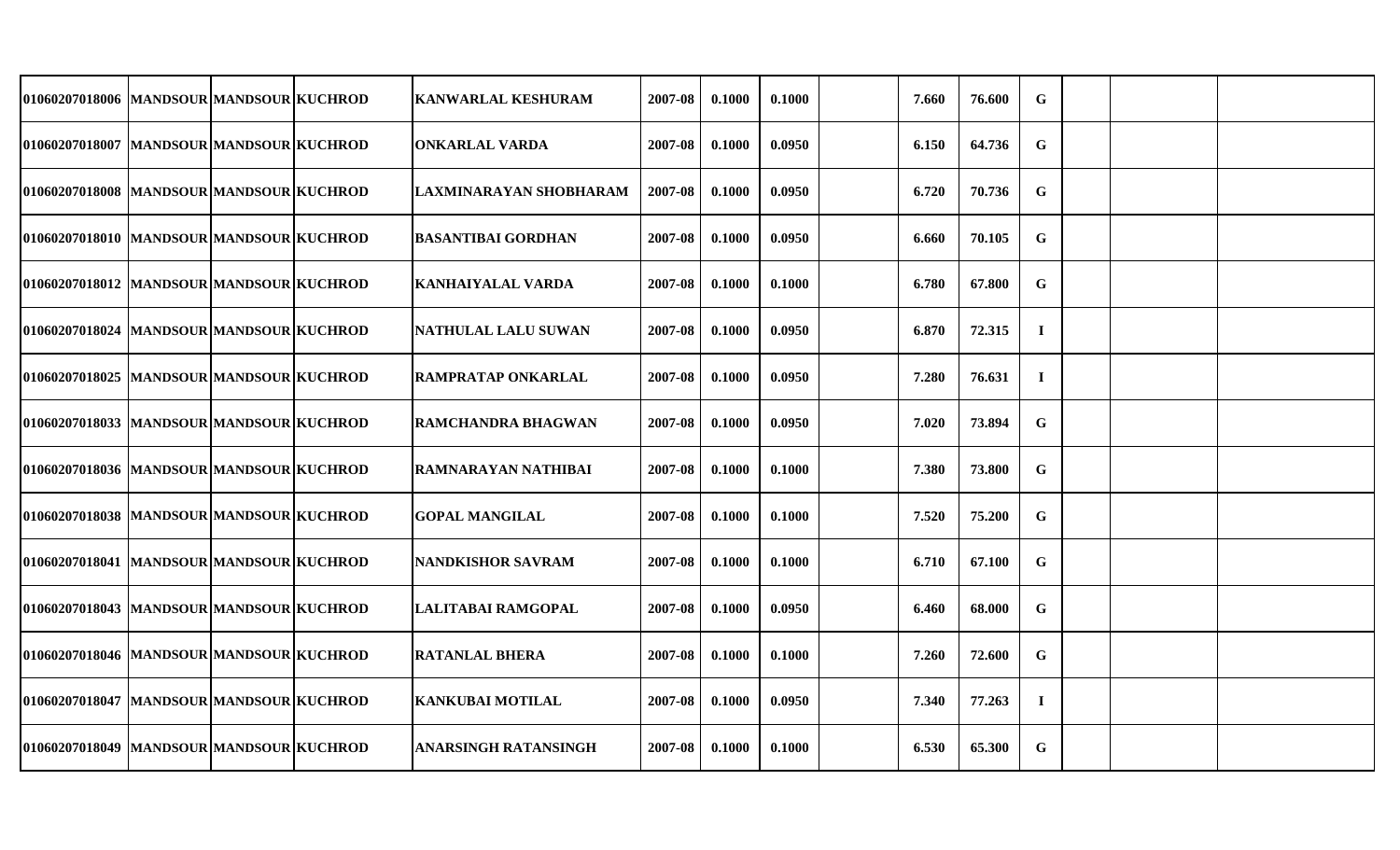| | | | | | | | | | | | | | | |
|---|---|---|---|---|---|---|---|---|---|---|---|---|---|---|
| 01060207018006 | MANDSOUR | MANDSOUR | KUCHROD | KANWARLAL KESHURAM | 2007-08 | 0.1000 | 0.1000 | | 7.660 | 76.600 | G | | | |
| 01060207018007 | MANDSOUR | MANDSOUR | KUCHROD | ONKARLAL VARDA | 2007-08 | 0.1000 | 0.0950 | | 6.150 | 64.736 | G | | | |
| 01060207018008 | MANDSOUR | MANDSOUR | KUCHROD | LAXMINARAYAN SHOBHARAM | 2007-08 | 0.1000 | 0.0950 | | 6.720 | 70.736 | G | | | |
| 01060207018010 | MANDSOUR | MANDSOUR | KUCHROD | BASANTIBAI GORDHAN | 2007-08 | 0.1000 | 0.0950 | | 6.660 | 70.105 | G | | | |
| 01060207018012 | MANDSOUR | MANDSOUR | KUCHROD | KANHAIYALAL VARDA | 2007-08 | 0.1000 | 0.1000 | | 6.780 | 67.800 | G | | | |
| 01060207018024 | MANDSOUR | MANDSOUR | KUCHROD | NATHULAL LALU SUWAN | 2007-08 | 0.1000 | 0.0950 | | 6.870 | 72.315 | I | | | |
| 01060207018025 | MANDSOUR | MANDSOUR | KUCHROD | RAMPRATAP ONKARLAL | 2007-08 | 0.1000 | 0.0950 | | 7.280 | 76.631 | I | | | |
| 01060207018033 | MANDSOUR | MANDSOUR | KUCHROD | RAMCHANDRA BHAGWAN | 2007-08 | 0.1000 | 0.0950 | | 7.020 | 73.894 | G | | | |
| 01060207018036 | MANDSOUR | MANDSOUR | KUCHROD | RAMNARAYAN NATHIBAI | 2007-08 | 0.1000 | 0.1000 | | 7.380 | 73.800 | G | | | |
| 01060207018038 | MANDSOUR | MANDSOUR | KUCHROD | GOPAL MANGILAL | 2007-08 | 0.1000 | 0.1000 | | 7.520 | 75.200 | G | | | |
| 01060207018041 | MANDSOUR | MANDSOUR | KUCHROD | NANDKISHOR SAVRAM | 2007-08 | 0.1000 | 0.1000 | | 6.710 | 67.100 | G | | | |
| 01060207018043 | MANDSOUR | MANDSOUR | KUCHROD | LALITABAI RAMGOPAL | 2007-08 | 0.1000 | 0.0950 | | 6.460 | 68.000 | G | | | |
| 01060207018046 | MANDSOUR | MANDSOUR | KUCHROD | RATANLAL BHERA | 2007-08 | 0.1000 | 0.1000 | | 7.260 | 72.600 | G | | | |
| 01060207018047 | MANDSOUR | MANDSOUR | KUCHROD | KANKUBAI MOTILAL | 2007-08 | 0.1000 | 0.0950 | | 7.340 | 77.263 | I | | | |
| 01060207018049 | MANDSOUR | MANDSOUR | KUCHROD | ANARSINGH RATANSINGH | 2007-08 | 0.1000 | 0.1000 | | 6.530 | 65.300 | G | | | |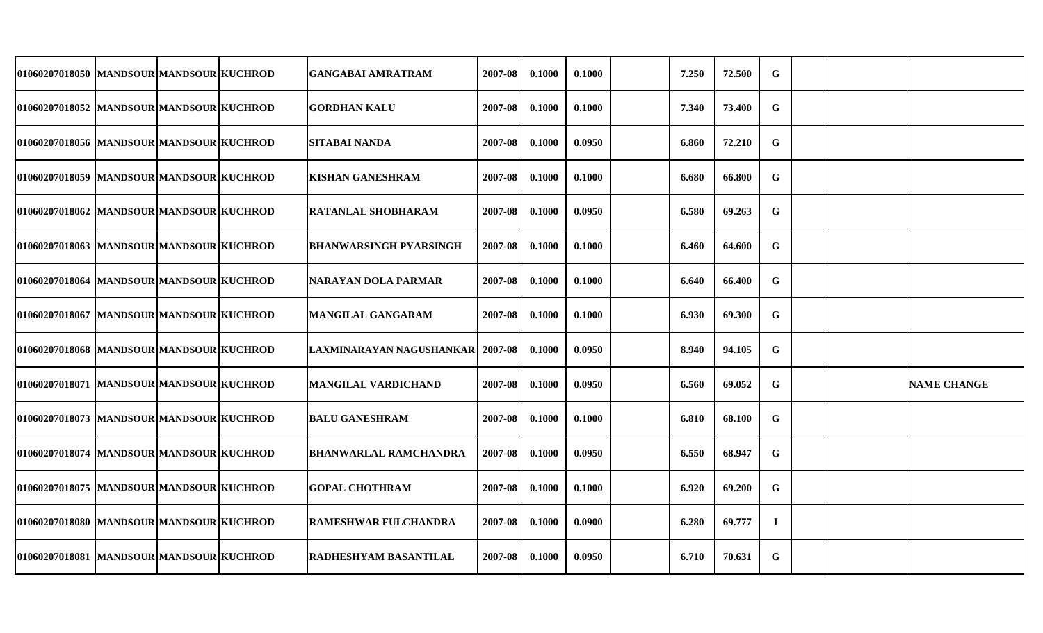| | | | | | | | | | | | | | | | |
|---|---|---|---|---|---|---|---|---|---|---|---|---|---|---|---|
| 01060207018050 | MANDSOUR | MANDSOUR | KUCHROD | GANGABAI AMRATRAM | 2007-08 | 0.1000 | 0.1000 | | 7.250 | 72.500 | G | | | |
| 01060207018052 | MANDSOUR | MANDSOUR | KUCHROD | GORDHAN KALU | 2007-08 | 0.1000 | 0.1000 | | 7.340 | 73.400 | G | | | |
| 01060207018056 | MANDSOUR | MANDSOUR | KUCHROD | SITABAI NANDA | 2007-08 | 0.1000 | 0.0950 | | 6.860 | 72.210 | G | | | |
| 01060207018059 | MANDSOUR | MANDSOUR | KUCHROD | KISHAN GANESHRAM | 2007-08 | 0.1000 | 0.1000 | | 6.680 | 66.800 | G | | | |
| 01060207018062 | MANDSOUR | MANDSOUR | KUCHROD | RATANLAL SHOBHARAM | 2007-08 | 0.1000 | 0.0950 | | 6.580 | 69.263 | G | | | |
| 01060207018063 | MANDSOUR | MANDSOUR | KUCHROD | BHANWARSINGH PYARSINGH | 2007-08 | 0.1000 | 0.1000 | | 6.460 | 64.600 | G | | | |
| 01060207018064 | MANDSOUR | MANDSOUR | KUCHROD | NARAYAN DOLA PARMAR | 2007-08 | 0.1000 | 0.1000 | | 6.640 | 66.400 | G | | | |
| 01060207018067 | MANDSOUR | MANDSOUR | KUCHROD | MANGILAL GANGARAM | 2007-08 | 0.1000 | 0.1000 | | 6.930 | 69.300 | G | | | |
| 01060207018068 | MANDSOUR | MANDSOUR | KUCHROD | LAXMINARAYAN NAGUSHANKAR | 2007-08 | 0.1000 | 0.0950 | | 8.940 | 94.105 | G | | | |
| 01060207018071 | MANDSOUR | MANDSOUR | KUCHROD | MANGILAL VARDICHAND | 2007-08 | 0.1000 | 0.0950 | | 6.560 | 69.052 | G | | | NAME CHANGE |
| 01060207018073 | MANDSOUR | MANDSOUR | KUCHROD | BALU GANESHRAM | 2007-08 | 0.1000 | 0.1000 | | 6.810 | 68.100 | G | | | |
| 01060207018074 | MANDSOUR | MANDSOUR | KUCHROD | BHANWARLAL RAMCHANDRA | 2007-08 | 0.1000 | 0.0950 | | 6.550 | 68.947 | G | | | |
| 01060207018075 | MANDSOUR | MANDSOUR | KUCHROD | GOPAL CHOTHRAM | 2007-08 | 0.1000 | 0.1000 | | 6.920 | 69.200 | G | | | |
| 01060207018080 | MANDSOUR | MANDSOUR | KUCHROD | RAMESHWAR FULCHANDRA | 2007-08 | 0.1000 | 0.0900 | | 6.280 | 69.777 | I | | | |
| 01060207018081 | MANDSOUR | MANDSOUR | KUCHROD | RADHESHYAM BASANTILAL | 2007-08 | 0.1000 | 0.0950 | | 6.710 | 70.631 | G | | | |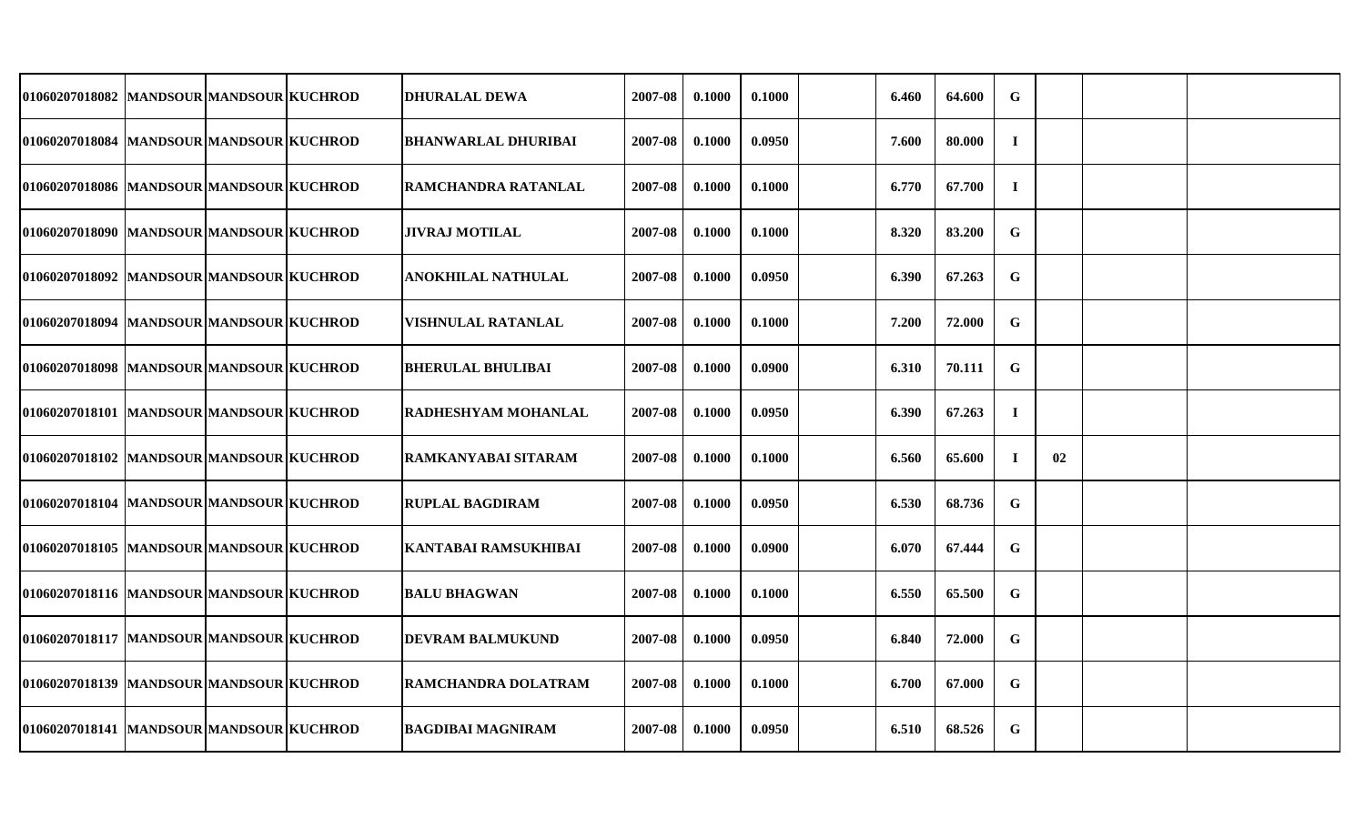| | | | | | | | | | | | | | | |
|---|---|---|---|---|---|---|---|---|---|---|---|---|---|---|
| 01060207018082 | MANDSOUR | MANDSOUR | KUCHROD | DHURALAL DEWA | 2007-08 | 0.1000 | 0.1000 | | 6.460 | 64.600 | G | | | |
| 01060207018084 | MANDSOUR | MANDSOUR | KUCHROD | BHANWARLAL DHURIBAI | 2007-08 | 0.1000 | 0.0950 | | 7.600 | 80.000 | I | | | |
| 01060207018086 | MANDSOUR | MANDSOUR | KUCHROD | RAMCHANDRA RATANLAL | 2007-08 | 0.1000 | 0.1000 | | 6.770 | 67.700 | I | | | |
| 01060207018090 | MANDSOUR | MANDSOUR | KUCHROD | JIVRAJ MOTILAL | 2007-08 | 0.1000 | 0.1000 | | 8.320 | 83.200 | G | | | |
| 01060207018092 | MANDSOUR | MANDSOUR | KUCHROD | ANOKHILAL NATHULAL | 2007-08 | 0.1000 | 0.0950 | | 6.390 | 67.263 | G | | | |
| 01060207018094 | MANDSOUR | MANDSOUR | KUCHROD | VISHNULAL RATANLAL | 2007-08 | 0.1000 | 0.1000 | | 7.200 | 72.000 | G | | | |
| 01060207018098 | MANDSOUR | MANDSOUR | KUCHROD | BHERULAL BHULIBAI | 2007-08 | 0.1000 | 0.0900 | | 6.310 | 70.111 | G | | | |
| 01060207018101 | MANDSOUR | MANDSOUR | KUCHROD | RADHESHYAM MOHANLAL | 2007-08 | 0.1000 | 0.0950 | | 6.390 | 67.263 | I | | | |
| 01060207018102 | MANDSOUR | MANDSOUR | KUCHROD | RAMKANYABAI SITARAM | 2007-08 | 0.1000 | 0.1000 | | 6.560 | 65.600 | I | 02 | | |
| 01060207018104 | MANDSOUR | MANDSOUR | KUCHROD | RUPLAL BAGDIRAM | 2007-08 | 0.1000 | 0.0950 | | 6.530 | 68.736 | G | | | |
| 01060207018105 | MANDSOUR | MANDSOUR | KUCHROD | KANTABAI RAMSUKHIBAI | 2007-08 | 0.1000 | 0.0900 | | 6.070 | 67.444 | G | | | |
| 01060207018116 | MANDSOUR | MANDSOUR | KUCHROD | BALU BHAGWAN | 2007-08 | 0.1000 | 0.1000 | | 6.550 | 65.500 | G | | | |
| 01060207018117 | MANDSOUR | MANDSOUR | KUCHROD | DEVRAM BALMUKUND | 2007-08 | 0.1000 | 0.0950 | | 6.840 | 72.000 | G | | | |
| 01060207018139 | MANDSOUR | MANDSOUR | KUCHROD | RAMCHANDRA DOLATRAM | 2007-08 | 0.1000 | 0.1000 | | 6.700 | 67.000 | G | | | |
| 01060207018141 | MANDSOUR | MANDSOUR | KUCHROD | BAGDIBAI MAGNIRAM | 2007-08 | 0.1000 | 0.0950 | | 6.510 | 68.526 | G | | | |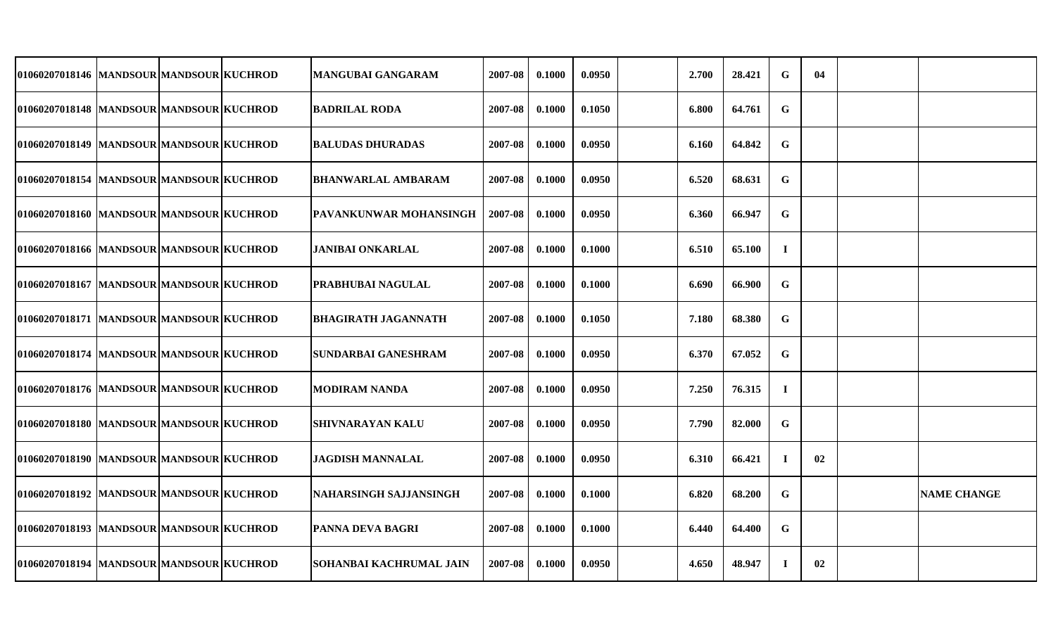| | | | | | | | | | | | | | | |
|---|---|---|---|---|---|---|---|---|---|---|---|---|---|---|
| 01060207018146 | MANDSOUR | MANDSOUR | KUCHROD | MANGUBAI GANGARAM | 2007-08 | 0.1000 | 0.0950 | | 2.700 | 28.421 | G | 04 | | |
| 01060207018148 | MANDSOUR | MANDSOUR | KUCHROD | BADRILAL RODA | 2007-08 | 0.1000 | 0.1050 | | 6.800 | 64.761 | G | | | |
| 01060207018149 | MANDSOUR | MANDSOUR | KUCHROD | BALUDAS DHURADAS | 2007-08 | 0.1000 | 0.0950 | | 6.160 | 64.842 | G | | | |
| 01060207018154 | MANDSOUR | MANDSOUR | KUCHROD | BHANWARLAL AMBARAM | 2007-08 | 0.1000 | 0.0950 | | 6.520 | 68.631 | G | | | |
| 01060207018160 | MANDSOUR | MANDSOUR | KUCHROD | PAVANKUNWAR MOHANSINGH | 2007-08 | 0.1000 | 0.0950 | | 6.360 | 66.947 | G | | | |
| 01060207018166 | MANDSOUR | MANDSOUR | KUCHROD | JANIBAI ONKARLAL | 2007-08 | 0.1000 | 0.1000 | | 6.510 | 65.100 | I | | | |
| 01060207018167 | MANDSOUR | MANDSOUR | KUCHROD | PRABHUBAI NAGULAL | 2007-08 | 0.1000 | 0.1000 | | 6.690 | 66.900 | G | | | |
| 01060207018171 | MANDSOUR | MANDSOUR | KUCHROD | BHAGIRATH JAGANNATH | 2007-08 | 0.1000 | 0.1050 | | 7.180 | 68.380 | G | | | |
| 01060207018174 | MANDSOUR | MANDSOUR | KUCHROD | SUNDARBAI GANESHRAM | 2007-08 | 0.1000 | 0.0950 | | 6.370 | 67.052 | G | | | |
| 01060207018176 | MANDSOUR | MANDSOUR | KUCHROD | MODIRAM NANDA | 2007-08 | 0.1000 | 0.0950 | | 7.250 | 76.315 | I | | | |
| 01060207018180 | MANDSOUR | MANDSOUR | KUCHROD | SHIVNARAYAN KALU | 2007-08 | 0.1000 | 0.0950 | | 7.790 | 82.000 | G | | | |
| 01060207018190 | MANDSOUR | MANDSOUR | KUCHROD | JAGDISH MANNALAL | 2007-08 | 0.1000 | 0.0950 | | 6.310 | 66.421 | I | 02 | | |
| 01060207018192 | MANDSOUR | MANDSOUR | KUCHROD | NAHARSINGH SAJJANSINGH | 2007-08 | 0.1000 | 0.1000 | | 6.820 | 68.200 | G | | | NAME CHANGE |
| 01060207018193 | MANDSOUR | MANDSOUR | KUCHROD | PANNA DEVA BAGRI | 2007-08 | 0.1000 | 0.1000 | | 6.440 | 64.400 | G | | | |
| 01060207018194 | MANDSOUR | MANDSOUR | KUCHROD | SOHANBAI KACHRUMAL JAIN | 2007-08 | 0.1000 | 0.0950 | | 4.650 | 48.947 | I | 02 | | |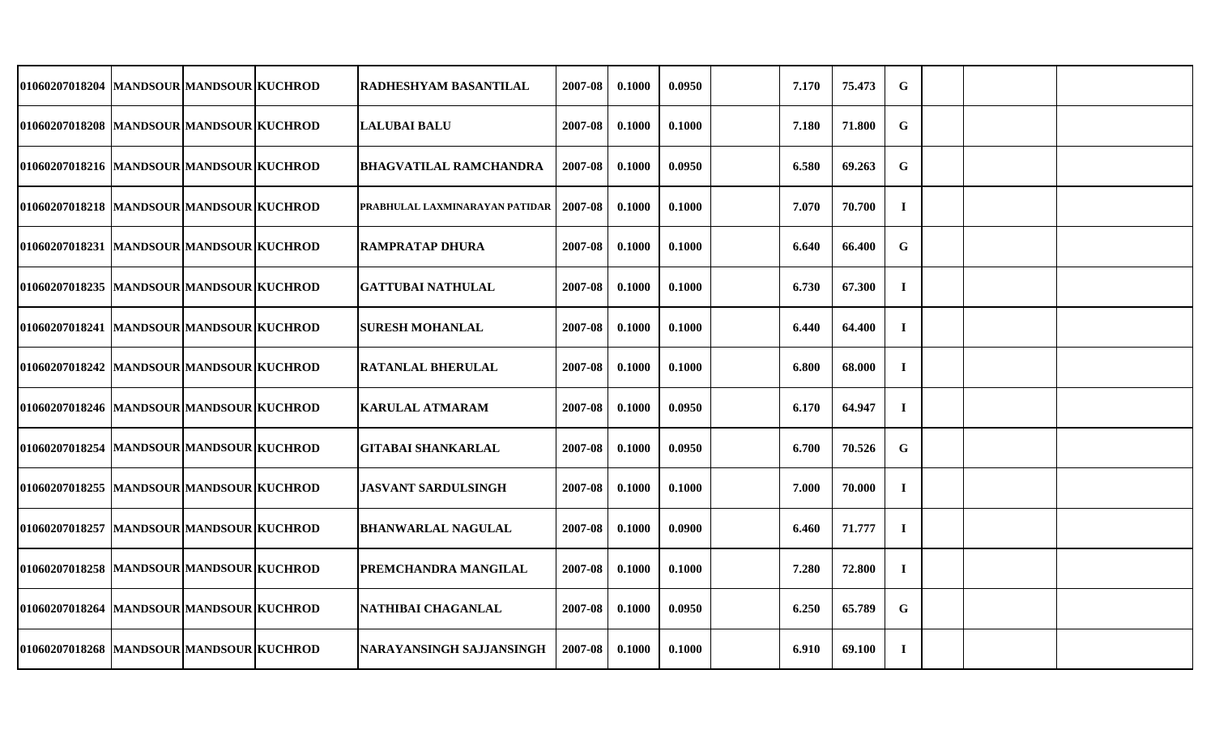| | | | | | | | | | | | | | | | |
|---|---|---|---|---|---|---|---|---|---|---|---|---|---|---|---|
| 01060207018204 | MANDSOUR | MANDSOUR | KUCHROD | RADHESHYAM BASANTILAL | 2007-08 | 0.1000 | 0.0950 | | 7.170 | 75.473 | G | | | |
| 01060207018208 | MANDSOUR | MANDSOUR | KUCHROD | LALUBAI BALU | 2007-08 | 0.1000 | 0.1000 | | 7.180 | 71.800 | G | | | |
| 01060207018216 | MANDSOUR | MANDSOUR | KUCHROD | BHAGVATILAL RAMCHANDRA | 2007-08 | 0.1000 | 0.0950 | | 6.580 | 69.263 | G | | | |
| 01060207018218 | MANDSOUR | MANDSOUR | KUCHROD | PRABHULAL LAXMINARAYAN PATIDAR | 2007-08 | 0.1000 | 0.1000 | | 7.070 | 70.700 | I | | | |
| 01060207018231 | MANDSOUR | MANDSOUR | KUCHROD | RAMPRATAP DHURA | 2007-08 | 0.1000 | 0.1000 | | 6.640 | 66.400 | G | | | |
| 01060207018235 | MANDSOUR | MANDSOUR | KUCHROD | GATTUBAI NATHULAL | 2007-08 | 0.1000 | 0.1000 | | 6.730 | 67.300 | I | | | |
| 01060207018241 | MANDSOUR | MANDSOUR | KUCHROD | SURESH MOHANLAL | 2007-08 | 0.1000 | 0.1000 | | 6.440 | 64.400 | I | | | |
| 01060207018242 | MANDSOUR | MANDSOUR | KUCHROD | RATANLAL BHERULAL | 2007-08 | 0.1000 | 0.1000 | | 6.800 | 68.000 | I | | | |
| 01060207018246 | MANDSOUR | MANDSOUR | KUCHROD | KARULAL ATMARAM | 2007-08 | 0.1000 | 0.0950 | | 6.170 | 64.947 | I | | | |
| 01060207018254 | MANDSOUR | MANDSOUR | KUCHROD | GITABAI SHANKARLAL | 2007-08 | 0.1000 | 0.0950 | | 6.700 | 70.526 | G | | | |
| 01060207018255 | MANDSOUR | MANDSOUR | KUCHROD | JASVANT SARDULSINGH | 2007-08 | 0.1000 | 0.1000 | | 7.000 | 70.000 | I | | | |
| 01060207018257 | MANDSOUR | MANDSOUR | KUCHROD | BHANWARLAL NAGULAL | 2007-08 | 0.1000 | 0.0900 | | 6.460 | 71.777 | I | | | |
| 01060207018258 | MANDSOUR | MANDSOUR | KUCHROD | PREMCHANDRA MANGILAL | 2007-08 | 0.1000 | 0.1000 | | 7.280 | 72.800 | I | | | |
| 01060207018264 | MANDSOUR | MANDSOUR | KUCHROD | NATHIBAI CHAGANLAL | 2007-08 | 0.1000 | 0.0950 | | 6.250 | 65.789 | G | | | |
| 01060207018268 | MANDSOUR | MANDSOUR | KUCHROD | NARAYANSINGH SAJJANSINGH | 2007-08 | 0.1000 | 0.1000 | | 6.910 | 69.100 | I | | | |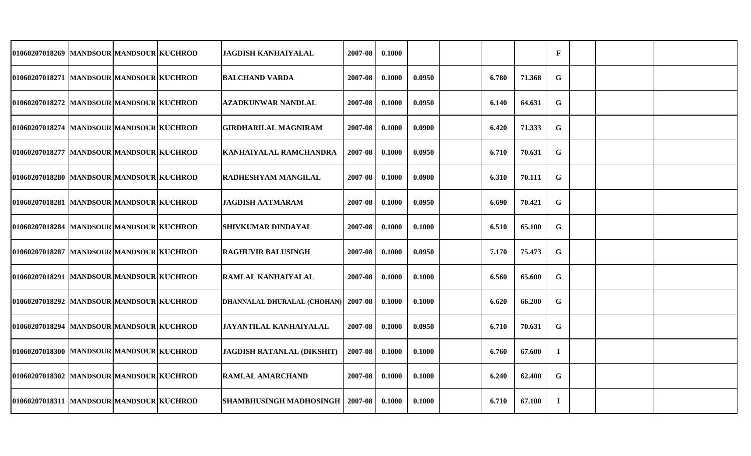| | | | | | | | | | | | | | | |
|---|---|---|---|---|---|---|---|---|---|---|---|---|---|---|
| 01060207018269 | MANDSOUR | MANDSOUR | KUCHROD | JAGDISH KANHAIYALAL | 2007-08 | 0.1000 | | | | | F | | | |
| 01060207018271 | MANDSOUR | MANDSOUR | KUCHROD | BALCHAND VARDA | 2007-08 | 0.1000 | 0.0950 | | 6.780 | 71.368 | G | | | |
| 01060207018272 | MANDSOUR | MANDSOUR | KUCHROD | AZADKUNWAR NANDLAL | 2007-08 | 0.1000 | 0.0950 | | 6.140 | 64.631 | G | | | |
| 01060207018274 | MANDSOUR | MANDSOUR | KUCHROD | GIRDHARILAL MAGNIRAM | 2007-08 | 0.1000 | 0.0900 | | 6.420 | 71.333 | G | | | |
| 01060207018277 | MANDSOUR | MANDSOUR | KUCHROD | KANHAIYALAL RAMCHANDRA | 2007-08 | 0.1000 | 0.0950 | | 6.710 | 70.631 | G | | | |
| 01060207018280 | MANDSOUR | MANDSOUR | KUCHROD | RADHESHYAM MANGILAL | 2007-08 | 0.1000 | 0.0900 | | 6.310 | 70.111 | G | | | |
| 01060207018281 | MANDSOUR | MANDSOUR | KUCHROD | JAGDISH AATMARAM | 2007-08 | 0.1000 | 0.0950 | | 6.690 | 70.421 | G | | | |
| 01060207018284 | MANDSOUR | MANDSOUR | KUCHROD | SHIVKUMAR DINDAYAL | 2007-08 | 0.1000 | 0.1000 | | 6.510 | 65.100 | G | | | |
| 01060207018287 | MANDSOUR | MANDSOUR | KUCHROD | RAGHUVIR BALUSINGH | 2007-08 | 0.1000 | 0.0950 | | 7.170 | 75.473 | G | | | |
| 01060207018291 | MANDSOUR | MANDSOUR | KUCHROD | RAMLAL KANHAIYALAL | 2007-08 | 0.1000 | 0.1000 | | 6.560 | 65.600 | G | | | |
| 01060207018292 | MANDSOUR | MANDSOUR | KUCHROD | DHANNALAL DHURALAL (CHOHAN) | 2007-08 | 0.1000 | 0.1000 | | 6.620 | 66.200 | G | | | |
| 01060207018294 | MANDSOUR | MANDSOUR | KUCHROD | JAYANTILAL KANHAIYALAL | 2007-08 | 0.1000 | 0.0950 | | 6.710 | 70.631 | G | | | |
| 01060207018300 | MANDSOUR | MANDSOUR | KUCHROD | JAGDISH RATANLAL (DIKSHIT) | 2007-08 | 0.1000 | 0.1000 | | 6.760 | 67.600 | I | | | |
| 01060207018302 | MANDSOUR | MANDSOUR | KUCHROD | RAMLAL AMARCHAND | 2007-08 | 0.1000 | 0.1000 | | 6.240 | 62.400 | G | | | |
| 01060207018311 | MANDSOUR | MANDSOUR | KUCHROD | SHAMBHUSINGH MADHOSINGH | 2007-08 | 0.1000 | 0.1000 | | 6.710 | 67.100 | I | | | |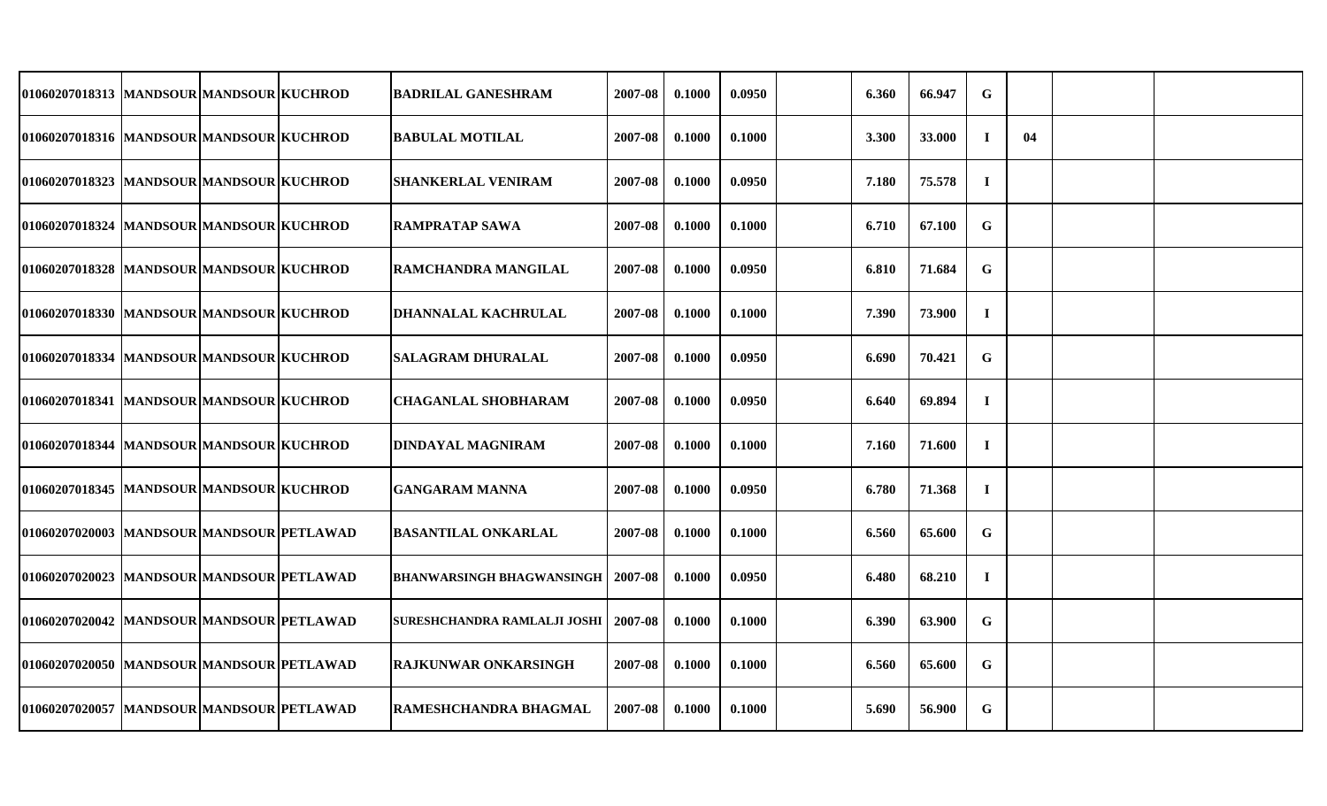| | | | | | | | | | | | | | | |
|---|---|---|---|---|---|---|---|---|---|---|---|---|---|---|
| 01060207018313 | MANDSOUR | MANDSOUR | KUCHROD | BADRILAL GANESHRAM | 2007-08 | 0.1000 | 0.0950 | | 6.360 | 66.947 | G | | | |
| 01060207018316 | MANDSOUR | MANDSOUR | KUCHROD | BABULAL MOTILAL | 2007-08 | 0.1000 | 0.1000 | | 3.300 | 33.000 | I | 04 | | |
| 01060207018323 | MANDSOUR | MANDSOUR | KUCHROD | SHANKERLAL VENIRAM | 2007-08 | 0.1000 | 0.0950 | | 7.180 | 75.578 | I | | | |
| 01060207018324 | MANDSOUR | MANDSOUR | KUCHROD | RAMPRATAP SAWA | 2007-08 | 0.1000 | 0.1000 | | 6.710 | 67.100 | G | | | |
| 01060207018328 | MANDSOUR | MANDSOUR | KUCHROD | RAMCHANDRA MANGILAL | 2007-08 | 0.1000 | 0.0950 | | 6.810 | 71.684 | G | | | |
| 01060207018330 | MANDSOUR | MANDSOUR | KUCHROD | DHANNALAL KACHRULAL | 2007-08 | 0.1000 | 0.1000 | | 7.390 | 73.900 | I | | | |
| 01060207018334 | MANDSOUR | MANDSOUR | KUCHROD | SALAGRAM DHURALAL | 2007-08 | 0.1000 | 0.0950 | | 6.690 | 70.421 | G | | | |
| 01060207018341 | MANDSOUR | MANDSOUR | KUCHROD | CHAGANLAL SHOBHARAM | 2007-08 | 0.1000 | 0.0950 | | 6.640 | 69.894 | I | | | |
| 01060207018344 | MANDSOUR | MANDSOUR | KUCHROD | DINDAYAL MAGNIRAM | 2007-08 | 0.1000 | 0.1000 | | 7.160 | 71.600 | I | | | |
| 01060207018345 | MANDSOUR | MANDSOUR | KUCHROD | GANGARAM MANNA | 2007-08 | 0.1000 | 0.0950 | | 6.780 | 71.368 | I | | | |
| 01060207020003 | MANDSOUR | MANDSOUR | PETLAWAD | BASANTILAL ONKARLAL | 2007-08 | 0.1000 | 0.1000 | | 6.560 | 65.600 | G | | | |
| 01060207020023 | MANDSOUR | MANDSOUR | PETLAWAD | BHANWARSINGH BHAGWANSINGH | 2007-08 | 0.1000 | 0.0950 | | 6.480 | 68.210 | I | | | |
| 01060207020042 | MANDSOUR | MANDSOUR | PETLAWAD | SURESHCHANDRA RAMLALJI JOSHI | 2007-08 | 0.1000 | 0.1000 | | 6.390 | 63.900 | G | | | |
| 01060207020050 | MANDSOUR | MANDSOUR | PETLAWAD | RAJKUNWAR ONKARSINGH | 2007-08 | 0.1000 | 0.1000 | | 6.560 | 65.600 | G | | | |
| 01060207020057 | MANDSOUR | MANDSOUR | PETLAWAD | RAMESHCHANDRA BHAGMAL | 2007-08 | 0.1000 | 0.1000 | | 5.690 | 56.900 | G | | | |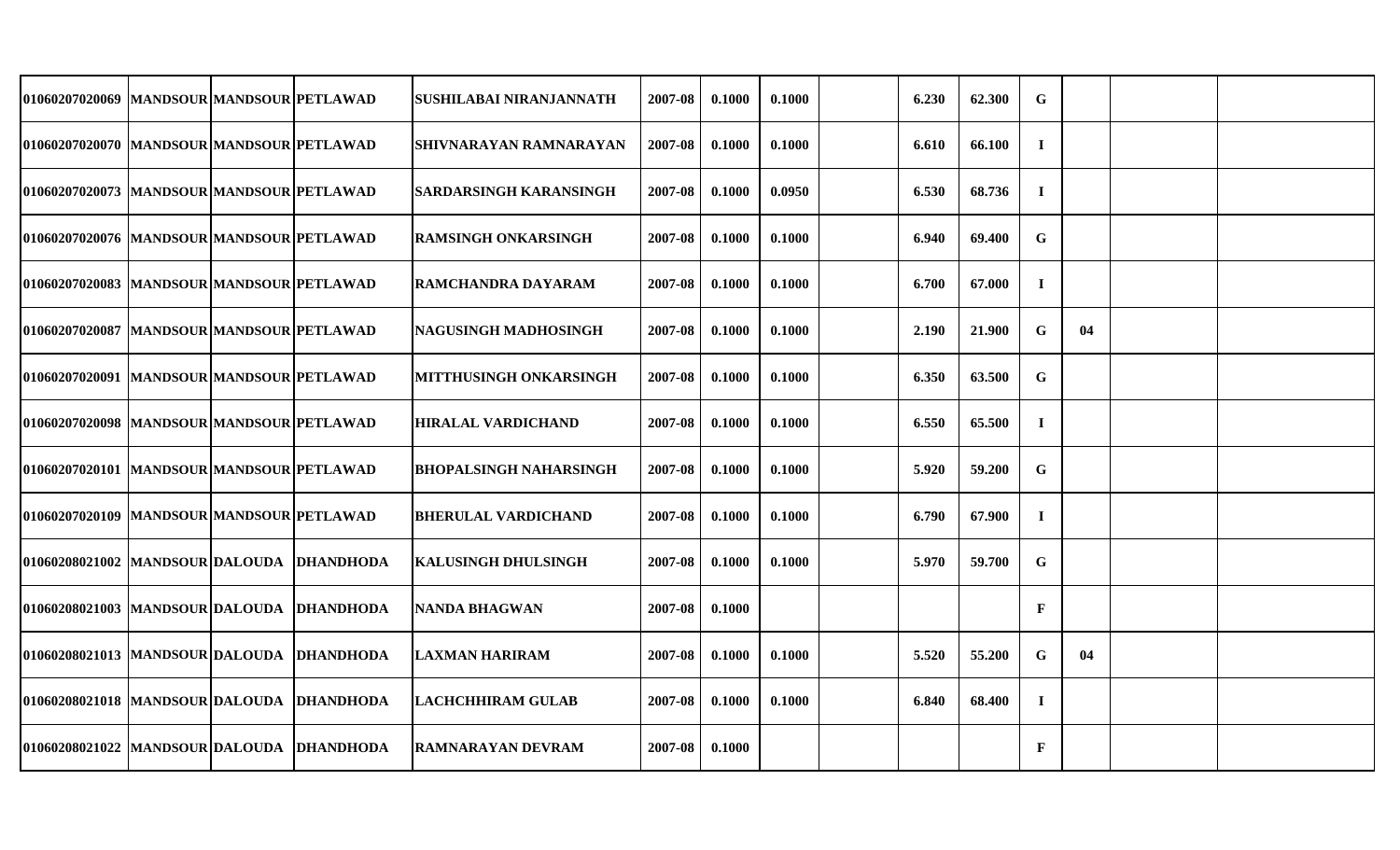| | | | | | | | | | | | | | | |
|---|---|---|---|---|---|---|---|---|---|---|---|---|---|---|
| 01060207020069 | MANDSOUR | MANDSOUR | PETLAWAD | SUSHILABAI NIRANJANNATH | 2007-08 | 0.1000 | 0.1000 | | 6.230 | 62.300 | G | | | |
| 01060207020070 | MANDSOUR | MANDSOUR | PETLAWAD | SHIVNARAYAN RAMNARAYAN | 2007-08 | 0.1000 | 0.1000 | | 6.610 | 66.100 | I | | | |
| 01060207020073 | MANDSOUR | MANDSOUR | PETLAWAD | SARDARSINGH KARANSINGH | 2007-08 | 0.1000 | 0.0950 | | 6.530 | 68.736 | I | | | |
| 01060207020076 | MANDSOUR | MANDSOUR | PETLAWAD | RAMSINGH ONKARSINGH | 2007-08 | 0.1000 | 0.1000 | | 6.940 | 69.400 | G | | | |
| 01060207020083 | MANDSOUR | MANDSOUR | PETLAWAD | RAMCHANDRA DAYARAM | 2007-08 | 0.1000 | 0.1000 | | 6.700 | 67.000 | I | | | |
| 01060207020087 | MANDSOUR | MANDSOUR | PETLAWAD | NAGUSINGH MADHOSINGH | 2007-08 | 0.1000 | 0.1000 | | 2.190 | 21.900 | G | 04 | | |
| 01060207020091 | MANDSOUR | MANDSOUR | PETLAWAD | MITTHUSINGH ONKARSINGH | 2007-08 | 0.1000 | 0.1000 | | 6.350 | 63.500 | G | | | |
| 01060207020098 | MANDSOUR | MANDSOUR | PETLAWAD | HIRALAL VARDICHAND | 2007-08 | 0.1000 | 0.1000 | | 6.550 | 65.500 | I | | | |
| 01060207020101 | MANDSOUR | MANDSOUR | PETLAWAD | BHOPALSINGH NAHARSINGH | 2007-08 | 0.1000 | 0.1000 | | 5.920 | 59.200 | G | | | |
| 01060207020109 | MANDSOUR | MANDSOUR | PETLAWAD | BHERULAL VARDICHAND | 2007-08 | 0.1000 | 0.1000 | | 6.790 | 67.900 | I | | | |
| 01060208021002 | MANDSOUR | DALOUDA | DHANDHODA | KALUSINGH DHULSINGH | 2007-08 | 0.1000 | 0.1000 | | 5.970 | 59.700 | G | | | |
| 01060208021003 | MANDSOUR | DALOUDA | DHANDHODA | NANDA BHAGWAN | 2007-08 | 0.1000 | | | | | F | | | |
| 01060208021013 | MANDSOUR | DALOUDA | DHANDHODA | LAXMAN HARIRAM | 2007-08 | 0.1000 | 0.1000 | | 5.520 | 55.200 | G | 04 | | |
| 01060208021018 | MANDSOUR | DALOUDA | DHANDHODA | LACHCHHIRAM GULAB | 2007-08 | 0.1000 | 0.1000 | | 6.840 | 68.400 | I | | | |
| 01060208021022 | MANDSOUR | DALOUDA | DHANDHODA | RAMNARAYAN DEVRAM | 2007-08 | 0.1000 | | | | | F | | | |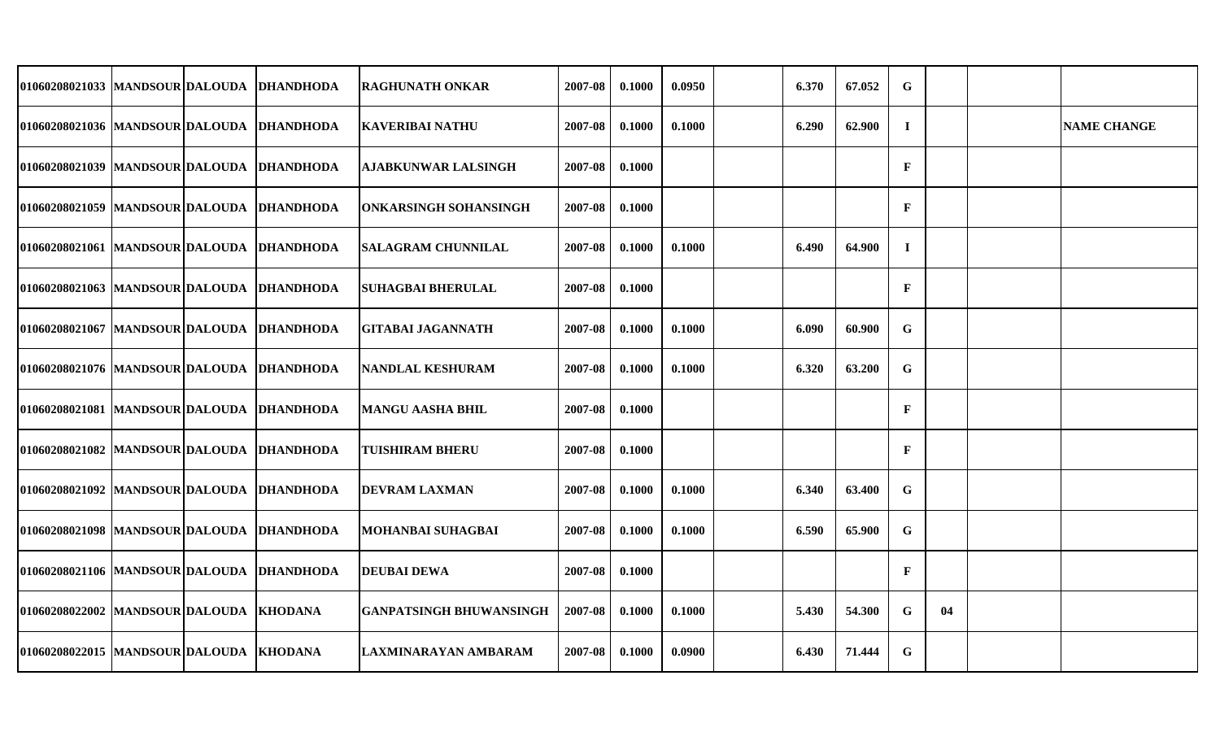| | | | | | | | | | | | | | | |
|---|---|---|---|---|---|---|---|---|---|---|---|---|---|---|
| 01060208021033 | MANDSOUR | DALOUDA | DHANDHODA | RAGHUNATH ONKAR | 2007-08 | 0.1000 | 0.0950 | | 6.370 | 67.052 | G | | | |
| 01060208021036 | MANDSOUR | DALOUDA | DHANDHODA | KAVERIBAI NATHU | 2007-08 | 0.1000 | 0.1000 | | 6.290 | 62.900 | I | | | NAME CHANGE |
| 01060208021039 | MANDSOUR | DALOUDA | DHANDHODA | AJABKUNWAR LALSINGH | 2007-08 | 0.1000 | | | | | F | | | |
| 01060208021059 | MANDSOUR | DALOUDA | DHANDHODA | ONKARSINGH SOHANSINGH | 2007-08 | 0.1000 | | | | | F | | | |
| 01060208021061 | MANDSOUR | DALOUDA | DHANDHODA | SALAGRAM CHUNNILAL | 2007-08 | 0.1000 | 0.1000 | | 6.490 | 64.900 | I | | | |
| 01060208021063 | MANDSOUR | DALOUDA | DHANDHODA | SUHAGBAI BHERULAL | 2007-08 | 0.1000 | | | | | F | | | |
| 01060208021067 | MANDSOUR | DALOUDA | DHANDHODA | GITABAI JAGANNATH | 2007-08 | 0.1000 | 0.1000 | | 6.090 | 60.900 | G | | | |
| 01060208021076 | MANDSOUR | DALOUDA | DHANDHODA | NANDLAL KESHURAM | 2007-08 | 0.1000 | 0.1000 | | 6.320 | 63.200 | G | | | |
| 01060208021081 | MANDSOUR | DALOUDA | DHANDHODA | MANGU AASHA BHIL | 2007-08 | 0.1000 | | | | | F | | | |
| 01060208021082 | MANDSOUR | DALOUDA | DHANDHODA | TUISHIRAM BHERU | 2007-08 | 0.1000 | | | | | F | | | |
| 01060208021092 | MANDSOUR | DALOUDA | DHANDHODA | DEVRAM LAXMAN | 2007-08 | 0.1000 | 0.1000 | | 6.340 | 63.400 | G | | | |
| 01060208021098 | MANDSOUR | DALOUDA | DHANDHODA | MOHANBAI SUHAGBAI | 2007-08 | 0.1000 | 0.1000 | | 6.590 | 65.900 | G | | | |
| 01060208021106 | MANDSOUR | DALOUDA | DHANDHODA | DEUBAI DEWA | 2007-08 | 0.1000 | | | | | F | | | |
| 01060208022002 | MANDSOUR | DALOUDA | KHODANA | GANPATSINGH BHUWANSINGH | 2007-08 | 0.1000 | 0.1000 | | 5.430 | 54.300 | G | 04 | | |
| 01060208022015 | MANDSOUR | DALOUDA | KHODANA | LAXMINARAYAN AMBARAM | 2007-08 | 0.1000 | 0.0900 | | 6.430 | 71.444 | G | | | |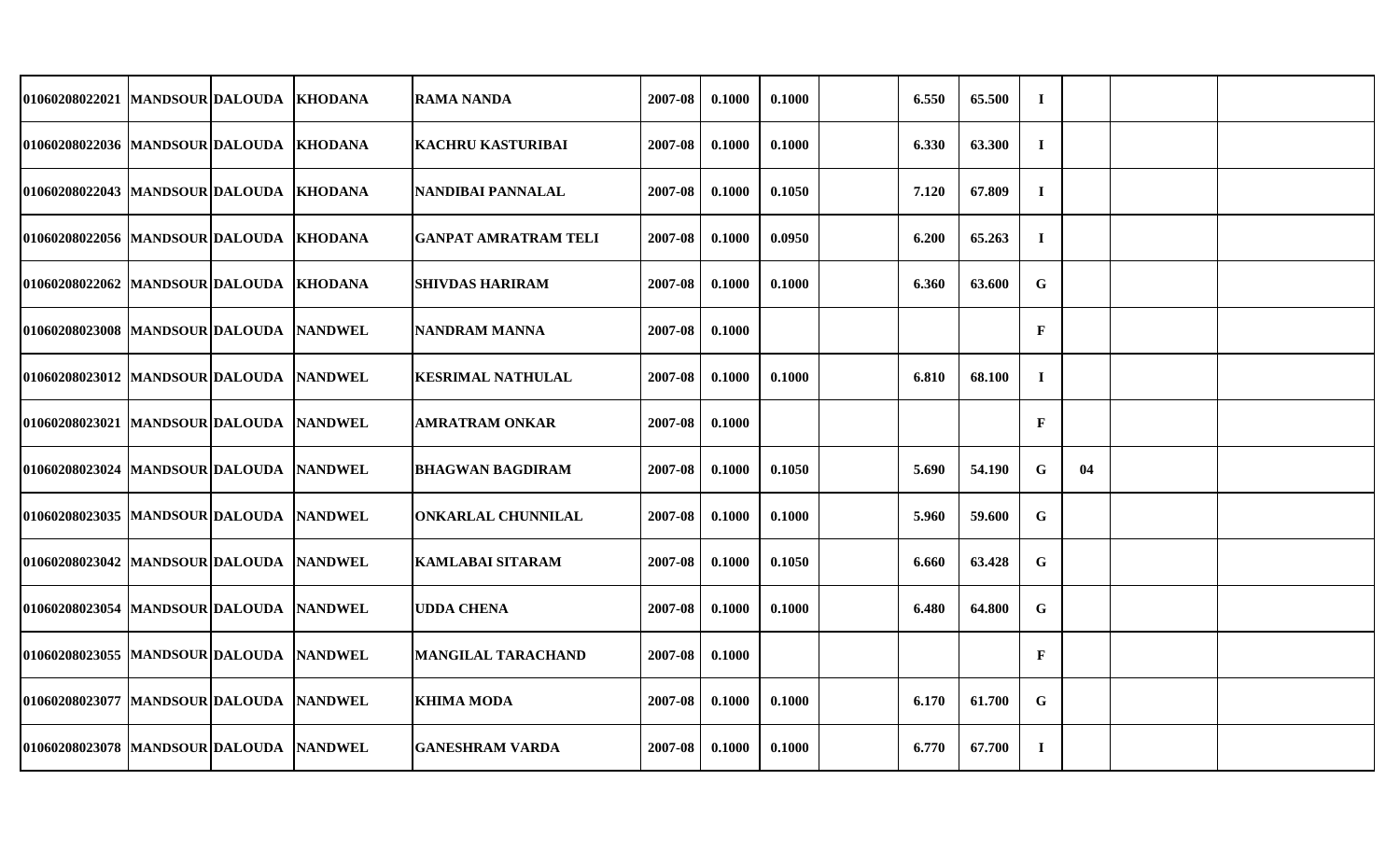| | | | | | | | | | | | | | | | |
|---|---|---|---|---|---|---|---|---|---|---|---|---|---|---|---|
| 01060208022021 | MANDSOUR | DALOUDA | KHODANA | RAMA NANDA | 2007-08 | 0.1000 | 0.1000 | | 6.550 | 65.500 | I | | | |
| 01060208022036 | MANDSOUR | DALOUDA | KHODANA | KACHRU KASTURIBAI | 2007-08 | 0.1000 | 0.1000 | | 6.330 | 63.300 | I | | | |
| 01060208022043 | MANDSOUR | DALOUDA | KHODANA | NANDIBAI PANNALAL | 2007-08 | 0.1000 | 0.1050 | | 7.120 | 67.809 | I | | | |
| 01060208022056 | MANDSOUR | DALOUDA | KHODANA | GANPAT AMRATRAM TELI | 2007-08 | 0.1000 | 0.0950 | | 6.200 | 65.263 | I | | | |
| 01060208022062 | MANDSOUR | DALOUDA | KHODANA | SHIVDAS HARIRAM | 2007-08 | 0.1000 | 0.1000 | | 6.360 | 63.600 | G | | | |
| 01060208023008 | MANDSOUR | DALOUDA | NANDWEL | NANDRAM MANNA | 2007-08 | 0.1000 | | | | | F | | | |
| 01060208023012 | MANDSOUR | DALOUDA | NANDWEL | KESRIMAL NATHULAL | 2007-08 | 0.1000 | 0.1000 | | 6.810 | 68.100 | I | | | |
| 01060208023021 | MANDSOUR | DALOUDA | NANDWEL | AMRATRAM ONKAR | 2007-08 | 0.1000 | | | | | F | | | |
| 01060208023024 | MANDSOUR | DALOUDA | NANDWEL | BHAGWAN BAGDIRAM | 2007-08 | 0.1000 | 0.1050 | | 5.690 | 54.190 | G | 04 | | |
| 01060208023035 | MANDSOUR | DALOUDA | NANDWEL | ONKARLAL CHUNNILAL | 2007-08 | 0.1000 | 0.1000 | | 5.960 | 59.600 | G | | | |
| 01060208023042 | MANDSOUR | DALOUDA | NANDWEL | KAMLABAI SITARAM | 2007-08 | 0.1000 | 0.1050 | | 6.660 | 63.428 | G | | | |
| 01060208023054 | MANDSOUR | DALOUDA | NANDWEL | UDDA CHENA | 2007-08 | 0.1000 | 0.1000 | | 6.480 | 64.800 | G | | | |
| 01060208023055 | MANDSOUR | DALOUDA | NANDWEL | MANGILAL TARACHAND | 2007-08 | 0.1000 | | | | | F | | | |
| 01060208023077 | MANDSOUR | DALOUDA | NANDWEL | KHIMA MODA | 2007-08 | 0.1000 | 0.1000 | | 6.170 | 61.700 | G | | | |
| 01060208023078 | MANDSOUR | DALOUDA | NANDWEL | GANESHRAM VARDA | 2007-08 | 0.1000 | 0.1000 | | 6.770 | 67.700 | I | | | |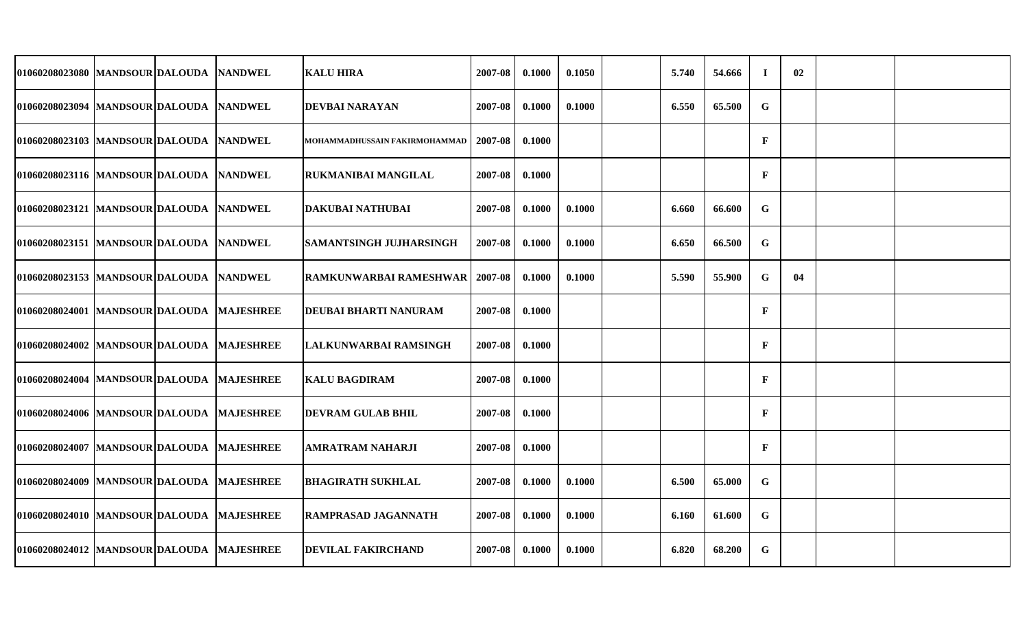| | | | | | | | | | | | | | | |
|---|---|---|---|---|---|---|---|---|---|---|---|---|---|---|
| 01060208023080 | MANDSOUR | DALOUDA | NANDWEL | KALU HIRA | 2007-08 | 0.1000 | 0.1050 | | 5.740 | 54.666 | I | 02 | | |
| 01060208023094 | MANDSOUR | DALOUDA | NANDWEL | DEVBAI NARAYAN | 2007-08 | 0.1000 | 0.1000 | | 6.550 | 65.500 | G | | | |
| 01060208023103 | MANDSOUR | DALOUDA | NANDWEL | MOHAMMADHUSSAIN FAKIRMOHAMMAD | 2007-08 | 0.1000 | | | | | F | | | |
| 01060208023116 | MANDSOUR | DALOUDA | NANDWEL | RUKMANIBAI MANGILAL | 2007-08 | 0.1000 | | | | | F | | | |
| 01060208023121 | MANDSOUR | DALOUDA | NANDWEL | DAKUBAI NATHUBAI | 2007-08 | 0.1000 | 0.1000 | | 6.660 | 66.600 | G | | | |
| 01060208023151 | MANDSOUR | DALOUDA | NANDWEL | SAMANTSINGH JUJHARSINGH | 2007-08 | 0.1000 | 0.1000 | | 6.650 | 66.500 | G | | | |
| 01060208023153 | MANDSOUR | DALOUDA | NANDWEL | RAMKUNWARBAI RAMESHWAR | 2007-08 | 0.1000 | 0.1000 | | 5.590 | 55.900 | G | 04 | | |
| 01060208024001 | MANDSOUR | DALOUDA | MAJESHREE | DEUBAI BHARTI NANURAM | 2007-08 | 0.1000 | | | | | F | | | |
| 01060208024002 | MANDSOUR | DALOUDA | MAJESHREE | LALKUNWARBAI RAMSINGH | 2007-08 | 0.1000 | | | | | F | | | |
| 01060208024004 | MANDSOUR | DALOUDA | MAJESHREE | KALU BAGDIRAM | 2007-08 | 0.1000 | | | | | F | | | |
| 01060208024006 | MANDSOUR | DALOUDA | MAJESHREE | DEVRAM GULAB BHIL | 2007-08 | 0.1000 | | | | | F | | | |
| 01060208024007 | MANDSOUR | DALOUDA | MAJESHREE | AMRATRAM NAHARJI | 2007-08 | 0.1000 | | | | | F | | | |
| 01060208024009 | MANDSOUR | DALOUDA | MAJESHREE | BHAGIRATH SUKHLAL | 2007-08 | 0.1000 | 0.1000 | | 6.500 | 65.000 | G | | | |
| 01060208024010 | MANDSOUR | DALOUDA | MAJESHREE | RAMPRASAD JAGANNATH | 2007-08 | 0.1000 | 0.1000 | | 6.160 | 61.600 | G | | | |
| 01060208024012 | MANDSOUR | DALOUDA | MAJESHREE | DEVILAL FAKIRCHAND | 2007-08 | 0.1000 | 0.1000 | | 6.820 | 68.200 | G | | | |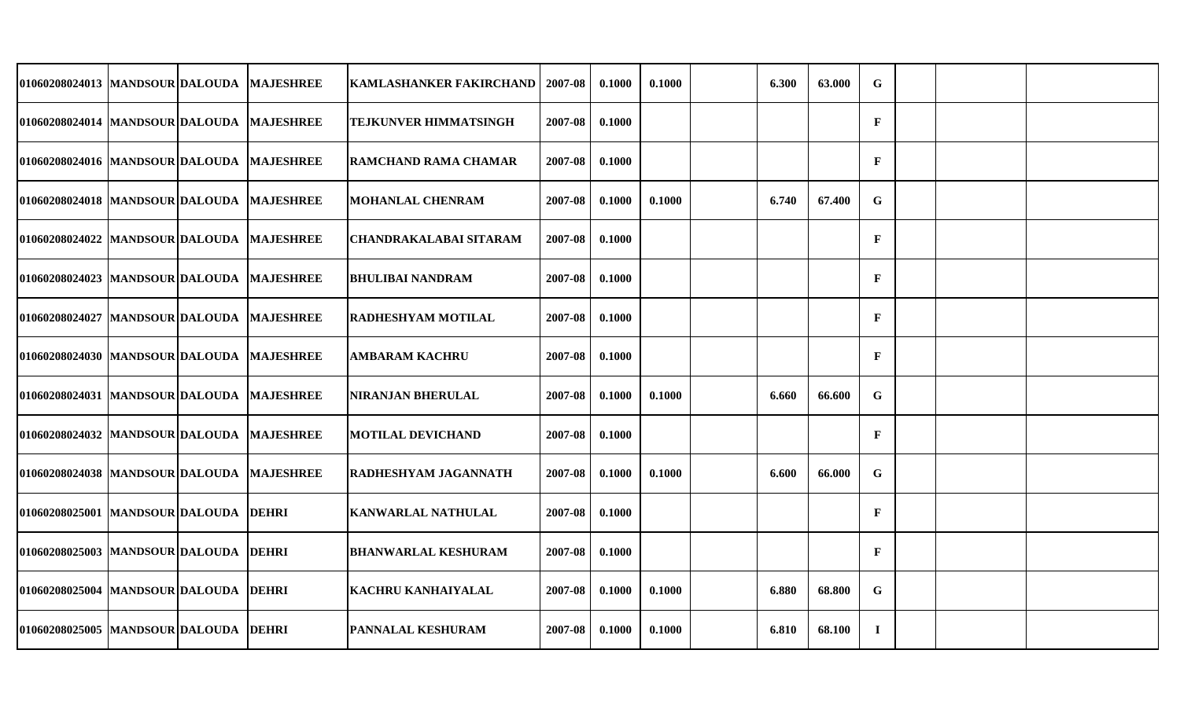| | | | | | | | | | | | | | | |
|---|---|---|---|---|---|---|---|---|---|---|---|---|---|---|
| 01060208024013 | MANDSOUR | DALOUDA | MAJESHREE | KAMLASHANKER FAKIRCHAND | 2007-08 | 0.1000 | 0.1000 | | 6.300 | 63.000 | G | | | |
| 01060208024014 | MANDSOUR | DALOUDA | MAJESHREE | TEJKUNVER HIMMATSINGH | 2007-08 | 0.1000 | | | | | F | | | |
| 01060208024016 | MANDSOUR | DALOUDA | MAJESHREE | RAMCHAND RAMA CHAMAR | 2007-08 | 0.1000 | | | | | F | | | |
| 01060208024018 | MANDSOUR | DALOUDA | MAJESHREE | MOHANLAL CHENRAM | 2007-08 | 0.1000 | 0.1000 | | 6.740 | 67.400 | G | | | |
| 01060208024022 | MANDSOUR | DALOUDA | MAJESHREE | CHANDRAKALABAI SITARAM | 2007-08 | 0.1000 | | | | | F | | | |
| 01060208024023 | MANDSOUR | DALOUDA | MAJESHREE | BHULIBAI NANDRAM | 2007-08 | 0.1000 | | | | | F | | | |
| 01060208024027 | MANDSOUR | DALOUDA | MAJESHREE | RADHESHYAM MOTILAL | 2007-08 | 0.1000 | | | | | F | | | |
| 01060208024030 | MANDSOUR | DALOUDA | MAJESHREE | AMBARAM KACHRU | 2007-08 | 0.1000 | | | | | F | | | |
| 01060208024031 | MANDSOUR | DALOUDA | MAJESHREE | NIRANJAN BHERULAL | 2007-08 | 0.1000 | 0.1000 | | 6.660 | 66.600 | G | | | |
| 01060208024032 | MANDSOUR | DALOUDA | MAJESHREE | MOTILAL DEVICHAND | 2007-08 | 0.1000 | | | | | F | | | |
| 01060208024038 | MANDSOUR | DALOUDA | MAJESHREE | RADHESHYAM JAGANNATH | 2007-08 | 0.1000 | 0.1000 | | 6.600 | 66.000 | G | | | |
| 01060208025001 | MANDSOUR | DALOUDA | DEHRI | KANWARLAL NATHULAL | 2007-08 | 0.1000 | | | | | F | | | |
| 01060208025003 | MANDSOUR | DALOUDA | DEHRI | BHANWARLAL KESHURAM | 2007-08 | 0.1000 | | | | | F | | | |
| 01060208025004 | MANDSOUR | DALOUDA | DEHRI | KACHRU KANHAIYALAL | 2007-08 | 0.1000 | 0.1000 | | 6.880 | 68.800 | G | | | |
| 01060208025005 | MANDSOUR | DALOUDA | DEHRI | PANNALAL KESHURAM | 2007-08 | 0.1000 | 0.1000 | | 6.810 | 68.100 | I | | | |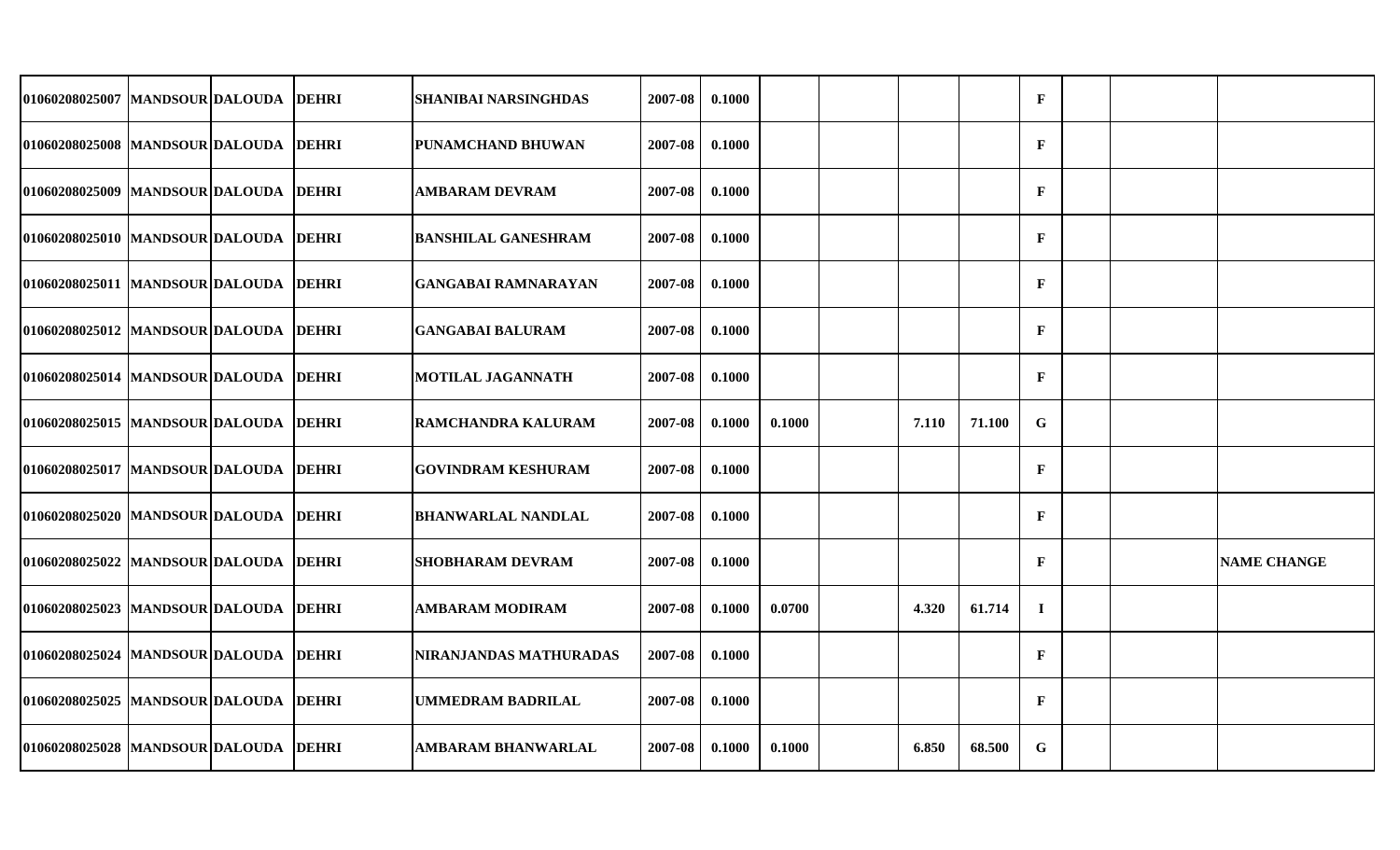| | | | | | | | | | | | | | | |
|---|---|---|---|---|---|---|---|---|---|---|---|---|---|---|
| 01060208025007 | MANDSOUR | DALOUDA | DEHRI | SHANIBAI NARSINGHDAS | 2007-08 | 0.1000 | | | | | F | | | |
| 01060208025008 | MANDSOUR | DALOUDA | DEHRI | PUNAMCHAND BHUWAN | 2007-08 | 0.1000 | | | | | F | | | |
| 01060208025009 | MANDSOUR | DALOUDA | DEHRI | AMBARAM DEVRAM | 2007-08 | 0.1000 | | | | | F | | | |
| 01060208025010 | MANDSOUR | DALOUDA | DEHRI | BANSHILAL GANESHRAM | 2007-08 | 0.1000 | | | | | F | | | |
| 01060208025011 | MANDSOUR | DALOUDA | DEHRI | GANGABAI RAMNARAYAN | 2007-08 | 0.1000 | | | | | F | | | |
| 01060208025012 | MANDSOUR | DALOUDA | DEHRI | GANGABAI BALURAM | 2007-08 | 0.1000 | | | | | F | | | |
| 01060208025014 | MANDSOUR | DALOUDA | DEHRI | MOTILAL JAGANNATH | 2007-08 | 0.1000 | | | | | F | | | |
| 01060208025015 | MANDSOUR | DALOUDA | DEHRI | RAMCHANDRA KALURAM | 2007-08 | 0.1000 | 0.1000 | | 7.110 | 71.100 | G | | | |
| 01060208025017 | MANDSOUR | DALOUDA | DEHRI | GOVINDRAM KESHURAM | 2007-08 | 0.1000 | | | | | F | | | |
| 01060208025020 | MANDSOUR | DALOUDA | DEHRI | BHANWARLAL NANDLAL | 2007-08 | 0.1000 | | | | | F | | | |
| 01060208025022 | MANDSOUR | DALOUDA | DEHRI | SHOBHARAM DEVRAM | 2007-08 | 0.1000 | | | | | F | | | NAME CHANGE |
| 01060208025023 | MANDSOUR | DALOUDA | DEHRI | AMBARAM MODIRAM | 2007-08 | 0.1000 | 0.0700 | | 4.320 | 61.714 | I | | | |
| 01060208025024 | MANDSOUR | DALOUDA | DEHRI | NIRANJANDAS MATHURADAS | 2007-08 | 0.1000 | | | | | F | | | |
| 01060208025025 | MANDSOUR | DALOUDA | DEHRI | UMMEDRAM BADRILAL | 2007-08 | 0.1000 | | | | | F | | | |
| 01060208025028 | MANDSOUR | DALOUDA | DEHRI | AMBARAM BHANWARLAL | 2007-08 | 0.1000 | 0.1000 | | 6.850 | 68.500 | G | | | |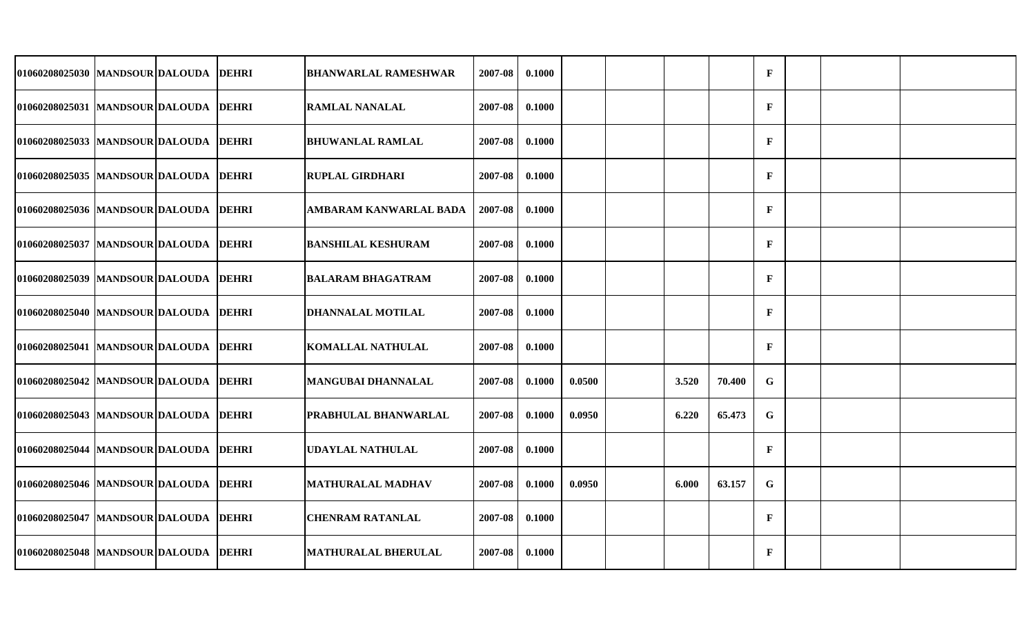| | | | | | | | | | | | | | | |
|---|---|---|---|---|---|---|---|---|---|---|---|---|---|---|
| 01060208025030 | MANDSOUR | DALOUDA | DEHRI | BHANWARLAL RAMESHWAR | 2007-08 | 0.1000 | | | | | F | | | |
| 01060208025031 | MANDSOUR | DALOUDA | DEHRI | RAMLAL NANALAL | 2007-08 | 0.1000 | | | | | F | | | |
| 01060208025033 | MANDSOUR | DALOUDA | DEHRI | BHUWANLAL RAMLAL | 2007-08 | 0.1000 | | | | | F | | | |
| 01060208025035 | MANDSOUR | DALOUDA | DEHRI | RUPLAL GIRDHARI | 2007-08 | 0.1000 | | | | | F | | | |
| 01060208025036 | MANDSOUR | DALOUDA | DEHRI | AMBARAM KANWARLAL BADA | 2007-08 | 0.1000 | | | | | F | | | |
| 01060208025037 | MANDSOUR | DALOUDA | DEHRI | BANSHILAL KESHURAM | 2007-08 | 0.1000 | | | | | F | | | |
| 01060208025039 | MANDSOUR | DALOUDA | DEHRI | BALARAM BHAGATRAM | 2007-08 | 0.1000 | | | | | F | | | |
| 01060208025040 | MANDSOUR | DALOUDA | DEHRI | DHANNALAL MOTILAL | 2007-08 | 0.1000 | | | | | F | | | |
| 01060208025041 | MANDSOUR | DALOUDA | DEHRI | KOMALLAL NATHULAL | 2007-08 | 0.1000 | | | | | F | | | |
| 01060208025042 | MANDSOUR | DALOUDA | DEHRI | MANGUBAI DHANNALAL | 2007-08 | 0.1000 | 0.0500 | | 3.520 | 70.400 | G | | | |
| 01060208025043 | MANDSOUR | DALOUDA | DEHRI | PRABHULAL BHANWARLAL | 2007-08 | 0.1000 | 0.0950 | | 6.220 | 65.473 | G | | | |
| 01060208025044 | MANDSOUR | DALOUDA | DEHRI | UDAYLAL NATHULAL | 2007-08 | 0.1000 | | | | | F | | | |
| 01060208025046 | MANDSOUR | DALOUDA | DEHRI | MATHURALAL MADHAV | 2007-08 | 0.1000 | 0.0950 | | 6.000 | 63.157 | G | | | |
| 01060208025047 | MANDSOUR | DALOUDA | DEHRI | CHENRAM RATANLAL | 2007-08 | 0.1000 | | | | | F | | | |
| 01060208025048 | MANDSOUR | DALOUDA | DEHRI | MATHURALAL BHERULAL | 2007-08 | 0.1000 | | | | | F | | | |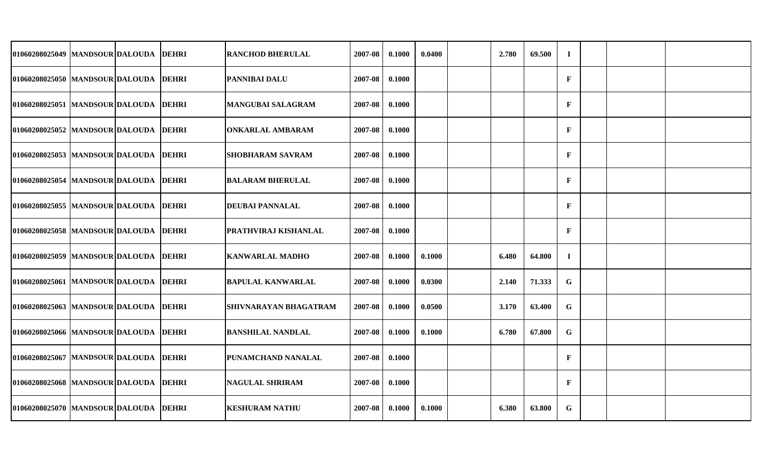| | | | | | | | | | | | | | | |
|---|---|---|---|---|---|---|---|---|---|---|---|---|---|---|
| 01060208025049 | MANDSOUR | DALOUDA | DEHRI | RANCHOD BHERULAL | 2007-08 | 0.1000 | 0.0400 | | 2.780 | 69.500 | I | | | |
| 01060208025050 | MANDSOUR | DALOUDA | DEHRI | PANNIBAI DALU | 2007-08 | 0.1000 | | | | | F | | | |
| 01060208025051 | MANDSOUR | DALOUDA | DEHRI | MANGUBAI SALAGRAM | 2007-08 | 0.1000 | | | | | F | | | |
| 01060208025052 | MANDSOUR | DALOUDA | DEHRI | ONKARLAL AMBARAM | 2007-08 | 0.1000 | | | | | F | | | |
| 01060208025053 | MANDSOUR | DALOUDA | DEHRI | SHOBHARAM SAVRAM | 2007-08 | 0.1000 | | | | | F | | | |
| 01060208025054 | MANDSOUR | DALOUDA | DEHRI | BALARAM BHERULAL | 2007-08 | 0.1000 | | | | | F | | | |
| 01060208025055 | MANDSOUR | DALOUDA | DEHRI | DEUBAI PANNALAL | 2007-08 | 0.1000 | | | | | F | | | |
| 01060208025058 | MANDSOUR | DALOUDA | DEHRI | PRATHVIRAJ KISHANLAL | 2007-08 | 0.1000 | | | | | F | | | |
| 01060208025059 | MANDSOUR | DALOUDA | DEHRI | KANWARLAL MADHO | 2007-08 | 0.1000 | 0.1000 | | 6.480 | 64.800 | I | | | |
| 01060208025061 | MANDSOUR | DALOUDA | DEHRI | BAPULAL KANWARLAL | 2007-08 | 0.1000 | 0.0300 | | 2.140 | 71.333 | G | | | |
| 01060208025063 | MANDSOUR | DALOUDA | DEHRI | SHIVNARAYAN BHAGATRAM | 2007-08 | 0.1000 | 0.0500 | | 3.170 | 63.400 | G | | | |
| 01060208025066 | MANDSOUR | DALOUDA | DEHRI | BANSHILAL NANDLAL | 2007-08 | 0.1000 | 0.1000 | | 6.780 | 67.800 | G | | | |
| 01060208025067 | MANDSOUR | DALOUDA | DEHRI | PUNAMCHAND NANALAL | 2007-08 | 0.1000 | | | | | F | | | |
| 01060208025068 | MANDSOUR | DALOUDA | DEHRI | NAGULAL SHRIRAM | 2007-08 | 0.1000 | | | | | F | | | |
| 01060208025070 | MANDSOUR | DALOUDA | DEHRI | KESHURAM NATHU | 2007-08 | 0.1000 | 0.1000 | | 6.380 | 63.800 | G | | | |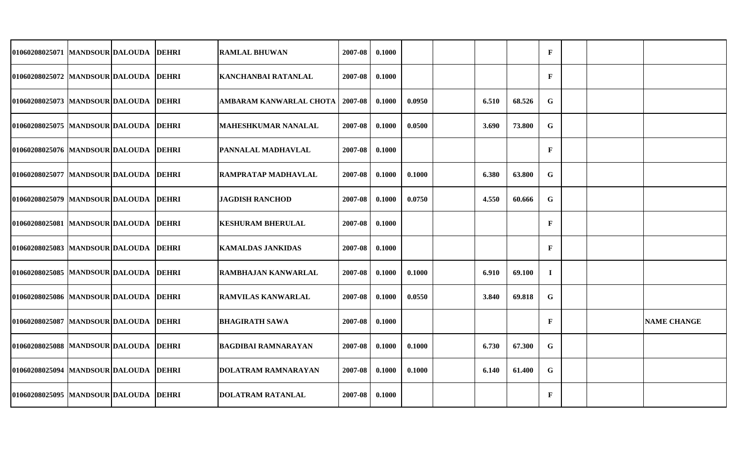| | | | | | | | | | | | | | | |
|---|---|---|---|---|---|---|---|---|---|---|---|---|---|---|
| 01060208025071 | MANDSOUR | DALOUDA | DEHRI | RAMLAL BHUWAN | 2007-08 | 0.1000 | | | | | F | | | |
| 01060208025072 | MANDSOUR | DALOUDA | DEHRI | KANCHANBAI RATANLAL | 2007-08 | 0.1000 | | | | | F | | | |
| 01060208025073 | MANDSOUR | DALOUDA | DEHRI | AMBARAM KANWARLAL CHOTA | 2007-08 | 0.1000 | 0.0950 | | 6.510 | 68.526 | G | | | |
| 01060208025075 | MANDSOUR | DALOUDA | DEHRI | MAHESHKUMAR NANALAL | 2007-08 | 0.1000 | 0.0500 | | 3.690 | 73.800 | G | | | |
| 01060208025076 | MANDSOUR | DALOUDA | DEHRI | PANNALAL MADHAVLAL | 2007-08 | 0.1000 | | | | | F | | | |
| 01060208025077 | MANDSOUR | DALOUDA | DEHRI | RAMPRATAP MADHAVLAL | 2007-08 | 0.1000 | 0.1000 | | 6.380 | 63.800 | G | | | |
| 01060208025079 | MANDSOUR | DALOUDA | DEHRI | JAGDISH RANCHOD | 2007-08 | 0.1000 | 0.0750 | | 4.550 | 60.666 | G | | | |
| 01060208025081 | MANDSOUR | DALOUDA | DEHRI | KESHURAM BHERULAL | 2007-08 | 0.1000 | | | | | F | | | |
| 01060208025083 | MANDSOUR | DALOUDA | DEHRI | KAMALDAS JANKIDAS | 2007-08 | 0.1000 | | | | | F | | | |
| 01060208025085 | MANDSOUR | DALOUDA | DEHRI | RAMBHAJAN KANWARLAL | 2007-08 | 0.1000 | 0.1000 | | 6.910 | 69.100 | I | | | |
| 01060208025086 | MANDSOUR | DALOUDA | DEHRI | RAMVILAS KANWARLAL | 2007-08 | 0.1000 | 0.0550 | | 3.840 | 69.818 | G | | | |
| 01060208025087 | MANDSOUR | DALOUDA | DEHRI | BHAGIRATH SAWA | 2007-08 | 0.1000 | | | | | F | | | NAME CHANGE |
| 01060208025088 | MANDSOUR | DALOUDA | DEHRI | BAGDIBAI RAMNARAYAN | 2007-08 | 0.1000 | 0.1000 | | 6.730 | 67.300 | G | | | |
| 01060208025094 | MANDSOUR | DALOUDA | DEHRI | DOLATRAM RAMNARAYAN | 2007-08 | 0.1000 | 0.1000 | | 6.140 | 61.400 | G | | | |
| 01060208025095 | MANDSOUR | DALOUDA | DEHRI | DOLATRAM RATANLAL | 2007-08 | 0.1000 | | | | | F | | | |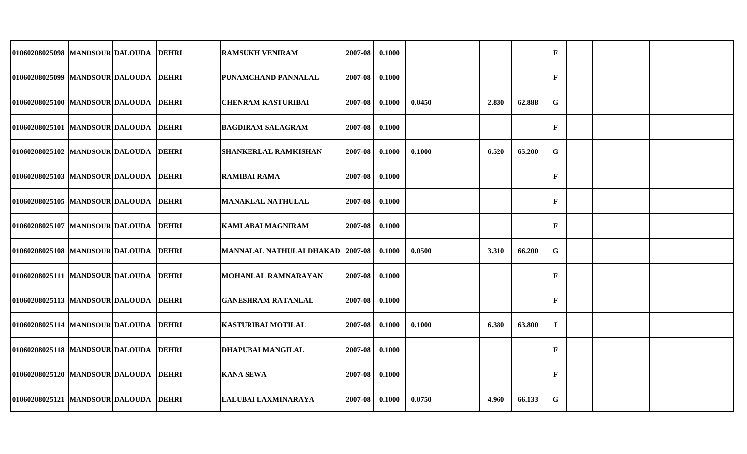| | | | | | | | | | | | | | | |
|---|---|---|---|---|---|---|---|---|---|---|---|---|---|---|
| 01060208025098 | MANDSOUR | DALOUDA | DEHRI | RAMSUKH VENIRAM | 2007-08 | 0.1000 | | | | | F | | | |
| 01060208025099 | MANDSOUR | DALOUDA | DEHRI | PUNAMCHAND PANNALAL | 2007-08 | 0.1000 | | | | | F | | | |
| 01060208025100 | MANDSOUR | DALOUDA | DEHRI | CHENRAM KASTURIBAI | 2007-08 | 0.1000 | 0.0450 | | 2.830 | 62.888 | G | | | |
| 01060208025101 | MANDSOUR | DALOUDA | DEHRI | BAGDIRAM SALAGRAM | 2007-08 | 0.1000 | | | | | F | | | |
| 01060208025102 | MANDSOUR | DALOUDA | DEHRI | SHANKERLAL RAMKISHAN | 2007-08 | 0.1000 | 0.1000 | | 6.520 | 65.200 | G | | | |
| 01060208025103 | MANDSOUR | DALOUDA | DEHRI | RAMIBAI RAMA | 2007-08 | 0.1000 | | | | | F | | | |
| 01060208025105 | MANDSOUR | DALOUDA | DEHRI | MANAKLAL NATHULAL | 2007-08 | 0.1000 | | | | | F | | | |
| 01060208025107 | MANDSOUR | DALOUDA | DEHRI | KAMLABAI MAGNIRAM | 2007-08 | 0.1000 | | | | | F | | | |
| 01060208025108 | MANDSOUR | DALOUDA | DEHRI | MANNALAL NATHULALDHAKAD | 2007-08 | 0.1000 | 0.0500 | | 3.310 | 66.200 | G | | | |
| 01060208025111 | MANDSOUR | DALOUDA | DEHRI | MOHANLAL RAMNARAYAN | 2007-08 | 0.1000 | | | | | F | | | |
| 01060208025113 | MANDSOUR | DALOUDA | DEHRI | GANESHRAM RATANLAL | 2007-08 | 0.1000 | | | | | F | | | |
| 01060208025114 | MANDSOUR | DALOUDA | DEHRI | KASTURIBAI MOTILAL | 2007-08 | 0.1000 | 0.1000 | | 6.380 | 63.800 | I | | | |
| 01060208025118 | MANDSOUR | DALOUDA | DEHRI | DHAPUBAI MANGILAL | 2007-08 | 0.1000 | | | | | F | | | |
| 01060208025120 | MANDSOUR | DALOUDA | DEHRI | KANA SEWA | 2007-08 | 0.1000 | | | | | F | | | |
| 01060208025121 | MANDSOUR | DALOUDA | DEHRI | LALUBAI LAXMINARAYA | 2007-08 | 0.1000 | 0.0750 | | 4.960 | 66.133 | G | | | |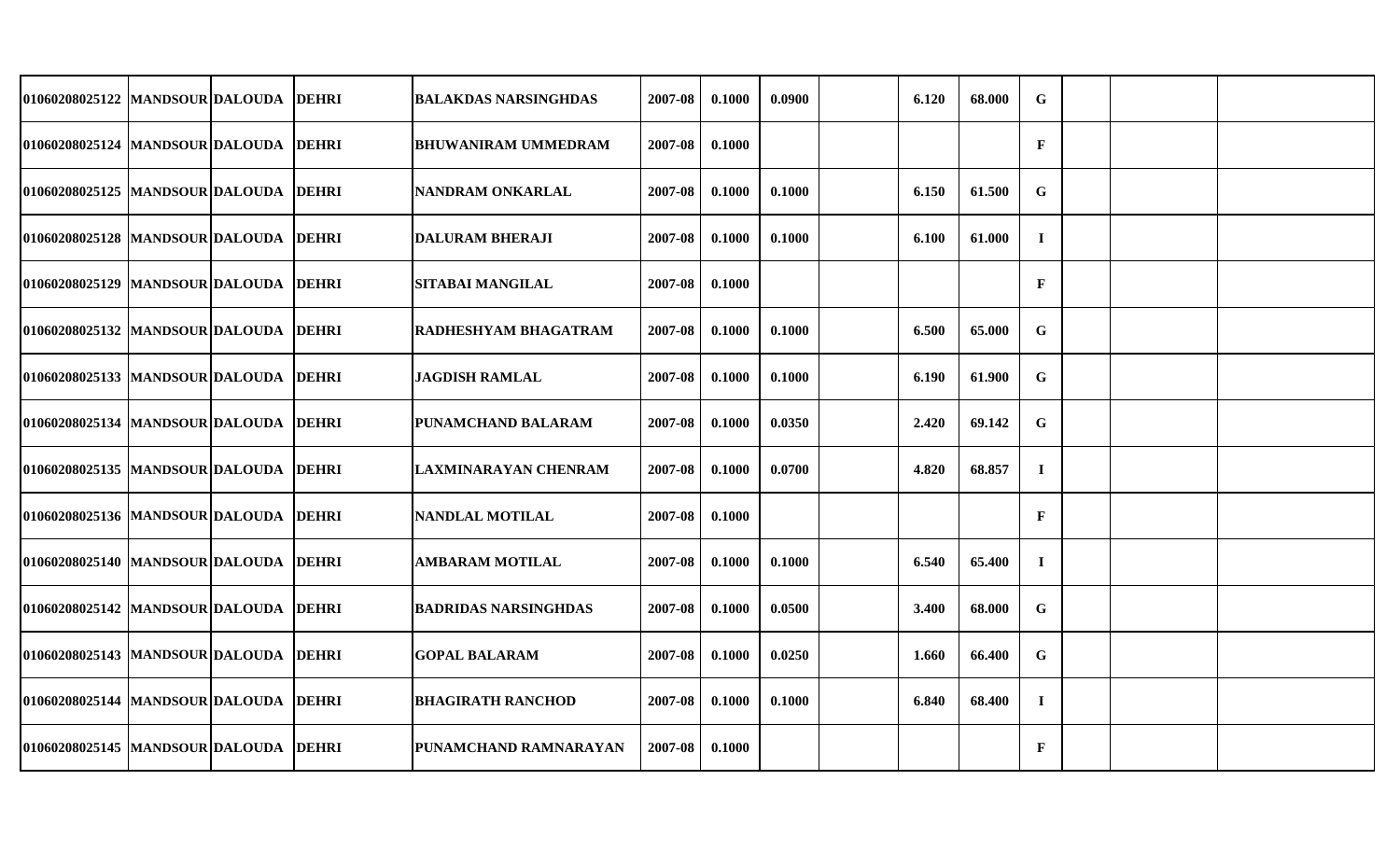| | | | | | | | | | | | | | | |
|---|---|---|---|---|---|---|---|---|---|---|---|---|---|---|
| 01060208025122 | MANDSOUR | DALOUDA | DEHRI | BALAKDAS NARSINGHDAS | 2007-08 | 0.1000 | 0.0900 | | 6.120 | 68.000 | G | | | |
| 01060208025124 | MANDSOUR | DALOUDA | DEHRI | BHUWANIRAM UMMEDRAM | 2007-08 | 0.1000 | | | | | F | | | |
| 01060208025125 | MANDSOUR | DALOUDA | DEHRI | NANDRAM ONKARLAL | 2007-08 | 0.1000 | 0.1000 | | 6.150 | 61.500 | G | | | |
| 01060208025128 | MANDSOUR | DALOUDA | DEHRI | DALURAM BHERAJI | 2007-08 | 0.1000 | 0.1000 | | 6.100 | 61.000 | I | | | |
| 01060208025129 | MANDSOUR | DALOUDA | DEHRI | SITABAI MANGILAL | 2007-08 | 0.1000 | | | | | F | | | |
| 01060208025132 | MANDSOUR | DALOUDA | DEHRI | RADHESHYAM BHAGATRAM | 2007-08 | 0.1000 | 0.1000 | | 6.500 | 65.000 | G | | | |
| 01060208025133 | MANDSOUR | DALOUDA | DEHRI | JAGDISH RAMLAL | 2007-08 | 0.1000 | 0.1000 | | 6.190 | 61.900 | G | | | |
| 01060208025134 | MANDSOUR | DALOUDA | DEHRI | PUNAMCHAND BALARAM | 2007-08 | 0.1000 | 0.0350 | | 2.420 | 69.142 | G | | | |
| 01060208025135 | MANDSOUR | DALOUDA | DEHRI | LAXMINARAYAN CHENRAM | 2007-08 | 0.1000 | 0.0700 | | 4.820 | 68.857 | I | | | |
| 01060208025136 | MANDSOUR | DALOUDA | DEHRI | NANDLAL MOTILAL | 2007-08 | 0.1000 | | | | | F | | | |
| 01060208025140 | MANDSOUR | DALOUDA | DEHRI | AMBARAM MOTILAL | 2007-08 | 0.1000 | 0.1000 | | 6.540 | 65.400 | I | | | |
| 01060208025142 | MANDSOUR | DALOUDA | DEHRI | BADRIDAS NARSINGHDAS | 2007-08 | 0.1000 | 0.0500 | | 3.400 | 68.000 | G | | | |
| 01060208025143 | MANDSOUR | DALOUDA | DEHRI | GOPAL BALARAM | 2007-08 | 0.1000 | 0.0250 | | 1.660 | 66.400 | G | | | |
| 01060208025144 | MANDSOUR | DALOUDA | DEHRI | BHAGIRATH RANCHOD | 2007-08 | 0.1000 | 0.1000 | | 6.840 | 68.400 | I | | | |
| 01060208025145 | MANDSOUR | DALOUDA | DEHRI | PUNAMCHAND RAMNARAYAN | 2007-08 | 0.1000 | | | | | F | | | |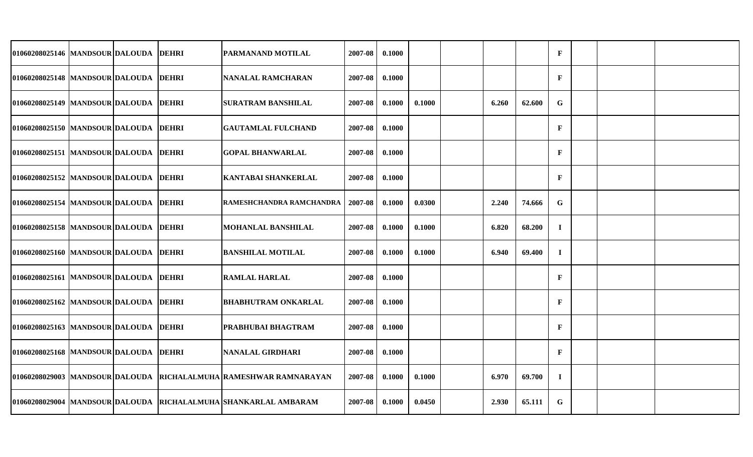| | | | | | | | | | | | | | | |
|---|---|---|---|---|---|---|---|---|---|---|---|---|---|---|
| 01060208025146 | MANDSOUR | DALOUDA | DEHRI | PARMANAND MOTILAL | 2007-08 | 0.1000 | | | | | F | | | |
| 01060208025148 | MANDSOUR | DALOUDA | DEHRI | NANALAL RAMCHARAN | 2007-08 | 0.1000 | | | | | F | | | |
| 01060208025149 | MANDSOUR | DALOUDA | DEHRI | SURATRAM BANSHILAL | 2007-08 | 0.1000 | 0.1000 | | 6.260 | 62.600 | G | | | |
| 01060208025150 | MANDSOUR | DALOUDA | DEHRI | GAUTAMLAL FULCHAND | 2007-08 | 0.1000 | | | | | F | | | |
| 01060208025151 | MANDSOUR | DALOUDA | DEHRI | GOPAL BHANWARLAL | 2007-08 | 0.1000 | | | | | F | | | |
| 01060208025152 | MANDSOUR | DALOUDA | DEHRI | KANTABAI SHANKERLAL | 2007-08 | 0.1000 | | | | | F | | | |
| 01060208025154 | MANDSOUR | DALOUDA | DEHRI | RAMESHCHANDRA RAMCHANDRA | 2007-08 | 0.1000 | 0.0300 | | 2.240 | 74.666 | G | | | |
| 01060208025158 | MANDSOUR | DALOUDA | DEHRI | MOHANLAL BANSHILAL | 2007-08 | 0.1000 | 0.1000 | | 6.820 | 68.200 | I | | | |
| 01060208025160 | MANDSOUR | DALOUDA | DEHRI | BANSHILAL MOTILAL | 2007-08 | 0.1000 | 0.1000 | | 6.940 | 69.400 | I | | | |
| 01060208025161 | MANDSOUR | DALOUDA | DEHRI | RAMLAL HARLAL | 2007-08 | 0.1000 | | | | | F | | | |
| 01060208025162 | MANDSOUR | DALOUDA | DEHRI | BHABHUTRAM ONKARLAL | 2007-08 | 0.1000 | | | | | F | | | |
| 01060208025163 | MANDSOUR | DALOUDA | DEHRI | PRABHUBAI BHAGTRAM | 2007-08 | 0.1000 | | | | | F | | | |
| 01060208025168 | MANDSOUR | DALOUDA | DEHRI | NANALAL GIRDHARI | 2007-08 | 0.1000 | | | | | F | | | |
| 01060208029003 | MANDSOUR | DALOUDA | RICHALALMUHA | RAMESHWAR RAMNARAYAN | 2007-08 | 0.1000 | 0.1000 | | 6.970 | 69.700 | I | | | |
| 01060208029004 | MANDSOUR | DALOUDA | RICHALALMUHA | SHANKARLAL AMBARAM | 2007-08 | 0.1000 | 0.0450 | | 2.930 | 65.111 | G | | | |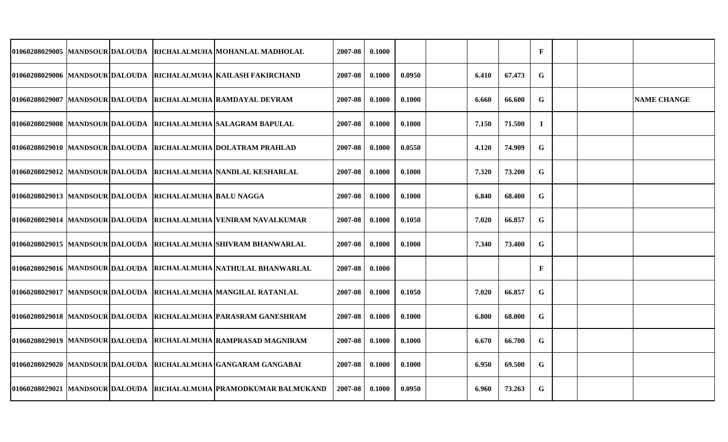| | | | | | | | | | | | | | | |
|---|---|---|---|---|---|---|---|---|---|---|---|---|---|---|
| 01060208029005 | MANDSOUR | DALOUDA | RICHALALMUHA | MOHANLAL MADHOLAL | 2007-08 | 0.1000 | | | | | F | | | |
| 01060208029006 | MANDSOUR | DALOUDA | RICHALALMUHA | KAILASH FAKIRCHAND | 2007-08 | 0.1000 | 0.0950 | | 6.410 | 67.473 | G | | | |
| 01060208029007 | MANDSOUR | DALOUDA | RICHALALMUHA | RAMDAYAL DEVRAM | 2007-08 | 0.1000 | 0.1000 | | 6.660 | 66.600 | G | | | NAME CHANGE |
| 01060208029008 | MANDSOUR | DALOUDA | RICHALALMUHA | SALAGRAM BAPULAL | 2007-08 | 0.1000 | 0.1000 | | 7.150 | 71.500 | I | | | |
| 01060208029010 | MANDSOUR | DALOUDA | RICHALALMUHA | DOLATRAM PRAHLAD | 2007-08 | 0.1000 | 0.0550 | | 4.120 | 74.909 | G | | | |
| 01060208029012 | MANDSOUR | DALOUDA | RICHALALMUHA | NANDLAL KESHARLAL | 2007-08 | 0.1000 | 0.1000 | | 7.320 | 73.200 | G | | | |
| 01060208029013 | MANDSOUR | DALOUDA | RICHALALMUHA | BALU NAGGA | 2007-08 | 0.1000 | 0.1000 | | 6.840 | 68.400 | G | | | |
| 01060208029014 | MANDSOUR | DALOUDA | RICHALALMUHA | VENIRAM NAVALKUMAR | 2007-08 | 0.1000 | 0.1050 | | 7.020 | 66.857 | G | | | |
| 01060208029015 | MANDSOUR | DALOUDA | RICHALALMUHA | SHIVRAM BHANWARLAL | 2007-08 | 0.1000 | 0.1000 | | 7.340 | 73.400 | G | | | |
| 01060208029016 | MANDSOUR | DALOUDA | RICHALALMUHA | NATHULAL BHANWARLAL | 2007-08 | 0.1000 | | | | | F | | | |
| 01060208029017 | MANDSOUR | DALOUDA | RICHALALMUHA | MANGILAL RATANLAL | 2007-08 | 0.1000 | 0.1050 | | 7.020 | 66.857 | G | | | |
| 01060208029018 | MANDSOUR | DALOUDA | RICHALALMUHA | PARASRAM GANESHRAM | 2007-08 | 0.1000 | 0.1000 | | 6.800 | 68.000 | G | | | |
| 01060208029019 | MANDSOUR | DALOUDA | RICHALALMUHA | RAMPRASAD MAGNIRAM | 2007-08 | 0.1000 | 0.1000 | | 6.670 | 66.700 | G | | | |
| 01060208029020 | MANDSOUR | DALOUDA | RICHALALMUHA | GANGARAM GANGABAI | 2007-08 | 0.1000 | 0.1000 | | 6.950 | 69.500 | G | | | |
| 01060208029021 | MANDSOUR | DALOUDA | RICHALALMUHA | PRAMODKUMAR BALMUKAND | 2007-08 | 0.1000 | 0.0950 | | 6.960 | 73.263 | G | | | |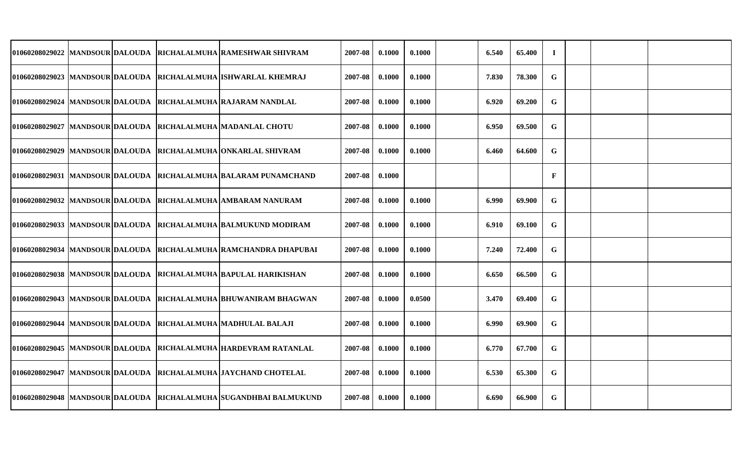| | | | | | | | | | | | | | | | |
|---|---|---|---|---|---|---|---|---|---|---|---|---|---|---|---|
| 01060208029022 | MANDSOUR | DALOUDA | | RICHALALMUHA | RAMESHWAR SHIVRAM | 2007-08 | 0.1000 | 0.1000 | | 6.540 | 65.400 | I | | | |
| 01060208029023 | MANDSOUR | DALOUDA | | RICHALALMUHA | ISHWARLAL KHEMRAJ | 2007-08 | 0.1000 | 0.1000 | | 7.830 | 78.300 | G | | | |
| 01060208029024 | MANDSOUR | DALOUDA | | RICHALALMUHA | RAJARAM NANDLAL | 2007-08 | 0.1000 | 0.1000 | | 6.920 | 69.200 | G | | | |
| 01060208029027 | MANDSOUR | DALOUDA | | RICHALALMUHA | MADANLAL CHOTU | 2007-08 | 0.1000 | 0.1000 | | 6.950 | 69.500 | G | | | |
| 01060208029029 | MANDSOUR | DALOUDA | | RICHALALMUHA | ONKARLAL SHIVRAM | 2007-08 | 0.1000 | 0.1000 | | 6.460 | 64.600 | G | | | |
| 01060208029031 | MANDSOUR | DALOUDA | | RICHALALMUHA | BALARAM PUNAMCHAND | 2007-08 | 0.1000 | | | | | F | | | |
| 01060208029032 | MANDSOUR | DALOUDA | | RICHALALMUHA | AMBARAM NANURAM | 2007-08 | 0.1000 | 0.1000 | | 6.990 | 69.900 | G | | | |
| 01060208029033 | MANDSOUR | DALOUDA | | RICHALALMUHA | BALMUKUND MODIRAM | 2007-08 | 0.1000 | 0.1000 | | 6.910 | 69.100 | G | | | |
| 01060208029034 | MANDSOUR | DALOUDA | | RICHALALMUHA | RAMCHANDRA DHAPUBAI | 2007-08 | 0.1000 | 0.1000 | | 7.240 | 72.400 | G | | | |
| 01060208029038 | MANDSOUR | DALOUDA | | RICHALALMUHA | BAPULAL HARIKISHAN | 2007-08 | 0.1000 | 0.1000 | | 6.650 | 66.500 | G | | | |
| 01060208029043 | MANDSOUR | DALOUDA | | RICHALALMUHA | BHUWANIRAM BHAGWAN | 2007-08 | 0.1000 | 0.0500 | | 3.470 | 69.400 | G | | | |
| 01060208029044 | MANDSOUR | DALOUDA | | RICHALALMUHA | MADHULAL BALAJI | 2007-08 | 0.1000 | 0.1000 | | 6.990 | 69.900 | G | | | |
| 01060208029045 | MANDSOUR | DALOUDA | | RICHALALMUHA | HARDEVRAM RATANLAL | 2007-08 | 0.1000 | 0.1000 | | 6.770 | 67.700 | G | | | |
| 01060208029047 | MANDSOUR | DALOUDA | | RICHALALMUHA | JAYCHAND CHOTELAL | 2007-08 | 0.1000 | 0.1000 | | 6.530 | 65.300 | G | | | |
| 01060208029048 | MANDSOUR | DALOUDA | | RICHALALMUHA | SUGANDHBAI BALMUKUND | 2007-08 | 0.1000 | 0.1000 | | 6.690 | 66.900 | G | | | |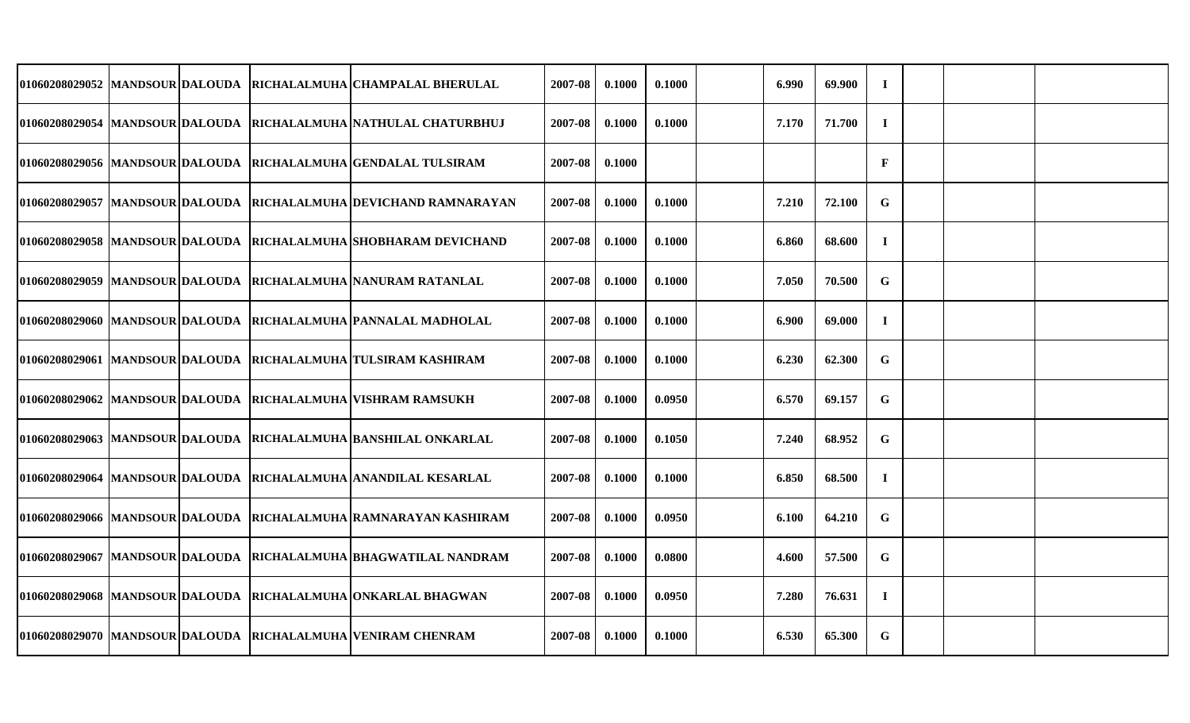| | | | | | | | | | | | | | | |
|---|---|---|---|---|---|---|---|---|---|---|---|---|---|---|
| 01060208029052 | MANDSOUR | DALOUDA | RICHALALMUHA | CHAMPALAL BHERULAL | 2007-08 | 0.1000 | 0.1000 | | 6.990 | 69.900 | I | | | |
| 01060208029054 | MANDSOUR | DALOUDA | RICHALALMUHA | NATHULAL CHATURBHUJ | 2007-08 | 0.1000 | 0.1000 | | 7.170 | 71.700 | I | | | |
| 01060208029056 | MANDSOUR | DALOUDA | RICHALALMUHA | GENDALAL TULSIRAM | 2007-08 | 0.1000 | | | | | F | | | |
| 01060208029057 | MANDSOUR | DALOUDA | RICHALALMUHA | DEVICHAND RAMNARAYAN | 2007-08 | 0.1000 | 0.1000 | | 7.210 | 72.100 | G | | | |
| 01060208029058 | MANDSOUR | DALOUDA | RICHALALMUHA | SHOBHARAM DEVICHAND | 2007-08 | 0.1000 | 0.1000 | | 6.860 | 68.600 | I | | | |
| 01060208029059 | MANDSOUR | DALOUDA | RICHALALMUHA | NANURAM RATANLAL | 2007-08 | 0.1000 | 0.1000 | | 7.050 | 70.500 | G | | | |
| 01060208029060 | MANDSOUR | DALOUDA | RICHALALMUHA | PANNALAL MADHOLAL | 2007-08 | 0.1000 | 0.1000 | | 6.900 | 69.000 | I | | | |
| 01060208029061 | MANDSOUR | DALOUDA | RICHALALMUHA | TULSIRAM KASHIRAM | 2007-08 | 0.1000 | 0.1000 | | 6.230 | 62.300 | G | | | |
| 01060208029062 | MANDSOUR | DALOUDA | RICHALALMUHA | VISHRAM RAMSUKH | 2007-08 | 0.1000 | 0.0950 | | 6.570 | 69.157 | G | | | |
| 01060208029063 | MANDSOUR | DALOUDA | RICHALALMUHA | BANSHILAL ONKARLAL | 2007-08 | 0.1000 | 0.1050 | | 7.240 | 68.952 | G | | | |
| 01060208029064 | MANDSOUR | DALOUDA | RICHALALMUHA | ANANDILAL KESARLAL | 2007-08 | 0.1000 | 0.1000 | | 6.850 | 68.500 | I | | | |
| 01060208029066 | MANDSOUR | DALOUDA | RICHALALMUHA | RAMNARAYAN KASHIRAM | 2007-08 | 0.1000 | 0.0950 | | 6.100 | 64.210 | G | | | |
| 01060208029067 | MANDSOUR | DALOUDA | RICHALALMUHA | BHAGWATILAL NANDRAM | 2007-08 | 0.1000 | 0.0800 | | 4.600 | 57.500 | G | | | |
| 01060208029068 | MANDSOUR | DALOUDA | RICHALALMUHA | ONKARLAL BHAGWAN | 2007-08 | 0.1000 | 0.0950 | | 7.280 | 76.631 | I | | | |
| 01060208029070 | MANDSOUR | DALOUDA | RICHALALMUHA | VENIRAM CHENRAM | 2007-08 | 0.1000 | 0.1000 | | 6.530 | 65.300 | G | | | |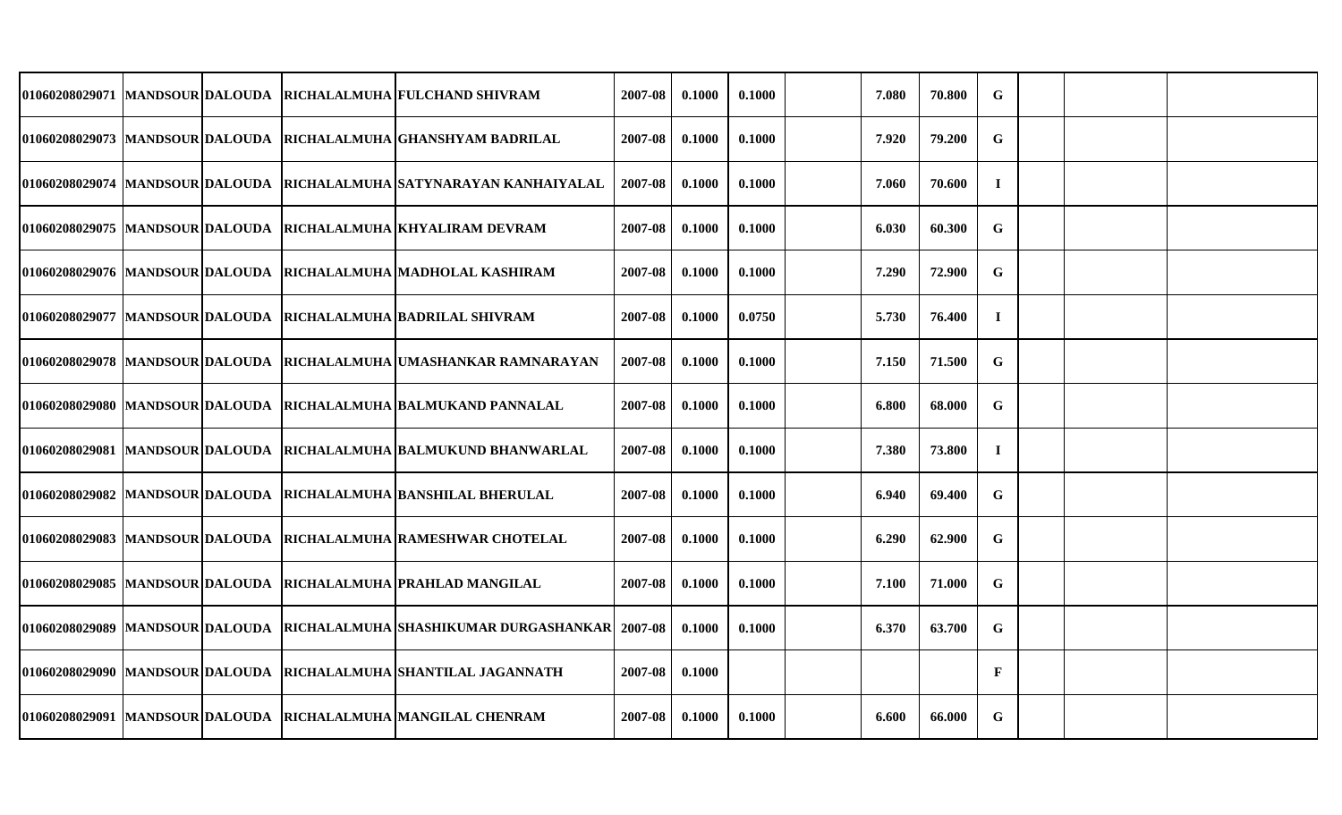| | | | | | | | | | | | | | | |
|---|---|---|---|---|---|---|---|---|---|---|---|---|---|---|
| 01060208029071 | MANDSOUR | DALOUDA | RICHALALMUHA | FULCHAND SHIVRAM | 2007-08 | 0.1000 | 0.1000 | | 7.080 | 70.800 | G | | | |
| 01060208029073 | MANDSOUR | DALOUDA | RICHALALMUHA | GHANSHYAM BADRILAL | 2007-08 | 0.1000 | 0.1000 | | 7.920 | 79.200 | G | | | |
| 01060208029074 | MANDSOUR | DALOUDA | RICHALALMUHA | SATYNARAYAN KANHAIYALAL | 2007-08 | 0.1000 | 0.1000 | | 7.060 | 70.600 | I | | | |
| 01060208029075 | MANDSOUR | DALOUDA | RICHALALMUHA | KHYALIRAM DEVRAM | 2007-08 | 0.1000 | 0.1000 | | 6.030 | 60.300 | G | | | |
| 01060208029076 | MANDSOUR | DALOUDA | RICHALALMUHA | MADHOLAL KASHIRAM | 2007-08 | 0.1000 | 0.1000 | | 7.290 | 72.900 | G | | | |
| 01060208029077 | MANDSOUR | DALOUDA | RICHALALMUHA | BADRILAL SHIVRAM | 2007-08 | 0.1000 | 0.0750 | | 5.730 | 76.400 | I | | | |
| 01060208029078 | MANDSOUR | DALOUDA | RICHALALMUHA | UMASHANKAR RAMNARAYAN | 2007-08 | 0.1000 | 0.1000 | | 7.150 | 71.500 | G | | | |
| 01060208029080 | MANDSOUR | DALOUDA | RICHALALMUHA | BALMUKAND PANNALAL | 2007-08 | 0.1000 | 0.1000 | | 6.800 | 68.000 | G | | | |
| 01060208029081 | MANDSOUR | DALOUDA | RICHALALMUHA | BALMUKUND BHANWARLAL | 2007-08 | 0.1000 | 0.1000 | | 7.380 | 73.800 | I | | | |
| 01060208029082 | MANDSOUR | DALOUDA | RICHALALMUHA | BANSHILAL BHERULAL | 2007-08 | 0.1000 | 0.1000 | | 6.940 | 69.400 | G | | | |
| 01060208029083 | MANDSOUR | DALOUDA | RICHALALMUHA | RAMESHWAR CHOTELAL | 2007-08 | 0.1000 | 0.1000 | | 6.290 | 62.900 | G | | | |
| 01060208029085 | MANDSOUR | DALOUDA | RICHALALMUHA | PRAHLAD MANGILAL | 2007-08 | 0.1000 | 0.1000 | | 7.100 | 71.000 | G | | | |
| 01060208029089 | MANDSOUR | DALOUDA | RICHALALMUHA | SHASHIKUMAR DURGASHANKAR | 2007-08 | 0.1000 | 0.1000 | | 6.370 | 63.700 | G | | | |
| 01060208029090 | MANDSOUR | DALOUDA | RICHALALMUHA | SHANTILAL JAGANNATH | 2007-08 | 0.1000 | | | | | F | | | |
| 01060208029091 | MANDSOUR | DALOUDA | RICHALALMUHA | MANGILAL CHENRAM | 2007-08 | 0.1000 | 0.1000 | | 6.600 | 66.000 | G | | | |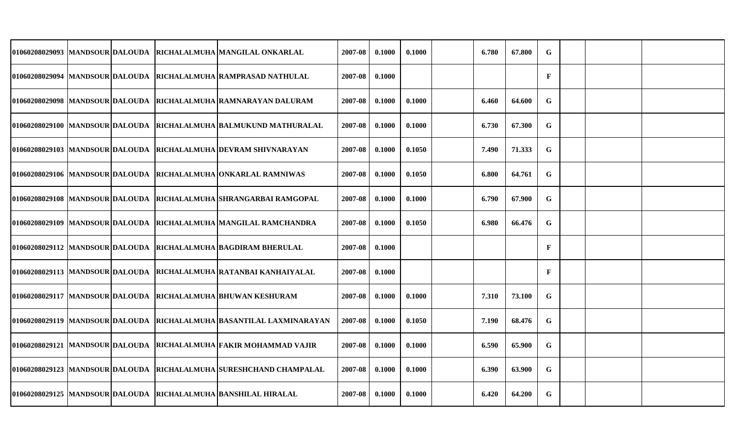| | | | | | | | | | | | | | | | |
|---|---|---|---|---|---|---|---|---|---|---|---|---|---|---|---|
| 01060208029093 | MANDSOUR | DALOUDA | RICHALALMUHA | MANGILAL ONKARLAL | 2007-08 | 0.1000 | 0.1000 | | 6.780 | 67.800 | G | | | |
| 01060208029094 | MANDSOUR | DALOUDA | RICHALALMUHA | RAMPRASAD NATHULAL | 2007-08 | 0.1000 | | | | | F | | | |
| 01060208029098 | MANDSOUR | DALOUDA | RICHALALMUHA | RAMNARAYAN DALURAM | 2007-08 | 0.1000 | 0.1000 | | 6.460 | 64.600 | G | | | |
| 01060208029100 | MANDSOUR | DALOUDA | RICHALALMUHA | BALMUKUND MATHURALAL | 2007-08 | 0.1000 | 0.1000 | | 6.730 | 67.300 | G | | | |
| 01060208029103 | MANDSOUR | DALOUDA | RICHALALMUHA | DEVRAM SHIVNARAYAN | 2007-08 | 0.1000 | 0.1050 | | 7.490 | 71.333 | G | | | |
| 01060208029106 | MANDSOUR | DALOUDA | RICHALALMUHA | ONKARLAL RAMNIWAS | 2007-08 | 0.1000 | 0.1050 | | 6.800 | 64.761 | G | | | |
| 01060208029108 | MANDSOUR | DALOUDA | RICHALALMUHA | SHRANGARBAI RAMGOPAL | 2007-08 | 0.1000 | 0.1000 | | 6.790 | 67.900 | G | | | |
| 01060208029109 | MANDSOUR | DALOUDA | RICHALALMUHA | MANGILAL RAMCHANDRA | 2007-08 | 0.1000 | 0.1050 | | 6.980 | 66.476 | G | | | |
| 01060208029112 | MANDSOUR | DALOUDA | RICHALALMUHA | BAGDIRAM BHERULAL | 2007-08 | 0.1000 | | | | | F | | | |
| 01060208029113 | MANDSOUR | DALOUDA | RICHALALMUHA | RATANBAI KANHAIYALAL | 2007-08 | 0.1000 | | | | | F | | | |
| 01060208029117 | MANDSOUR | DALOUDA | RICHALALMUHA | BHUWAN KESHURAM | 2007-08 | 0.1000 | 0.1000 | | 7.310 | 73.100 | G | | | |
| 01060208029119 | MANDSOUR | DALOUDA | RICHALALMUHA | BASANTILAL LAXMINARAYAN | 2007-08 | 0.1000 | 0.1050 | | 7.190 | 68.476 | G | | | |
| 01060208029121 | MANDSOUR | DALOUDA | RICHALALMUHA | FAKIR MOHAMMAD VAJIR | 2007-08 | 0.1000 | 0.1000 | | 6.590 | 65.900 | G | | | |
| 01060208029123 | MANDSOUR | DALOUDA | RICHALALMUHA | SURESHCHAND CHAMPALAL | 2007-08 | 0.1000 | 0.1000 | | 6.390 | 63.900 | G | | | |
| 01060208029125 | MANDSOUR | DALOUDA | RICHALALMUHA | BANSHILAL HIRALAL | 2007-08 | 0.1000 | 0.1000 | | 6.420 | 64.200 | G | | | |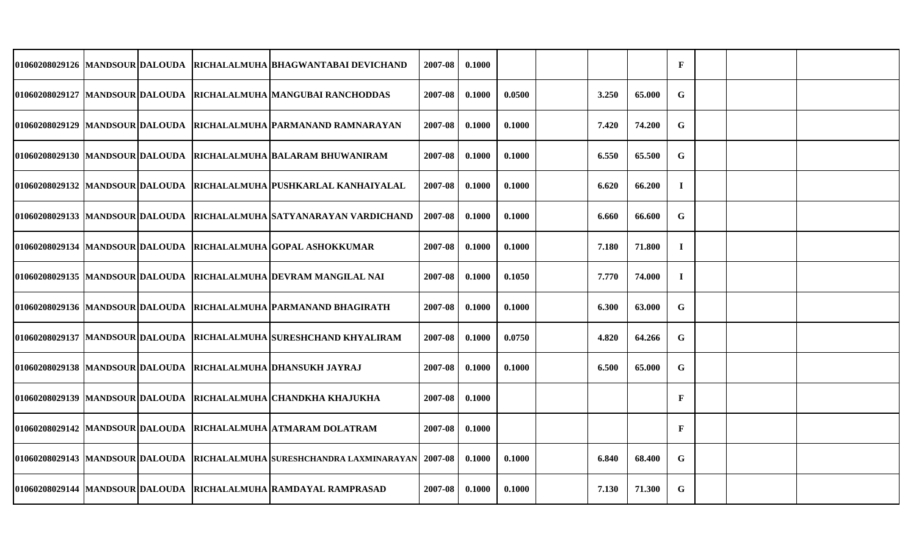| | | | | | | | | | | | | | | | |
|---|---|---|---|---|---|---|---|---|---|---|---|---|---|---|---|
| 01060208029126 | MANDSOUR | DALOUDA | | RICHALALMUHA | BHAGWANTABAI DEVICHAND | 2007-08 | 0.1000 | | | | | F | | | |
| 01060208029127 | MANDSOUR | DALOUDA | | RICHALALMUHA | MANGUBAI RANCHODDAS | 2007-08 | 0.1000 | 0.0500 | | 3.250 | 65.000 | G | | | |
| 01060208029129 | MANDSOUR | DALOUDA | | RICHALALMUHA | PARMANAND RAMNARAYAN | 2007-08 | 0.1000 | 0.1000 | | 7.420 | 74.200 | G | | | |
| 01060208029130 | MANDSOUR | DALOUDA | | RICHALALMUHA | BALARAM BHUWANIRAM | 2007-08 | 0.1000 | 0.1000 | | 6.550 | 65.500 | G | | | |
| 01060208029132 | MANDSOUR | DALOUDA | | RICHALALMUHA | PUSHKARLAL KANHAIYALAL | 2007-08 | 0.1000 | 0.1000 | | 6.620 | 66.200 | I | | | |
| 01060208029133 | MANDSOUR | DALOUDA | | RICHALALMUHA | SATYANARAYAN VARDICHAND | 2007-08 | 0.1000 | 0.1000 | | 6.660 | 66.600 | G | | | |
| 01060208029134 | MANDSOUR | DALOUDA | | RICHALALMUHA | GOPAL ASHOKKUMAR | 2007-08 | 0.1000 | 0.1000 | | 7.180 | 71.800 | I | | | |
| 01060208029135 | MANDSOUR | DALOUDA | | RICHALALMUHA | DEVRAM MANGILAL NAI | 2007-08 | 0.1000 | 0.1050 | | 7.770 | 74.000 | I | | | |
| 01060208029136 | MANDSOUR | DALOUDA | | RICHALALMUHA | PARMANAND BHAGIRATH | 2007-08 | 0.1000 | 0.1000 | | 6.300 | 63.000 | G | | | |
| 01060208029137 | MANDSOUR | DALOUDA | | RICHALALMUHA | SURESHCHAND KHYALIRAM | 2007-08 | 0.1000 | 0.0750 | | 4.820 | 64.266 | G | | | |
| 01060208029138 | MANDSOUR | DALOUDA | | RICHALALMUHA | DHANSUKH JAYRAJ | 2007-08 | 0.1000 | 0.1000 | | 6.500 | 65.000 | G | | | |
| 01060208029139 | MANDSOUR | DALOUDA | | RICHALALMUHA | CHANDKHA KHAJUKHA | 2007-08 | 0.1000 | | | | | F | | | |
| 01060208029142 | MANDSOUR | DALOUDA | | RICHALALMUHA | ATMARAM DOLATRAM | 2007-08 | 0.1000 | | | | | F | | | |
| 01060208029143 | MANDSOUR | DALOUDA | | RICHALALMUHA | SURESHCHANDRA LAXMINARAYAN | 2007-08 | 0.1000 | 0.1000 | | 6.840 | 68.400 | G | | | |
| 01060208029144 | MANDSOUR | DALOUDA | | RICHALALMUHA | RAMDAYAL RAMPRASAD | 2007-08 | 0.1000 | 0.1000 | | 7.130 | 71.300 | G | | | |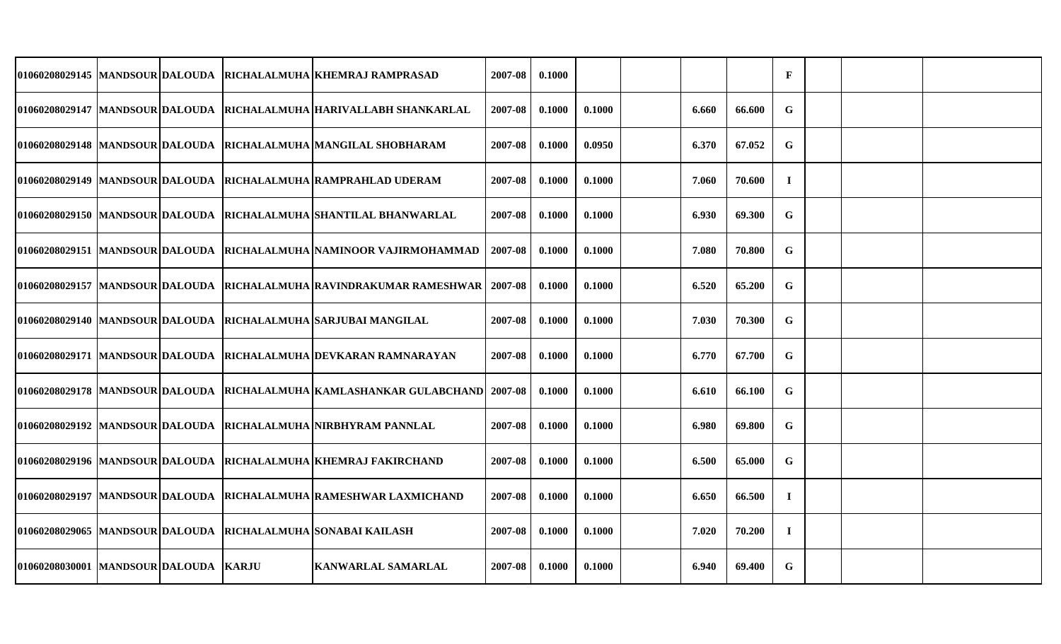| | | | | | | | | | | | | | | |
|---|---|---|---|---|---|---|---|---|---|---|---|---|---|---|
| 01060208029145 | MANDSOUR | DALOUDA | RICHALALMUHA | KHEMRAJ RAMPRASAD | 2007-08 | 0.1000 | | | | | F | | | |
| 01060208029147 | MANDSOUR | DALOUDA | RICHALALMUHA | HARIVALLABH SHANKARLAL | 2007-08 | 0.1000 | 0.1000 | | 6.660 | 66.600 | G | | | |
| 01060208029148 | MANDSOUR | DALOUDA | RICHALALMUHA | MANGILAL SHOBHARAM | 2007-08 | 0.1000 | 0.0950 | | 6.370 | 67.052 | G | | | |
| 01060208029149 | MANDSOUR | DALOUDA | RICHALALMUHA | RAMPRAHLAD UDERAM | 2007-08 | 0.1000 | 0.1000 | | 7.060 | 70.600 | I | | | |
| 01060208029150 | MANDSOUR | DALOUDA | RICHALALMUHA | SHANTILAL BHANWARLAL | 2007-08 | 0.1000 | 0.1000 | | 6.930 | 69.300 | G | | | |
| 01060208029151 | MANDSOUR | DALOUDA | RICHALALMUHA | NAMINOOR VAJIRMOHAMMAD | 2007-08 | 0.1000 | 0.1000 | | 7.080 | 70.800 | G | | | |
| 01060208029157 | MANDSOUR | DALOUDA | RICHALALMUHA | RAVINDRAKUMAR RAMESHWAR | 2007-08 | 0.1000 | 0.1000 | | 6.520 | 65.200 | G | | | |
| 01060208029140 | MANDSOUR | DALOUDA | RICHALALMUHA | SARJUBAI MANGILAL | 2007-08 | 0.1000 | 0.1000 | | 7.030 | 70.300 | G | | | |
| 01060208029171 | MANDSOUR | DALOUDA | RICHALALMUHA | DEVKARAN RAMNARAYAN | 2007-08 | 0.1000 | 0.1000 | | 6.770 | 67.700 | G | | | |
| 01060208029178 | MANDSOUR | DALOUDA | RICHALALMUHA | KAMLASHANKAR GULABCHAND | 2007-08 | 0.1000 | 0.1000 | | 6.610 | 66.100 | G | | | |
| 01060208029192 | MANDSOUR | DALOUDA | RICHALALMUHA | NIRBHYRAM PANNLAL | 2007-08 | 0.1000 | 0.1000 | | 6.980 | 69.800 | G | | | |
| 01060208029196 | MANDSOUR | DALOUDA | RICHALALMUHA | KHEMRAJ FAKIRCHAND | 2007-08 | 0.1000 | 0.1000 | | 6.500 | 65.000 | G | | | |
| 01060208029197 | MANDSOUR | DALOUDA | RICHALALMUHA | RAMESHWAR LAXMICHAND | 2007-08 | 0.1000 | 0.1000 | | 6.650 | 66.500 | I | | | |
| 01060208029065 | MANDSOUR | DALOUDA | RICHALALMUHA | SONABAI KAILASH | 2007-08 | 0.1000 | 0.1000 | | 7.020 | 70.200 | I | | | |
| 01060208030001 | MANDSOUR | DALOUDA | KARJU | KANWARLAL SAMARLAL | 2007-08 | 0.1000 | 0.1000 | | 6.940 | 69.400 | G | | | |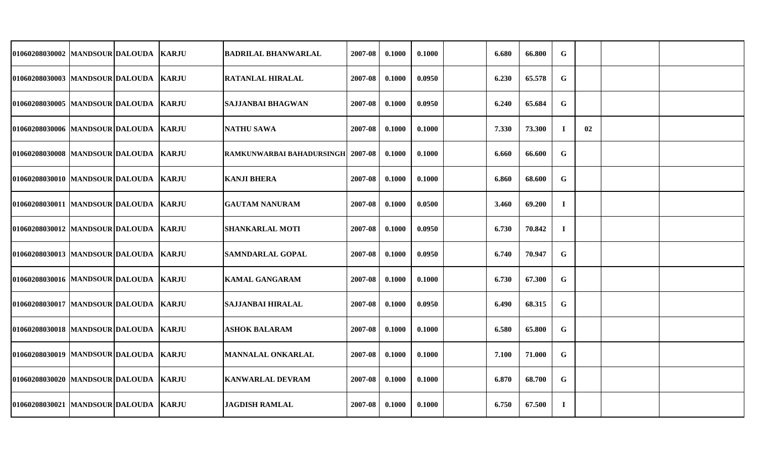| | | | | | | | | | | | | | | | |
|---|---|---|---|---|---|---|---|---|---|---|---|---|---|---|---|
| 01060208030002 | MANDSOUR | DALOUDA | KARJU | BADRILAL BHANWARLAL | 2007-08 | 0.1000 | 0.1000 | | 6.680 | 66.800 | G | | | |
| 01060208030003 | MANDSOUR | DALOUDA | KARJU | RATANLAL HIRALAL | 2007-08 | 0.1000 | 0.0950 | | 6.230 | 65.578 | G | | | |
| 01060208030005 | MANDSOUR | DALOUDA | KARJU | SAJJANBAI BHAGWAN | 2007-08 | 0.1000 | 0.0950 | | 6.240 | 65.684 | G | | | |
| 01060208030006 | MANDSOUR | DALOUDA | KARJU | NATHU SAWA | 2007-08 | 0.1000 | 0.1000 | | 7.330 | 73.300 | I | 02 | | |
| 01060208030008 | MANDSOUR | DALOUDA | KARJU | RAMKUNWARBAI BAHADURSINGH | 2007-08 | 0.1000 | 0.1000 | | 6.660 | 66.600 | G | | | |
| 01060208030010 | MANDSOUR | DALOUDA | KARJU | KANJI BHERA | 2007-08 | 0.1000 | 0.1000 | | 6.860 | 68.600 | G | | | |
| 01060208030011 | MANDSOUR | DALOUDA | KARJU | GAUTAM NANURAM | 2007-08 | 0.1000 | 0.0500 | | 3.460 | 69.200 | I | | | |
| 01060208030012 | MANDSOUR | DALOUDA | KARJU | SHANKARLAL MOTI | 2007-08 | 0.1000 | 0.0950 | | 6.730 | 70.842 | I | | | |
| 01060208030013 | MANDSOUR | DALOUDA | KARJU | SAMNDARLAL GOPAL | 2007-08 | 0.1000 | 0.0950 | | 6.740 | 70.947 | G | | | |
| 01060208030016 | MANDSOUR | DALOUDA | KARJU | KAMAL GANGARAM | 2007-08 | 0.1000 | 0.1000 | | 6.730 | 67.300 | G | | | |
| 01060208030017 | MANDSOUR | DALOUDA | KARJU | SAJJANBAI HIRALAL | 2007-08 | 0.1000 | 0.0950 | | 6.490 | 68.315 | G | | | |
| 01060208030018 | MANDSOUR | DALOUDA | KARJU | ASHOK BALARAM | 2007-08 | 0.1000 | 0.1000 | | 6.580 | 65.800 | G | | | |
| 01060208030019 | MANDSOUR | DALOUDA | KARJU | MANNALAL ONKARLAL | 2007-08 | 0.1000 | 0.1000 | | 7.100 | 71.000 | G | | | |
| 01060208030020 | MANDSOUR | DALOUDA | KARJU | KANWARLAL DEVRAM | 2007-08 | 0.1000 | 0.1000 | | 6.870 | 68.700 | G | | | |
| 01060208030021 | MANDSOUR | DALOUDA | KARJU | JAGDISH RAMLAL | 2007-08 | 0.1000 | 0.1000 | | 6.750 | 67.500 | I | | | |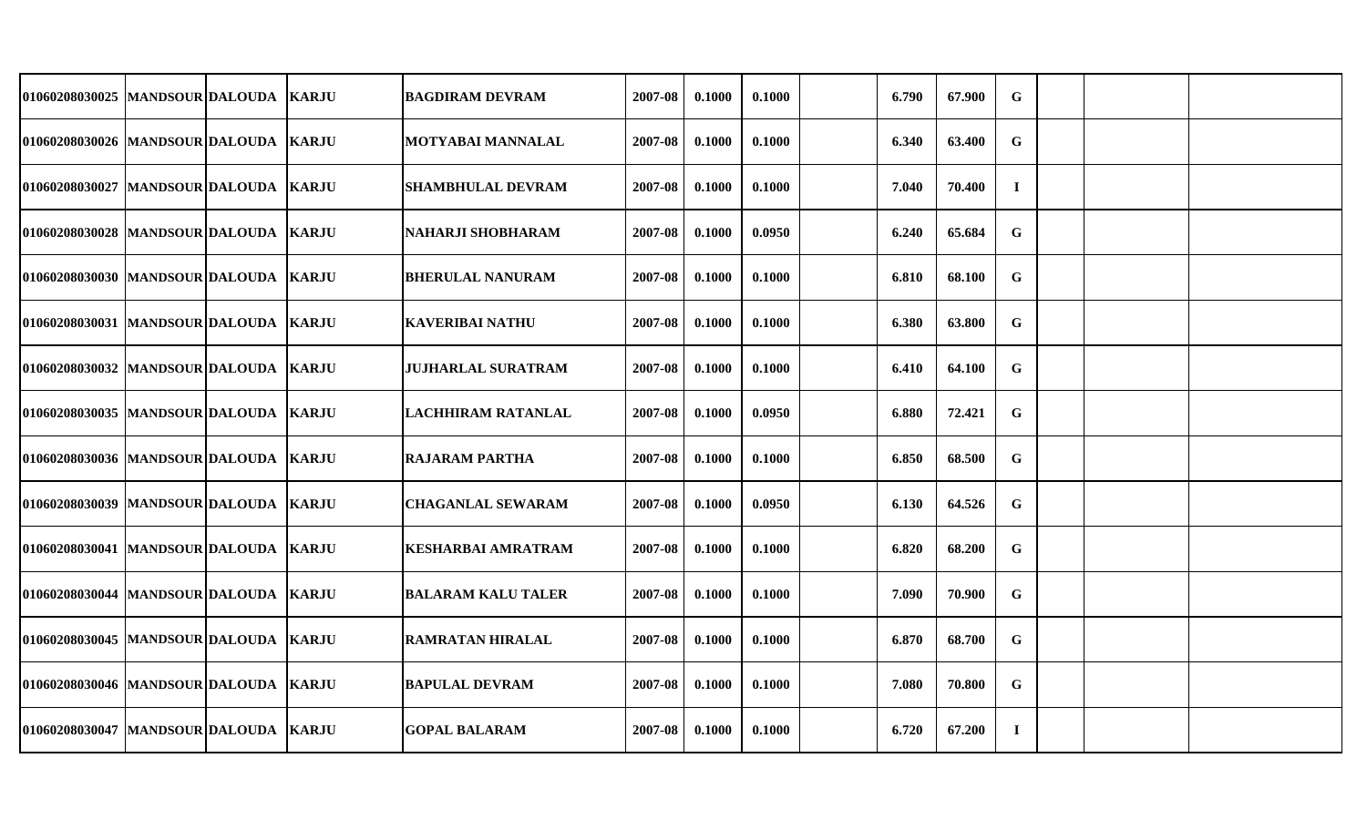| | | | | | | | | | | | | | | |
|---|---|---|---|---|---|---|---|---|---|---|---|---|---|---|
| 01060208030025 | MANDSOUR | DALOUDA | KARJU | BAGDIRAM DEVRAM | 2007-08 | 0.1000 | 0.1000 | | 6.790 | 67.900 | G | | | |
| 01060208030026 | MANDSOUR | DALOUDA | KARJU | MOTYABAI MANNALAL | 2007-08 | 0.1000 | 0.1000 | | 6.340 | 63.400 | G | | | |
| 01060208030027 | MANDSOUR | DALOUDA | KARJU | SHAMBHULAL DEVRAM | 2007-08 | 0.1000 | 0.1000 | | 7.040 | 70.400 | I | | | |
| 01060208030028 | MANDSOUR | DALOUDA | KARJU | NAHARJI SHOBHARAM | 2007-08 | 0.1000 | 0.0950 | | 6.240 | 65.684 | G | | | |
| 01060208030030 | MANDSOUR | DALOUDA | KARJU | BHERULAL NANURAM | 2007-08 | 0.1000 | 0.1000 | | 6.810 | 68.100 | G | | | |
| 01060208030031 | MANDSOUR | DALOUDA | KARJU | KAVERIBAI NATHU | 2007-08 | 0.1000 | 0.1000 | | 6.380 | 63.800 | G | | | |
| 01060208030032 | MANDSOUR | DALOUDA | KARJU | JUJHARLAL SURATRAM | 2007-08 | 0.1000 | 0.1000 | | 6.410 | 64.100 | G | | | |
| 01060208030035 | MANDSOUR | DALOUDA | KARJU | LACHHIRAM RATANLAL | 2007-08 | 0.1000 | 0.0950 | | 6.880 | 72.421 | G | | | |
| 01060208030036 | MANDSOUR | DALOUDA | KARJU | RAJARAM PARTHA | 2007-08 | 0.1000 | 0.1000 | | 6.850 | 68.500 | G | | | |
| 01060208030039 | MANDSOUR | DALOUDA | KARJU | CHAGANLAL SEWARAM | 2007-08 | 0.1000 | 0.0950 | | 6.130 | 64.526 | G | | | |
| 01060208030041 | MANDSOUR | DALOUDA | KARJU | KESHARBAI AMRATRAM | 2007-08 | 0.1000 | 0.1000 | | 6.820 | 68.200 | G | | | |
| 01060208030044 | MANDSOUR | DALOUDA | KARJU | BALARAM KALU TALER | 2007-08 | 0.1000 | 0.1000 | | 7.090 | 70.900 | G | | | |
| 01060208030045 | MANDSOUR | DALOUDA | KARJU | RAMRATAN HIRALAL | 2007-08 | 0.1000 | 0.1000 | | 6.870 | 68.700 | G | | | |
| 01060208030046 | MANDSOUR | DALOUDA | KARJU | BAPULAL DEVRAM | 2007-08 | 0.1000 | 0.1000 | | 7.080 | 70.800 | G | | | |
| 01060208030047 | MANDSOUR | DALOUDA | KARJU | GOPAL BALARAM | 2007-08 | 0.1000 | 0.1000 | | 6.720 | 67.200 | I | | | |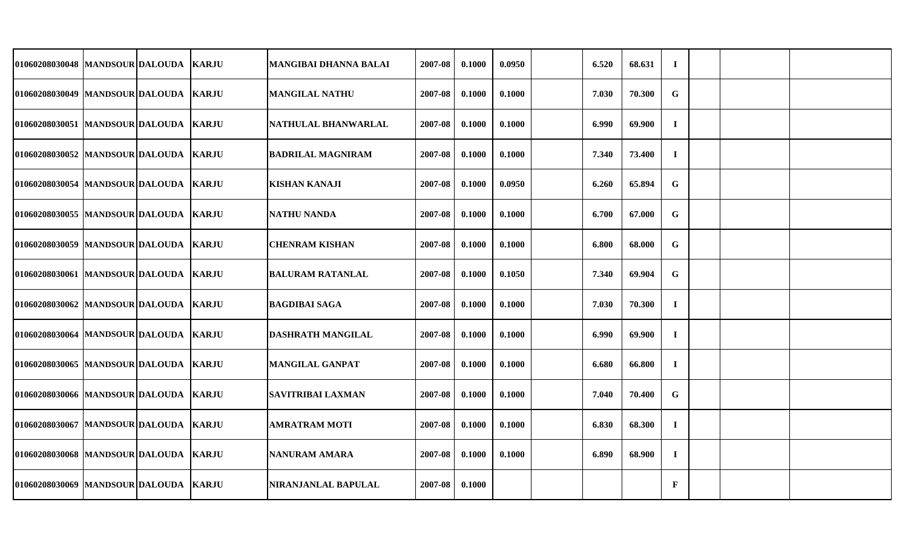| | | | | | | | | | | | | | | |
|---|---|---|---|---|---|---|---|---|---|---|---|---|---|---|
| 01060208030048 | MANDSOUR | DALOUDA | KARJU | MANGIBAI DHANNA BALAI | 2007-08 | 0.1000 | 0.0950 | | 6.520 | 68.631 | I | | | |
| 01060208030049 | MANDSOUR | DALOUDA | KARJU | MANGILAL NATHU | 2007-08 | 0.1000 | 0.1000 | | 7.030 | 70.300 | G | | | |
| 01060208030051 | MANDSOUR | DALOUDA | KARJU | NATHULAL BHANWARLAL | 2007-08 | 0.1000 | 0.1000 | | 6.990 | 69.900 | I | | | |
| 01060208030052 | MANDSOUR | DALOUDA | KARJU | BADRILAL MAGNIRAM | 2007-08 | 0.1000 | 0.1000 | | 7.340 | 73.400 | I | | | |
| 01060208030054 | MANDSOUR | DALOUDA | KARJU | KISHAN KANAJI | 2007-08 | 0.1000 | 0.0950 | | 6.260 | 65.894 | G | | | |
| 01060208030055 | MANDSOUR | DALOUDA | KARJU | NATHU NANDA | 2007-08 | 0.1000 | 0.1000 | | 6.700 | 67.000 | G | | | |
| 01060208030059 | MANDSOUR | DALOUDA | KARJU | CHENRAM KISHAN | 2007-08 | 0.1000 | 0.1000 | | 6.800 | 68.000 | G | | | |
| 01060208030061 | MANDSOUR | DALOUDA | KARJU | BALURAM RATANLAL | 2007-08 | 0.1000 | 0.1050 | | 7.340 | 69.904 | G | | | |
| 01060208030062 | MANDSOUR | DALOUDA | KARJU | BAGDIBAI SAGA | 2007-08 | 0.1000 | 0.1000 | | 7.030 | 70.300 | I | | | |
| 01060208030064 | MANDSOUR | DALOUDA | KARJU | DASHRATH MANGILAL | 2007-08 | 0.1000 | 0.1000 | | 6.990 | 69.900 | I | | | |
| 01060208030065 | MANDSOUR | DALOUDA | KARJU | MANGILAL GANPAT | 2007-08 | 0.1000 | 0.1000 | | 6.680 | 66.800 | I | | | |
| 01060208030066 | MANDSOUR | DALOUDA | KARJU | SAVITRIBAI LAXMAN | 2007-08 | 0.1000 | 0.1000 | | 7.040 | 70.400 | G | | | |
| 01060208030067 | MANDSOUR | DALOUDA | KARJU | AMRATRAM MOTI | 2007-08 | 0.1000 | 0.1000 | | 6.830 | 68.300 | I | | | |
| 01060208030068 | MANDSOUR | DALOUDA | KARJU | NANURAM AMARA | 2007-08 | 0.1000 | 0.1000 | | 6.890 | 68.900 | I | | | |
| 01060208030069 | MANDSOUR | DALOUDA | KARJU | NIRANJANLAL BAPULAL | 2007-08 | 0.1000 | | | | | F | | | |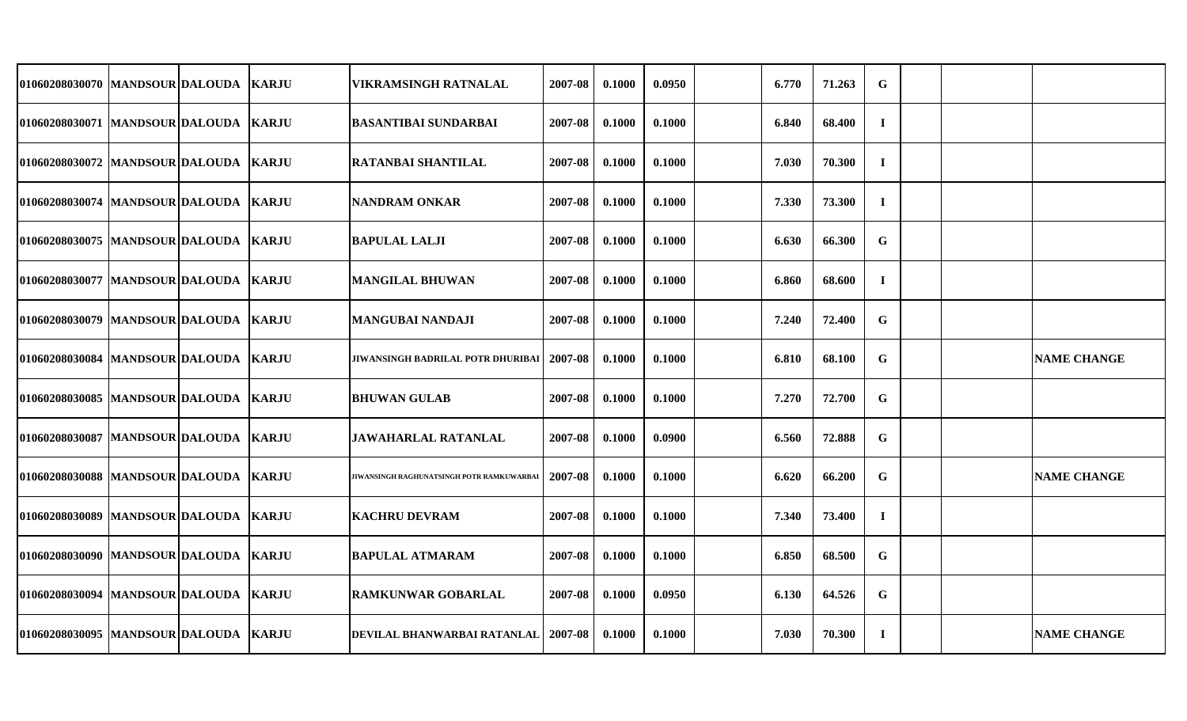| | | | | | | | | | | | | | | | |
|---|---|---|---|---|---|---|---|---|---|---|---|---|---|---|---|
| 01060208030070 | MANDSOUR | DALOUDA | KARJU | VIKRAMSINGH RATNALAL | 2007-08 | 0.1000 | 0.0950 | | 6.770 | 71.263 | G | | | |
| 01060208030071 | MANDSOUR | DALOUDA | KARJU | BASANTIBAI SUNDARBAI | 2007-08 | 0.1000 | 0.1000 | | 6.840 | 68.400 | I | | | |
| 01060208030072 | MANDSOUR | DALOUDA | KARJU | RATANBAI SHANTILAL | 2007-08 | 0.1000 | 0.1000 | | 7.030 | 70.300 | I | | | |
| 01060208030074 | MANDSOUR | DALOUDA | KARJU | NANDRAM ONKAR | 2007-08 | 0.1000 | 0.1000 | | 7.330 | 73.300 | I | | | |
| 01060208030075 | MANDSOUR | DALOUDA | KARJU | BAPULAL LALJI | 2007-08 | 0.1000 | 0.1000 | | 6.630 | 66.300 | G | | | |
| 01060208030077 | MANDSOUR | DALOUDA | KARJU | MANGILAL BHUWAN | 2007-08 | 0.1000 | 0.1000 | | 6.860 | 68.600 | I | | | |
| 01060208030079 | MANDSOUR | DALOUDA | KARJU | MANGUBAI NANDAJI | 2007-08 | 0.1000 | 0.1000 | | 7.240 | 72.400 | G | | | |
| 01060208030084 | MANDSOUR | DALOUDA | KARJU | JIWANSINGH BADRILAL POTR DHURIBAI | 2007-08 | 0.1000 | 0.1000 | | 6.810 | 68.100 | G | | | NAME CHANGE |
| 01060208030085 | MANDSOUR | DALOUDA | KARJU | BHUWAN GULAB | 2007-08 | 0.1000 | 0.1000 | | 7.270 | 72.700 | G | | | |
| 01060208030087 | MANDSOUR | DALOUDA | KARJU | JAWAHARLAL RATANLAL | 2007-08 | 0.1000 | 0.0900 | | 6.560 | 72.888 | G | | | |
| 01060208030088 | MANDSOUR | DALOUDA | KARJU | JIWANSINGH RAGHUNATSINGH POTR RAMKUWARBAI | 2007-08 | 0.1000 | 0.1000 | | 6.620 | 66.200 | G | | | NAME CHANGE |
| 01060208030089 | MANDSOUR | DALOUDA | KARJU | KACHRU DEVRAM | 2007-08 | 0.1000 | 0.1000 | | 7.340 | 73.400 | I | | | |
| 01060208030090 | MANDSOUR | DALOUDA | KARJU | BAPULAL ATMARAM | 2007-08 | 0.1000 | 0.1000 | | 6.850 | 68.500 | G | | | |
| 01060208030094 | MANDSOUR | DALOUDA | KARJU | RAMKUNWAR GOBARLAL | 2007-08 | 0.1000 | 0.0950 | | 6.130 | 64.526 | G | | | |
| 01060208030095 | MANDSOUR | DALOUDA | KARJU | DEVILAL BHANWARBAI RATANLAL | 2007-08 | 0.1000 | 0.1000 | | 7.030 | 70.300 | I | | | NAME CHANGE |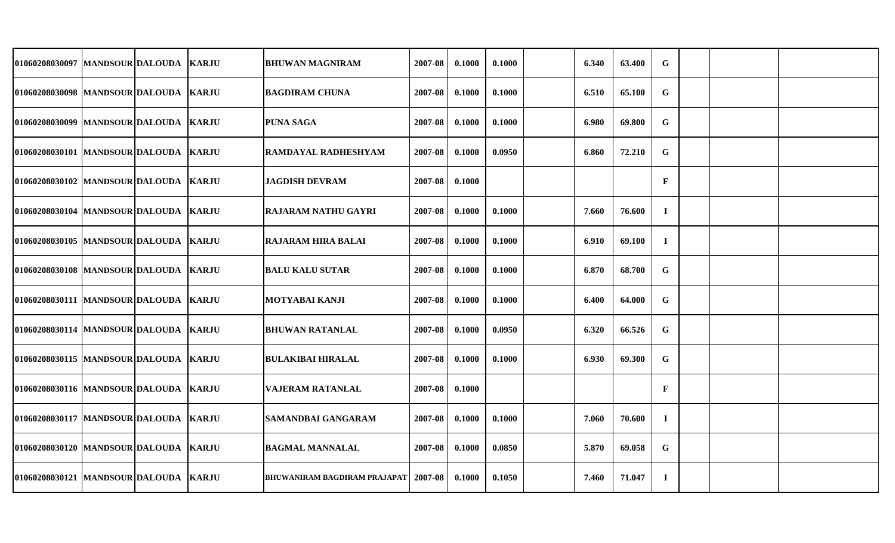| | | | | | | | | | | | | | | |
|---|---|---|---|---|---|---|---|---|---|---|---|---|---|---|
| 01060208030097 | MANDSOUR | DALOUDA | KARJU | BHUWAN MAGNIRAM | 2007-08 | 0.1000 | 0.1000 | | 6.340 | 63.400 | G | | | |
| 01060208030098 | MANDSOUR | DALOUDA | KARJU | BAGDIRAM CHUNA | 2007-08 | 0.1000 | 0.1000 | | 6.510 | 65.100 | G | | | |
| 01060208030099 | MANDSOUR | DALOUDA | KARJU | PUNA SAGA | 2007-08 | 0.1000 | 0.1000 | | 6.980 | 69.800 | G | | | |
| 01060208030101 | MANDSOUR | DALOUDA | KARJU | RAMDAYAL RADHESHYAM | 2007-08 | 0.1000 | 0.0950 | | 6.860 | 72.210 | G | | | |
| 01060208030102 | MANDSOUR | DALOUDA | KARJU | JAGDISH DEVRAM | 2007-08 | 0.1000 | | | | | F | | | |
| 01060208030104 | MANDSOUR | DALOUDA | KARJU | RAJARAM NATHU GAYRI | 2007-08 | 0.1000 | 0.1000 | | 7.660 | 76.600 | I | | | |
| 01060208030105 | MANDSOUR | DALOUDA | KARJU | RAJARAM HIRA BALAI | 2007-08 | 0.1000 | 0.1000 | | 6.910 | 69.100 | I | | | |
| 01060208030108 | MANDSOUR | DALOUDA | KARJU | BALU KALU SUTAR | 2007-08 | 0.1000 | 0.1000 | | 6.870 | 68.700 | G | | | |
| 01060208030111 | MANDSOUR | DALOUDA | KARJU | MOTYABAI KANJI | 2007-08 | 0.1000 | 0.1000 | | 6.400 | 64.000 | G | | | |
| 01060208030114 | MANDSOUR | DALOUDA | KARJU | BHUWAN RATANLAL | 2007-08 | 0.1000 | 0.0950 | | 6.320 | 66.526 | G | | | |
| 01060208030115 | MANDSOUR | DALOUDA | KARJU | BULAKIBAI HIRALAL | 2007-08 | 0.1000 | 0.1000 | | 6.930 | 69.300 | G | | | |
| 01060208030116 | MANDSOUR | DALOUDA | KARJU | VAJERAM RATANLAL | 2007-08 | 0.1000 | | | | | F | | | |
| 01060208030117 | MANDSOUR | DALOUDA | KARJU | SAMANDBAI GANGARAM | 2007-08 | 0.1000 | 0.1000 | | 7.060 | 70.600 | I | | | |
| 01060208030120 | MANDSOUR | DALOUDA | KARJU | BAGMAL MANNALAL | 2007-08 | 0.1000 | 0.0850 | | 5.870 | 69.058 | G | | | |
| 01060208030121 | MANDSOUR | DALOUDA | KARJU | BHUWANIRAM BAGDIRAM PRAJAPAT | 2007-08 | 0.1000 | 0.1050 | | 7.460 | 71.047 | I | | | |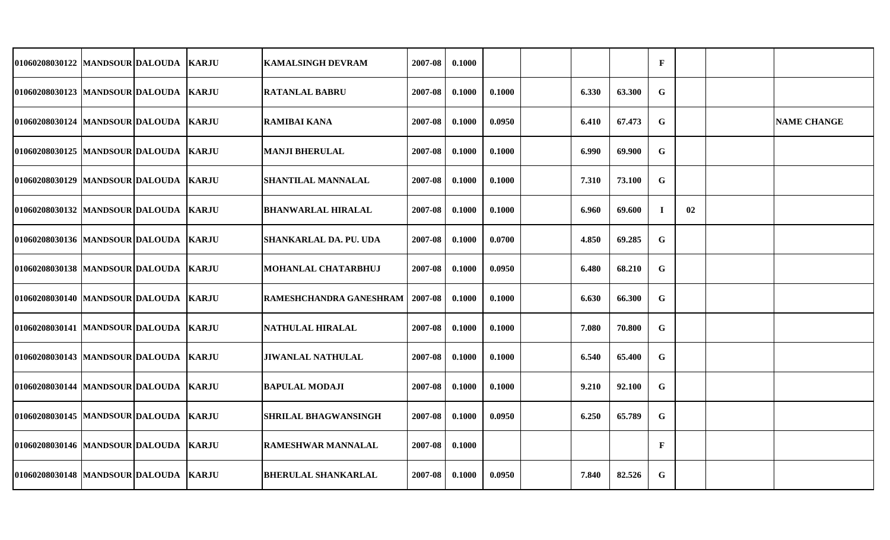| | | | | | | | | | | | | | | |
|---|---|---|---|---|---|---|---|---|---|---|---|---|---|---|
| 01060208030122 | MANDSOUR | DALOUDA | KARJU | KAMALSINGH DEVRAM | 2007-08 | 0.1000 | | | | | F | | | |
| 01060208030123 | MANDSOUR | DALOUDA | KARJU | RATANLAL BABRU | 2007-08 | 0.1000 | 0.1000 | | 6.330 | 63.300 | G | | | |
| 01060208030124 | MANDSOUR | DALOUDA | KARJU | RAMIBAI KANA | 2007-08 | 0.1000 | 0.0950 | | 6.410 | 67.473 | G | | | NAME CHANGE |
| 01060208030125 | MANDSOUR | DALOUDA | KARJU | MANJI BHERULAL | 2007-08 | 0.1000 | 0.1000 | | 6.990 | 69.900 | G | | | |
| 01060208030129 | MANDSOUR | DALOUDA | KARJU | SHANTILAL MANNALAL | 2007-08 | 0.1000 | 0.1000 | | 7.310 | 73.100 | G | | | |
| 01060208030132 | MANDSOUR | DALOUDA | KARJU | BHANWARLAL HIRALAL | 2007-08 | 0.1000 | 0.1000 | | 6.960 | 69.600 | I | 02 | | |
| 01060208030136 | MANDSOUR | DALOUDA | KARJU | SHANKARLAL DA. PU. UDA | 2007-08 | 0.1000 | 0.0700 | | 4.850 | 69.285 | G | | | |
| 01060208030138 | MANDSOUR | DALOUDA | KARJU | MOHANLAL CHATARBHUJ | 2007-08 | 0.1000 | 0.0950 | | 6.480 | 68.210 | G | | | |
| 01060208030140 | MANDSOUR | DALOUDA | KARJU | RAMESHCHANDRA GANESHRAM | 2007-08 | 0.1000 | 0.1000 | | 6.630 | 66.300 | G | | | |
| 01060208030141 | MANDSOUR | DALOUDA | KARJU | NATHULAL HIRALAL | 2007-08 | 0.1000 | 0.1000 | | 7.080 | 70.800 | G | | | |
| 01060208030143 | MANDSOUR | DALOUDA | KARJU | JIWANLAL NATHULAL | 2007-08 | 0.1000 | 0.1000 | | 6.540 | 65.400 | G | | | |
| 01060208030144 | MANDSOUR | DALOUDA | KARJU | BAPULAL MODAJI | 2007-08 | 0.1000 | 0.1000 | | 9.210 | 92.100 | G | | | |
| 01060208030145 | MANDSOUR | DALOUDA | KARJU | SHRILAL BHAGWANSINGH | 2007-08 | 0.1000 | 0.0950 | | 6.250 | 65.789 | G | | | |
| 01060208030146 | MANDSOUR | DALOUDA | KARJU | RAMESHWAR MANNALAL | 2007-08 | 0.1000 | | | | | F | | | |
| 01060208030148 | MANDSOUR | DALOUDA | KARJU | BHERULAL SHANKARLAL | 2007-08 | 0.1000 | 0.0950 | | 7.840 | 82.526 | G | | | |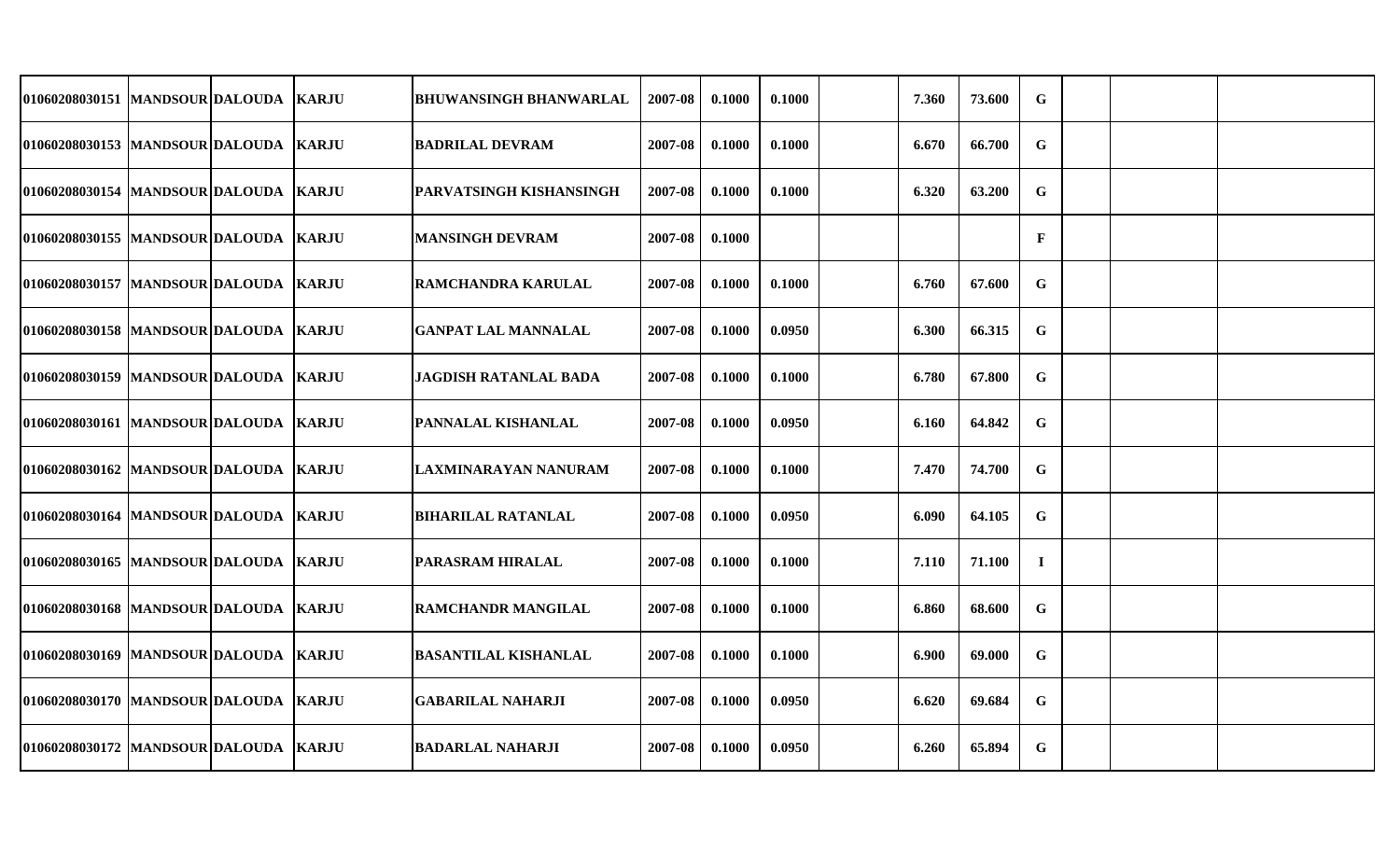| | | | | | | | | | | | | | | |
|---|---|---|---|---|---|---|---|---|---|---|---|---|---|---|
| 01060208030151 | MANDSOUR | DALOUDA | KARJU | BHUWANSINGH BHANWARLAL | 2007-08 | 0.1000 | 0.1000 | | 7.360 | 73.600 | G | | | |
| 01060208030153 | MANDSOUR | DALOUDA | KARJU | BADRILAL DEVRAM | 2007-08 | 0.1000 | 0.1000 | | 6.670 | 66.700 | G | | | |
| 01060208030154 | MANDSOUR | DALOUDA | KARJU | PARVATSINGH KISHANSINGH | 2007-08 | 0.1000 | 0.1000 | | 6.320 | 63.200 | G | | | |
| 01060208030155 | MANDSOUR | DALOUDA | KARJU | MANSINGH DEVRAM | 2007-08 | 0.1000 | | | | | F | | | |
| 01060208030157 | MANDSOUR | DALOUDA | KARJU | RAMCHANDRA KARULAL | 2007-08 | 0.1000 | 0.1000 | | 6.760 | 67.600 | G | | | |
| 01060208030158 | MANDSOUR | DALOUDA | KARJU | GANPAT LAL MANNALAL | 2007-08 | 0.1000 | 0.0950 | | 6.300 | 66.315 | G | | | |
| 01060208030159 | MANDSOUR | DALOUDA | KARJU | JAGDISH RATANLAL BADA | 2007-08 | 0.1000 | 0.1000 | | 6.780 | 67.800 | G | | | |
| 01060208030161 | MANDSOUR | DALOUDA | KARJU | PANNALAL KISHANLAL | 2007-08 | 0.1000 | 0.0950 | | 6.160 | 64.842 | G | | | |
| 01060208030162 | MANDSOUR | DALOUDA | KARJU | LAXMINARAYAN NANURAM | 2007-08 | 0.1000 | 0.1000 | | 7.470 | 74.700 | G | | | |
| 01060208030164 | MANDSOUR | DALOUDA | KARJU | BIHARILAL RATANLAL | 2007-08 | 0.1000 | 0.0950 | | 6.090 | 64.105 | G | | | |
| 01060208030165 | MANDSOUR | DALOUDA | KARJU | PARASRAM HIRALAL | 2007-08 | 0.1000 | 0.1000 | | 7.110 | 71.100 | I | | | |
| 01060208030168 | MANDSOUR | DALOUDA | KARJU | RAMCHANDR MANGILAL | 2007-08 | 0.1000 | 0.1000 | | 6.860 | 68.600 | G | | | |
| 01060208030169 | MANDSOUR | DALOUDA | KARJU | BASANTILAL KISHANLAL | 2007-08 | 0.1000 | 0.1000 | | 6.900 | 69.000 | G | | | |
| 01060208030170 | MANDSOUR | DALOUDA | KARJU | GABARILAL NAHARJI | 2007-08 | 0.1000 | 0.0950 | | 6.620 | 69.684 | G | | | |
| 01060208030172 | MANDSOUR | DALOUDA | KARJU | BADARLAL NAHARJI | 2007-08 | 0.1000 | 0.0950 | | 6.260 | 65.894 | G | | | |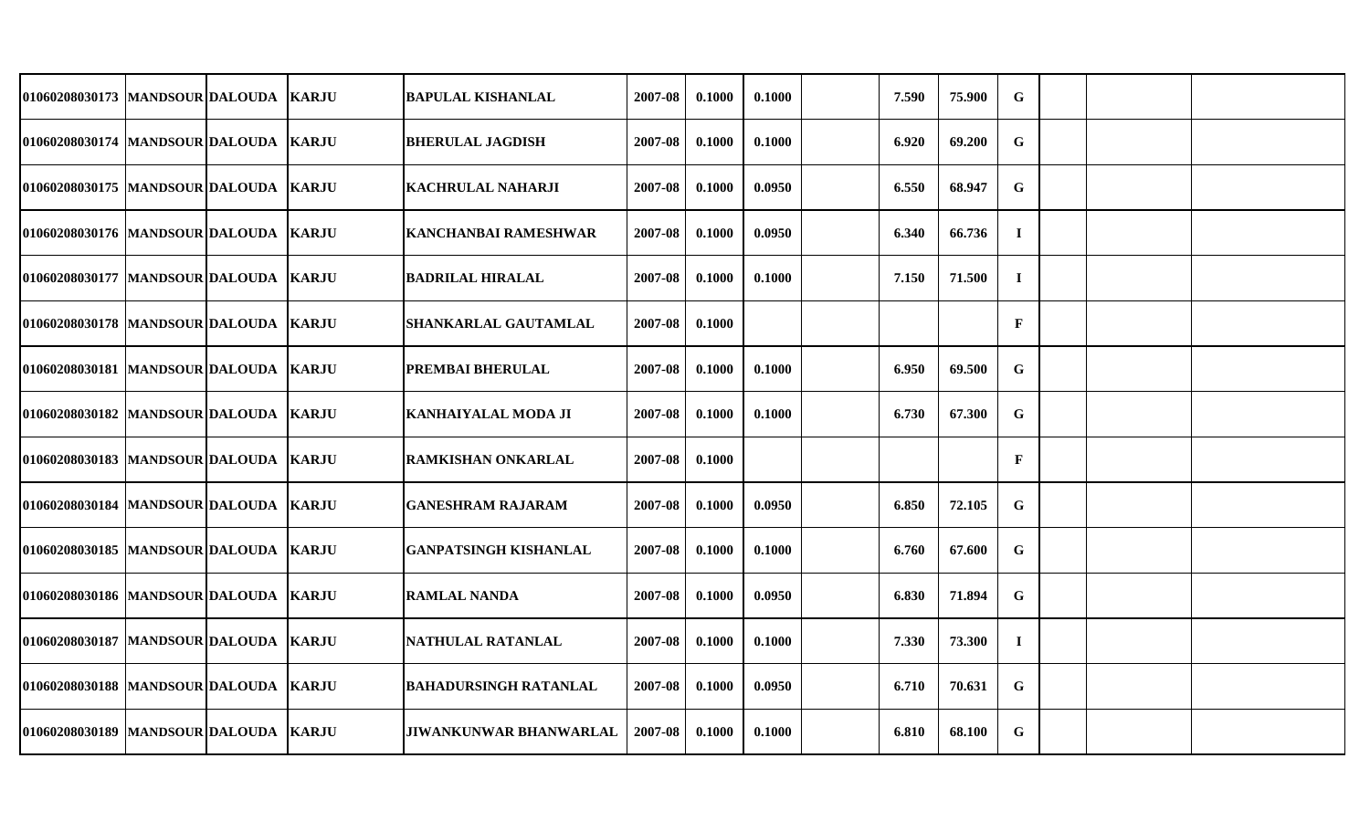| | | | | | | | | | | | | | | |
|---|---|---|---|---|---|---|---|---|---|---|---|---|---|---|
| 01060208030173 | MANDSOUR | DALOUDA | KARJU | BAPULAL KISHANLAL | 2007-08 | 0.1000 | 0.1000 | | 7.590 | 75.900 | G | | | |
| 01060208030174 | MANDSOUR | DALOUDA | KARJU | BHERULAL JAGDISH | 2007-08 | 0.1000 | 0.1000 | | 6.920 | 69.200 | G | | | |
| 01060208030175 | MANDSOUR | DALOUDA | KARJU | KACHRULAL NAHARJI | 2007-08 | 0.1000 | 0.0950 | | 6.550 | 68.947 | G | | | |
| 01060208030176 | MANDSOUR | DALOUDA | KARJU | KANCHANBAI RAMESHWAR | 2007-08 | 0.1000 | 0.0950 | | 6.340 | 66.736 | I | | | |
| 01060208030177 | MANDSOUR | DALOUDA | KARJU | BADRILAL HIRALAL | 2007-08 | 0.1000 | 0.1000 | | 7.150 | 71.500 | I | | | |
| 01060208030178 | MANDSOUR | DALOUDA | KARJU | SHANKARLAL GAUTAMLAL | 2007-08 | 0.1000 | | | | | F | | | |
| 01060208030181 | MANDSOUR | DALOUDA | KARJU | PREMBAI BHERULAL | 2007-08 | 0.1000 | 0.1000 | | 6.950 | 69.500 | G | | | |
| 01060208030182 | MANDSOUR | DALOUDA | KARJU | KANHAIYALAL MODA JI | 2007-08 | 0.1000 | 0.1000 | | 6.730 | 67.300 | G | | | |
| 01060208030183 | MANDSOUR | DALOUDA | KARJU | RAMKISHAN ONKARLAL | 2007-08 | 0.1000 | | | | | F | | | |
| 01060208030184 | MANDSOUR | DALOUDA | KARJU | GANESHRAM RAJARAM | 2007-08 | 0.1000 | 0.0950 | | 6.850 | 72.105 | G | | | |
| 01060208030185 | MANDSOUR | DALOUDA | KARJU | GANPATSINGH KISHANLAL | 2007-08 | 0.1000 | 0.1000 | | 6.760 | 67.600 | G | | | |
| 01060208030186 | MANDSOUR | DALOUDA | KARJU | RAMLAL NANDA | 2007-08 | 0.1000 | 0.0950 | | 6.830 | 71.894 | G | | | |
| 01060208030187 | MANDSOUR | DALOUDA | KARJU | NATHULAL RATANLAL | 2007-08 | 0.1000 | 0.1000 | | 7.330 | 73.300 | I | | | |
| 01060208030188 | MANDSOUR | DALOUDA | KARJU | BAHADURSINGH RATANLAL | 2007-08 | 0.1000 | 0.0950 | | 6.710 | 70.631 | G | | | |
| 01060208030189 | MANDSOUR | DALOUDA | KARJU | JIWANKUNWAR BHANWARLAL | 2007-08 | 0.1000 | 0.1000 | | 6.810 | 68.100 | G | | | |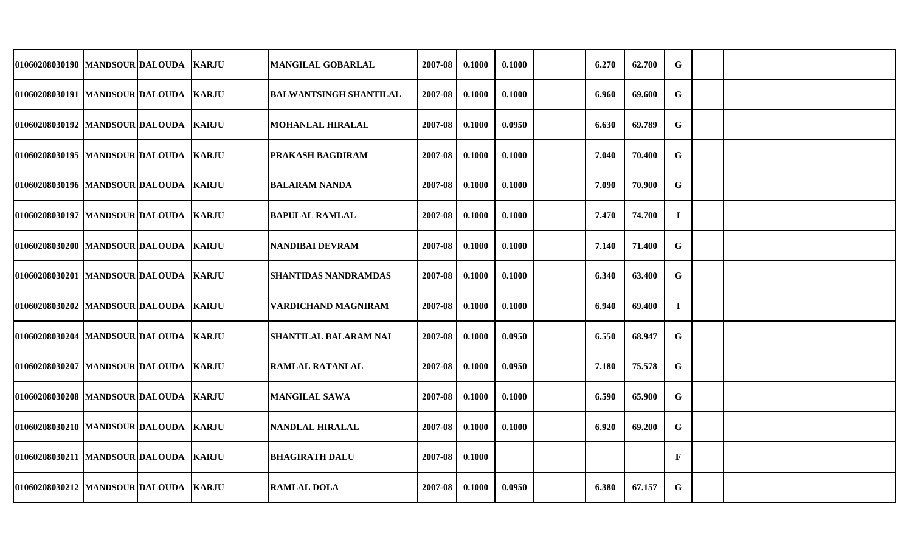| | | | | | | | | | | | | | | |
|---|---|---|---|---|---|---|---|---|---|---|---|---|---|---|
| 01060208030190 | MANDSOUR | DALOUDA | KARJU | MANGILAL GOBARLAL | 2007-08 | 0.1000 | 0.1000 | | 6.270 | 62.700 | G | | | |
| 01060208030191 | MANDSOUR | DALOUDA | KARJU | BALWANTSINGH SHANTILAL | 2007-08 | 0.1000 | 0.1000 | | 6.960 | 69.600 | G | | | |
| 01060208030192 | MANDSOUR | DALOUDA | KARJU | MOHANLAL HIRALAL | 2007-08 | 0.1000 | 0.0950 | | 6.630 | 69.789 | G | | | |
| 01060208030195 | MANDSOUR | DALOUDA | KARJU | PRAKASH BAGDIRAM | 2007-08 | 0.1000 | 0.1000 | | 7.040 | 70.400 | G | | | |
| 01060208030196 | MANDSOUR | DALOUDA | KARJU | BALARAM NANDA | 2007-08 | 0.1000 | 0.1000 | | 7.090 | 70.900 | G | | | |
| 01060208030197 | MANDSOUR | DALOUDA | KARJU | BAPULAL RAMLAL | 2007-08 | 0.1000 | 0.1000 | | 7.470 | 74.700 | I | | | |
| 01060208030200 | MANDSOUR | DALOUDA | KARJU | NANDIBAI DEVRAM | 2007-08 | 0.1000 | 0.1000 | | 7.140 | 71.400 | G | | | |
| 01060208030201 | MANDSOUR | DALOUDA | KARJU | SHANTIDAS NANDRAMDAS | 2007-08 | 0.1000 | 0.1000 | | 6.340 | 63.400 | G | | | |
| 01060208030202 | MANDSOUR | DALOUDA | KARJU | VARDICHAND MAGNIRAM | 2007-08 | 0.1000 | 0.1000 | | 6.940 | 69.400 | I | | | |
| 01060208030204 | MANDSOUR | DALOUDA | KARJU | SHANTILAL BALARAM NAI | 2007-08 | 0.1000 | 0.0950 | | 6.550 | 68.947 | G | | | |
| 01060208030207 | MANDSOUR | DALOUDA | KARJU | RAMLAL RATANLAL | 2007-08 | 0.1000 | 0.0950 | | 7.180 | 75.578 | G | | | |
| 01060208030208 | MANDSOUR | DALOUDA | KARJU | MANGILAL SAWA | 2007-08 | 0.1000 | 0.1000 | | 6.590 | 65.900 | G | | | |
| 01060208030210 | MANDSOUR | DALOUDA | KARJU | NANDLAL HIRALAL | 2007-08 | 0.1000 | 0.1000 | | 6.920 | 69.200 | G | | | |
| 01060208030211 | MANDSOUR | DALOUDA | KARJU | BHAGIRATH DALU | 2007-08 | 0.1000 | | | | | F | | | |
| 01060208030212 | MANDSOUR | DALOUDA | KARJU | RAMLAL DOLA | 2007-08 | 0.1000 | 0.0950 | | 6.380 | 67.157 | G | | | |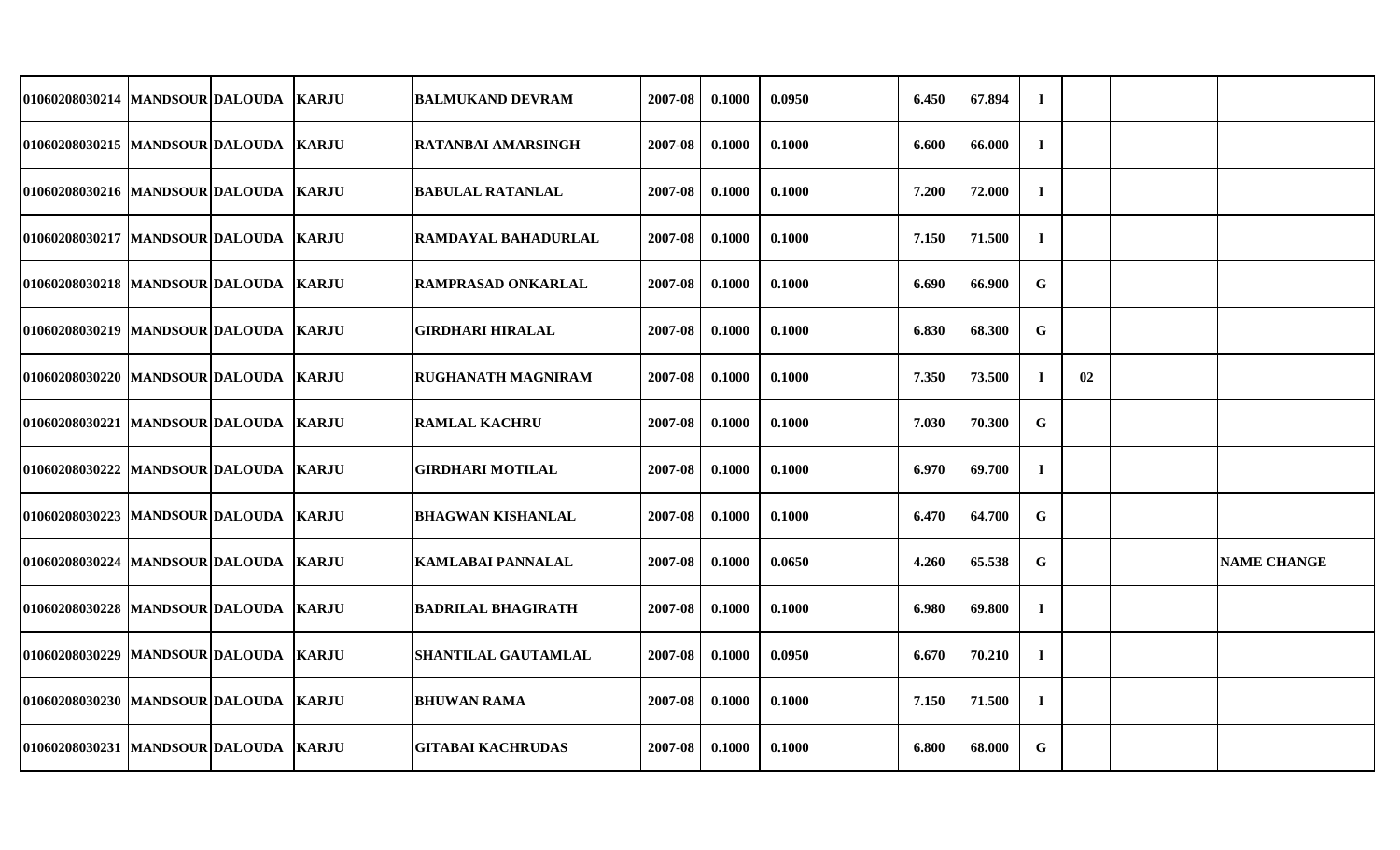| | | | | | | | | | | | | | | |
|---|---|---|---|---|---|---|---|---|---|---|---|---|---|---|
| 01060208030214 | MANDSOUR | DALOUDA | KARJU | BALMUKAND DEVRAM | 2007-08 | 0.1000 | 0.0950 | | 6.450 | 67.894 | I | | | |
| 01060208030215 | MANDSOUR | DALOUDA | KARJU | RATANBAI AMARSINGH | 2007-08 | 0.1000 | 0.1000 | | 6.600 | 66.000 | I | | | |
| 01060208030216 | MANDSOUR | DALOUDA | KARJU | BABULAL RATANLAL | 2007-08 | 0.1000 | 0.1000 | | 7.200 | 72.000 | I | | | |
| 01060208030217 | MANDSOUR | DALOUDA | KARJU | RAMDAYAL BAHADURLAL | 2007-08 | 0.1000 | 0.1000 | | 7.150 | 71.500 | I | | | |
| 01060208030218 | MANDSOUR | DALOUDA | KARJU | RAMPRASAD ONKARLAL | 2007-08 | 0.1000 | 0.1000 | | 6.690 | 66.900 | G | | | |
| 01060208030219 | MANDSOUR | DALOUDA | KARJU | GIRDHARI HIRALAL | 2007-08 | 0.1000 | 0.1000 | | 6.830 | 68.300 | G | | | |
| 01060208030220 | MANDSOUR | DALOUDA | KARJU | RUGHANATH MAGNIRAM | 2007-08 | 0.1000 | 0.1000 | | 7.350 | 73.500 | I | 02 | | |
| 01060208030221 | MANDSOUR | DALOUDA | KARJU | RAMLAL KACHRU | 2007-08 | 0.1000 | 0.1000 | | 7.030 | 70.300 | G | | | |
| 01060208030222 | MANDSOUR | DALOUDA | KARJU | GIRDHARI MOTILAL | 2007-08 | 0.1000 | 0.1000 | | 6.970 | 69.700 | I | | | |
| 01060208030223 | MANDSOUR | DALOUDA | KARJU | BHAGWAN KISHANLAL | 2007-08 | 0.1000 | 0.1000 | | 6.470 | 64.700 | G | | | |
| 01060208030224 | MANDSOUR | DALOUDA | KARJU | KAMLABAI PANNALAL | 2007-08 | 0.1000 | 0.0650 | | 4.260 | 65.538 | G | | | NAME CHANGE |
| 01060208030228 | MANDSOUR | DALOUDA | KARJU | BADRILAL BHAGIRATH | 2007-08 | 0.1000 | 0.1000 | | 6.980 | 69.800 | I | | | |
| 01060208030229 | MANDSOUR | DALOUDA | KARJU | SHANTILAL GAUTAMLAL | 2007-08 | 0.1000 | 0.0950 | | 6.670 | 70.210 | I | | | |
| 01060208030230 | MANDSOUR | DALOUDA | KARJU | BHUWAN RAMA | 2007-08 | 0.1000 | 0.1000 | | 7.150 | 71.500 | I | | | |
| 01060208030231 | MANDSOUR | DALOUDA | KARJU | GITABAI KACHRUDAS | 2007-08 | 0.1000 | 0.1000 | | 6.800 | 68.000 | G | | | |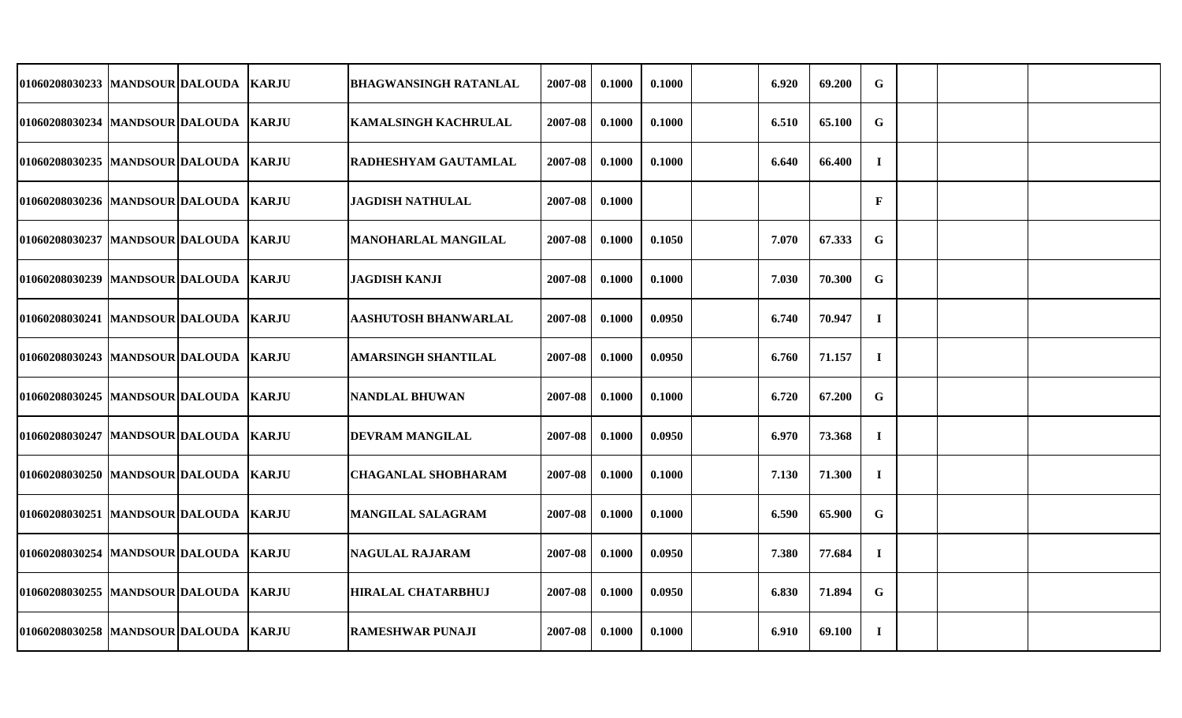| | | | | | | | | | | | | | | |
|---|---|---|---|---|---|---|---|---|---|---|---|---|---|---|
| 01060208030233 | MANDSOUR | DALOUDA | KARJU | BHAGWANSINGH RATANLAL | 2007-08 | 0.1000 | 0.1000 | | 6.920 | 69.200 | G | | | |
| 01060208030234 | MANDSOUR | DALOUDA | KARJU | KAMALSINGH KACHRULAL | 2007-08 | 0.1000 | 0.1000 | | 6.510 | 65.100 | G | | | |
| 01060208030235 | MANDSOUR | DALOUDA | KARJU | RADHESHYAM GAUTAMLAL | 2007-08 | 0.1000 | 0.1000 | | 6.640 | 66.400 | I | | | |
| 01060208030236 | MANDSOUR | DALOUDA | KARJU | JAGDISH NATHULAL | 2007-08 | 0.1000 | | | | | F | | | |
| 01060208030237 | MANDSOUR | DALOUDA | KARJU | MANOHARLAL MANGILAL | 2007-08 | 0.1000 | 0.1050 | | 7.070 | 67.333 | G | | | |
| 01060208030239 | MANDSOUR | DALOUDA | KARJU | JAGDISH KANJI | 2007-08 | 0.1000 | 0.1000 | | 7.030 | 70.300 | G | | | |
| 01060208030241 | MANDSOUR | DALOUDA | KARJU | AASHUTOSH BHANWARLAL | 2007-08 | 0.1000 | 0.0950 | | 6.740 | 70.947 | I | | | |
| 01060208030243 | MANDSOUR | DALOUDA | KARJU | AMARSINGH SHANTILAL | 2007-08 | 0.1000 | 0.0950 | | 6.760 | 71.157 | I | | | |
| 01060208030245 | MANDSOUR | DALOUDA | KARJU | NANDLAL BHUWAN | 2007-08 | 0.1000 | 0.1000 | | 6.720 | 67.200 | G | | | |
| 01060208030247 | MANDSOUR | DALOUDA | KARJU | DEVRAM MANGILAL | 2007-08 | 0.1000 | 0.0950 | | 6.970 | 73.368 | I | | | |
| 01060208030250 | MANDSOUR | DALOUDA | KARJU | CHAGANLAL SHOBHARAM | 2007-08 | 0.1000 | 0.1000 | | 7.130 | 71.300 | I | | | |
| 01060208030251 | MANDSOUR | DALOUDA | KARJU | MANGILAL SALAGRAM | 2007-08 | 0.1000 | 0.1000 | | 6.590 | 65.900 | G | | | |
| 01060208030254 | MANDSOUR | DALOUDA | KARJU | NAGULAL RAJARAM | 2007-08 | 0.1000 | 0.0950 | | 7.380 | 77.684 | I | | | |
| 01060208030255 | MANDSOUR | DALOUDA | KARJU | HIRALAL CHATARBHUJ | 2007-08 | 0.1000 | 0.0950 | | 6.830 | 71.894 | G | | | |
| 01060208030258 | MANDSOUR | DALOUDA | KARJU | RAMESHWAR PUNAJI | 2007-08 | 0.1000 | 0.1000 | | 6.910 | 69.100 | I | | | |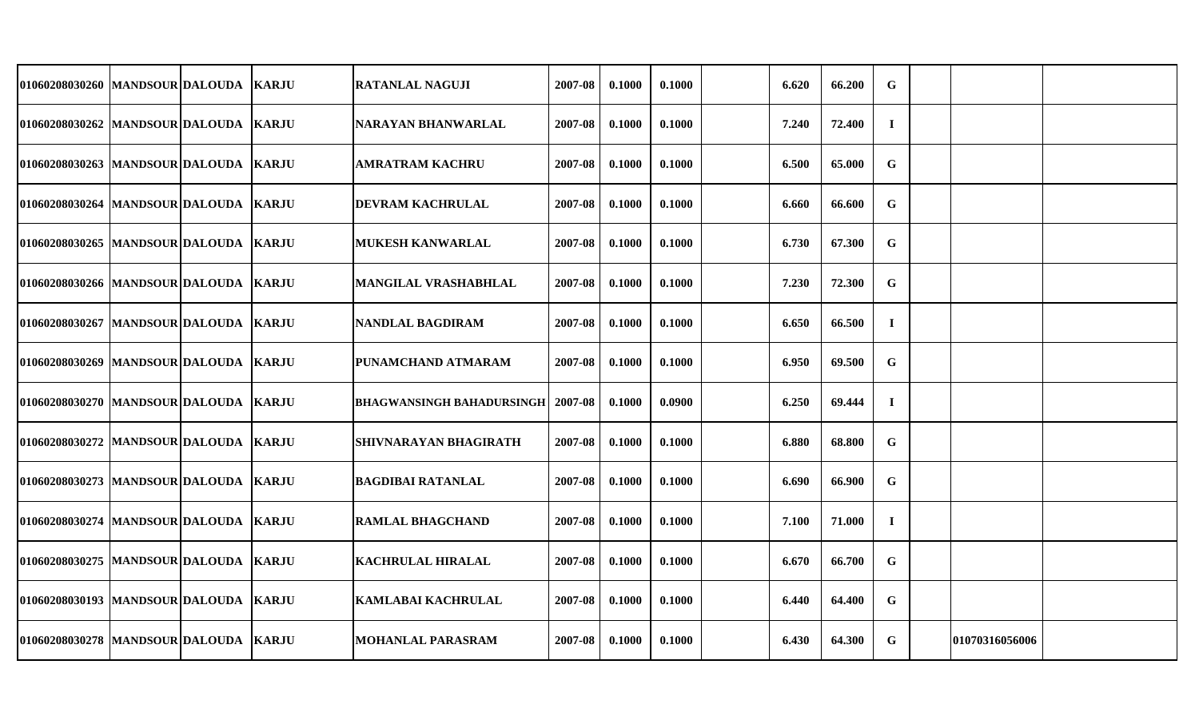| | | | | | | | | | | | | | | |
|---|---|---|---|---|---|---|---|---|---|---|---|---|---|---|
| 01060208030260 | MANDSOUR | DALOUDA | KARJU | RATANLAL NAGUJI | 2007-08 | 0.1000 | 0.1000 | | 6.620 | 66.200 | G | | | |
| 01060208030262 | MANDSOUR | DALOUDA | KARJU | NARAYAN BHANWARLAL | 2007-08 | 0.1000 | 0.1000 | | 7.240 | 72.400 | I | | | |
| 01060208030263 | MANDSOUR | DALOUDA | KARJU | AMRATRAM KACHRU | 2007-08 | 0.1000 | 0.1000 | | 6.500 | 65.000 | G | | | |
| 01060208030264 | MANDSOUR | DALOUDA | KARJU | DEVRAM KACHRULAL | 2007-08 | 0.1000 | 0.1000 | | 6.660 | 66.600 | G | | | |
| 01060208030265 | MANDSOUR | DALOUDA | KARJU | MUKESH KANWARLAL | 2007-08 | 0.1000 | 0.1000 | | 6.730 | 67.300 | G | | | |
| 01060208030266 | MANDSOUR | DALOUDA | KARJU | MANGILAL VRASHABHLAL | 2007-08 | 0.1000 | 0.1000 | | 7.230 | 72.300 | G | | | |
| 01060208030267 | MANDSOUR | DALOUDA | KARJU | NANDLAL BAGDIRAM | 2007-08 | 0.1000 | 0.1000 | | 6.650 | 66.500 | I | | | |
| 01060208030269 | MANDSOUR | DALOUDA | KARJU | PUNAMCHAND ATMARAM | 2007-08 | 0.1000 | 0.1000 | | 6.950 | 69.500 | G | | | |
| 01060208030270 | MANDSOUR | DALOUDA | KARJU | BHAGWANSINGH BAHADURSINGH | 2007-08 | 0.1000 | 0.0900 | | 6.250 | 69.444 | I | | | |
| 01060208030272 | MANDSOUR | DALOUDA | KARJU | SHIVNARAYAN BHAGIRATH | 2007-08 | 0.1000 | 0.1000 | | 6.880 | 68.800 | G | | | |
| 01060208030273 | MANDSOUR | DALOUDA | KARJU | BAGDIBAI RATANLAL | 2007-08 | 0.1000 | 0.1000 | | 6.690 | 66.900 | G | | | |
| 01060208030274 | MANDSOUR | DALOUDA | KARJU | RAMLAL BHAGCHAND | 2007-08 | 0.1000 | 0.1000 | | 7.100 | 71.000 | I | | | |
| 01060208030275 | MANDSOUR | DALOUDA | KARJU | KACHRULAL HIRALAL | 2007-08 | 0.1000 | 0.1000 | | 6.670 | 66.700 | G | | | |
| 01060208030193 | MANDSOUR | DALOUDA | KARJU | KAMLABAI KACHRULAL | 2007-08 | 0.1000 | 0.1000 | | 6.440 | 64.400 | G | | | |
| 01060208030278 | MANDSOUR | DALOUDA | KARJU | MOHANLAL PARASRAM | 2007-08 | 0.1000 | 0.1000 | | 6.430 | 64.300 | G | | 01070316056006 | |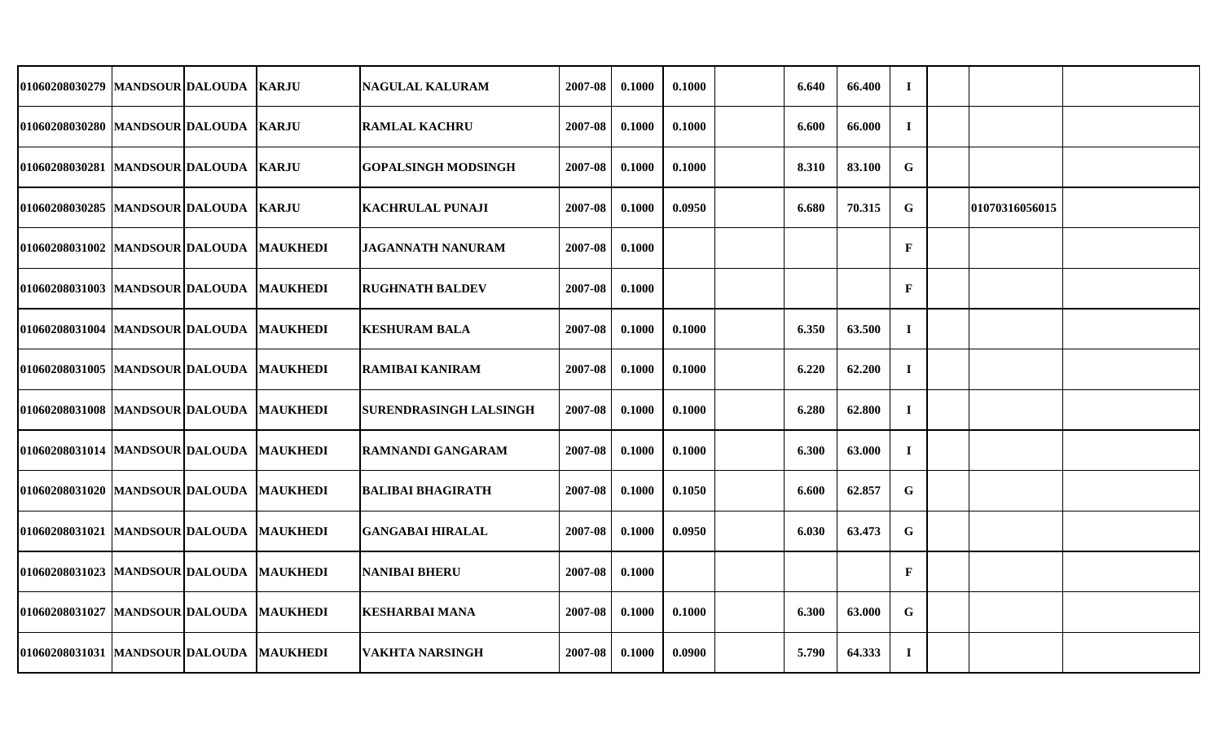| | | | | | | | | | | | | | | |
|---|---|---|---|---|---|---|---|---|---|---|---|---|---|---|
| 01060208030279 | MANDSOUR | DALOUDA | KARJU | NAGULAL KALURAM | 2007-08 | 0.1000 | 0.1000 | | 6.640 | 66.400 | I | | | |
| 01060208030280 | MANDSOUR | DALOUDA | KARJU | RAMLAL KACHRU | 2007-08 | 0.1000 | 0.1000 | | 6.600 | 66.000 | I | | | |
| 01060208030281 | MANDSOUR | DALOUDA | KARJU | GOPALSINGH MODSINGH | 2007-08 | 0.1000 | 0.1000 | | 8.310 | 83.100 | G | | | |
| 01060208030285 | MANDSOUR | DALOUDA | KARJU | KACHRULAL PUNAJI | 2007-08 | 0.1000 | 0.0950 | | 6.680 | 70.315 | G | | 01070316056015 | |
| 01060208031002 | MANDSOUR | DALOUDA | MAUKHEDI | JAGANNATH NANURAM | 2007-08 | 0.1000 | | | | | F | | | |
| 01060208031003 | MANDSOUR | DALOUDA | MAUKHEDI | RUGHNATH BALDEV | 2007-08 | 0.1000 | | | | | F | | | |
| 01060208031004 | MANDSOUR | DALOUDA | MAUKHEDI | KESHURAM BALA | 2007-08 | 0.1000 | 0.1000 | | 6.350 | 63.500 | I | | | |
| 01060208031005 | MANDSOUR | DALOUDA | MAUKHEDI | RAMIBAI KANIRAM | 2007-08 | 0.1000 | 0.1000 | | 6.220 | 62.200 | I | | | |
| 01060208031008 | MANDSOUR | DALOUDA | MAUKHEDI | SURENDRASINGH LALSINGH | 2007-08 | 0.1000 | 0.1000 | | 6.280 | 62.800 | I | | | |
| 01060208031014 | MANDSOUR | DALOUDA | MAUKHEDI | RAMNANDI GANGARAM | 2007-08 | 0.1000 | 0.1000 | | 6.300 | 63.000 | I | | | |
| 01060208031020 | MANDSOUR | DALOUDA | MAUKHEDI | BALIBAI BHAGIRATH | 2007-08 | 0.1000 | 0.1050 | | 6.600 | 62.857 | G | | | |
| 01060208031021 | MANDSOUR | DALOUDA | MAUKHEDI | GANGABAI HIRALAL | 2007-08 | 0.1000 | 0.0950 | | 6.030 | 63.473 | G | | | |
| 01060208031023 | MANDSOUR | DALOUDA | MAUKHEDI | NANIBAI BHERU | 2007-08 | 0.1000 | | | | | F | | | |
| 01060208031027 | MANDSOUR | DALOUDA | MAUKHEDI | KESHARBAI MANA | 2007-08 | 0.1000 | 0.1000 | | 6.300 | 63.000 | G | | | |
| 01060208031031 | MANDSOUR | DALOUDA | MAUKHEDI | VAKHTA NARSINGH | 2007-08 | 0.1000 | 0.0900 | | 5.790 | 64.333 | I | | | |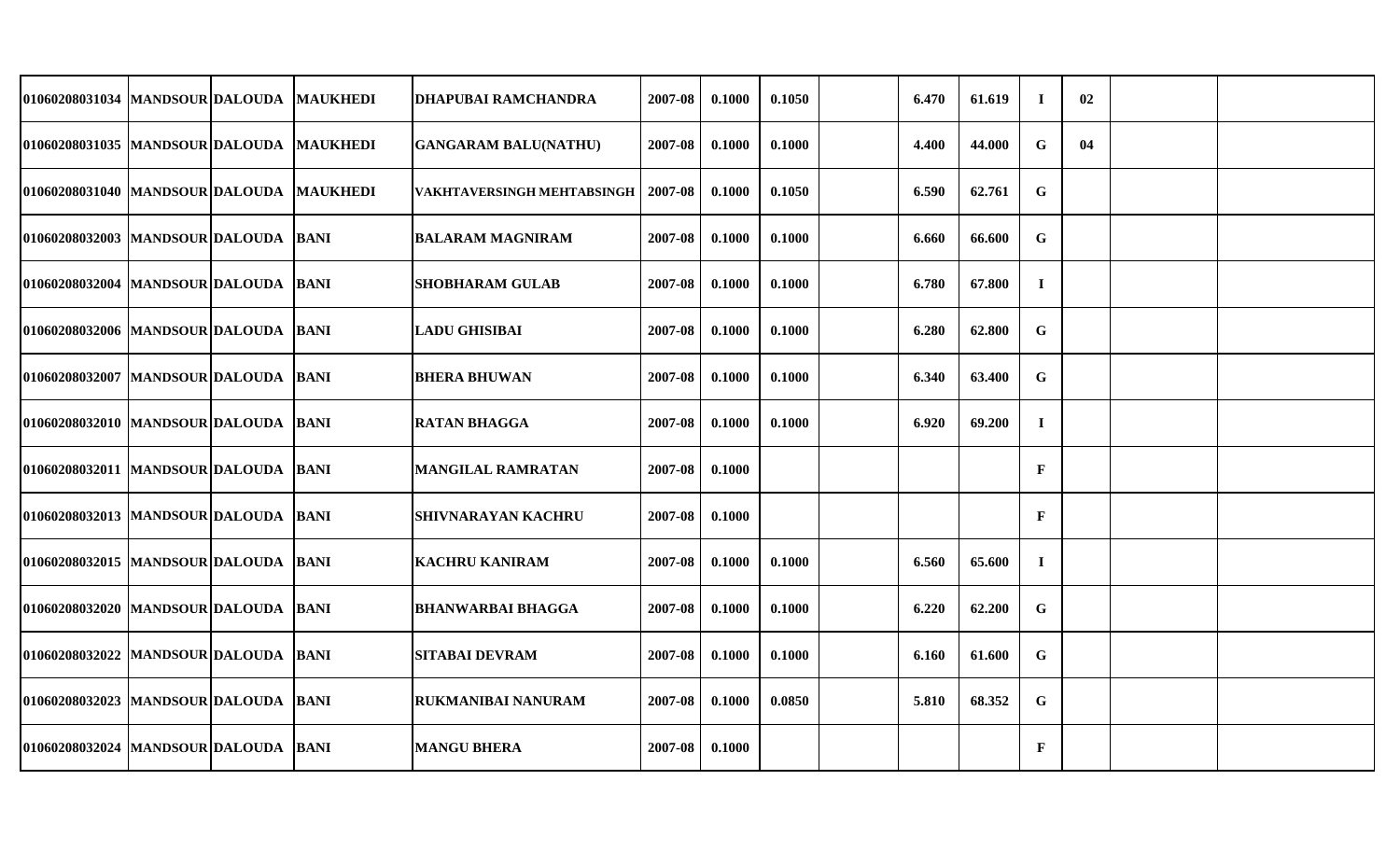| | | | | | | | | | | | | | | | |
|---|---|---|---|---|---|---|---|---|---|---|---|---|---|---|---|
| 01060208031034 | MANDSOUR | DALOUDA | MAUKHEDI | DHAPUBAI RAMCHANDRA | 2007-08 | 0.1000 | 0.1050 | | 6.470 | 61.619 | I | 02 | | |
| 01060208031035 | MANDSOUR | DALOUDA | MAUKHEDI | GANGARAM BALU(NATHU) | 2007-08 | 0.1000 | 0.1000 | | 4.400 | 44.000 | G | 04 | | |
| 01060208031040 | MANDSOUR | DALOUDA | MAUKHEDI | VAKHTAVERSINGH MEHTABSINGH | 2007-08 | 0.1000 | 0.1050 | | 6.590 | 62.761 | G | | | |
| 01060208032003 | MANDSOUR | DALOUDA | BANI | BALARAM MAGNIRAM | 2007-08 | 0.1000 | 0.1000 | | 6.660 | 66.600 | G | | | |
| 01060208032004 | MANDSOUR | DALOUDA | BANI | SHOBHARAM GULAB | 2007-08 | 0.1000 | 0.1000 | | 6.780 | 67.800 | I | | | |
| 01060208032006 | MANDSOUR | DALOUDA | BANI | LADU GHISIBAI | 2007-08 | 0.1000 | 0.1000 | | 6.280 | 62.800 | G | | | |
| 01060208032007 | MANDSOUR | DALOUDA | BANI | BHERA BHUWAN | 2007-08 | 0.1000 | 0.1000 | | 6.340 | 63.400 | G | | | |
| 01060208032010 | MANDSOUR | DALOUDA | BANI | RATAN BHAGGA | 2007-08 | 0.1000 | 0.1000 | | 6.920 | 69.200 | I | | | |
| 01060208032011 | MANDSOUR | DALOUDA | BANI | MANGILAL RAMRATAN | 2007-08 | 0.1000 | | | | | F | | | |
| 01060208032013 | MANDSOUR | DALOUDA | BANI | SHIVNARAYAN KACHRU | 2007-08 | 0.1000 | | | | | F | | | |
| 01060208032015 | MANDSOUR | DALOUDA | BANI | KACHRU KANIRAM | 2007-08 | 0.1000 | 0.1000 | | 6.560 | 65.600 | I | | | |
| 01060208032020 | MANDSOUR | DALOUDA | BANI | BHANWARBAI BHAGGA | 2007-08 | 0.1000 | 0.1000 | | 6.220 | 62.200 | G | | | |
| 01060208032022 | MANDSOUR | DALOUDA | BANI | SITABAI DEVRAM | 2007-08 | 0.1000 | 0.1000 | | 6.160 | 61.600 | G | | | |
| 01060208032023 | MANDSOUR | DALOUDA | BANI | RUKMANIBAI NANURAM | 2007-08 | 0.1000 | 0.0850 | | 5.810 | 68.352 | G | | | |
| 01060208032024 | MANDSOUR | DALOUDA | BANI | MANGU BHERA | 2007-08 | 0.1000 | | | | | F | | | |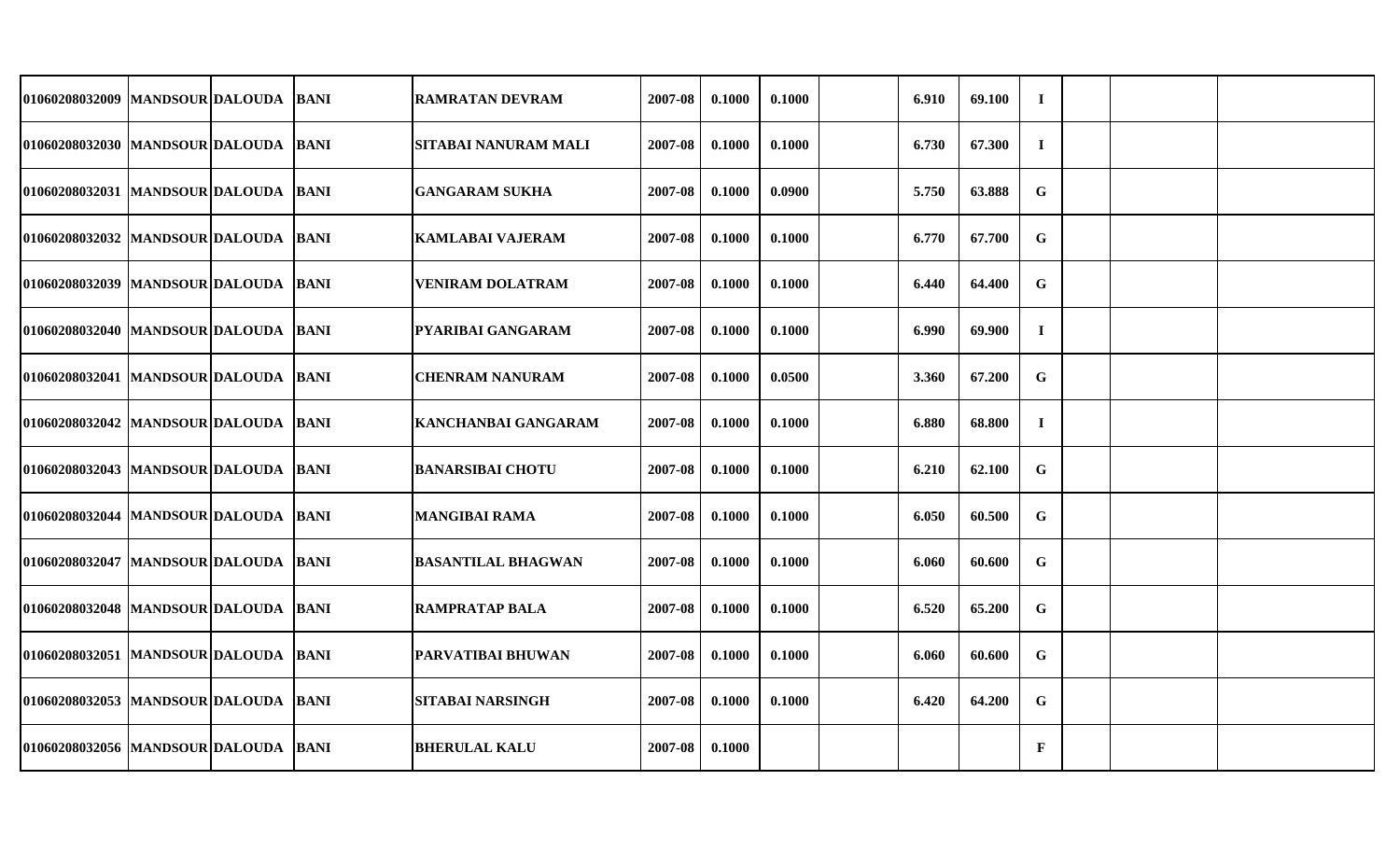| | | | | | | | | | | | | | | | |
|---|---|---|---|---|---|---|---|---|---|---|---|---|---|---|---|
| 01060208032009 | MANDSOUR | DALOUDA | BANI | RAMRATAN DEVRAM | 2007-08 | 0.1000 | 0.1000 | | 6.910 | 69.100 | I | | | |
| 01060208032030 | MANDSOUR | DALOUDA | BANI | SITABAI NANURAM MALI | 2007-08 | 0.1000 | 0.1000 | | 6.730 | 67.300 | I | | | |
| 01060208032031 | MANDSOUR | DALOUDA | BANI | GANGARAM SUKHA | 2007-08 | 0.1000 | 0.0900 | | 5.750 | 63.888 | G | | | |
| 01060208032032 | MANDSOUR | DALOUDA | BANI | KAMLABAI VAJERAM | 2007-08 | 0.1000 | 0.1000 | | 6.770 | 67.700 | G | | | |
| 01060208032039 | MANDSOUR | DALOUDA | BANI | VENIRAM DOLATRAM | 2007-08 | 0.1000 | 0.1000 | | 6.440 | 64.400 | G | | | |
| 01060208032040 | MANDSOUR | DALOUDA | BANI | PYARIBAI GANGARAM | 2007-08 | 0.1000 | 0.1000 | | 6.990 | 69.900 | I | | | |
| 01060208032041 | MANDSOUR | DALOUDA | BANI | CHENRAM NANURAM | 2007-08 | 0.1000 | 0.0500 | | 3.360 | 67.200 | G | | | |
| 01060208032042 | MANDSOUR | DALOUDA | BANI | KANCHANBAI GANGARAM | 2007-08 | 0.1000 | 0.1000 | | 6.880 | 68.800 | I | | | |
| 01060208032043 | MANDSOUR | DALOUDA | BANI | BANARSIBAI CHOTU | 2007-08 | 0.1000 | 0.1000 | | 6.210 | 62.100 | G | | | |
| 01060208032044 | MANDSOUR | DALOUDA | BANI | MANGIBAI RAMA | 2007-08 | 0.1000 | 0.1000 | | 6.050 | 60.500 | G | | | |
| 01060208032047 | MANDSOUR | DALOUDA | BANI | BASANTILAL BHAGWAN | 2007-08 | 0.1000 | 0.1000 | | 6.060 | 60.600 | G | | | |
| 01060208032048 | MANDSOUR | DALOUDA | BANI | RAMPRATAP BALA | 2007-08 | 0.1000 | 0.1000 | | 6.520 | 65.200 | G | | | |
| 01060208032051 | MANDSOUR | DALOUDA | BANI | PARVATIBAI BHUWAN | 2007-08 | 0.1000 | 0.1000 | | 6.060 | 60.600 | G | | | |
| 01060208032053 | MANDSOUR | DALOUDA | BANI | SITABAI NARSINGH | 2007-08 | 0.1000 | 0.1000 | | 6.420 | 64.200 | G | | | |
| 01060208032056 | MANDSOUR | DALOUDA | BANI | BHERULAL KALU | 2007-08 | 0.1000 | | | | | F | | | |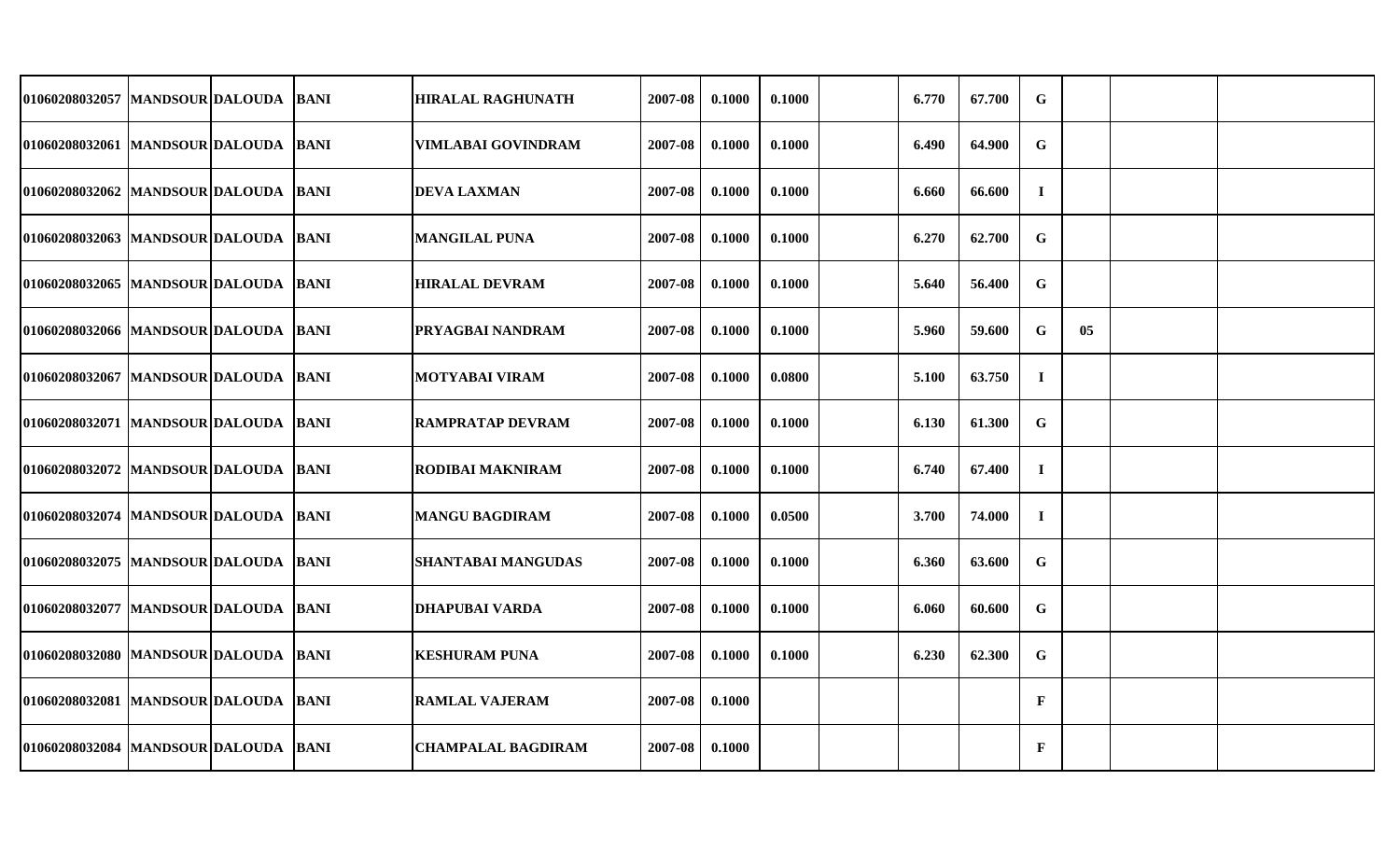| | | | | | | | | | | | | | | | |
|---|---|---|---|---|---|---|---|---|---|---|---|---|---|---|---|
| 01060208032057 | MANDSOUR | DALOUDA | BANI | HIRALAL RAGHUNATH | 2007-08 | 0.1000 | 0.1000 | | 6.770 | 67.700 | G | | | |
| 01060208032061 | MANDSOUR | DALOUDA | BANI | VIMLABAI GOVINDRAM | 2007-08 | 0.1000 | 0.1000 | | 6.490 | 64.900 | G | | | |
| 01060208032062 | MANDSOUR | DALOUDA | BANI | DEVA LAXMAN | 2007-08 | 0.1000 | 0.1000 | | 6.660 | 66.600 | I | | | |
| 01060208032063 | MANDSOUR | DALOUDA | BANI | MANGILAL PUNA | 2007-08 | 0.1000 | 0.1000 | | 6.270 | 62.700 | G | | | |
| 01060208032065 | MANDSOUR | DALOUDA | BANI | HIRALAL DEVRAM | 2007-08 | 0.1000 | 0.1000 | | 5.640 | 56.400 | G | | | |
| 01060208032066 | MANDSOUR | DALOUDA | BANI | PRYAGBAI NANDRAM | 2007-08 | 0.1000 | 0.1000 | | 5.960 | 59.600 | G | 05 | | |
| 01060208032067 | MANDSOUR | DALOUDA | BANI | MOTYABAI VIRAM | 2007-08 | 0.1000 | 0.0800 | | 5.100 | 63.750 | I | | | |
| 01060208032071 | MANDSOUR | DALOUDA | BANI | RAMPRATAP DEVRAM | 2007-08 | 0.1000 | 0.1000 | | 6.130 | 61.300 | G | | | |
| 01060208032072 | MANDSOUR | DALOUDA | BANI | RODIBAI MAKNIRAM | 2007-08 | 0.1000 | 0.1000 | | 6.740 | 67.400 | I | | | |
| 01060208032074 | MANDSOUR | DALOUDA | BANI | MANGU BAGDIRAM | 2007-08 | 0.1000 | 0.0500 | | 3.700 | 74.000 | I | | | |
| 01060208032075 | MANDSOUR | DALOUDA | BANI | SHANTABAI MANGUDAS | 2007-08 | 0.1000 | 0.1000 | | 6.360 | 63.600 | G | | | |
| 01060208032077 | MANDSOUR | DALOUDA | BANI | DHAPUBAI VARDA | 2007-08 | 0.1000 | 0.1000 | | 6.060 | 60.600 | G | | | |
| 01060208032080 | MANDSOUR | DALOUDA | BANI | KESHURAM PUNA | 2007-08 | 0.1000 | 0.1000 | | 6.230 | 62.300 | G | | | |
| 01060208032081 | MANDSOUR | DALOUDA | BANI | RAMLAL VAJERAM | 2007-08 | 0.1000 | | | | | F | | | |
| 01060208032084 | MANDSOUR | DALOUDA | BANI | CHAMPALAL BAGDIRAM | 2007-08 | 0.1000 | | | | | F | | | |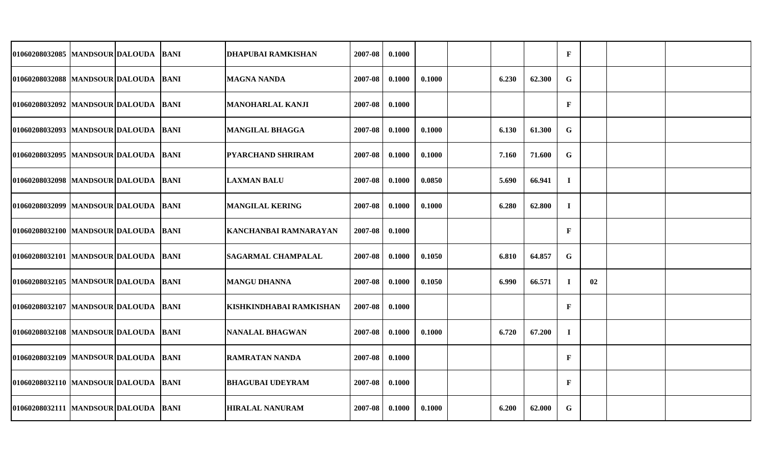| | | | | | | | | | | | | | | |
|---|---|---|---|---|---|---|---|---|---|---|---|---|---|---|
| 01060208032085 | MANDSOUR | DALOUDA | BANI | DHAPUBAI RAMKISHAN | 2007-08 | 0.1000 | | | | | F | | | |
| 01060208032088 | MANDSOUR | DALOUDA | BANI | MAGNA NANDA | 2007-08 | 0.1000 | 0.1000 | | 6.230 | 62.300 | G | | | |
| 01060208032092 | MANDSOUR | DALOUDA | BANI | MANOHARLAL KANJI | 2007-08 | 0.1000 | | | | | F | | | |
| 01060208032093 | MANDSOUR | DALOUDA | BANI | MANGILAL BHAGGA | 2007-08 | 0.1000 | 0.1000 | | 6.130 | 61.300 | G | | | |
| 01060208032095 | MANDSOUR | DALOUDA | BANI | PYARCHAND SHRIRAM | 2007-08 | 0.1000 | 0.1000 | | 7.160 | 71.600 | G | | | |
| 01060208032098 | MANDSOUR | DALOUDA | BANI | LAXMAN BALU | 2007-08 | 0.1000 | 0.0850 | | 5.690 | 66.941 | I | | | |
| 01060208032099 | MANDSOUR | DALOUDA | BANI | MANGILAL KERING | 2007-08 | 0.1000 | 0.1000 | | 6.280 | 62.800 | I | | | |
| 01060208032100 | MANDSOUR | DALOUDA | BANI | KANCHANBAI RAMNARAYAN | 2007-08 | 0.1000 | | | | | F | | | |
| 01060208032101 | MANDSOUR | DALOUDA | BANI | SAGARMAL CHAMPALAL | 2007-08 | 0.1000 | 0.1050 | | 6.810 | 64.857 | G | | | |
| 01060208032105 | MANDSOUR | DALOUDA | BANI | MANGU DHANNA | 2007-08 | 0.1000 | 0.1050 | | 6.990 | 66.571 | I | 02 | | |
| 01060208032107 | MANDSOUR | DALOUDA | BANI | KISHKINDHABAI RAMKISHAN | 2007-08 | 0.1000 | | | | | F | | | |
| 01060208032108 | MANDSOUR | DALOUDA | BANI | NANALAL BHAGWAN | 2007-08 | 0.1000 | 0.1000 | | 6.720 | 67.200 | I | | | |
| 01060208032109 | MANDSOUR | DALOUDA | BANI | RAMRATAN NANDA | 2007-08 | 0.1000 | | | | | F | | | |
| 01060208032110 | MANDSOUR | DALOUDA | BANI | BHAGUBAI UDEYRAM | 2007-08 | 0.1000 | | | | | F | | | |
| 01060208032111 | MANDSOUR | DALOUDA | BANI | HIRALAL NANURAM | 2007-08 | 0.1000 | 0.1000 | | 6.200 | 62.000 | G | | | |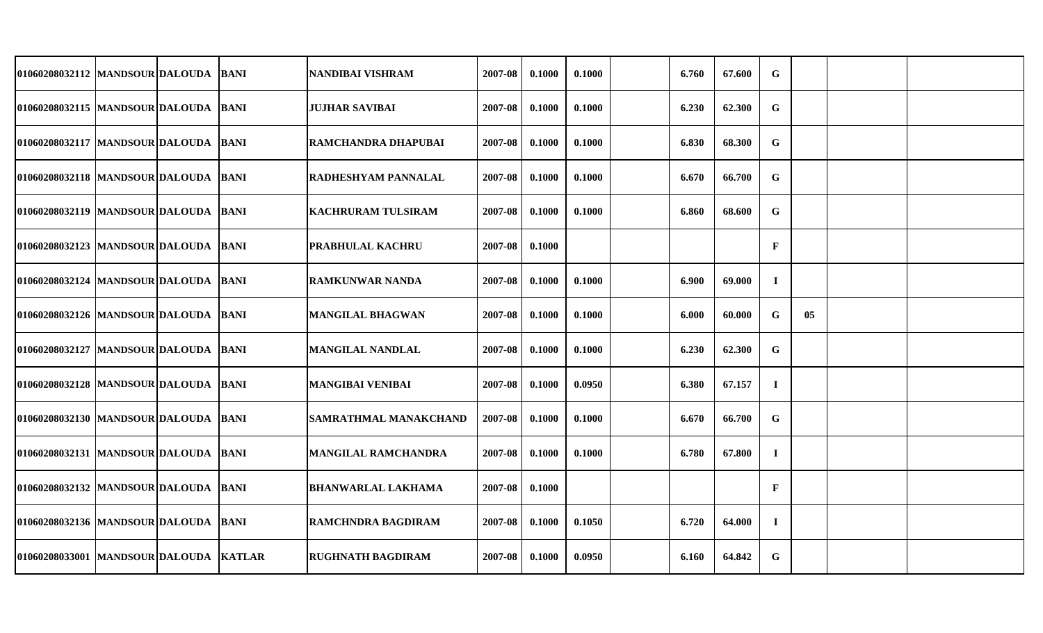| | | | | | | | | | | | | | | |
|---|---|---|---|---|---|---|---|---|---|---|---|---|---|---|
| 01060208032112 | MANDSOUR | DALOUDA | BANI | NANDIBAI VISHRAM | 2007-08 | 0.1000 | 0.1000 | | 6.760 | 67.600 | G | | | |
| 01060208032115 | MANDSOUR | DALOUDA | BANI | JUJHAR SAVIBAI | 2007-08 | 0.1000 | 0.1000 | | 6.230 | 62.300 | G | | | |
| 01060208032117 | MANDSOUR | DALOUDA | BANI | RAMCHANDRA DHAPUBAI | 2007-08 | 0.1000 | 0.1000 | | 6.830 | 68.300 | G | | | |
| 01060208032118 | MANDSOUR | DALOUDA | BANI | RADHESHYAM PANNALAL | 2007-08 | 0.1000 | 0.1000 | | 6.670 | 66.700 | G | | | |
| 01060208032119 | MANDSOUR | DALOUDA | BANI | KACHRURAM TULSIRAM | 2007-08 | 0.1000 | 0.1000 | | 6.860 | 68.600 | G | | | |
| 01060208032123 | MANDSOUR | DALOUDA | BANI | PRABHULAL KACHRU | 2007-08 | 0.1000 | | | | | F | | | |
| 01060208032124 | MANDSOUR | DALOUDA | BANI | RAMKUNWAR NANDA | 2007-08 | 0.1000 | 0.1000 | | 6.900 | 69.000 | I | | | |
| 01060208032126 | MANDSOUR | DALOUDA | BANI | MANGILAL BHAGWAN | 2007-08 | 0.1000 | 0.1000 | | 6.000 | 60.000 | G | 05 | | |
| 01060208032127 | MANDSOUR | DALOUDA | BANI | MANGILAL NANDLAL | 2007-08 | 0.1000 | 0.1000 | | 6.230 | 62.300 | G | | | |
| 01060208032128 | MANDSOUR | DALOUDA | BANI | MANGIBAI VENIBAI | 2007-08 | 0.1000 | 0.0950 | | 6.380 | 67.157 | I | | | |
| 01060208032130 | MANDSOUR | DALOUDA | BANI | SAMRATHMAL MANAKCHAND | 2007-08 | 0.1000 | 0.1000 | | 6.670 | 66.700 | G | | | |
| 01060208032131 | MANDSOUR | DALOUDA | BANI | MANGILAL RAMCHANDRA | 2007-08 | 0.1000 | 0.1000 | | 6.780 | 67.800 | I | | | |
| 01060208032132 | MANDSOUR | DALOUDA | BANI | BHANWARLAL LAKHAMA | 2007-08 | 0.1000 | | | | | F | | | |
| 01060208032136 | MANDSOUR | DALOUDA | BANI | RAMCHNDRA BAGDIRAM | 2007-08 | 0.1000 | 0.1050 | | 6.720 | 64.000 | I | | | |
| 01060208033001 | MANDSOUR | DALOUDA | KATLAR | RUGHNATH BAGDIRAM | 2007-08 | 0.1000 | 0.0950 | | 6.160 | 64.842 | G | | | |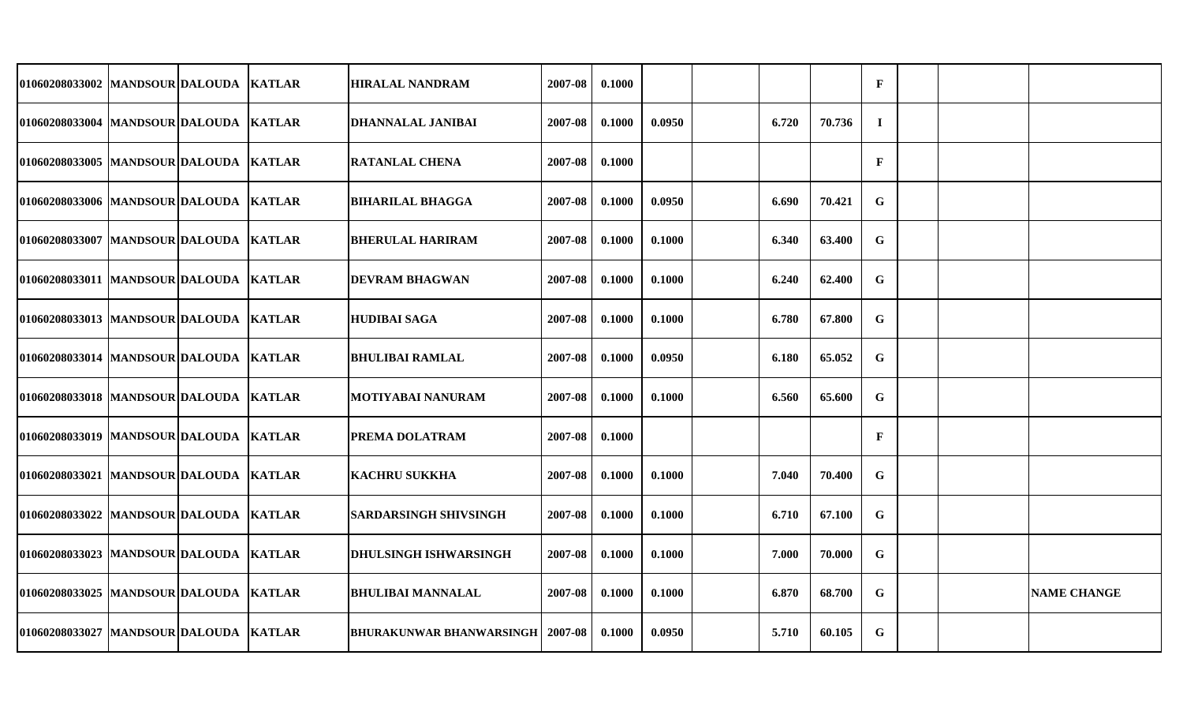| | | | | | | | | | | | | | | |
|---|---|---|---|---|---|---|---|---|---|---|---|---|---|---|
| 01060208033002 | MANDSOUR | DALOUDA | KATLAR | HIRALAL NANDRAM | 2007-08 | 0.1000 | | | | | F | | | |
| 01060208033004 | MANDSOUR | DALOUDA | KATLAR | DHANNALAL JANIBAI | 2007-08 | 0.1000 | 0.0950 | | 6.720 | 70.736 | I | | | |
| 01060208033005 | MANDSOUR | DALOUDA | KATLAR | RATANLAL CHENA | 2007-08 | 0.1000 | | | | | F | | | |
| 01060208033006 | MANDSOUR | DALOUDA | KATLAR | BIHARILAL BHAGGA | 2007-08 | 0.1000 | 0.0950 | | 6.690 | 70.421 | G | | | |
| 01060208033007 | MANDSOUR | DALOUDA | KATLAR | BHERULAL HARIRAM | 2007-08 | 0.1000 | 0.1000 | | 6.340 | 63.400 | G | | | |
| 01060208033011 | MANDSOUR | DALOUDA | KATLAR | DEVRAM BHAGWAN | 2007-08 | 0.1000 | 0.1000 | | 6.240 | 62.400 | G | | | |
| 01060208033013 | MANDSOUR | DALOUDA | KATLAR | HUDIBAI SAGA | 2007-08 | 0.1000 | 0.1000 | | 6.780 | 67.800 | G | | | |
| 01060208033014 | MANDSOUR | DALOUDA | KATLAR | BHULIBAI RAMLAL | 2007-08 | 0.1000 | 0.0950 | | 6.180 | 65.052 | G | | | |
| 01060208033018 | MANDSOUR | DALOUDA | KATLAR | MOTIYABAI NANURAM | 2007-08 | 0.1000 | 0.1000 | | 6.560 | 65.600 | G | | | |
| 01060208033019 | MANDSOUR | DALOUDA | KATLAR | PREMA DOLATRAM | 2007-08 | 0.1000 | | | | | F | | | |
| 01060208033021 | MANDSOUR | DALOUDA | KATLAR | KACHRU SUKKHA | 2007-08 | 0.1000 | 0.1000 | | 7.040 | 70.400 | G | | | |
| 01060208033022 | MANDSOUR | DALOUDA | KATLAR | SARDARSINGH SHIVSINGH | 2007-08 | 0.1000 | 0.1000 | | 6.710 | 67.100 | G | | | |
| 01060208033023 | MANDSOUR | DALOUDA | KATLAR | DHULSINGH ISHWARSINGH | 2007-08 | 0.1000 | 0.1000 | | 7.000 | 70.000 | G | | | |
| 01060208033025 | MANDSOUR | DALOUDA | KATLAR | BHULIBAI MANNALAL | 2007-08 | 0.1000 | 0.1000 | | 6.870 | 68.700 | G | | | NAME CHANGE |
| 01060208033027 | MANDSOUR | DALOUDA | KATLAR | BHURAKUNWAR BHANWARSINGH | 2007-08 | 0.1000 | 0.0950 | | 5.710 | 60.105 | G | | | |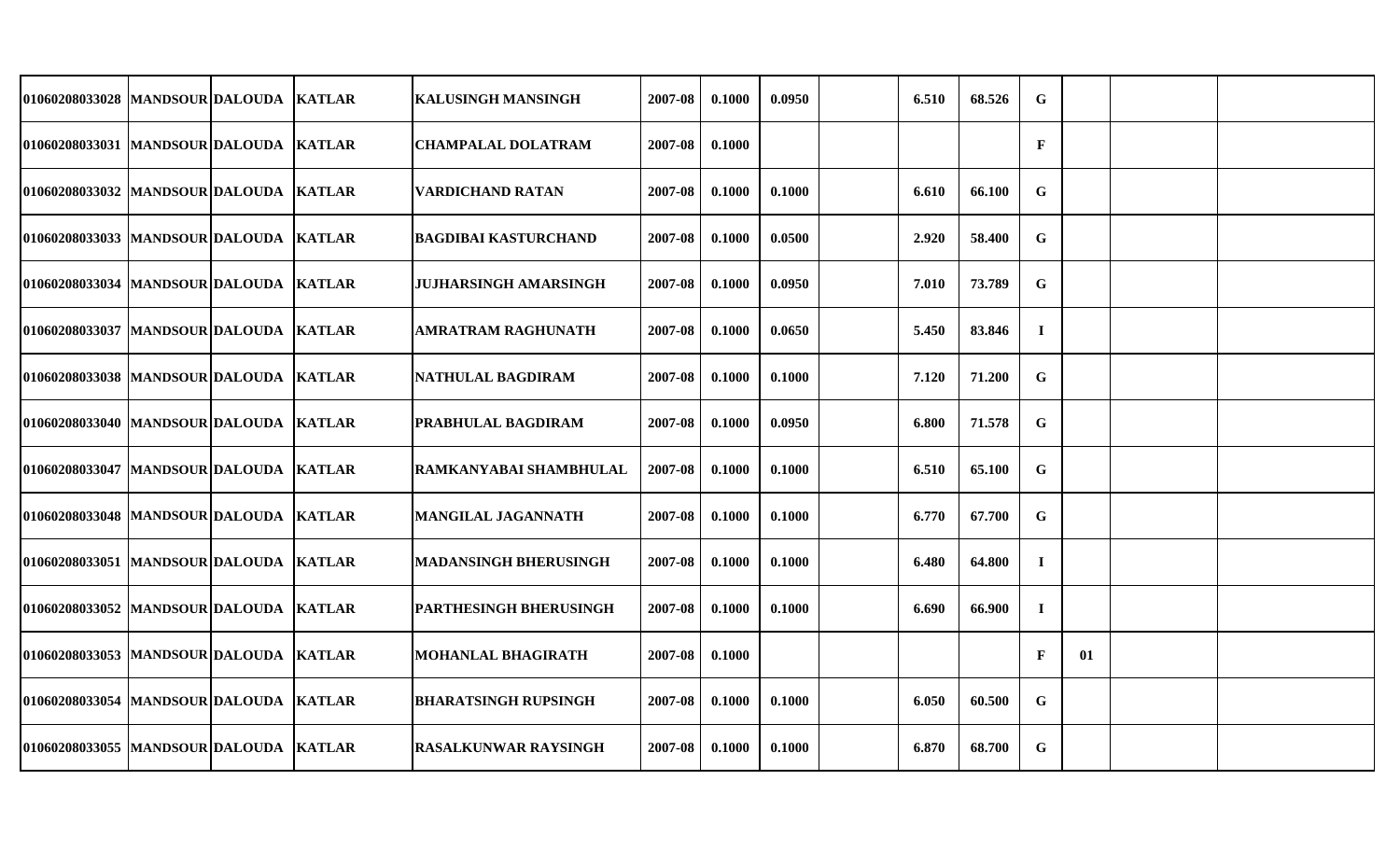| | | | | | | | | | | | | | | |
|---|---|---|---|---|---|---|---|---|---|---|---|---|---|---|
| 01060208033028 | MANDSOUR | DALOUDA | KATLAR | KALUSINGH MANSINGH | 2007-08 | 0.1000 | 0.0950 | | 6.510 | 68.526 | G | | | |
| 01060208033031 | MANDSOUR | DALOUDA | KATLAR | CHAMPALAL DOLATRAM | 2007-08 | 0.1000 | | | | | F | | | |
| 01060208033032 | MANDSOUR | DALOUDA | KATLAR | VARDICHAND RATAN | 2007-08 | 0.1000 | 0.1000 | | 6.610 | 66.100 | G | | | |
| 01060208033033 | MANDSOUR | DALOUDA | KATLAR | BAGDIBAI KASTURCHAND | 2007-08 | 0.1000 | 0.0500 | | 2.920 | 58.400 | G | | | |
| 01060208033034 | MANDSOUR | DALOUDA | KATLAR | JUJHARSINGH AMARSINGH | 2007-08 | 0.1000 | 0.0950 | | 7.010 | 73.789 | G | | | |
| 01060208033037 | MANDSOUR | DALOUDA | KATLAR | AMRATRAM RAGHUNATH | 2007-08 | 0.1000 | 0.0650 | | 5.450 | 83.846 | I | | | |
| 01060208033038 | MANDSOUR | DALOUDA | KATLAR | NATHULAL BAGDIRAM | 2007-08 | 0.1000 | 0.1000 | | 7.120 | 71.200 | G | | | |
| 01060208033040 | MANDSOUR | DALOUDA | KATLAR | PRABHULAL BAGDIRAM | 2007-08 | 0.1000 | 0.0950 | | 6.800 | 71.578 | G | | | |
| 01060208033047 | MANDSOUR | DALOUDA | KATLAR | RAMKANYABAI SHAMBHULAL | 2007-08 | 0.1000 | 0.1000 | | 6.510 | 65.100 | G | | | |
| 01060208033048 | MANDSOUR | DALOUDA | KATLAR | MANGILAL JAGANNATH | 2007-08 | 0.1000 | 0.1000 | | 6.770 | 67.700 | G | | | |
| 01060208033051 | MANDSOUR | DALOUDA | KATLAR | MADANSINGH BHERUSINGH | 2007-08 | 0.1000 | 0.1000 | | 6.480 | 64.800 | I | | | |
| 01060208033052 | MANDSOUR | DALOUDA | KATLAR | PARTHESINGH BHERUSINGH | 2007-08 | 0.1000 | 0.1000 | | 6.690 | 66.900 | I | | | |
| 01060208033053 | MANDSOUR | DALOUDA | KATLAR | MOHANLAL BHAGIRATH | 2007-08 | 0.1000 | | | | | F | 01 | | |
| 01060208033054 | MANDSOUR | DALOUDA | KATLAR | BHARATSINGH RUPSINGH | 2007-08 | 0.1000 | 0.1000 | | 6.050 | 60.500 | G | | | |
| 01060208033055 | MANDSOUR | DALOUDA | KATLAR | RASALKUNWAR RAYSINGH | 2007-08 | 0.1000 | 0.1000 | | 6.870 | 68.700 | G | | | |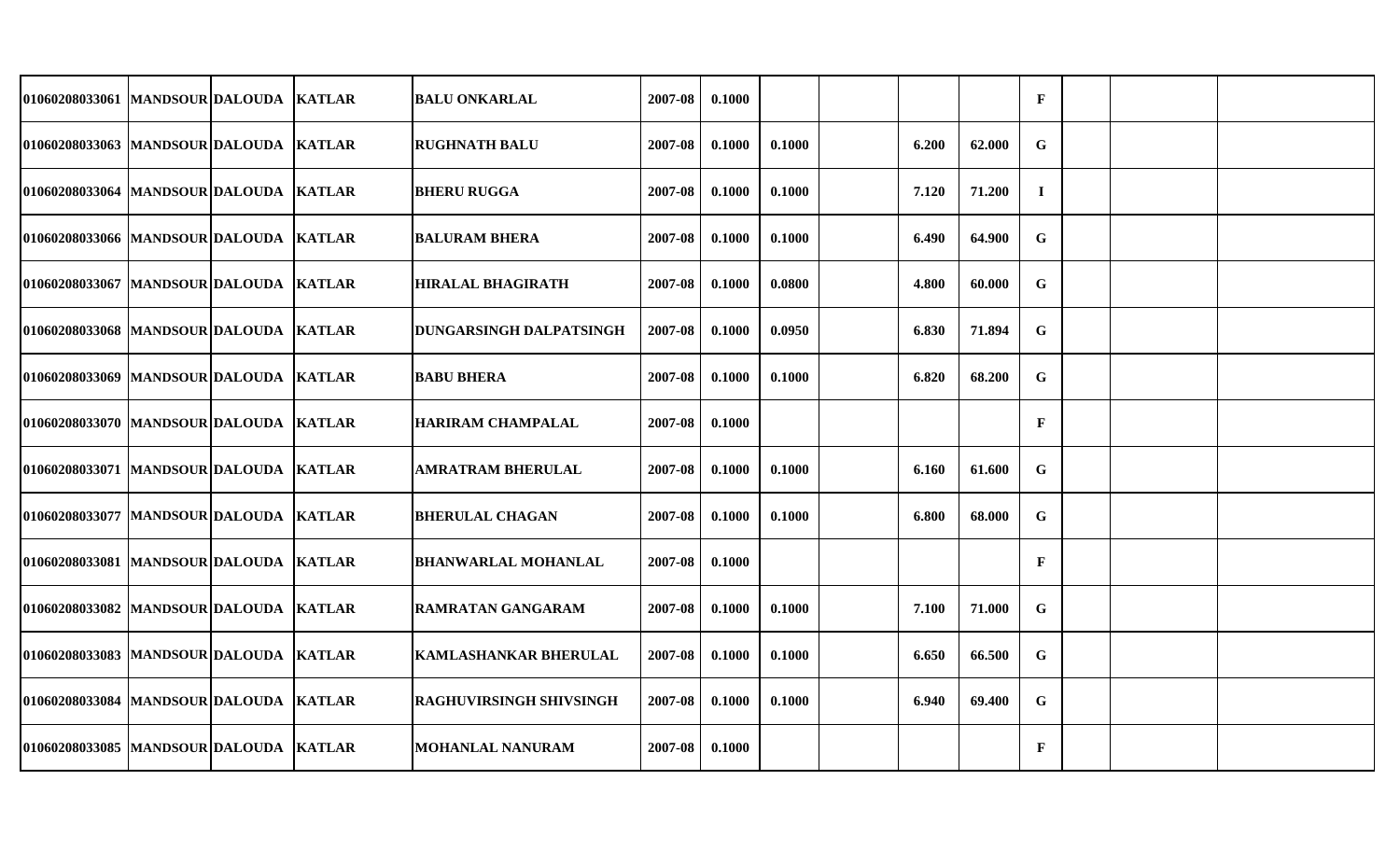| | | | | | | | | | | | | | | |
|---|---|---|---|---|---|---|---|---|---|---|---|---|---|---|
| 01060208033061 | MANDSOUR | DALOUDA | KATLAR | BALU ONKARLAL | 2007-08 | 0.1000 | | | | | F | | | |
| 01060208033063 | MANDSOUR | DALOUDA | KATLAR | RUGHNATH BALU | 2007-08 | 0.1000 | 0.1000 | | 6.200 | 62.000 | G | | | |
| 01060208033064 | MANDSOUR | DALOUDA | KATLAR | BHERU RUGGA | 2007-08 | 0.1000 | 0.1000 | | 7.120 | 71.200 | I | | | |
| 01060208033066 | MANDSOUR | DALOUDA | KATLAR | BALURAM BHERA | 2007-08 | 0.1000 | 0.1000 | | 6.490 | 64.900 | G | | | |
| 01060208033067 | MANDSOUR | DALOUDA | KATLAR | HIRALAL BHAGIRATH | 2007-08 | 0.1000 | 0.0800 | | 4.800 | 60.000 | G | | | |
| 01060208033068 | MANDSOUR | DALOUDA | KATLAR | DUNGARSINGH DALPATSINGH | 2007-08 | 0.1000 | 0.0950 | | 6.830 | 71.894 | G | | | |
| 01060208033069 | MANDSOUR | DALOUDA | KATLAR | BABU BHERA | 2007-08 | 0.1000 | 0.1000 | | 6.820 | 68.200 | G | | | |
| 01060208033070 | MANDSOUR | DALOUDA | KATLAR | HARIRAM CHAMPALAL | 2007-08 | 0.1000 | | | | | F | | | |
| 01060208033071 | MANDSOUR | DALOUDA | KATLAR | AMRATRAM BHERULAL | 2007-08 | 0.1000 | 0.1000 | | 6.160 | 61.600 | G | | | |
| 01060208033077 | MANDSOUR | DALOUDA | KATLAR | BHERULAL CHAGAN | 2007-08 | 0.1000 | 0.1000 | | 6.800 | 68.000 | G | | | |
| 01060208033081 | MANDSOUR | DALOUDA | KATLAR | BHANWARLAL MOHANLAL | 2007-08 | 0.1000 | | | | | F | | | |
| 01060208033082 | MANDSOUR | DALOUDA | KATLAR | RAMRATAN GANGARAM | 2007-08 | 0.1000 | 0.1000 | | 7.100 | 71.000 | G | | | |
| 01060208033083 | MANDSOUR | DALOUDA | KATLAR | KAMLASHANKAR BHERULAL | 2007-08 | 0.1000 | 0.1000 | | 6.650 | 66.500 | G | | | |
| 01060208033084 | MANDSOUR | DALOUDA | KATLAR | RAGHUVIRSINGH SHIVSINGH | 2007-08 | 0.1000 | 0.1000 | | 6.940 | 69.400 | G | | | |
| 01060208033085 | MANDSOUR | DALOUDA | KATLAR | MOHANLAL NANURAM | 2007-08 | 0.1000 | | | | | F | | | |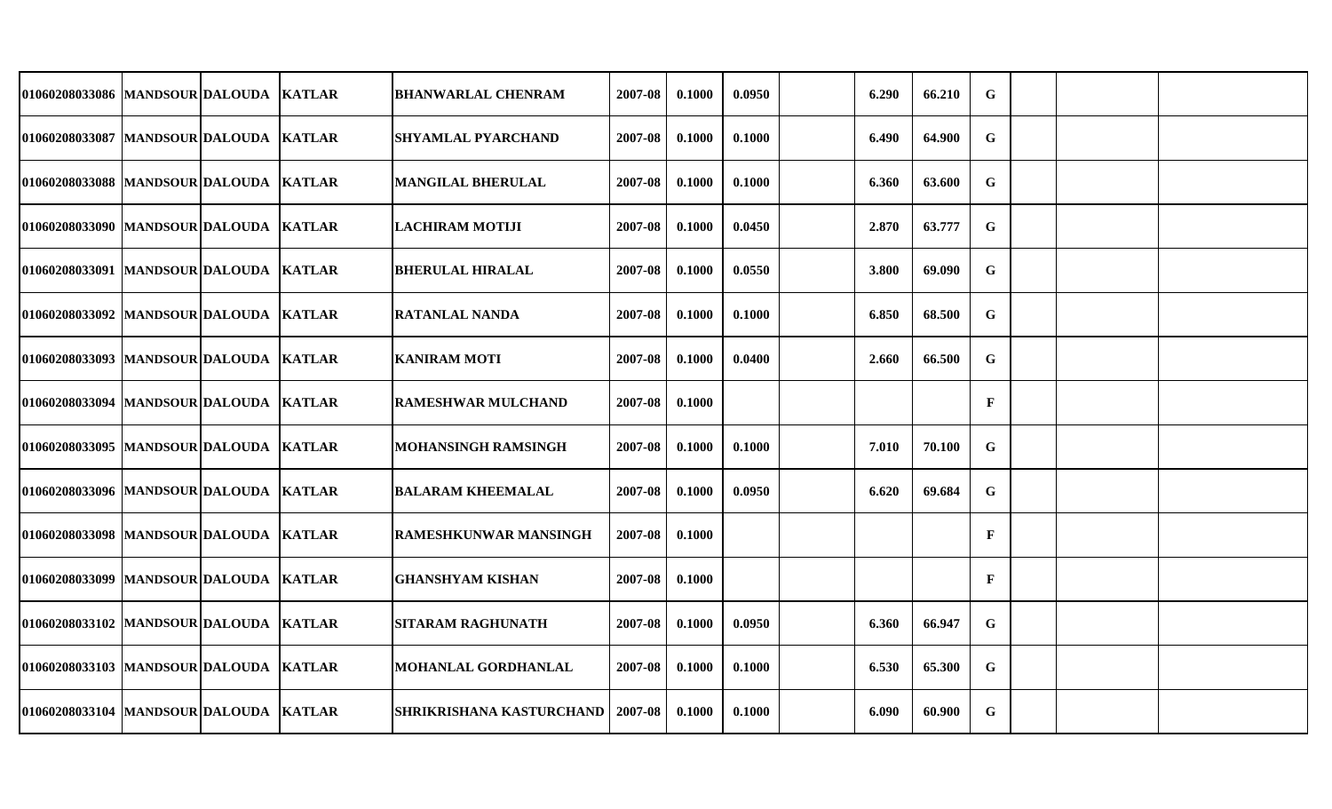| | | | | | | | | | | | | | | | |
|---|---|---|---|---|---|---|---|---|---|---|---|---|---|---|---|
| 01060208033086 | MANDSOUR | DALOUDA | KATLAR | BHANWARLAL CHENRAM | 2007-08 | 0.1000 | 0.0950 | | 6.290 | 66.210 | G | | | |
| 01060208033087 | MANDSOUR | DALOUDA | KATLAR | SHYAMLAL PYARCHAND | 2007-08 | 0.1000 | 0.1000 | | 6.490 | 64.900 | G | | | |
| 01060208033088 | MANDSOUR | DALOUDA | KATLAR | MANGILAL BHERULAL | 2007-08 | 0.1000 | 0.1000 | | 6.360 | 63.600 | G | | | |
| 01060208033090 | MANDSOUR | DALOUDA | KATLAR | LACHIRAM MOTIJI | 2007-08 | 0.1000 | 0.0450 | | 2.870 | 63.777 | G | | | |
| 01060208033091 | MANDSOUR | DALOUDA | KATLAR | BHERULAL HIRALAL | 2007-08 | 0.1000 | 0.0550 | | 3.800 | 69.090 | G | | | |
| 01060208033092 | MANDSOUR | DALOUDA | KATLAR | RATANLAL NANDA | 2007-08 | 0.1000 | 0.1000 | | 6.850 | 68.500 | G | | | |
| 01060208033093 | MANDSOUR | DALOUDA | KATLAR | KANIRAM MOTI | 2007-08 | 0.1000 | 0.0400 | | 2.660 | 66.500 | G | | | |
| 01060208033094 | MANDSOUR | DALOUDA | KATLAR | RAMESHWAR MULCHAND | 2007-08 | 0.1000 | | | | | F | | | |
| 01060208033095 | MANDSOUR | DALOUDA | KATLAR | MOHANSINGH RAMSINGH | 2007-08 | 0.1000 | 0.1000 | | 7.010 | 70.100 | G | | | |
| 01060208033096 | MANDSOUR | DALOUDA | KATLAR | BALARAM KHEEMALAL | 2007-08 | 0.1000 | 0.0950 | | 6.620 | 69.684 | G | | | |
| 01060208033098 | MANDSOUR | DALOUDA | KATLAR | RAMESHKUNWAR MANSINGH | 2007-08 | 0.1000 | | | | | F | | | |
| 01060208033099 | MANDSOUR | DALOUDA | KATLAR | GHANSHYAM KISHAN | 2007-08 | 0.1000 | | | | | F | | | |
| 01060208033102 | MANDSOUR | DALOUDA | KATLAR | SITARAM RAGHUNATH | 2007-08 | 0.1000 | 0.0950 | | 6.360 | 66.947 | G | | | |
| 01060208033103 | MANDSOUR | DALOUDA | KATLAR | MOHANLAL GORDHANLAL | 2007-08 | 0.1000 | 0.1000 | | 6.530 | 65.300 | G | | | |
| 01060208033104 | MANDSOUR | DALOUDA | KATLAR | SHRIKRISHANA KASTURCHAND | 2007-08 | 0.1000 | 0.1000 | | 6.090 | 60.900 | G | | | |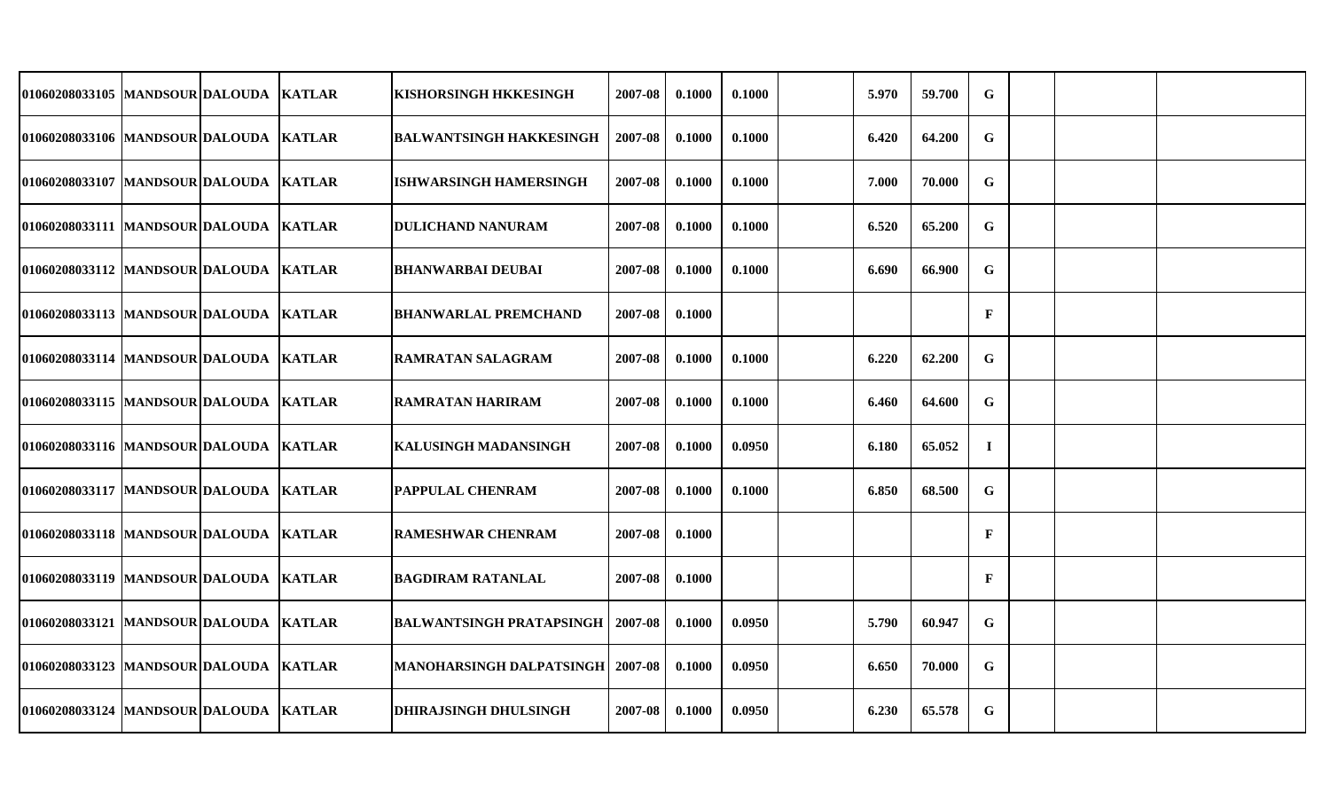| | | | | | | | | | | | | | | | |
|---|---|---|---|---|---|---|---|---|---|---|---|---|---|---|---|
| 01060208033105 | MANDSOUR | DALOUDA | KATLAR | KISHORSINGH HKKESINGH | 2007-08 | 0.1000 | 0.1000 | | 5.970 | 59.700 | G | | | |
| 01060208033106 | MANDSOUR | DALOUDA | KATLAR | BALWANTSINGH HAKKESINGH | 2007-08 | 0.1000 | 0.1000 | | 6.420 | 64.200 | G | | | |
| 01060208033107 | MANDSOUR | DALOUDA | KATLAR | ISHWARSINGH HAMERSINGH | 2007-08 | 0.1000 | 0.1000 | | 7.000 | 70.000 | G | | | |
| 01060208033111 | MANDSOUR | DALOUDA | KATLAR | DULICHAND NANURAM | 2007-08 | 0.1000 | 0.1000 | | 6.520 | 65.200 | G | | | |
| 01060208033112 | MANDSOUR | DALOUDA | KATLAR | BHANWARBAI DEUBAI | 2007-08 | 0.1000 | 0.1000 | | 6.690 | 66.900 | G | | | |
| 01060208033113 | MANDSOUR | DALOUDA | KATLAR | BHANWARLAL PREMCHAND | 2007-08 | 0.1000 | | | | | F | | | |
| 01060208033114 | MANDSOUR | DALOUDA | KATLAR | RAMRATAN SALAGRAM | 2007-08 | 0.1000 | 0.1000 | | 6.220 | 62.200 | G | | | |
| 01060208033115 | MANDSOUR | DALOUDA | KATLAR | RAMRATAN HARIRAM | 2007-08 | 0.1000 | 0.1000 | | 6.460 | 64.600 | G | | | |
| 01060208033116 | MANDSOUR | DALOUDA | KATLAR | KALUSINGH MADANSINGH | 2007-08 | 0.1000 | 0.0950 | | 6.180 | 65.052 | I | | | |
| 01060208033117 | MANDSOUR | DALOUDA | KATLAR | PAPPULAL CHENRAM | 2007-08 | 0.1000 | 0.1000 | | 6.850 | 68.500 | G | | | |
| 01060208033118 | MANDSOUR | DALOUDA | KATLAR | RAMESHWAR CHENRAM | 2007-08 | 0.1000 | | | | | F | | | |
| 01060208033119 | MANDSOUR | DALOUDA | KATLAR | BAGDIRAM RATANLAL | 2007-08 | 0.1000 | | | | | F | | | |
| 01060208033121 | MANDSOUR | DALOUDA | KATLAR | BALWANTSINGH PRATAPSINGH | 2007-08 | 0.1000 | 0.0950 | | 5.790 | 60.947 | G | | | |
| 01060208033123 | MANDSOUR | DALOUDA | KATLAR | MANOHARSINGH DALPATSINGH | 2007-08 | 0.1000 | 0.0950 | | 6.650 | 70.000 | G | | | |
| 01060208033124 | MANDSOUR | DALOUDA | KATLAR | DHIRAJSINGH DHULSINGH | 2007-08 | 0.1000 | 0.0950 | | 6.230 | 65.578 | G | | | |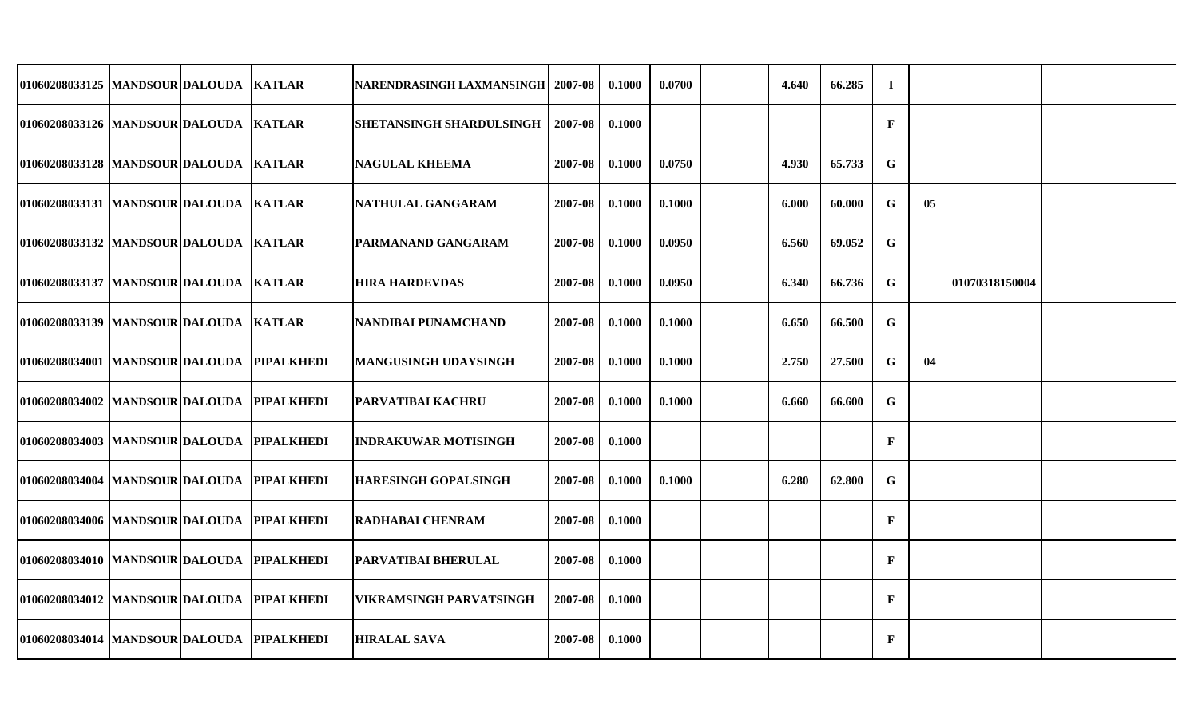|  |  |  |  |  |  |  |  |  |  |  |  |  |  |  |
|---|---|---|---|---|---|---|---|---|---|---|---|---|---|---|
| 01060208033125 | MANDSOUR | DALOUDA | KATLAR | NARENDRASINGH LAXMANSINGH | 2007-08 | 0.1000 | 0.0700 |  | 4.640 | 66.285 | I |  |  |  |
| 01060208033126 | MANDSOUR | DALOUDA | KATLAR | SHETANSINGH SHARDULSINGH | 2007-08 | 0.1000 |  |  |  |  | F |  |  |  |
| 01060208033128 | MANDSOUR | DALOUDA | KATLAR | NAGULAL KHEEMA | 2007-08 | 0.1000 | 0.0750 |  | 4.930 | 65.733 | G |  |  |  |
| 01060208033131 | MANDSOUR | DALOUDA | KATLAR | NATHULAL GANGARAM | 2007-08 | 0.1000 | 0.1000 |  | 6.000 | 60.000 | G | 05 |  |  |
| 01060208033132 | MANDSOUR | DALOUDA | KATLAR | PARMANAND GANGARAM | 2007-08 | 0.1000 | 0.0950 |  | 6.560 | 69.052 | G |  |  |  |
| 01060208033137 | MANDSOUR | DALOUDA | KATLAR | HIRA HARDEVDAS | 2007-08 | 0.1000 | 0.0950 |  | 6.340 | 66.736 | G |  | 01070318150004 |  |
| 01060208033139 | MANDSOUR | DALOUDA | KATLAR | NANDIBAI PUNAMCHAND | 2007-08 | 0.1000 | 0.1000 |  | 6.650 | 66.500 | G |  |  |  |
| 01060208034001 | MANDSOUR | DALOUDA | PIPALKHEDI | MANGUSINGH UDAYSINGH | 2007-08 | 0.1000 | 0.1000 |  | 2.750 | 27.500 | G | 04 |  |  |
| 01060208034002 | MANDSOUR | DALOUDA | PIPALKHEDI | PARVATIBAI KACHRU | 2007-08 | 0.1000 | 0.1000 |  | 6.660 | 66.600 | G |  |  |  |
| 01060208034003 | MANDSOUR | DALOUDA | PIPALKHEDI | INDRAKUWAR MOTISINGH | 2007-08 | 0.1000 |  |  |  |  | F |  |  |  |
| 01060208034004 | MANDSOUR | DALOUDA | PIPALKHEDI | HARESINGH GOPALSINGH | 2007-08 | 0.1000 | 0.1000 |  | 6.280 | 62.800 | G |  |  |  |
| 01060208034006 | MANDSOUR | DALOUDA | PIPALKHEDI | RADHABAI CHENRAM | 2007-08 | 0.1000 |  |  |  |  | F |  |  |  |
| 01060208034010 | MANDSOUR | DALOUDA | PIPALKHEDI | PARVATIBAI BHERULAL | 2007-08 | 0.1000 |  |  |  |  | F |  |  |  |
| 01060208034012 | MANDSOUR | DALOUDA | PIPALKHEDI | VIKRAMSINGH PARVATSINGH | 2007-08 | 0.1000 |  |  |  |  | F |  |  |  |
| 01060208034014 | MANDSOUR | DALOUDA | PIPALKHEDI | HIRALAL SAVA | 2007-08 | 0.1000 |  |  |  |  | F |  |  |  |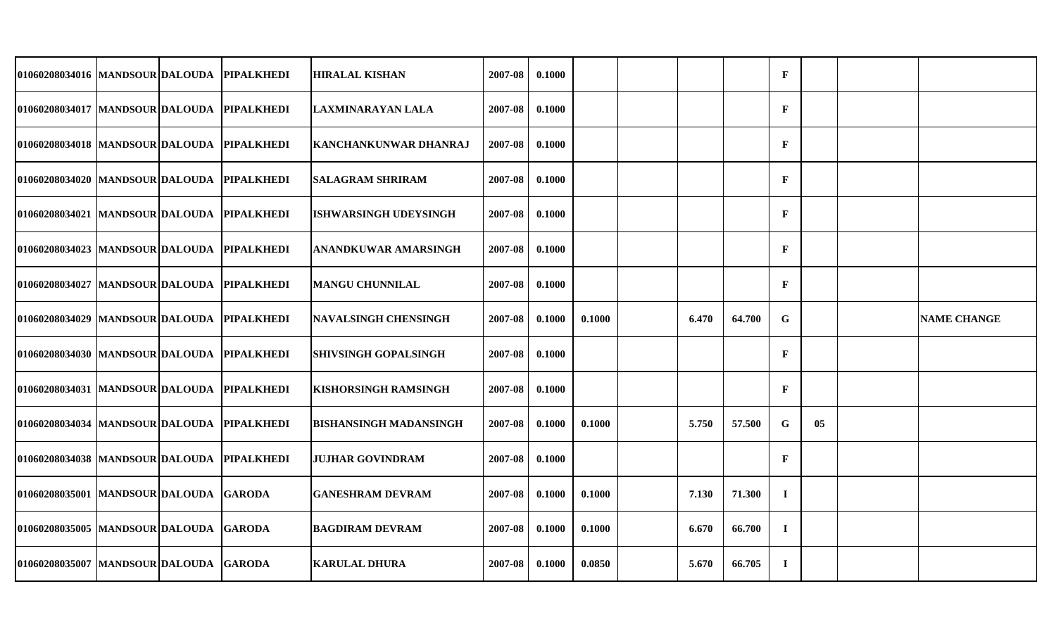| | | | | | | | | | | | | | | | |
|---|---|---|---|---|---|---|---|---|---|---|---|---|---|---|---|
| 01060208034016 | MANDSOUR | DALOUDA | PIPALKHEDI | HIRALAL KISHAN | 2007-08 | 0.1000 | | | | | F | | | |
| 01060208034017 | MANDSOUR | DALOUDA | PIPALKHEDI | LAXMINARAYAN LALA | 2007-08 | 0.1000 | | | | | F | | | |
| 01060208034018 | MANDSOUR | DALOUDA | PIPALKHEDI | KANCHANKUNWAR DHANRAJ | 2007-08 | 0.1000 | | | | | F | | | |
| 01060208034020 | MANDSOUR | DALOUDA | PIPALKHEDI | SALAGRAM SHRIRAM | 2007-08 | 0.1000 | | | | | F | | | |
| 01060208034021 | MANDSOUR | DALOUDA | PIPALKHEDI | ISHWARSINGH UDEYSINGH | 2007-08 | 0.1000 | | | | | F | | | |
| 01060208034023 | MANDSOUR | DALOUDA | PIPALKHEDI | ANANDKUWAR AMARSINGH | 2007-08 | 0.1000 | | | | | F | | | |
| 01060208034027 | MANDSOUR | DALOUDA | PIPALKHEDI | MANGU CHUNNILAL | 2007-08 | 0.1000 | | | | | F | | | |
| 01060208034029 | MANDSOUR | DALOUDA | PIPALKHEDI | NAVALSINGH CHENSINGH | 2007-08 | 0.1000 | 0.1000 | | 6.470 | 64.700 | G | | | NAME CHANGE |
| 01060208034030 | MANDSOUR | DALOUDA | PIPALKHEDI | SHIVSINGH GOPALSINGH | 2007-08 | 0.1000 | | | | | F | | | |
| 01060208034031 | MANDSOUR | DALOUDA | PIPALKHEDI | KISHORSINGH RAMSINGH | 2007-08 | 0.1000 | | | | | F | | | |
| 01060208034034 | MANDSOUR | DALOUDA | PIPALKHEDI | BISHANSINGH MADANSINGH | 2007-08 | 0.1000 | 0.1000 | | 5.750 | 57.500 | G | 05 | | |
| 01060208034038 | MANDSOUR | DALOUDA | PIPALKHEDI | JUJHAR GOVINDRAM | 2007-08 | 0.1000 | | | | | F | | | |
| 01060208035001 | MANDSOUR | DALOUDA | GARODA | GANESHRAM DEVRAM | 2007-08 | 0.1000 | 0.1000 | | 7.130 | 71.300 | I | | | |
| 01060208035005 | MANDSOUR | DALOUDA | GARODA | BAGDIRAM DEVRAM | 2007-08 | 0.1000 | 0.1000 | | 6.670 | 66.700 | I | | | |
| 01060208035007 | MANDSOUR | DALOUDA | GARODA | KARULAL DHURA | 2007-08 | 0.1000 | 0.0850 | | 5.670 | 66.705 | I | | | |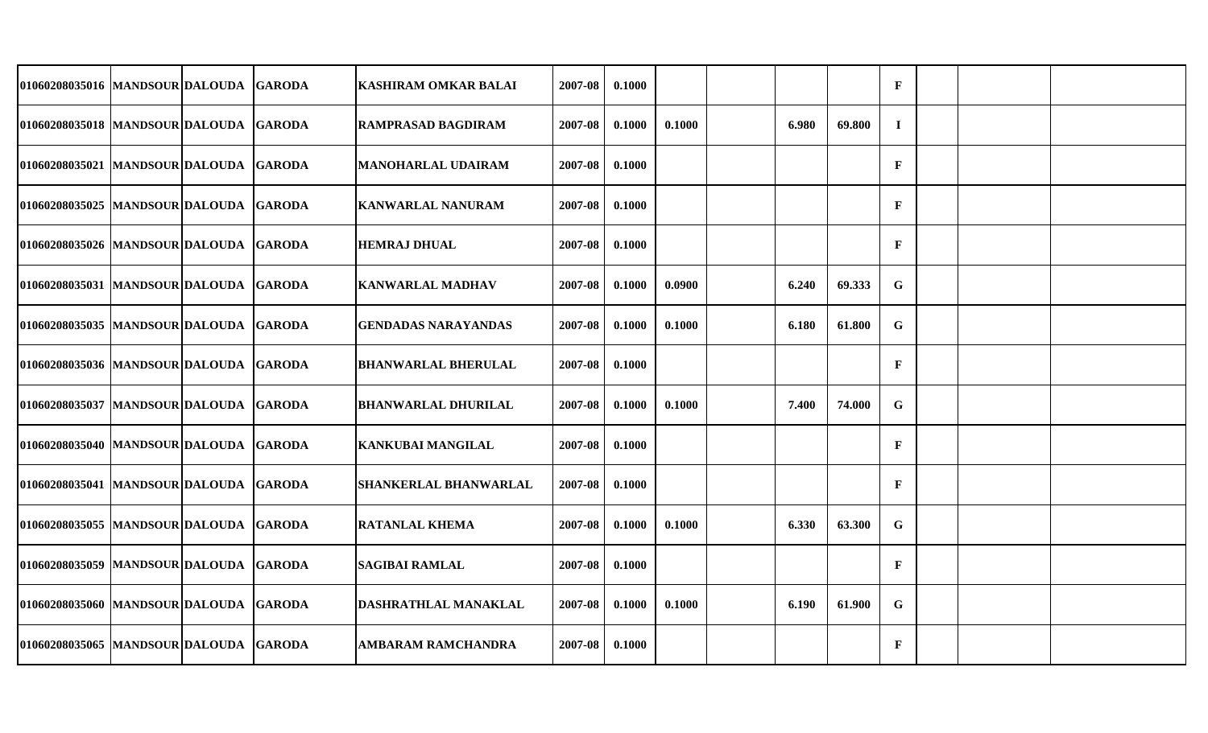| | | | | | | | | | | | | | | |
|---|---|---|---|---|---|---|---|---|---|---|---|---|---|---|
| 01060208035016 | MANDSOUR | DALOUDA | GARODA | KASHIRAM OMKAR BALAI | 2007-08 | 0.1000 | | | | | F | | | |
| 01060208035018 | MANDSOUR | DALOUDA | GARODA | RAMPRASAD BAGDIRAM | 2007-08 | 0.1000 | 0.1000 | | 6.980 | 69.800 | I | | | |
| 01060208035021 | MANDSOUR | DALOUDA | GARODA | MANOHARLAL UDAIRAM | 2007-08 | 0.1000 | | | | | F | | | |
| 01060208035025 | MANDSOUR | DALOUDA | GARODA | KANWARLAL NANURAM | 2007-08 | 0.1000 | | | | | F | | | |
| 01060208035026 | MANDSOUR | DALOUDA | GARODA | HEMRAJ DHUAL | 2007-08 | 0.1000 | | | | | F | | | |
| 01060208035031 | MANDSOUR | DALOUDA | GARODA | KANWARLAL MADHAV | 2007-08 | 0.1000 | 0.0900 | | 6.240 | 69.333 | G | | | |
| 01060208035035 | MANDSOUR | DALOUDA | GARODA | GENDADAS NARAYANDAS | 2007-08 | 0.1000 | 0.1000 | | 6.180 | 61.800 | G | | | |
| 01060208035036 | MANDSOUR | DALOUDA | GARODA | BHANWARLAL BHERULAL | 2007-08 | 0.1000 | | | | | F | | | |
| 01060208035037 | MANDSOUR | DALOUDA | GARODA | BHANWARLAL DHURILAL | 2007-08 | 0.1000 | 0.1000 | | 7.400 | 74.000 | G | | | |
| 01060208035040 | MANDSOUR | DALOUDA | GARODA | KANKUBAI MANGILAL | 2007-08 | 0.1000 | | | | | F | | | |
| 01060208035041 | MANDSOUR | DALOUDA | GARODA | SHANKERLAL BHANWARLAL | 2007-08 | 0.1000 | | | | | F | | | |
| 01060208035055 | MANDSOUR | DALOUDA | GARODA | RATANLAL KHEMA | 2007-08 | 0.1000 | 0.1000 | | 6.330 | 63.300 | G | | | |
| 01060208035059 | MANDSOUR | DALOUDA | GARODA | SAGIBAI RAMLAL | 2007-08 | 0.1000 | | | | | F | | | |
| 01060208035060 | MANDSOUR | DALOUDA | GARODA | DASHRATHLAL MANAKLAL | 2007-08 | 0.1000 | 0.1000 | | 6.190 | 61.900 | G | | | |
| 01060208035065 | MANDSOUR | DALOUDA | GARODA | AMBARAM RAMCHANDRA | 2007-08 | 0.1000 | | | | | F | | | |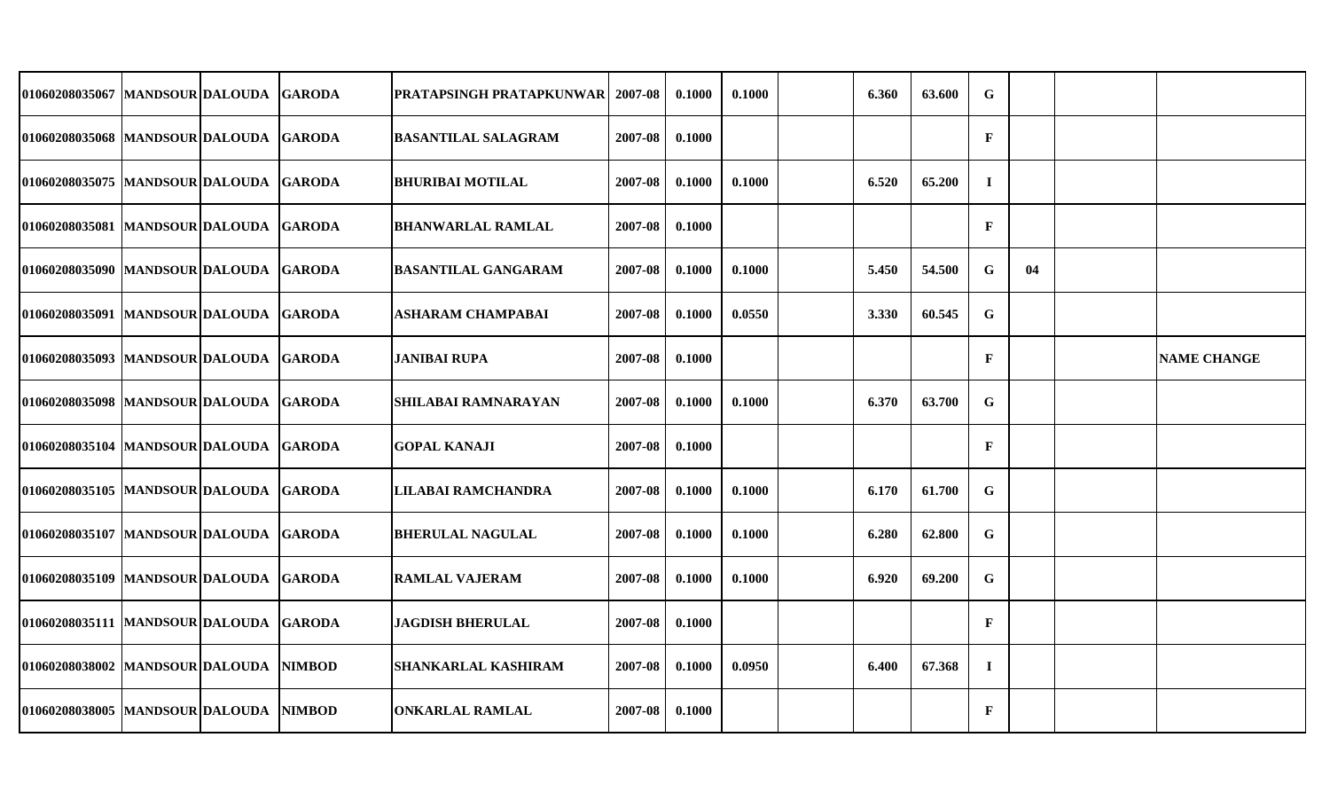| | | | | | | | | | | | | | | |
|---|---|---|---|---|---|---|---|---|---|---|---|---|---|---|
| 01060208035067 | MANDSOUR | DALOUDA | GARODA | PRATAPSINGH PRATAPKUNWAR | 2007-08 | 0.1000 | 0.1000 | | 6.360 | 63.600 | G | | | |
| 01060208035068 | MANDSOUR | DALOUDA | GARODA | BASANTILAL SALAGRAM | 2007-08 | 0.1000 | | | | | F | | | |
| 01060208035075 | MANDSOUR | DALOUDA | GARODA | BHURIBAI MOTILAL | 2007-08 | 0.1000 | 0.1000 | | 6.520 | 65.200 | I | | | |
| 01060208035081 | MANDSOUR | DALOUDA | GARODA | BHANWARLAL RAMLAL | 2007-08 | 0.1000 | | | | | F | | | |
| 01060208035090 | MANDSOUR | DALOUDA | GARODA | BASANTILAL GANGARAM | 2007-08 | 0.1000 | 0.1000 | | 5.450 | 54.500 | G | 04 | | |
| 01060208035091 | MANDSOUR | DALOUDA | GARODA | ASHARAM CHAMPABAI | 2007-08 | 0.1000 | 0.0550 | | 3.330 | 60.545 | G | | | |
| 01060208035093 | MANDSOUR | DALOUDA | GARODA | JANIBAI RUPA | 2007-08 | 0.1000 | | | | | F | | | NAME CHANGE |
| 01060208035098 | MANDSOUR | DALOUDA | GARODA | SHILABAI RAMNARAYAN | 2007-08 | 0.1000 | 0.1000 | | 6.370 | 63.700 | G | | | |
| 01060208035104 | MANDSOUR | DALOUDA | GARODA | GOPAL KANAJI | 2007-08 | 0.1000 | | | | | F | | | |
| 01060208035105 | MANDSOUR | DALOUDA | GARODA | LILABAI RAMCHANDRA | 2007-08 | 0.1000 | 0.1000 | | 6.170 | 61.700 | G | | | |
| 01060208035107 | MANDSOUR | DALOUDA | GARODA | BHERULAL NAGULAL | 2007-08 | 0.1000 | 0.1000 | | 6.280 | 62.800 | G | | | |
| 01060208035109 | MANDSOUR | DALOUDA | GARODA | RAMLAL VAJERAM | 2007-08 | 0.1000 | 0.1000 | | 6.920 | 69.200 | G | | | |
| 01060208035111 | MANDSOUR | DALOUDA | GARODA | JAGDISH BHERULAL | 2007-08 | 0.1000 | | | | | F | | | |
| 01060208038002 | MANDSOUR | DALOUDA | NIMBOD | SHANKARLAL KASHIRAM | 2007-08 | 0.1000 | 0.0950 | | 6.400 | 67.368 | I | | | |
| 01060208038005 | MANDSOUR | DALOUDA | NIMBOD | ONKARLAL RAMLAL | 2007-08 | 0.1000 | | | | | F | | | |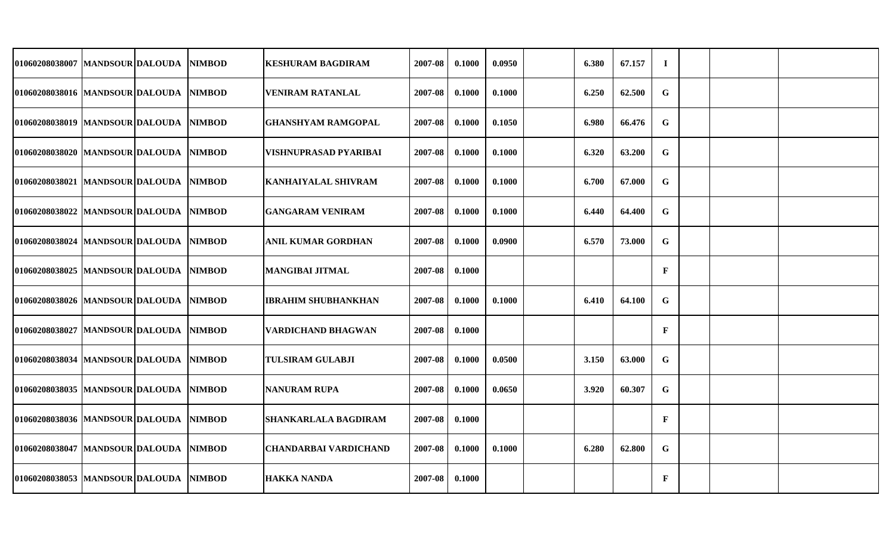| | | | | | | | | | | | | | | | |
|---|---|---|---|---|---|---|---|---|---|---|---|---|---|---|---|
| 01060208038007 | MANDSOUR | DALOUDA | NIMBOD | KESHURAM BAGDIRAM | 2007-08 | 0.1000 | 0.0950 | | 6.380 | 67.157 | I | | | |
| 01060208038016 | MANDSOUR | DALOUDA | NIMBOD | VENIRAM RATANLAL | 2007-08 | 0.1000 | 0.1000 | | 6.250 | 62.500 | G | | | |
| 01060208038019 | MANDSOUR | DALOUDA | NIMBOD | GHANSHYAM RAMGOPAL | 2007-08 | 0.1000 | 0.1050 | | 6.980 | 66.476 | G | | | |
| 01060208038020 | MANDSOUR | DALOUDA | NIMBOD | VISHNUPRASAD PYARIBAI | 2007-08 | 0.1000 | 0.1000 | | 6.320 | 63.200 | G | | | |
| 01060208038021 | MANDSOUR | DALOUDA | NIMBOD | KANHAIYALAL SHIVRAM | 2007-08 | 0.1000 | 0.1000 | | 6.700 | 67.000 | G | | | |
| 01060208038022 | MANDSOUR | DALOUDA | NIMBOD | GANGARAM VENIRAM | 2007-08 | 0.1000 | 0.1000 | | 6.440 | 64.400 | G | | | |
| 01060208038024 | MANDSOUR | DALOUDA | NIMBOD | ANIL KUMAR GORDHAN | 2007-08 | 0.1000 | 0.0900 | | 6.570 | 73.000 | G | | | |
| 01060208038025 | MANDSOUR | DALOUDA | NIMBOD | MANGIBAI JITMAL | 2007-08 | 0.1000 | | | | | F | | | |
| 01060208038026 | MANDSOUR | DALOUDA | NIMBOD | IBRAHIM SHUBHANKHAN | 2007-08 | 0.1000 | 0.1000 | | 6.410 | 64.100 | G | | | |
| 01060208038027 | MANDSOUR | DALOUDA | NIMBOD | VARDICHAND BHAGWAN | 2007-08 | 0.1000 | | | | | F | | | |
| 01060208038034 | MANDSOUR | DALOUDA | NIMBOD | TULSIRAM GULABJI | 2007-08 | 0.1000 | 0.0500 | | 3.150 | 63.000 | G | | | |
| 01060208038035 | MANDSOUR | DALOUDA | NIMBOD | NANURAM RUPA | 2007-08 | 0.1000 | 0.0650 | | 3.920 | 60.307 | G | | | |
| 01060208038036 | MANDSOUR | DALOUDA | NIMBOD | SHANKARLALA BAGDIRAM | 2007-08 | 0.1000 | | | | | F | | | |
| 01060208038047 | MANDSOUR | DALOUDA | NIMBOD | CHANDARBAI VARDICHAND | 2007-08 | 0.1000 | 0.1000 | | 6.280 | 62.800 | G | | | |
| 01060208038053 | MANDSOUR | DALOUDA | NIMBOD | HAKKA NANDA | 2007-08 | 0.1000 | | | | | F | | | |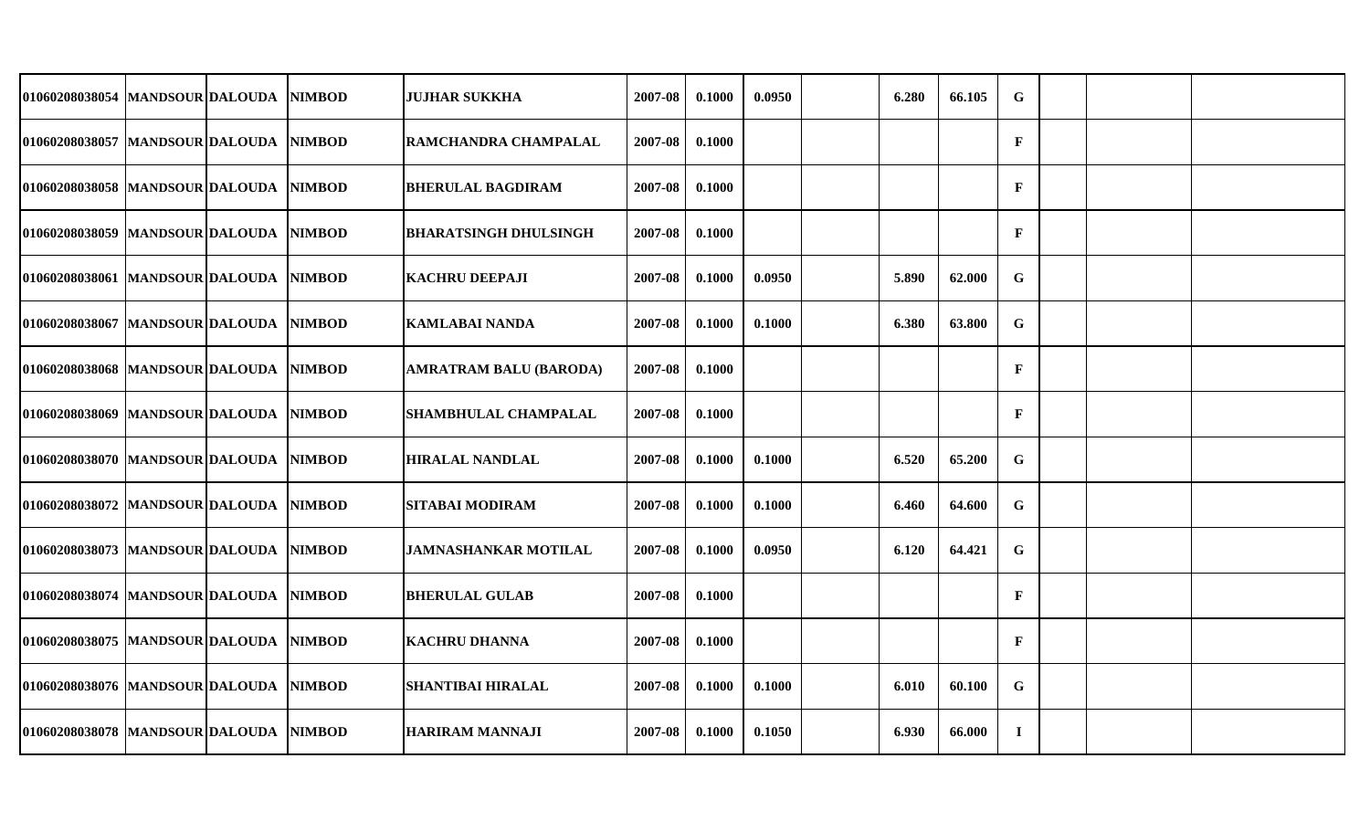| | | | | | | | | | | | | | | |
|---|---|---|---|---|---|---|---|---|---|---|---|---|---|---|
| 01060208038054 | MANDSOUR | DALOUDA | NIMBOD | JUJHAR SUKKHA | 2007-08 | 0.1000 | 0.0950 | | 6.280 | 66.105 | G | | | |
| 01060208038057 | MANDSOUR | DALOUDA | NIMBOD | RAMCHANDRA CHAMPALAL | 2007-08 | 0.1000 | | | | | F | | | |
| 01060208038058 | MANDSOUR | DALOUDA | NIMBOD | BHERULAL BAGDIRAM | 2007-08 | 0.1000 | | | | | F | | | |
| 01060208038059 | MANDSOUR | DALOUDA | NIMBOD | BHARATSINGH DHULSINGH | 2007-08 | 0.1000 | | | | | F | | | |
| 01060208038061 | MANDSOUR | DALOUDA | NIMBOD | KACHRU DEEPAJI | 2007-08 | 0.1000 | 0.0950 | | 5.890 | 62.000 | G | | | |
| 01060208038067 | MANDSOUR | DALOUDA | NIMBOD | KAMLABAI NANDA | 2007-08 | 0.1000 | 0.1000 | | 6.380 | 63.800 | G | | | |
| 01060208038068 | MANDSOUR | DALOUDA | NIMBOD | AMRATRAM BALU (BARODA) | 2007-08 | 0.1000 | | | | | F | | | |
| 01060208038069 | MANDSOUR | DALOUDA | NIMBOD | SHAMBHULAL CHAMPALAL | 2007-08 | 0.1000 | | | | | F | | | |
| 01060208038070 | MANDSOUR | DALOUDA | NIMBOD | HIRALAL NANDLAL | 2007-08 | 0.1000 | 0.1000 | | 6.520 | 65.200 | G | | | |
| 01060208038072 | MANDSOUR | DALOUDA | NIMBOD | SITABAI MODIRAM | 2007-08 | 0.1000 | 0.1000 | | 6.460 | 64.600 | G | | | |
| 01060208038073 | MANDSOUR | DALOUDA | NIMBOD | JAMNASHANKAR MOTILAL | 2007-08 | 0.1000 | 0.0950 | | 6.120 | 64.421 | G | | | |
| 01060208038074 | MANDSOUR | DALOUDA | NIMBOD | BHERULAL GULAB | 2007-08 | 0.1000 | | | | | F | | | |
| 01060208038075 | MANDSOUR | DALOUDA | NIMBOD | KACHRU DHANNA | 2007-08 | 0.1000 | | | | | F | | | |
| 01060208038076 | MANDSOUR | DALOUDA | NIMBOD | SHANTIBAI HIRALAL | 2007-08 | 0.1000 | 0.1000 | | 6.010 | 60.100 | G | | | |
| 01060208038078 | MANDSOUR | DALOUDA | NIMBOD | HARIRAM MANNAJI | 2007-08 | 0.1000 | 0.1050 | | 6.930 | 66.000 | I | | | |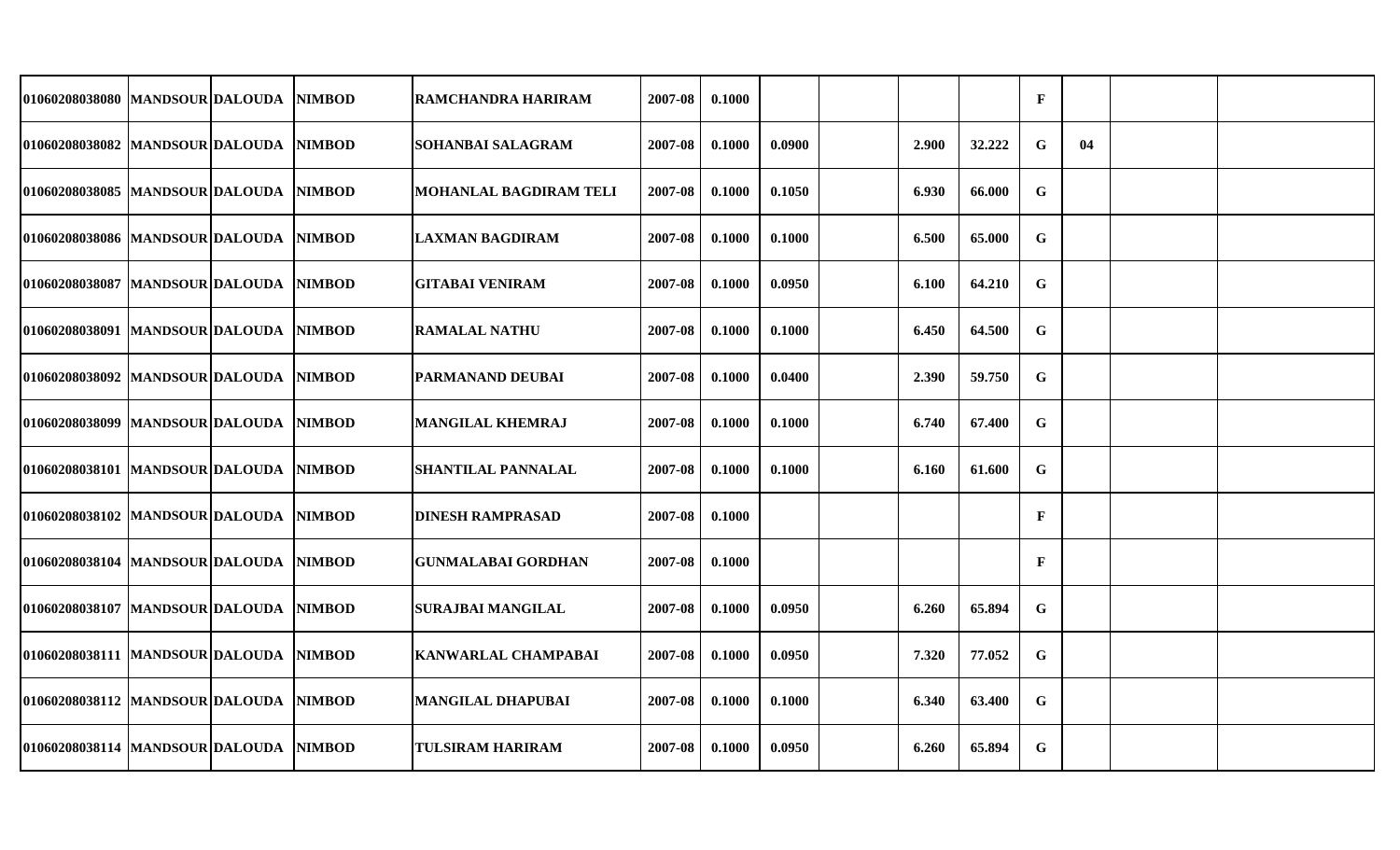| | | | | | | | | | | | | | | |
|---|---|---|---|---|---|---|---|---|---|---|---|---|---|---|
| 01060208038080 | MANDSOUR | DALOUDA | NIMBOD | RAMCHANDRA HARIRAM | 2007-08 | 0.1000 | | | | | F | | | |
| 01060208038082 | MANDSOUR | DALOUDA | NIMBOD | SOHANBAI SALAGRAM | 2007-08 | 0.1000 | 0.0900 | | 2.900 | 32.222 | G | 04 | | |
| 01060208038085 | MANDSOUR | DALOUDA | NIMBOD | MOHANLAL BAGDIRAM TELI | 2007-08 | 0.1000 | 0.1050 | | 6.930 | 66.000 | G | | | |
| 01060208038086 | MANDSOUR | DALOUDA | NIMBOD | LAXMAN BAGDIRAM | 2007-08 | 0.1000 | 0.1000 | | 6.500 | 65.000 | G | | | |
| 01060208038087 | MANDSOUR | DALOUDA | NIMBOD | GITABAI VENIRAM | 2007-08 | 0.1000 | 0.0950 | | 6.100 | 64.210 | G | | | |
| 01060208038091 | MANDSOUR | DALOUDA | NIMBOD | RAMALAL NATHU | 2007-08 | 0.1000 | 0.1000 | | 6.450 | 64.500 | G | | | |
| 01060208038092 | MANDSOUR | DALOUDA | NIMBOD | PARMANAND DEUBAI | 2007-08 | 0.1000 | 0.0400 | | 2.390 | 59.750 | G | | | |
| 01060208038099 | MANDSOUR | DALOUDA | NIMBOD | MANGILAL KHEMRAJ | 2007-08 | 0.1000 | 0.1000 | | 6.740 | 67.400 | G | | | |
| 01060208038101 | MANDSOUR | DALOUDA | NIMBOD | SHANTILAL PANNALAL | 2007-08 | 0.1000 | 0.1000 | | 6.160 | 61.600 | G | | | |
| 01060208038102 | MANDSOUR | DALOUDA | NIMBOD | DINESH RAMPRASAD | 2007-08 | 0.1000 | | | | | F | | | |
| 01060208038104 | MANDSOUR | DALOUDA | NIMBOD | GUNMALABAI GORDHAN | 2007-08 | 0.1000 | | | | | F | | | |
| 01060208038107 | MANDSOUR | DALOUDA | NIMBOD | SURAJBAI MANGILAL | 2007-08 | 0.1000 | 0.0950 | | 6.260 | 65.894 | G | | | |
| 01060208038111 | MANDSOUR | DALOUDA | NIMBOD | KANWARLAL CHAMPABAI | 2007-08 | 0.1000 | 0.0950 | | 7.320 | 77.052 | G | | | |
| 01060208038112 | MANDSOUR | DALOUDA | NIMBOD | MANGILAL DHAPUBAI | 2007-08 | 0.1000 | 0.1000 | | 6.340 | 63.400 | G | | | |
| 01060208038114 | MANDSOUR | DALOUDA | NIMBOD | TULSIRAM HARIRAM | 2007-08 | 0.1000 | 0.0950 | | 6.260 | 65.894 | G | | | |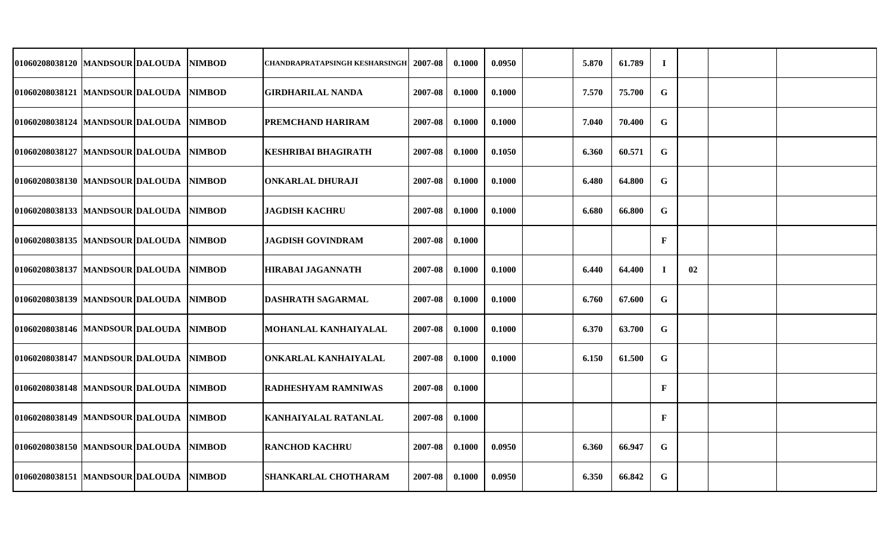| | | | | | | | | | | | | | | | |
|---|---|---|---|---|---|---|---|---|---|---|---|---|---|---|---|
| 01060208038120 | MANDSOUR | DALOUDA | NIMBOD | CHANDRAPRATAPSINGH KESHARSINGH | 2007-08 | 0.1000 | 0.0950 | | 5.870 | 61.789 | I | | | |
| 01060208038121 | MANDSOUR | DALOUDA | NIMBOD | GIRDHARILAL NANDA | 2007-08 | 0.1000 | 0.1000 | | 7.570 | 75.700 | G | | | |
| 01060208038124 | MANDSOUR | DALOUDA | NIMBOD | PREMCHAND HARIRAM | 2007-08 | 0.1000 | 0.1000 | | 7.040 | 70.400 | G | | | |
| 01060208038127 | MANDSOUR | DALOUDA | NIMBOD | KESHRIBAI BHAGIRATH | 2007-08 | 0.1000 | 0.1050 | | 6.360 | 60.571 | G | | | |
| 01060208038130 | MANDSOUR | DALOUDA | NIMBOD | ONKARLAL DHURAJI | 2007-08 | 0.1000 | 0.1000 | | 6.480 | 64.800 | G | | | |
| 01060208038133 | MANDSOUR | DALOUDA | NIMBOD | JAGDISH KACHRU | 2007-08 | 0.1000 | 0.1000 | | 6.680 | 66.800 | G | | | |
| 01060208038135 | MANDSOUR | DALOUDA | NIMBOD | JAGDISH GOVINDRAM | 2007-08 | 0.1000 | | | | | F | | | |
| 01060208038137 | MANDSOUR | DALOUDA | NIMBOD | HIRABAI JAGANNATH | 2007-08 | 0.1000 | 0.1000 | | 6.440 | 64.400 | I | 02 | | |
| 01060208038139 | MANDSOUR | DALOUDA | NIMBOD | DASHRATH SAGARMAL | 2007-08 | 0.1000 | 0.1000 | | 6.760 | 67.600 | G | | | |
| 01060208038146 | MANDSOUR | DALOUDA | NIMBOD | MOHANLAL KANHAIYALAL | 2007-08 | 0.1000 | 0.1000 | | 6.370 | 63.700 | G | | | |
| 01060208038147 | MANDSOUR | DALOUDA | NIMBOD | ONKARLAL KANHAIYALAL | 2007-08 | 0.1000 | 0.1000 | | 6.150 | 61.500 | G | | | |
| 01060208038148 | MANDSOUR | DALOUDA | NIMBOD | RADHESHYAM RAMNIWAS | 2007-08 | 0.1000 | | | | | F | | | |
| 01060208038149 | MANDSOUR | DALOUDA | NIMBOD | KANHAIYALAL RATANLAL | 2007-08 | 0.1000 | | | | | F | | | |
| 01060208038150 | MANDSOUR | DALOUDA | NIMBOD | RANCHOD KACHRU | 2007-08 | 0.1000 | 0.0950 | | 6.360 | 66.947 | G | | | |
| 01060208038151 | MANDSOUR | DALOUDA | NIMBOD | SHANKARLAL CHOTHARAM | 2007-08 | 0.1000 | 0.0950 | | 6.350 | 66.842 | G | | | |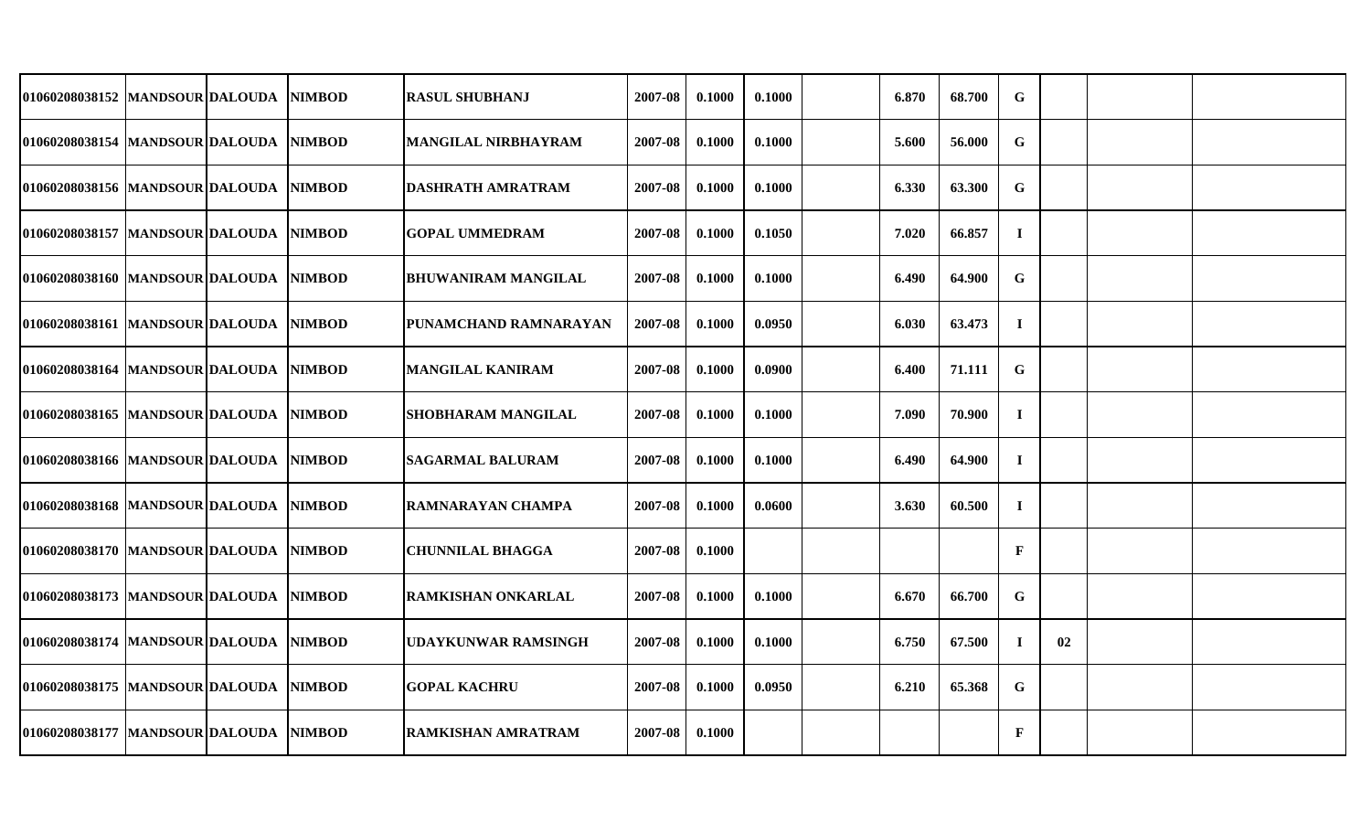| | | | | | | | | | | | | | | | |
|---|---|---|---|---|---|---|---|---|---|---|---|---|---|---|---|
| 01060208038152 | MANDSOUR | DALOUDA | NIMBOD | RASUL SHUBHANJ | 2007-08 | 0.1000 | 0.1000 | | 6.870 | 68.700 | G | | | |
| 01060208038154 | MANDSOUR | DALOUDA | NIMBOD | MANGILAL NIRBHAYRAM | 2007-08 | 0.1000 | 0.1000 | | 5.600 | 56.000 | G | | | |
| 01060208038156 | MANDSOUR | DALOUDA | NIMBOD | DASHRATH AMRATRAM | 2007-08 | 0.1000 | 0.1000 | | 6.330 | 63.300 | G | | | |
| 01060208038157 | MANDSOUR | DALOUDA | NIMBOD | GOPAL UMMEDRAM | 2007-08 | 0.1000 | 0.1050 | | 7.020 | 66.857 | I | | | |
| 01060208038160 | MANDSOUR | DALOUDA | NIMBOD | BHUWANIRAM MANGILAL | 2007-08 | 0.1000 | 0.1000 | | 6.490 | 64.900 | G | | | |
| 01060208038161 | MANDSOUR | DALOUDA | NIMBOD | PUNAMCHAND RAMNARAYAN | 2007-08 | 0.1000 | 0.0950 | | 6.030 | 63.473 | I | | | |
| 01060208038164 | MANDSOUR | DALOUDA | NIMBOD | MANGILAL KANIRAM | 2007-08 | 0.1000 | 0.0900 | | 6.400 | 71.111 | G | | | |
| 01060208038165 | MANDSOUR | DALOUDA | NIMBOD | SHOBHARAM MANGILAL | 2007-08 | 0.1000 | 0.1000 | | 7.090 | 70.900 | I | | | |
| 01060208038166 | MANDSOUR | DALOUDA | NIMBOD | SAGARMAL BALURAM | 2007-08 | 0.1000 | 0.1000 | | 6.490 | 64.900 | I | | | |
| 01060208038168 | MANDSOUR | DALOUDA | NIMBOD | RAMNARAYAN CHAMPA | 2007-08 | 0.1000 | 0.0600 | | 3.630 | 60.500 | I | | | |
| 01060208038170 | MANDSOUR | DALOUDA | NIMBOD | CHUNNILAL BHAGGA | 2007-08 | 0.1000 | | | | | F | | | |
| 01060208038173 | MANDSOUR | DALOUDA | NIMBOD | RAMKISHAN ONKARLAL | 2007-08 | 0.1000 | 0.1000 | | 6.670 | 66.700 | G | | | |
| 01060208038174 | MANDSOUR | DALOUDA | NIMBOD | UDAYKUNWAR RAMSINGH | 2007-08 | 0.1000 | 0.1000 | | 6.750 | 67.500 | I | 02 | | |
| 01060208038175 | MANDSOUR | DALOUDA | NIMBOD | GOPAL KACHRU | 2007-08 | 0.1000 | 0.0950 | | 6.210 | 65.368 | G | | | |
| 01060208038177 | MANDSOUR | DALOUDA | NIMBOD | RAMKISHAN AMRATRAM | 2007-08 | 0.1000 | | | | | F | | | |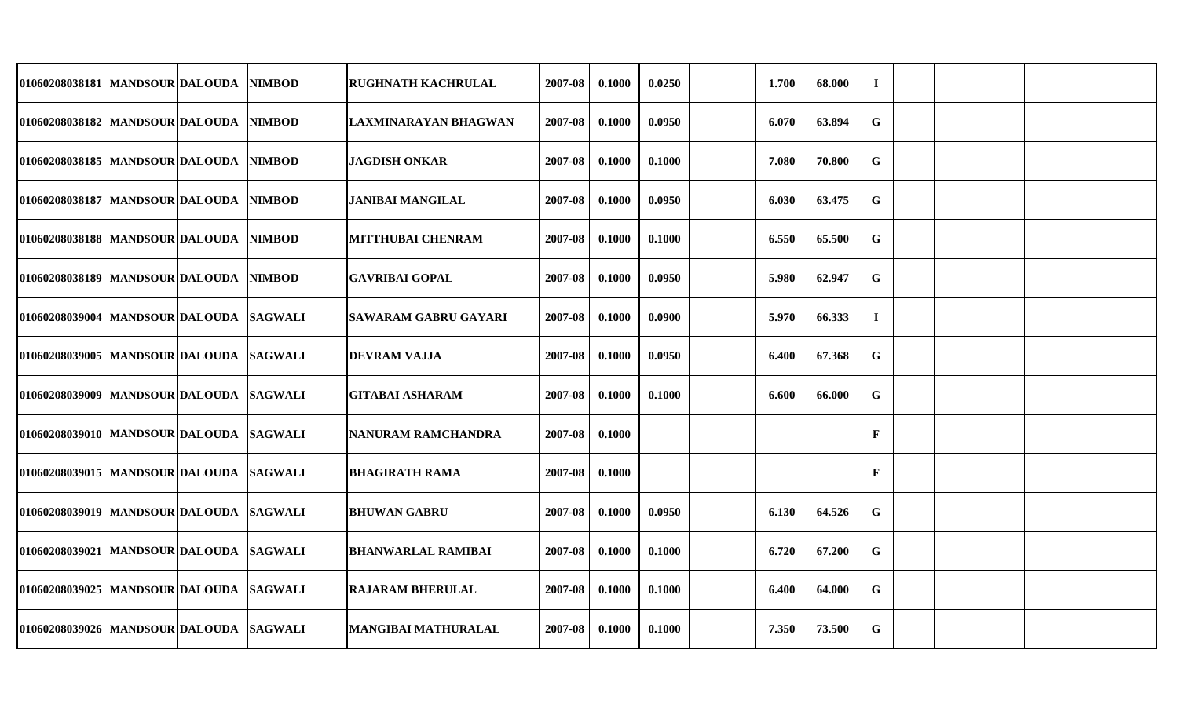| | | | | | | | | | | | | | | |
|---|---|---|---|---|---|---|---|---|---|---|---|---|---|---|
| 01060208038181 | MANDSOUR | DALOUDA | NIMBOD | RUGHNATH KACHRULAL | 2007-08 | 0.1000 | 0.0250 | | 1.700 | 68.000 | I | | | |
| 01060208038182 | MANDSOUR | DALOUDA | NIMBOD | LAXMINARAYAN BHAGWAN | 2007-08 | 0.1000 | 0.0950 | | 6.070 | 63.894 | G | | | |
| 01060208038185 | MANDSOUR | DALOUDA | NIMBOD | JAGDISH ONKAR | 2007-08 | 0.1000 | 0.1000 | | 7.080 | 70.800 | G | | | |
| 01060208038187 | MANDSOUR | DALOUDA | NIMBOD | JANIBAI MANGILAL | 2007-08 | 0.1000 | 0.0950 | | 6.030 | 63.475 | G | | | |
| 01060208038188 | MANDSOUR | DALOUDA | NIMBOD | MITTHUBAI CHENRAM | 2007-08 | 0.1000 | 0.1000 | | 6.550 | 65.500 | G | | | |
| 01060208038189 | MANDSOUR | DALOUDA | NIMBOD | GAVRIBAI GOPAL | 2007-08 | 0.1000 | 0.0950 | | 5.980 | 62.947 | G | | | |
| 01060208039004 | MANDSOUR | DALOUDA | SAGWALI | SAWARAM GABRU GAYARI | 2007-08 | 0.1000 | 0.0900 | | 5.970 | 66.333 | I | | | |
| 01060208039005 | MANDSOUR | DALOUDA | SAGWALI | DEVRAM VAJJA | 2007-08 | 0.1000 | 0.0950 | | 6.400 | 67.368 | G | | | |
| 01060208039009 | MANDSOUR | DALOUDA | SAGWALI | GITABAI ASHARAM | 2007-08 | 0.1000 | 0.1000 | | 6.600 | 66.000 | G | | | |
| 01060208039010 | MANDSOUR | DALOUDA | SAGWALI | NANURAM RAMCHANDRA | 2007-08 | 0.1000 | | | | | F | | | |
| 01060208039015 | MANDSOUR | DALOUDA | SAGWALI | BHAGIRATH RAMA | 2007-08 | 0.1000 | | | | | F | | | |
| 01060208039019 | MANDSOUR | DALOUDA | SAGWALI | BHUWAN GABRU | 2007-08 | 0.1000 | 0.0950 | | 6.130 | 64.526 | G | | | |
| 01060208039021 | MANDSOUR | DALOUDA | SAGWALI | BHANWARLAL RAMIBAI | 2007-08 | 0.1000 | 0.1000 | | 6.720 | 67.200 | G | | | |
| 01060208039025 | MANDSOUR | DALOUDA | SAGWALI | RAJARAM BHERULAL | 2007-08 | 0.1000 | 0.1000 | | 6.400 | 64.000 | G | | | |
| 01060208039026 | MANDSOUR | DALOUDA | SAGWALI | MANGIBAI MATHURALAL | 2007-08 | 0.1000 | 0.1000 | | 7.350 | 73.500 | G | | | |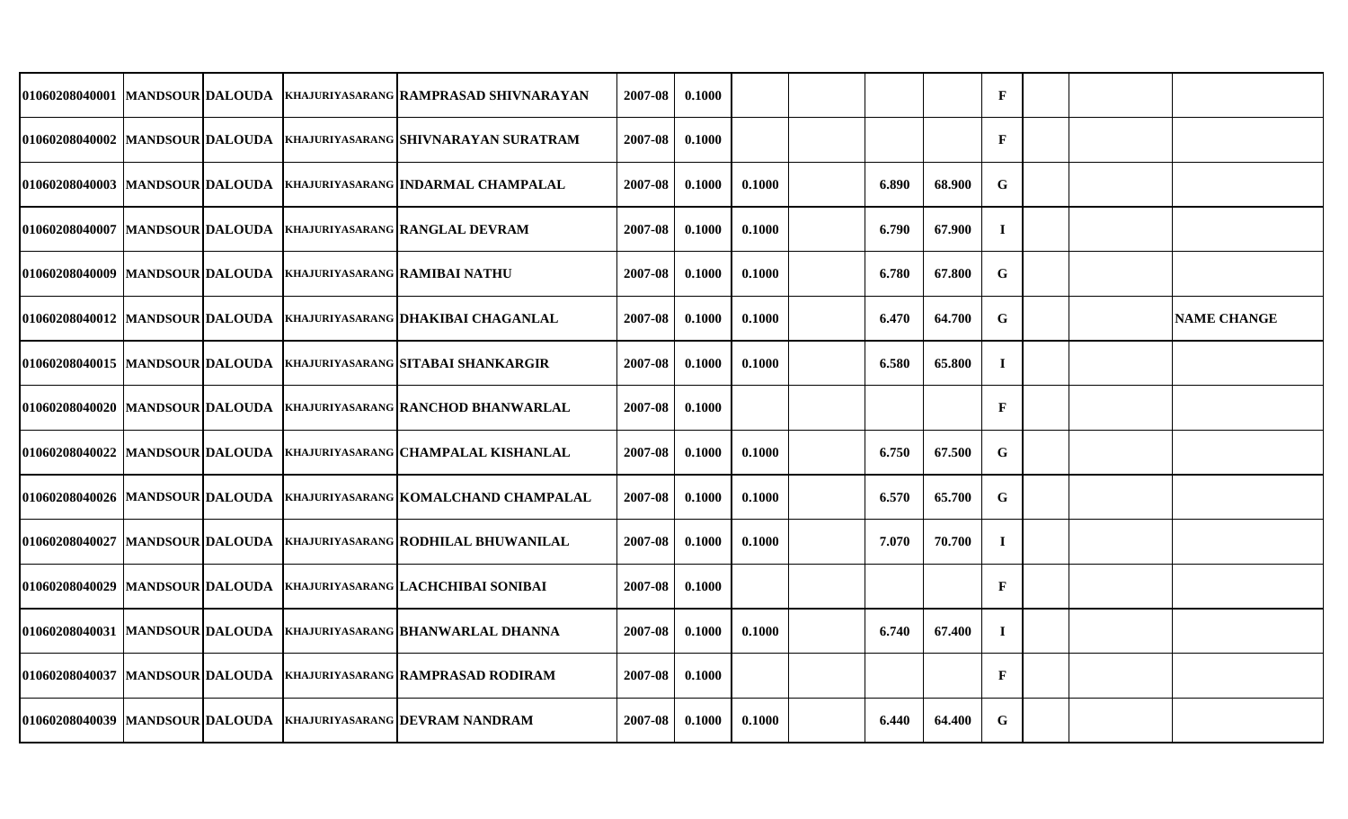| | | | | | | | | | | | | | | |
|---|---|---|---|---|---|---|---|---|---|---|---|---|---|---|
| 01060208040001 | MANDSOUR | DALOUDA | KHAJURIYASARANG | RAMPRASAD SHIVNARAYAN | 2007-08 | 0.1000 | | | | | F | | | |
| 01060208040002 | MANDSOUR | DALOUDA | KHAJURIYASARANG | SHIVNARAYAN SURATRAM | 2007-08 | 0.1000 | | | | | F | | | |
| 01060208040003 | MANDSOUR | DALOUDA | KHAJURIYASARANG | INDARMAL CHAMPALAL | 2007-08 | 0.1000 | 0.1000 | | 6.890 | 68.900 | G | | | |
| 01060208040007 | MANDSOUR | DALOUDA | KHAJURIYASARANG | RANGLAL DEVRAM | 2007-08 | 0.1000 | 0.1000 | | 6.790 | 67.900 | I | | | |
| 01060208040009 | MANDSOUR | DALOUDA | KHAJURIYASARANG | RAMIBAI NATHU | 2007-08 | 0.1000 | 0.1000 | | 6.780 | 67.800 | G | | | |
| 01060208040012 | MANDSOUR | DALOUDA | KHAJURIYASARANG | DHAKIBAI CHAGANLAL | 2007-08 | 0.1000 | 0.1000 | | 6.470 | 64.700 | G | | | NAME CHANGE |
| 01060208040015 | MANDSOUR | DALOUDA | KHAJURIYASARANG | SITABAI SHANKARGIR | 2007-08 | 0.1000 | 0.1000 | | 6.580 | 65.800 | I | | | |
| 01060208040020 | MANDSOUR | DALOUDA | KHAJURIYASARANG | RANCHOD BHANWARLAL | 2007-08 | 0.1000 | | | | | F | | | |
| 01060208040022 | MANDSOUR | DALOUDA | KHAJURIYASARANG | CHAMPALAL KISHANLAL | 2007-08 | 0.1000 | 0.1000 | | 6.750 | 67.500 | G | | | |
| 01060208040026 | MANDSOUR | DALOUDA | KHAJURIYASARANG | KOMALCHAND CHAMPALAL | 2007-08 | 0.1000 | 0.1000 | | 6.570 | 65.700 | G | | | |
| 01060208040027 | MANDSOUR | DALOUDA | KHAJURIYASARANG | RODHILAL BHUWANILAL | 2007-08 | 0.1000 | 0.1000 | | 7.070 | 70.700 | I | | | |
| 01060208040029 | MANDSOUR | DALOUDA | KHAJURIYASARANG | LACHCHIBAI SONIBAI | 2007-08 | 0.1000 | | | | | F | | | |
| 01060208040031 | MANDSOUR | DALOUDA | KHAJURIYASARANG | BHANWARLAL DHANNA | 2007-08 | 0.1000 | 0.1000 | | 6.740 | 67.400 | I | | | |
| 01060208040037 | MANDSOUR | DALOUDA | KHAJURIYASARANG | RAMPRASAD RODIRAM | 2007-08 | 0.1000 | | | | | F | | | |
| 01060208040039 | MANDSOUR | DALOUDA | KHAJURIYASARANG | DEVRAM NANDRAM | 2007-08 | 0.1000 | 0.1000 | | 6.440 | 64.400 | G | | | |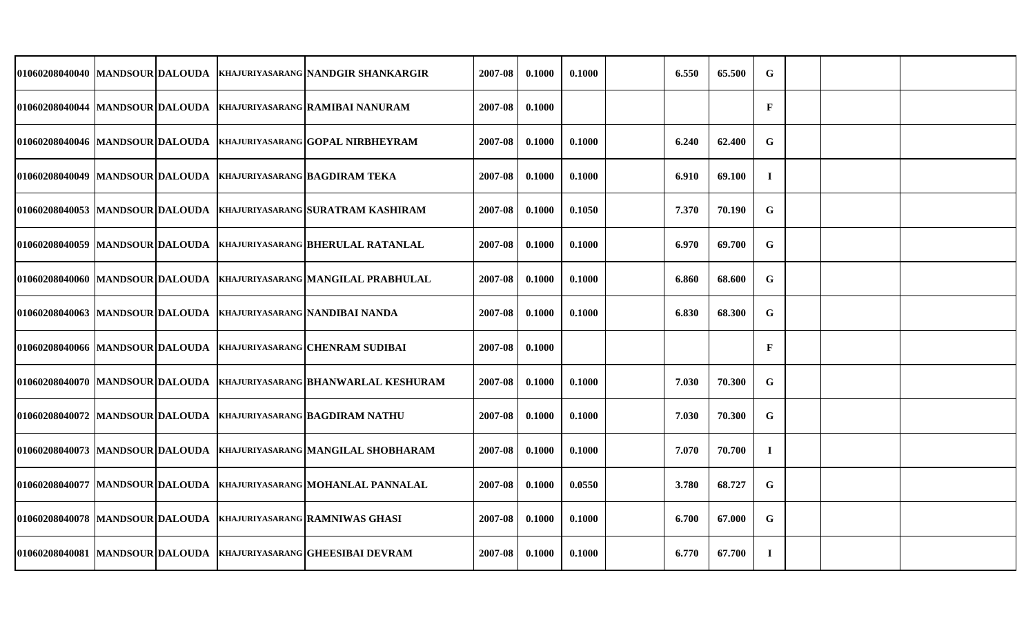| | | | | | | | | | | | | | | | |
|---|---|---|---|---|---|---|---|---|---|---|---|---|---|---|---|
| 01060208040040 | MANDSOUR | DALOUDA | KHAJURIYASARANG | NANDGIR SHANKARGIR | 2007-08 | 0.1000 | 0.1000 | | 6.550 | 65.500 | G | | | |
| 01060208040044 | MANDSOUR | DALOUDA | KHAJURIYASARANG | RAMIBAI NANURAM | 2007-08 | 0.1000 | | | | | F | | | |
| 01060208040046 | MANDSOUR | DALOUDA | KHAJURIYASARANG | GOPAL NIRBHEYRAM | 2007-08 | 0.1000 | 0.1000 | | 6.240 | 62.400 | G | | | |
| 01060208040049 | MANDSOUR | DALOUDA | KHAJURIYASARANG | BAGDIRAM TEKA | 2007-08 | 0.1000 | 0.1000 | | 6.910 | 69.100 | I | | | |
| 01060208040053 | MANDSOUR | DALOUDA | KHAJURIYASARANG | SURATRAM KASHIRAM | 2007-08 | 0.1000 | 0.1050 | | 7.370 | 70.190 | G | | | |
| 01060208040059 | MANDSOUR | DALOUDA | KHAJURIYASARANG | BHERULAL RATANLAL | 2007-08 | 0.1000 | 0.1000 | | 6.970 | 69.700 | G | | | |
| 01060208040060 | MANDSOUR | DALOUDA | KHAJURIYASARANG | MANGILAL PRABHULAL | 2007-08 | 0.1000 | 0.1000 | | 6.860 | 68.600 | G | | | |
| 01060208040063 | MANDSOUR | DALOUDA | KHAJURIYASARANG | NANDIBAI NANDA | 2007-08 | 0.1000 | 0.1000 | | 6.830 | 68.300 | G | | | |
| 01060208040066 | MANDSOUR | DALOUDA | KHAJURIYASARANG | CHENRAM SUDIBAI | 2007-08 | 0.1000 | | | | | F | | | |
| 01060208040070 | MANDSOUR | DALOUDA | KHAJURIYASARANG | BHANWARLAL KESHURAM | 2007-08 | 0.1000 | 0.1000 | | 7.030 | 70.300 | G | | | |
| 01060208040072 | MANDSOUR | DALOUDA | KHAJURIYASARANG | BAGDIRAM NATHU | 2007-08 | 0.1000 | 0.1000 | | 7.030 | 70.300 | G | | | |
| 01060208040073 | MANDSOUR | DALOUDA | KHAJURIYASARANG | MANGILAL SHOBHARAM | 2007-08 | 0.1000 | 0.1000 | | 7.070 | 70.700 | I | | | |
| 01060208040077 | MANDSOUR | DALOUDA | KHAJURIYASARANG | MOHANLAL PANNALAL | 2007-08 | 0.1000 | 0.0550 | | 3.780 | 68.727 | G | | | |
| 01060208040078 | MANDSOUR | DALOUDA | KHAJURIYASARANG | RAMNIWAS GHASI | 2007-08 | 0.1000 | 0.1000 | | 6.700 | 67.000 | G | | | |
| 01060208040081 | MANDSOUR | DALOUDA | KHAJURIYASARANG | GHEESIBAI DEVRAM | 2007-08 | 0.1000 | 0.1000 | | 6.770 | 67.700 | I | | | |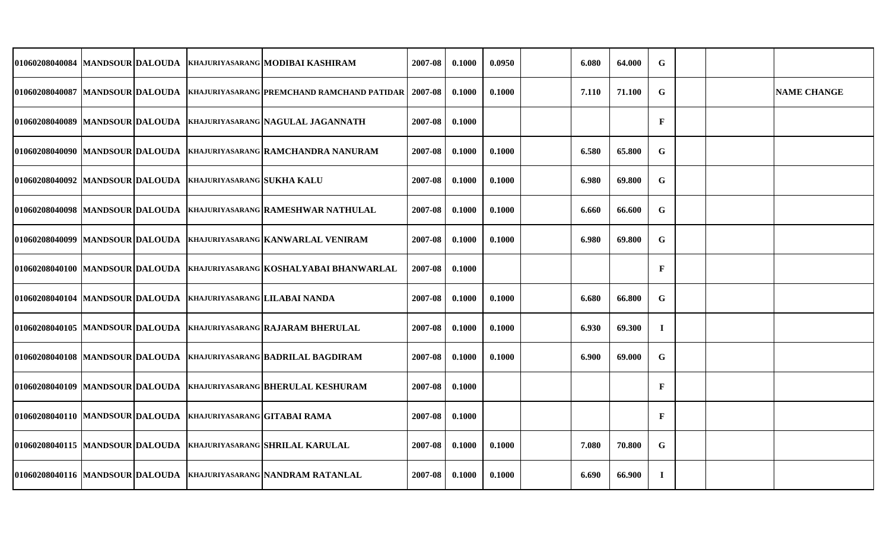| | | | | | | | | | | | | | | |
|---|---|---|---|---|---|---|---|---|---|---|---|---|---|---|
| 01060208040084 | MANDSOUR | DALOUDA | KHAJURIYASARANG | MODIBAI KASHIRAM | 2007-08 | 0.1000 | 0.0950 | | 6.080 | 64.000 | G | | | |
| 01060208040087 | MANDSOUR | DALOUDA | KHAJURIYASARANG | PREMCHAND RAMCHAND PATIDAR | 2007-08 | 0.1000 | 0.1000 | | 7.110 | 71.100 | G | | | NAME CHANGE |
| 01060208040089 | MANDSOUR | DALOUDA | KHAJURIYASARANG | NAGULAL JAGANNATH | 2007-08 | 0.1000 | | | | | F | | | |
| 01060208040090 | MANDSOUR | DALOUDA | KHAJURIYASARANG | RAMCHANDRA NANURAM | 2007-08 | 0.1000 | 0.1000 | | 6.580 | 65.800 | G | | | |
| 01060208040092 | MANDSOUR | DALOUDA | KHAJURIYASARANG | SUKHA KALU | 2007-08 | 0.1000 | 0.1000 | | 6.980 | 69.800 | G | | | |
| 01060208040098 | MANDSOUR | DALOUDA | KHAJURIYASARANG | RAMESHWAR NATHULAL | 2007-08 | 0.1000 | 0.1000 | | 6.660 | 66.600 | G | | | |
| 01060208040099 | MANDSOUR | DALOUDA | KHAJURIYASARANG | KANWARLAL VENIRAM | 2007-08 | 0.1000 | 0.1000 | | 6.980 | 69.800 | G | | | |
| 01060208040100 | MANDSOUR | DALOUDA | KHAJURIYASARANG | KOSHALYABAI BHANWARLAL | 2007-08 | 0.1000 | | | | | F | | | |
| 01060208040104 | MANDSOUR | DALOUDA | KHAJURIYASARANG | LILABAI NANDA | 2007-08 | 0.1000 | 0.1000 | | 6.680 | 66.800 | G | | | |
| 01060208040105 | MANDSOUR | DALOUDA | KHAJURIYASARANG | RAJARAM BHERULAL | 2007-08 | 0.1000 | 0.1000 | | 6.930 | 69.300 | I | | | |
| 01060208040108 | MANDSOUR | DALOUDA | KHAJURIYASARANG | BADRILAL BAGDIRAM | 2007-08 | 0.1000 | 0.1000 | | 6.900 | 69.000 | G | | | |
| 01060208040109 | MANDSOUR | DALOUDA | KHAJURIYASARANG | BHERULAL KESHURAM | 2007-08 | 0.1000 | | | | | F | | | |
| 01060208040110 | MANDSOUR | DALOUDA | KHAJURIYASARANG | GITABAI RAMA | 2007-08 | 0.1000 | | | | | F | | | |
| 01060208040115 | MANDSOUR | DALOUDA | KHAJURIYASARANG | SHRILAL KARULAL | 2007-08 | 0.1000 | 0.1000 | | 7.080 | 70.800 | G | | | |
| 01060208040116 | MANDSOUR | DALOUDA | KHAJURIYASARANG | NANDRAM RATANLAL | 2007-08 | 0.1000 | 0.1000 | | 6.690 | 66.900 | I | | | |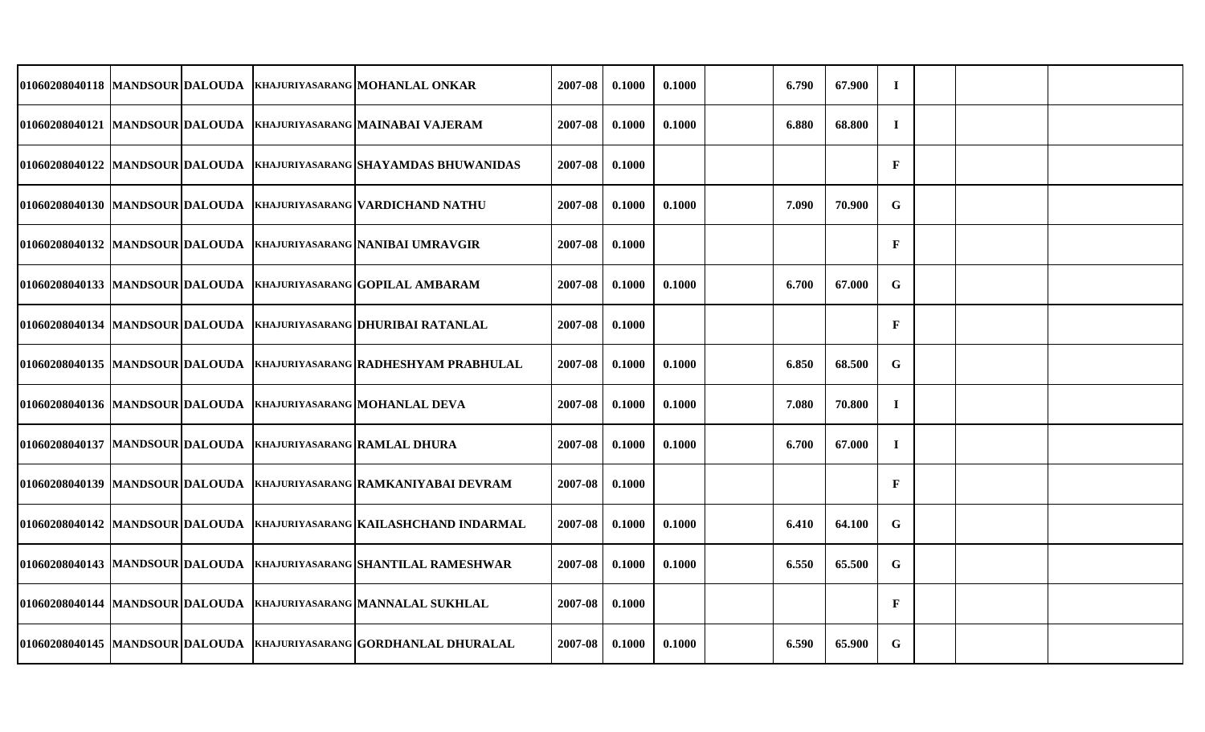| | | | | | | | | | | | | | | |
|---|---|---|---|---|---|---|---|---|---|---|---|---|---|---|
| 01060208040118 | MANDSOUR | DALOUDA | KHAJURIYASARANG | MOHANLAL ONKAR | 2007-08 | 0.1000 | 0.1000 | | 6.790 | 67.900 | I | | | |
| 01060208040121 | MANDSOUR | DALOUDA | KHAJURIYASARANG | MAINABAI VAJERAM | 2007-08 | 0.1000 | 0.1000 | | 6.880 | 68.800 | I | | | |
| 01060208040122 | MANDSOUR | DALOUDA | KHAJURIYASARANG | SHAYAMDAS BHUWANIDAS | 2007-08 | 0.1000 | | | | | F | | | |
| 01060208040130 | MANDSOUR | DALOUDA | KHAJURIYASARANG | VARDICHAND NATHU | 2007-08 | 0.1000 | 0.1000 | | 7.090 | 70.900 | G | | | |
| 01060208040132 | MANDSOUR | DALOUDA | KHAJURIYASARANG | NANIBAI UMRAVGIR | 2007-08 | 0.1000 | | | | | F | | | |
| 01060208040133 | MANDSOUR | DALOUDA | KHAJURIYASARANG | GOPILAL AMBARAM | 2007-08 | 0.1000 | 0.1000 | | 6.700 | 67.000 | G | | | |
| 01060208040134 | MANDSOUR | DALOUDA | KHAJURIYASARANG | DHURIBAI RATANLAL | 2007-08 | 0.1000 | | | | | F | | | |
| 01060208040135 | MANDSOUR | DALOUDA | KHAJURIYASARANG | RADHESHYAM PRABHULAL | 2007-08 | 0.1000 | 0.1000 | | 6.850 | 68.500 | G | | | |
| 01060208040136 | MANDSOUR | DALOUDA | KHAJURIYASARANG | MOHANLAL DEVA | 2007-08 | 0.1000 | 0.1000 | | 7.080 | 70.800 | I | | | |
| 01060208040137 | MANDSOUR | DALOUDA | KHAJURIYASARANG | RAMLAL DHURA | 2007-08 | 0.1000 | 0.1000 | | 6.700 | 67.000 | I | | | |
| 01060208040139 | MANDSOUR | DALOUDA | KHAJURIYASARANG | RAMKANIYABAI DEVRAM | 2007-08 | 0.1000 | | | | | F | | | |
| 01060208040142 | MANDSOUR | DALOUDA | KHAJURIYASARANG | KAILASHCHAND INDARMAL | 2007-08 | 0.1000 | 0.1000 | | 6.410 | 64.100 | G | | | |
| 01060208040143 | MANDSOUR | DALOUDA | KHAJURIYASARANG | SHANTILAL RAMESHWAR | 2007-08 | 0.1000 | 0.1000 | | 6.550 | 65.500 | G | | | |
| 01060208040144 | MANDSOUR | DALOUDA | KHAJURIYASARANG | MANNALAL SUKHLAL | 2007-08 | 0.1000 | | | | | F | | | |
| 01060208040145 | MANDSOUR | DALOUDA | KHAJURIYASARANG | GORDHANLAL DHURALAL | 2007-08 | 0.1000 | 0.1000 | | 6.590 | 65.900 | G | | | |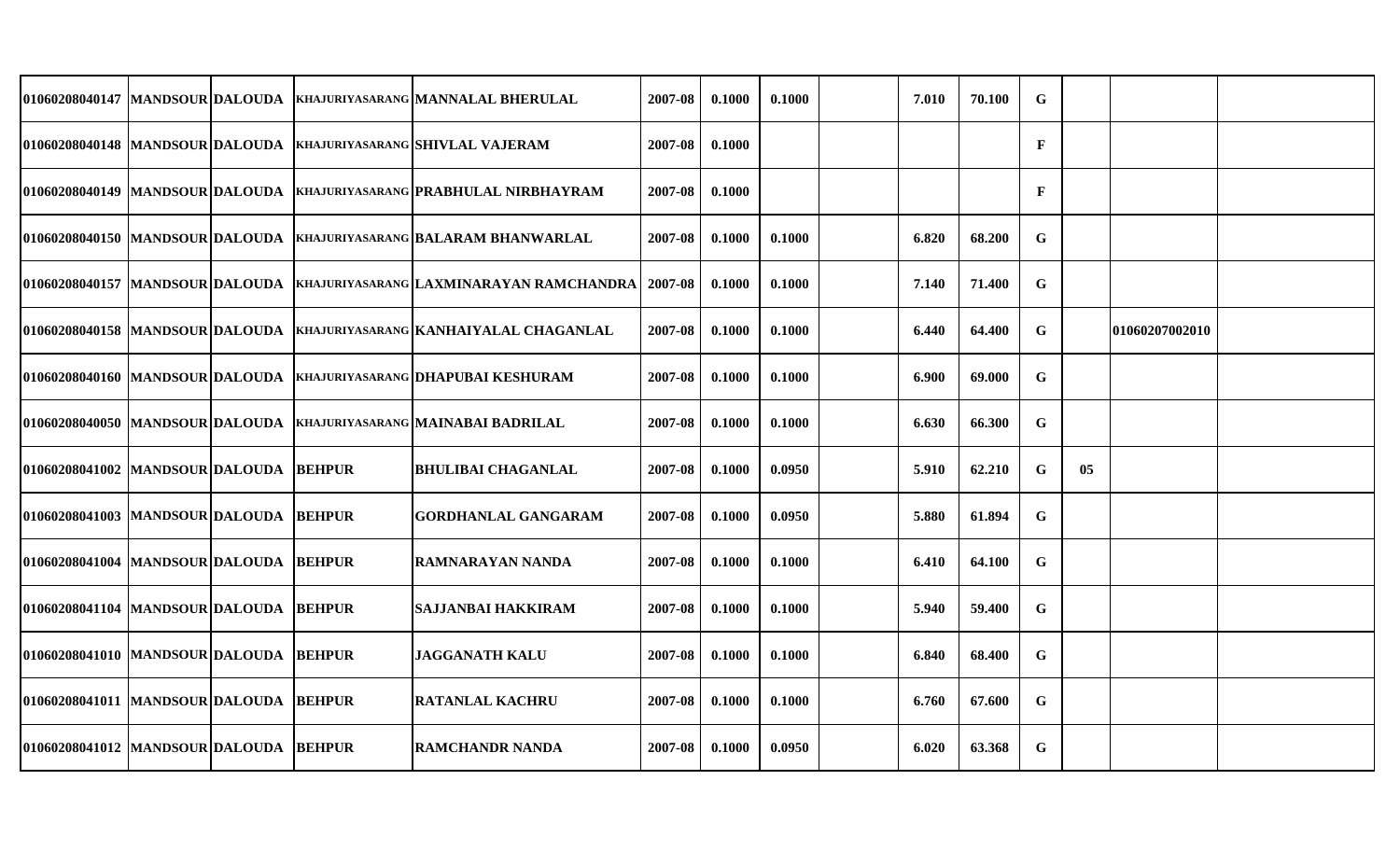| | | | | | | | | | | | | | | |
|---|---|---|---|---|---|---|---|---|---|---|---|---|---|---|
| 01060208040147 | MANDSOUR | DALOUDA | KHAJURIYASARANG | MANNALAL BHERULAL | 2007-08 | 0.1000 | 0.1000 | | 7.010 | 70.100 | G | | | |
| 01060208040148 | MANDSOUR | DALOUDA | KHAJURIYASARANG | SHIVLAL VAJERAM | 2007-08 | 0.1000 | | | | | F | | | |
| 01060208040149 | MANDSOUR | DALOUDA | KHAJURIYASARANG | PRABHULAL NIRBHAYRAM | 2007-08 | 0.1000 | | | | | F | | | |
| 01060208040150 | MANDSOUR | DALOUDA | KHAJURIYASARANG | BALARAM BHANWARLAL | 2007-08 | 0.1000 | 0.1000 | | 6.820 | 68.200 | G | | | |
| 01060208040157 | MANDSOUR | DALOUDA | KHAJURIYASARANG | LAXMINARAYAN RAMCHANDRA | 2007-08 | 0.1000 | 0.1000 | | 7.140 | 71.400 | G | | | |
| 01060208040158 | MANDSOUR | DALOUDA | KHAJURIYASARANG | KANHAIYALAL CHAGANLAL | 2007-08 | 0.1000 | 0.1000 | | 6.440 | 64.400 | G | | 01060207002010 | |
| 01060208040160 | MANDSOUR | DALOUDA | KHAJURIYASARANG | DHAPUBAI KESHURAM | 2007-08 | 0.1000 | 0.1000 | | 6.900 | 69.000 | G | | | |
| 01060208040050 | MANDSOUR | DALOUDA | KHAJURIYASARANG | MAINABAI BADRILAL | 2007-08 | 0.1000 | 0.1000 | | 6.630 | 66.300 | G | | | |
| 01060208041002 | MANDSOUR | DALOUDA | BEHPUR | BHULIBAI CHAGANLAL | 2007-08 | 0.1000 | 0.0950 | | 5.910 | 62.210 | G | 05 | | |
| 01060208041003 | MANDSOUR | DALOUDA | BEHPUR | GORDHANLAL GANGARAM | 2007-08 | 0.1000 | 0.0950 | | 5.880 | 61.894 | G | | | |
| 01060208041004 | MANDSOUR | DALOUDA | BEHPUR | RAMNARAYAN NANDA | 2007-08 | 0.1000 | 0.1000 | | 6.410 | 64.100 | G | | | |
| 01060208041104 | MANDSOUR | DALOUDA | BEHPUR | SAJJANBAI HAKKIRAM | 2007-08 | 0.1000 | 0.1000 | | 5.940 | 59.400 | G | | | |
| 01060208041010 | MANDSOUR | DALOUDA | BEHPUR | JAGGANATH KALU | 2007-08 | 0.1000 | 0.1000 | | 6.840 | 68.400 | G | | | |
| 01060208041011 | MANDSOUR | DALOUDA | BEHPUR | RATANLAL KACHRU | 2007-08 | 0.1000 | 0.1000 | | 6.760 | 67.600 | G | | | |
| 01060208041012 | MANDSOUR | DALOUDA | BEHPUR | RAMCHANDR NANDA | 2007-08 | 0.1000 | 0.0950 | | 6.020 | 63.368 | G | | | |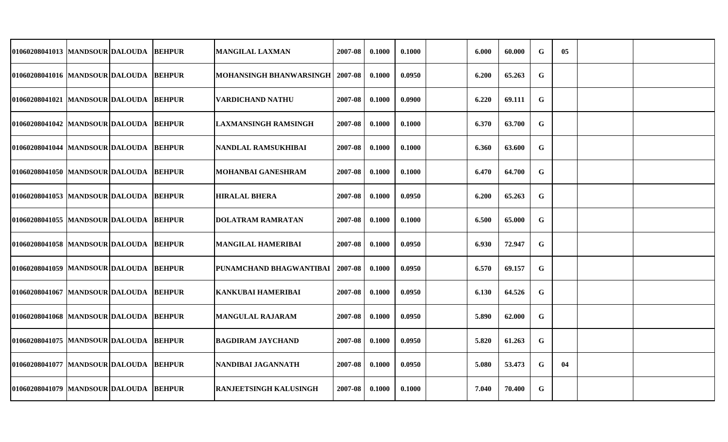| | | | | | | | | | | | | | | |
|---|---|---|---|---|---|---|---|---|---|---|---|---|---|---|
| 01060208041013 | MANDSOUR | DALOUDA | BEHPUR | MANGILAL LAXMAN | 2007-08 | 0.1000 | 0.1000 | | 6.000 | 60.000 | G | 05 | | |
| 01060208041016 | MANDSOUR | DALOUDA | BEHPUR | MOHANSINGH BHANWARSINGH | 2007-08 | 0.1000 | 0.0950 | | 6.200 | 65.263 | G | | | |
| 01060208041021 | MANDSOUR | DALOUDA | BEHPUR | VARDICHAND NATHU | 2007-08 | 0.1000 | 0.0900 | | 6.220 | 69.111 | G | | | |
| 01060208041042 | MANDSOUR | DALOUDA | BEHPUR | LAXMANSINGH RAMSINGH | 2007-08 | 0.1000 | 0.1000 | | 6.370 | 63.700 | G | | | |
| 01060208041044 | MANDSOUR | DALOUDA | BEHPUR | NANDLAL RAMSUKHIBAI | 2007-08 | 0.1000 | 0.1000 | | 6.360 | 63.600 | G | | | |
| 01060208041050 | MANDSOUR | DALOUDA | BEHPUR | MOHANBAI GANESHRAM | 2007-08 | 0.1000 | 0.1000 | | 6.470 | 64.700 | G | | | |
| 01060208041053 | MANDSOUR | DALOUDA | BEHPUR | HIRALAL BHERA | 2007-08 | 0.1000 | 0.0950 | | 6.200 | 65.263 | G | | | |
| 01060208041055 | MANDSOUR | DALOUDA | BEHPUR | DOLATRAM RAMRATAN | 2007-08 | 0.1000 | 0.1000 | | 6.500 | 65.000 | G | | | |
| 01060208041058 | MANDSOUR | DALOUDA | BEHPUR | MANGILAL HAMERIBAI | 2007-08 | 0.1000 | 0.0950 | | 6.930 | 72.947 | G | | | |
| 01060208041059 | MANDSOUR | DALOUDA | BEHPUR | PUNAMCHAND BHAGWANTIBAI | 2007-08 | 0.1000 | 0.0950 | | 6.570 | 69.157 | G | | | |
| 01060208041067 | MANDSOUR | DALOUDA | BEHPUR | KANKUBAI HAMERIBAI | 2007-08 | 0.1000 | 0.0950 | | 6.130 | 64.526 | G | | | |
| 01060208041068 | MANDSOUR | DALOUDA | BEHPUR | MANGULAL RAJARAM | 2007-08 | 0.1000 | 0.0950 | | 5.890 | 62.000 | G | | | |
| 01060208041075 | MANDSOUR | DALOUDA | BEHPUR | BAGDIRAM JAYCHAND | 2007-08 | 0.1000 | 0.0950 | | 5.820 | 61.263 | G | | | |
| 01060208041077 | MANDSOUR | DALOUDA | BEHPUR | NANDIBAI JAGANNATH | 2007-08 | 0.1000 | 0.0950 | | 5.080 | 53.473 | G | 04 | | |
| 01060208041079 | MANDSOUR | DALOUDA | BEHPUR | RANJEETSINGH KALUSINGH | 2007-08 | 0.1000 | 0.1000 | | 7.040 | 70.400 | G | | | |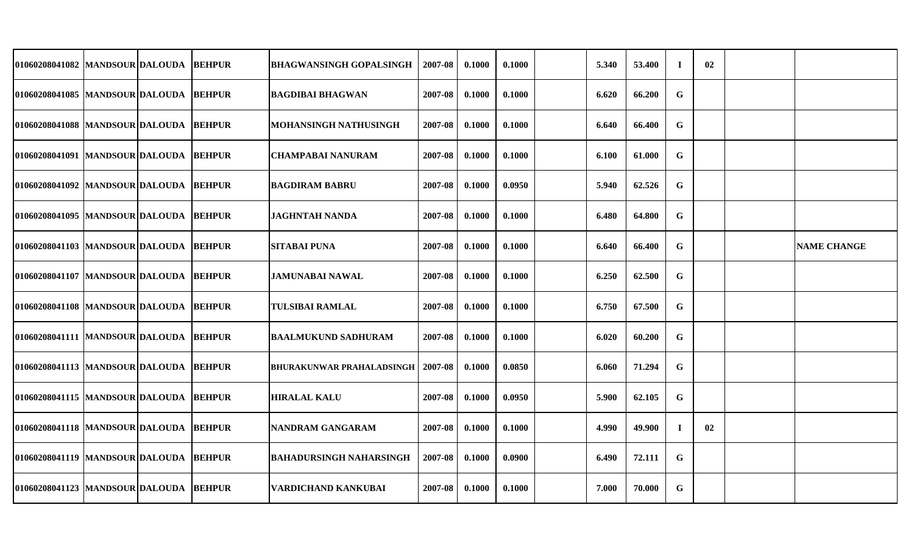| | | | | | | | | | | | | | | | |
|---|---|---|---|---|---|---|---|---|---|---|---|---|---|---|---|
| 01060208041082 | MANDSOUR | DALOUDA | BEHPUR | BHAGWANSINGH GOPALSINGH | 2007-08 | 0.1000 | 0.1000 | | 5.340 | 53.400 | I | 02 | | |
| 01060208041085 | MANDSOUR | DALOUDA | BEHPUR | BAGDIBAI BHAGWAN | 2007-08 | 0.1000 | 0.1000 | | 6.620 | 66.200 | G | | | |
| 01060208041088 | MANDSOUR | DALOUDA | BEHPUR | MOHANSINGH NATHUSINGH | 2007-08 | 0.1000 | 0.1000 | | 6.640 | 66.400 | G | | | |
| 01060208041091 | MANDSOUR | DALOUDA | BEHPUR | CHAMPABAI NANURAM | 2007-08 | 0.1000 | 0.1000 | | 6.100 | 61.000 | G | | | |
| 01060208041092 | MANDSOUR | DALOUDA | BEHPUR | BAGDIRAM BABRU | 2007-08 | 0.1000 | 0.0950 | | 5.940 | 62.526 | G | | | |
| 01060208041095 | MANDSOUR | DALOUDA | BEHPUR | JAGHNTAH NANDA | 2007-08 | 0.1000 | 0.1000 | | 6.480 | 64.800 | G | | | |
| 01060208041103 | MANDSOUR | DALOUDA | BEHPUR | SITABAI PUNA | 2007-08 | 0.1000 | 0.1000 | | 6.640 | 66.400 | G | | | NAME CHANGE |
| 01060208041107 | MANDSOUR | DALOUDA | BEHPUR | JAMUNABAI NAWAL | 2007-08 | 0.1000 | 0.1000 | | 6.250 | 62.500 | G | | | |
| 01060208041108 | MANDSOUR | DALOUDA | BEHPUR | TULSIBAI RAMLAL | 2007-08 | 0.1000 | 0.1000 | | 6.750 | 67.500 | G | | | |
| 01060208041111 | MANDSOUR | DALOUDA | BEHPUR | BAALMUKUND SADHURAM | 2007-08 | 0.1000 | 0.1000 | | 6.020 | 60.200 | G | | | |
| 01060208041113 | MANDSOUR | DALOUDA | BEHPUR | BHURAKUNWAR PRAHALADSINGH | 2007-08 | 0.1000 | 0.0850 | | 6.060 | 71.294 | G | | | |
| 01060208041115 | MANDSOUR | DALOUDA | BEHPUR | HIRALAL KALU | 2007-08 | 0.1000 | 0.0950 | | 5.900 | 62.105 | G | | | |
| 01060208041118 | MANDSOUR | DALOUDA | BEHPUR | NANDRAM GANGARAM | 2007-08 | 0.1000 | 0.1000 | | 4.990 | 49.900 | I | 02 | | |
| 01060208041119 | MANDSOUR | DALOUDA | BEHPUR | BAHADURSINGH NAHARSINGH | 2007-08 | 0.1000 | 0.0900 | | 6.490 | 72.111 | G | | | |
| 01060208041123 | MANDSOUR | DALOUDA | BEHPUR | VARDICHAND KANKUBAI | 2007-08 | 0.1000 | 0.1000 | | 7.000 | 70.000 | G | | | |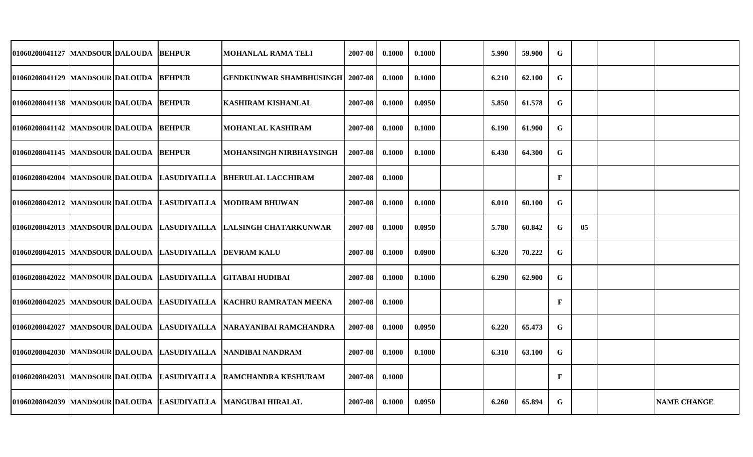| | | | | | | | | | | | | | | |
|---|---|---|---|---|---|---|---|---|---|---|---|---|---|---|
| 01060208041127 | MANDSOUR | DALOUDA | BEHPUR | MOHANLAL RAMA TELI | 2007-08 | 0.1000 | 0.1000 | | 5.990 | 59.900 | G | | | |
| 01060208041129 | MANDSOUR | DALOUDA | BEHPUR | GENDKUNWAR SHAMBHUSINGH | 2007-08 | 0.1000 | 0.1000 | | 6.210 | 62.100 | G | | | |
| 01060208041138 | MANDSOUR | DALOUDA | BEHPUR | KASHIRAM KISHANLAL | 2007-08 | 0.1000 | 0.0950 | | 5.850 | 61.578 | G | | | |
| 01060208041142 | MANDSOUR | DALOUDA | BEHPUR | MOHANLAL KASHIRAM | 2007-08 | 0.1000 | 0.1000 | | 6.190 | 61.900 | G | | | |
| 01060208041145 | MANDSOUR | DALOUDA | BEHPUR | MOHANSINGH NIRBHAYSINGH | 2007-08 | 0.1000 | 0.1000 | | 6.430 | 64.300 | G | | | |
| 01060208042004 | MANDSOUR | DALOUDA | LASUDIYAILLA | BHERULAL LACCHIRAM | 2007-08 | 0.1000 | | | | | F | | | |
| 01060208042012 | MANDSOUR | DALOUDA | LASUDIYAILLA | MODIRAM BHUWAN | 2007-08 | 0.1000 | 0.1000 | | 6.010 | 60.100 | G | | | |
| 01060208042013 | MANDSOUR | DALOUDA | LASUDIYAILLA | LALSINGH CHATARKUNWAR | 2007-08 | 0.1000 | 0.0950 | | 5.780 | 60.842 | G | 05 | | |
| 01060208042015 | MANDSOUR | DALOUDA | LASUDIYAILLA | DEVRAM KALU | 2007-08 | 0.1000 | 0.0900 | | 6.320 | 70.222 | G | | | |
| 01060208042022 | MANDSOUR | DALOUDA | LASUDIYAILLA | GITABAI HUDIBAI | 2007-08 | 0.1000 | 0.1000 | | 6.290 | 62.900 | G | | | |
| 01060208042025 | MANDSOUR | DALOUDA | LASUDIYAILLA | KACHRU RAMRATAN MEENA | 2007-08 | 0.1000 | | | | | F | | | |
| 01060208042027 | MANDSOUR | DALOUDA | LASUDIYAILLA | NARAYANIBAI RAMCHANDRA | 2007-08 | 0.1000 | 0.0950 | | 6.220 | 65.473 | G | | | |
| 01060208042030 | MANDSOUR | DALOUDA | LASUDIYAILLA | NANDIBAI NANDRAM | 2007-08 | 0.1000 | 0.1000 | | 6.310 | 63.100 | G | | | |
| 01060208042031 | MANDSOUR | DALOUDA | LASUDIYAILLA | RAMCHANDRA KESHURAM | 2007-08 | 0.1000 | | | | | F | | | |
| 01060208042039 | MANDSOUR | DALOUDA | LASUDIYAILLA | MANGUBAI HIRALAL | 2007-08 | 0.1000 | 0.0950 | | 6.260 | 65.894 | G | | | NAME CHANGE |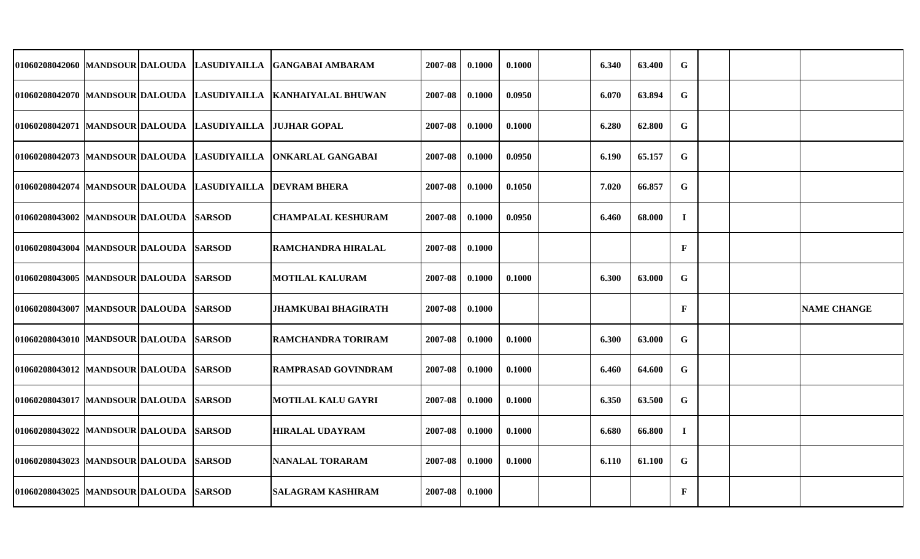| | | | | | | | | | | | | | | |
|---|---|---|---|---|---|---|---|---|---|---|---|---|---|---|
| 01060208042060 | MANDSOUR | DALOUDA | LASUDIYAILLA | GANGABAI AMBARAM | 2007-08 | 0.1000 | 0.1000 | | 6.340 | 63.400 | G | | | |
| 01060208042070 | MANDSOUR | DALOUDA | LASUDIYAILLA | KANHAIYALAL BHUWAN | 2007-08 | 0.1000 | 0.0950 | | 6.070 | 63.894 | G | | | |
| 01060208042071 | MANDSOUR | DALOUDA | LASUDIYAILLA | JUJHAR GOPAL | 2007-08 | 0.1000 | 0.1000 | | 6.280 | 62.800 | G | | | |
| 01060208042073 | MANDSOUR | DALOUDA | LASUDIYAILLA | ONKARLAL GANGABAI | 2007-08 | 0.1000 | 0.0950 | | 6.190 | 65.157 | G | | | |
| 01060208042074 | MANDSOUR | DALOUDA | LASUDIYAILLA | DEVRAM BHERA | 2007-08 | 0.1000 | 0.1050 | | 7.020 | 66.857 | G | | | |
| 01060208043002 | MANDSOUR | DALOUDA | SARSOD | CHAMPALAL KESHURAM | 2007-08 | 0.1000 | 0.0950 | | 6.460 | 68.000 | I | | | |
| 01060208043004 | MANDSOUR | DALOUDA | SARSOD | RAMCHANDRA HIRALAL | 2007-08 | 0.1000 | | | | | F | | | |
| 01060208043005 | MANDSOUR | DALOUDA | SARSOD | MOTILAL KALURAM | 2007-08 | 0.1000 | 0.1000 | | 6.300 | 63.000 | G | | | |
| 01060208043007 | MANDSOUR | DALOUDA | SARSOD | JHAMKUBAI BHAGIRATH | 2007-08 | 0.1000 | | | | | F | | | NAME CHANGE |
| 01060208043010 | MANDSOUR | DALOUDA | SARSOD | RAMCHANDRA TORIRAM | 2007-08 | 0.1000 | 0.1000 | | 6.300 | 63.000 | G | | | |
| 01060208043012 | MANDSOUR | DALOUDA | SARSOD | RAMPRASAD GOVINDRAM | 2007-08 | 0.1000 | 0.1000 | | 6.460 | 64.600 | G | | | |
| 01060208043017 | MANDSOUR | DALOUDA | SARSOD | MOTILAL KALU GAYRI | 2007-08 | 0.1000 | 0.1000 | | 6.350 | 63.500 | G | | | |
| 01060208043022 | MANDSOUR | DALOUDA | SARSOD | HIRALAL UDAYRAM | 2007-08 | 0.1000 | 0.1000 | | 6.680 | 66.800 | I | | | |
| 01060208043023 | MANDSOUR | DALOUDA | SARSOD | NANALAL TORARAM | 2007-08 | 0.1000 | 0.1000 | | 6.110 | 61.100 | G | | | |
| 01060208043025 | MANDSOUR | DALOUDA | SARSOD | SALAGRAM KASHIRAM | 2007-08 | 0.1000 | | | | | F | | | |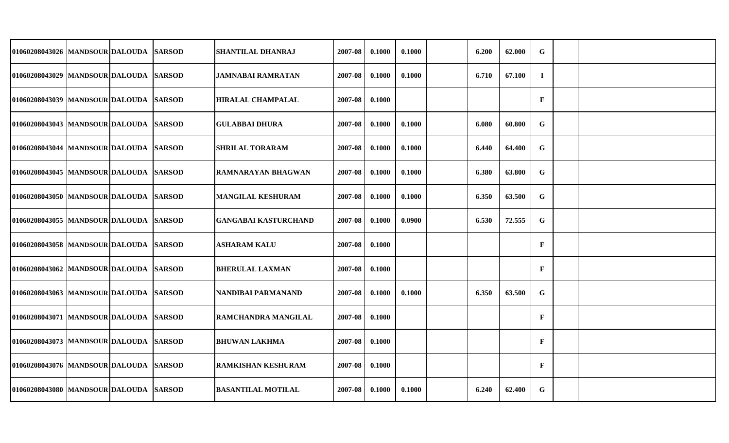| | | | | | | | | | | | | | | | |
|---|---|---|---|---|---|---|---|---|---|---|---|---|---|---|---|
| 01060208043026 | MANDSOUR | DALOUDA | SARSOD | SHANTILAL DHANRAJ | 2007-08 | 0.1000 | 0.1000 | | 6.200 | 62.000 | G | | | |
| 01060208043029 | MANDSOUR | DALOUDA | SARSOD | JAMNABAI RAMRATAN | 2007-08 | 0.1000 | 0.1000 | | 6.710 | 67.100 | I | | | |
| 01060208043039 | MANDSOUR | DALOUDA | SARSOD | HIRALAL CHAMPALAL | 2007-08 | 0.1000 | | | | | F | | | |
| 01060208043043 | MANDSOUR | DALOUDA | SARSOD | GULABBAI DHURA | 2007-08 | 0.1000 | 0.1000 | | 6.080 | 60.800 | G | | | |
| 01060208043044 | MANDSOUR | DALOUDA | SARSOD | SHRILAL TORARAM | 2007-08 | 0.1000 | 0.1000 | | 6.440 | 64.400 | G | | | |
| 01060208043045 | MANDSOUR | DALOUDA | SARSOD | RAMNARAYAN BHAGWAN | 2007-08 | 0.1000 | 0.1000 | | 6.380 | 63.800 | G | | | |
| 01060208043050 | MANDSOUR | DALOUDA | SARSOD | MANGILAL KESHURAM | 2007-08 | 0.1000 | 0.1000 | | 6.350 | 63.500 | G | | | |
| 01060208043055 | MANDSOUR | DALOUDA | SARSOD | GANGABAI KASTURCHAND | 2007-08 | 0.1000 | 0.0900 | | 6.530 | 72.555 | G | | | |
| 01060208043058 | MANDSOUR | DALOUDA | SARSOD | ASHARAM KALU | 2007-08 | 0.1000 | | | | | F | | | |
| 01060208043062 | MANDSOUR | DALOUDA | SARSOD | BHERULAL LAXMAN | 2007-08 | 0.1000 | | | | | F | | | |
| 01060208043063 | MANDSOUR | DALOUDA | SARSOD | NANDIBAI PARMANAND | 2007-08 | 0.1000 | 0.1000 | | 6.350 | 63.500 | G | | | |
| 01060208043071 | MANDSOUR | DALOUDA | SARSOD | RAMCHANDRA MANGILAL | 2007-08 | 0.1000 | | | | | F | | | |
| 01060208043073 | MANDSOUR | DALOUDA | SARSOD | BHUWAN LAKHMA | 2007-08 | 0.1000 | | | | | F | | | |
| 01060208043076 | MANDSOUR | DALOUDA | SARSOD | RAMKISHAN KESHURAM | 2007-08 | 0.1000 | | | | | F | | | |
| 01060208043080 | MANDSOUR | DALOUDA | SARSOD | BASANTILAL MOTILAL | 2007-08 | 0.1000 | 0.1000 | | 6.240 | 62.400 | G | | | |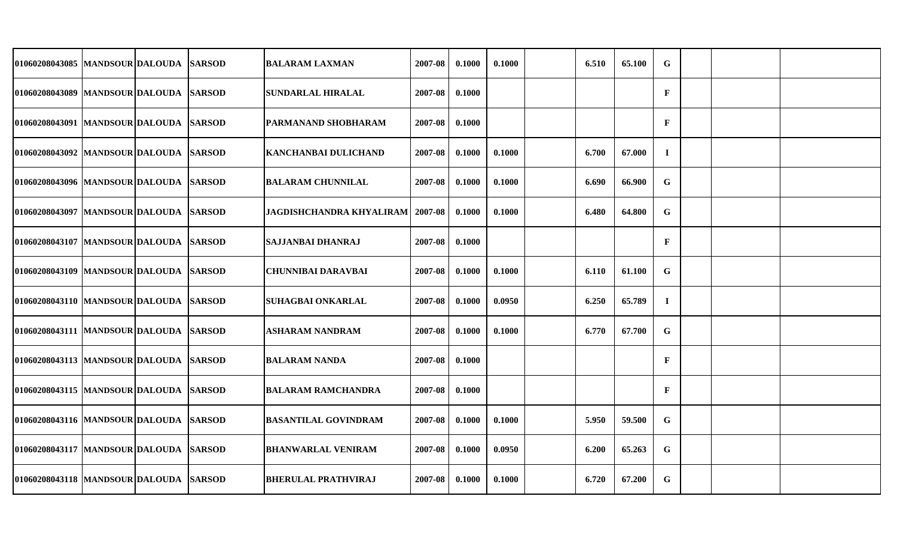| | | | | | | | | | | | | | | |
|---|---|---|---|---|---|---|---|---|---|---|---|---|---|---|
| 01060208043085 | MANDSOUR | DALOUDA | SARSOD | BALARAM LAXMAN | 2007-08 | 0.1000 | 0.1000 | | 6.510 | 65.100 | G | | | |
| 01060208043089 | MANDSOUR | DALOUDA | SARSOD | SUNDARLAL HIRALAL | 2007-08 | 0.1000 | | | | | F | | | |
| 01060208043091 | MANDSOUR | DALOUDA | SARSOD | PARMANAND SHOBHARAM | 2007-08 | 0.1000 | | | | | F | | | |
| 01060208043092 | MANDSOUR | DALOUDA | SARSOD | KANCHANBAI DULICHAND | 2007-08 | 0.1000 | 0.1000 | | 6.700 | 67.000 | I | | | |
| 01060208043096 | MANDSOUR | DALOUDA | SARSOD | BALARAM CHUNNILAL | 2007-08 | 0.1000 | 0.1000 | | 6.690 | 66.900 | G | | | |
| 01060208043097 | MANDSOUR | DALOUDA | SARSOD | JAGDISHCHANDRA KHYALIRAM | 2007-08 | 0.1000 | 0.1000 | | 6.480 | 64.800 | G | | | |
| 01060208043107 | MANDSOUR | DALOUDA | SARSOD | SAJJANBAI DHANRAJ | 2007-08 | 0.1000 | | | | | F | | | |
| 01060208043109 | MANDSOUR | DALOUDA | SARSOD | CHUNNIBAI DARAVBAI | 2007-08 | 0.1000 | 0.1000 | | 6.110 | 61.100 | G | | | |
| 01060208043110 | MANDSOUR | DALOUDA | SARSOD | SUHAGBAI ONKARLAL | 2007-08 | 0.1000 | 0.0950 | | 6.250 | 65.789 | I | | | |
| 01060208043111 | MANDSOUR | DALOUDA | SARSOD | ASHARAM NANDRAM | 2007-08 | 0.1000 | 0.1000 | | 6.770 | 67.700 | G | | | |
| 01060208043113 | MANDSOUR | DALOUDA | SARSOD | BALARAM NANDA | 2007-08 | 0.1000 | | | | | F | | | |
| 01060208043115 | MANDSOUR | DALOUDA | SARSOD | BALARAM RAMCHANDRA | 2007-08 | 0.1000 | | | | | F | | | |
| 01060208043116 | MANDSOUR | DALOUDA | SARSOD | BASANTILAL GOVINDRAM | 2007-08 | 0.1000 | 0.1000 | | 5.950 | 59.500 | G | | | |
| 01060208043117 | MANDSOUR | DALOUDA | SARSOD | BHANWARLAL VENIRAM | 2007-08 | 0.1000 | 0.0950 | | 6.200 | 65.263 | G | | | |
| 01060208043118 | MANDSOUR | DALOUDA | SARSOD | BHERULAL PRATHVIRAJ | 2007-08 | 0.1000 | 0.1000 | | 6.720 | 67.200 | G | | | |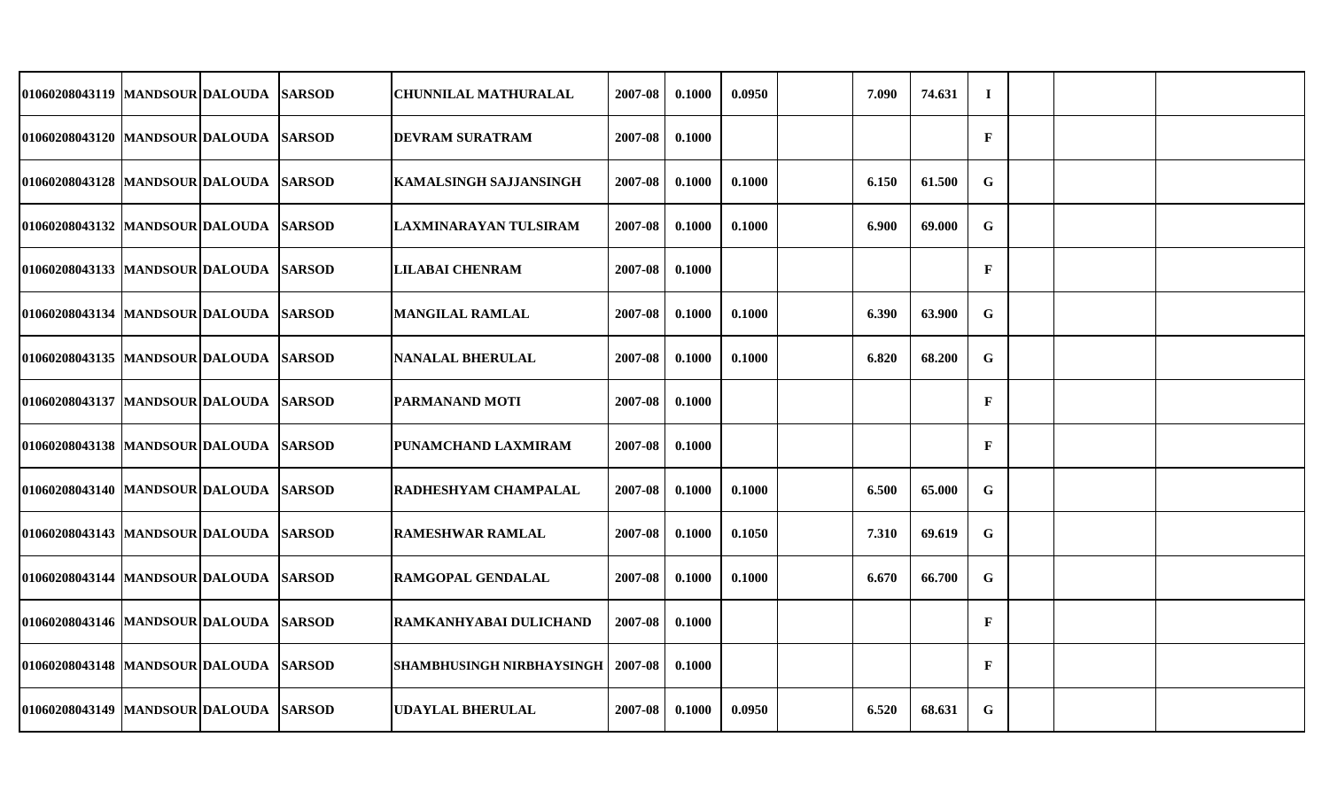| | | | | | | | | | | | | | | | |
|---|---|---|---|---|---|---|---|---|---|---|---|---|---|---|---|
| 01060208043119 | MANDSOUR | DALOUDA | SARSOD | CHUNNILAL MATHURALAL | 2007-08 | 0.1000 | 0.0950 | | 7.090 | 74.631 | I | | | |
| 01060208043120 | MANDSOUR | DALOUDA | SARSOD | DEVRAM SURATRAM | 2007-08 | 0.1000 | | | | | F | | | |
| 01060208043128 | MANDSOUR | DALOUDA | SARSOD | KAMALSINGH SAJJANSINGH | 2007-08 | 0.1000 | 0.1000 | | 6.150 | 61.500 | G | | | |
| 01060208043132 | MANDSOUR | DALOUDA | SARSOD | LAXMINARAYAN TULSIRAM | 2007-08 | 0.1000 | 0.1000 | | 6.900 | 69.000 | G | | | |
| 01060208043133 | MANDSOUR | DALOUDA | SARSOD | LILABAI CHENRAM | 2007-08 | 0.1000 | | | | | F | | | |
| 01060208043134 | MANDSOUR | DALOUDA | SARSOD | MANGILAL RAMLAL | 2007-08 | 0.1000 | 0.1000 | | 6.390 | 63.900 | G | | | |
| 01060208043135 | MANDSOUR | DALOUDA | SARSOD | NANALAL BHERULAL | 2007-08 | 0.1000 | 0.1000 | | 6.820 | 68.200 | G | | | |
| 01060208043137 | MANDSOUR | DALOUDA | SARSOD | PARMANAND MOTI | 2007-08 | 0.1000 | | | | | F | | | |
| 01060208043138 | MANDSOUR | DALOUDA | SARSOD | PUNAMCHAND LAXMIRAM | 2007-08 | 0.1000 | | | | | F | | | |
| 01060208043140 | MANDSOUR | DALOUDA | SARSOD | RADHESHYAM CHAMPALAL | 2007-08 | 0.1000 | 0.1000 | | 6.500 | 65.000 | G | | | |
| 01060208043143 | MANDSOUR | DALOUDA | SARSOD | RAMESHWAR RAMLAL | 2007-08 | 0.1000 | 0.1050 | | 7.310 | 69.619 | G | | | |
| 01060208043144 | MANDSOUR | DALOUDA | SARSOD | RAMGOPAL GENDALAL | 2007-08 | 0.1000 | 0.1000 | | 6.670 | 66.700 | G | | | |
| 01060208043146 | MANDSOUR | DALOUDA | SARSOD | RAMKANHYABAI DULICHAND | 2007-08 | 0.1000 | | | | | F | | | |
| 01060208043148 | MANDSOUR | DALOUDA | SARSOD | SHAMBHUSINGH NIRBHAYSINGH | 2007-08 | 0.1000 | | | | | F | | | |
| 01060208043149 | MANDSOUR | DALOUDA | SARSOD | UDAYLAL BHERULAL | 2007-08 | 0.1000 | 0.0950 | | 6.520 | 68.631 | G | | | |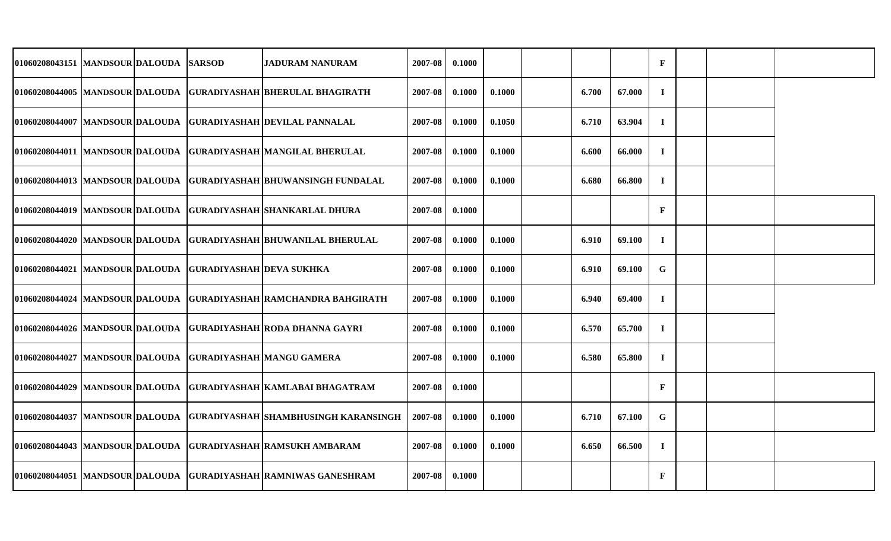| | | | | | | | | | | | | | | |
|---|---|---|---|---|---|---|---|---|---|---|---|---|---|---|
| 01060208043151 | MANDSOUR | DALOUDA | SARSOD | JADURAM NANURAM | 2007-08 | 0.1000 | | | | | F | | | |
| 01060208044005 | MANDSOUR | DALOUDA | GURADIYASHAH | BHERULAL BHAGIRATH | 2007-08 | 0.1000 | 0.1000 | | 6.700 | 67.000 | I | | | |
| 01060208044007 | MANDSOUR | DALOUDA | GURADIYASHAH | DEVILAL PANNALAL | 2007-08 | 0.1000 | 0.1050 | | 6.710 | 63.904 | I | | | |
| 01060208044011 | MANDSOUR | DALOUDA | GURADIYASHAH | MANGILAL BHERULAL | 2007-08 | 0.1000 | 0.1000 | | 6.600 | 66.000 | I | | | |
| 01060208044013 | MANDSOUR | DALOUDA | GURADIYASHAH | BHUWANSINGH FUNDALAL | 2007-08 | 0.1000 | 0.1000 | | 6.680 | 66.800 | I | | | |
| 01060208044019 | MANDSOUR | DALOUDA | GURADIYASHAH | SHANKARLAL DHURA | 2007-08 | 0.1000 | | | | | F | | | |
| 01060208044020 | MANDSOUR | DALOUDA | GURADIYASHAH | BHUWANILAL BHERULAL | 2007-08 | 0.1000 | 0.1000 | | 6.910 | 69.100 | I | | | |
| 01060208044021 | MANDSOUR | DALOUDA | GURADIYASHAH | DEVA SUKHKA | 2007-08 | 0.1000 | 0.1000 | | 6.910 | 69.100 | G | | | |
| 01060208044024 | MANDSOUR | DALOUDA | GURADIYASHAH | RAMCHANDRA BAHGIRATH | 2007-08 | 0.1000 | 0.1000 | | 6.940 | 69.400 | I | | | |
| 01060208044026 | MANDSOUR | DALOUDA | GURADIYASHAH | RODA DHANNA GAYRI | 2007-08 | 0.1000 | 0.1000 | | 6.570 | 65.700 | I | | | |
| 01060208044027 | MANDSOUR | DALOUDA | GURADIYASHAH | MANGU GAMERA | 2007-08 | 0.1000 | 0.1000 | | 6.580 | 65.800 | I | | | |
| 01060208044029 | MANDSOUR | DALOUDA | GURADIYASHAH | KAMLABAI BHAGATRAM | 2007-08 | 0.1000 | | | | | F | | | |
| 01060208044037 | MANDSOUR | DALOUDA | GURADIYASHAH | SHAMBHUSINGH KARANSINGH | 2007-08 | 0.1000 | 0.1000 | | 6.710 | 67.100 | G | | | |
| 01060208044043 | MANDSOUR | DALOUDA | GURADIYASHAH | RAMSUKH AMBARAM | 2007-08 | 0.1000 | 0.1000 | | 6.650 | 66.500 | I | | | |
| 01060208044051 | MANDSOUR | DALOUDA | GURADIYASHAH | RAMNIWAS GANESHRAM | 2007-08 | 0.1000 | | | | | F | | | |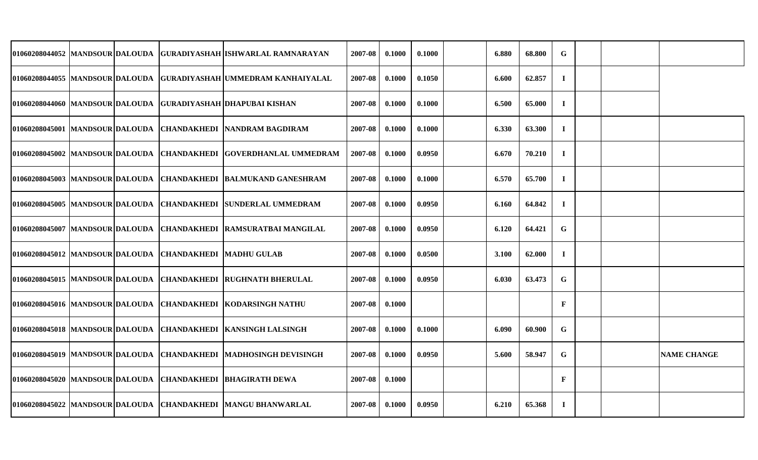| | | | | | | | | | | | | | | |
|---|---|---|---|---|---|---|---|---|---|---|---|---|---|---|
| 01060208044052 | MANDSOUR | DALOUDA | GURADIYASHAH | ISHWARLAL RAMNARAYAN | 2007-08 | 0.1000 | 0.1000 | | 6.880 | 68.800 | G | | | |
| 01060208044055 | MANDSOUR | DALOUDA | GURADIYASHAH | UMMEDRAM KANHAIYALAL | 2007-08 | 0.1000 | 0.1050 | | 6.600 | 62.857 | I | | | |
| 01060208044060 | MANDSOUR | DALOUDA | GURADIYASHAH | DHAPUBAI KISHAN | 2007-08 | 0.1000 | 0.1000 | | 6.500 | 65.000 | I | | | |
| 01060208045001 | MANDSOUR | DALOUDA | CHANDAKHEDI | NANDRAM BAGDIRAM | 2007-08 | 0.1000 | 0.1000 | | 6.330 | 63.300 | I | | | |
| 01060208045002 | MANDSOUR | DALOUDA | CHANDAKHEDI | GOVERDHANLAL UMMEDRAM | 2007-08 | 0.1000 | 0.0950 | | 6.670 | 70.210 | I | | | |
| 01060208045003 | MANDSOUR | DALOUDA | CHANDAKHEDI | BALMUKAND GANESHRAM | 2007-08 | 0.1000 | 0.1000 | | 6.570 | 65.700 | I | | | |
| 01060208045005 | MANDSOUR | DALOUDA | CHANDAKHEDI | SUNDERLAL UMMEDRAM | 2007-08 | 0.1000 | 0.0950 | | 6.160 | 64.842 | I | | | |
| 01060208045007 | MANDSOUR | DALOUDA | CHANDAKHEDI | RAMSURATBAI MANGILAL | 2007-08 | 0.1000 | 0.0950 | | 6.120 | 64.421 | G | | | |
| 01060208045012 | MANDSOUR | DALOUDA | CHANDAKHEDI | MADHU GULAB | 2007-08 | 0.1000 | 0.0500 | | 3.100 | 62.000 | I | | | |
| 01060208045015 | MANDSOUR | DALOUDA | CHANDAKHEDI | RUGHNATH BHERULAL | 2007-08 | 0.1000 | 0.0950 | | 6.030 | 63.473 | G | | | |
| 01060208045016 | MANDSOUR | DALOUDA | CHANDAKHEDI | KODARSINGH NATHU | 2007-08 | 0.1000 | | | | | F | | | |
| 01060208045018 | MANDSOUR | DALOUDA | CHANDAKHEDI | KANSINGH LALSINGH | 2007-08 | 0.1000 | 0.1000 | | 6.090 | 60.900 | G | | | |
| 01060208045019 | MANDSOUR | DALOUDA | CHANDAKHEDI | MADHOSINGH DEVISINGH | 2007-08 | 0.1000 | 0.0950 | | 5.600 | 58.947 | G | | | NAME CHANGE |
| 01060208045020 | MANDSOUR | DALOUDA | CHANDAKHEDI | BHAGIRATH DEWA | 2007-08 | 0.1000 | | | | | F | | | |
| 01060208045022 | MANDSOUR | DALOUDA | CHANDAKHEDI | MANGU BHANWARLAL | 2007-08 | 0.1000 | 0.0950 | | 6.210 | 65.368 | I | | | |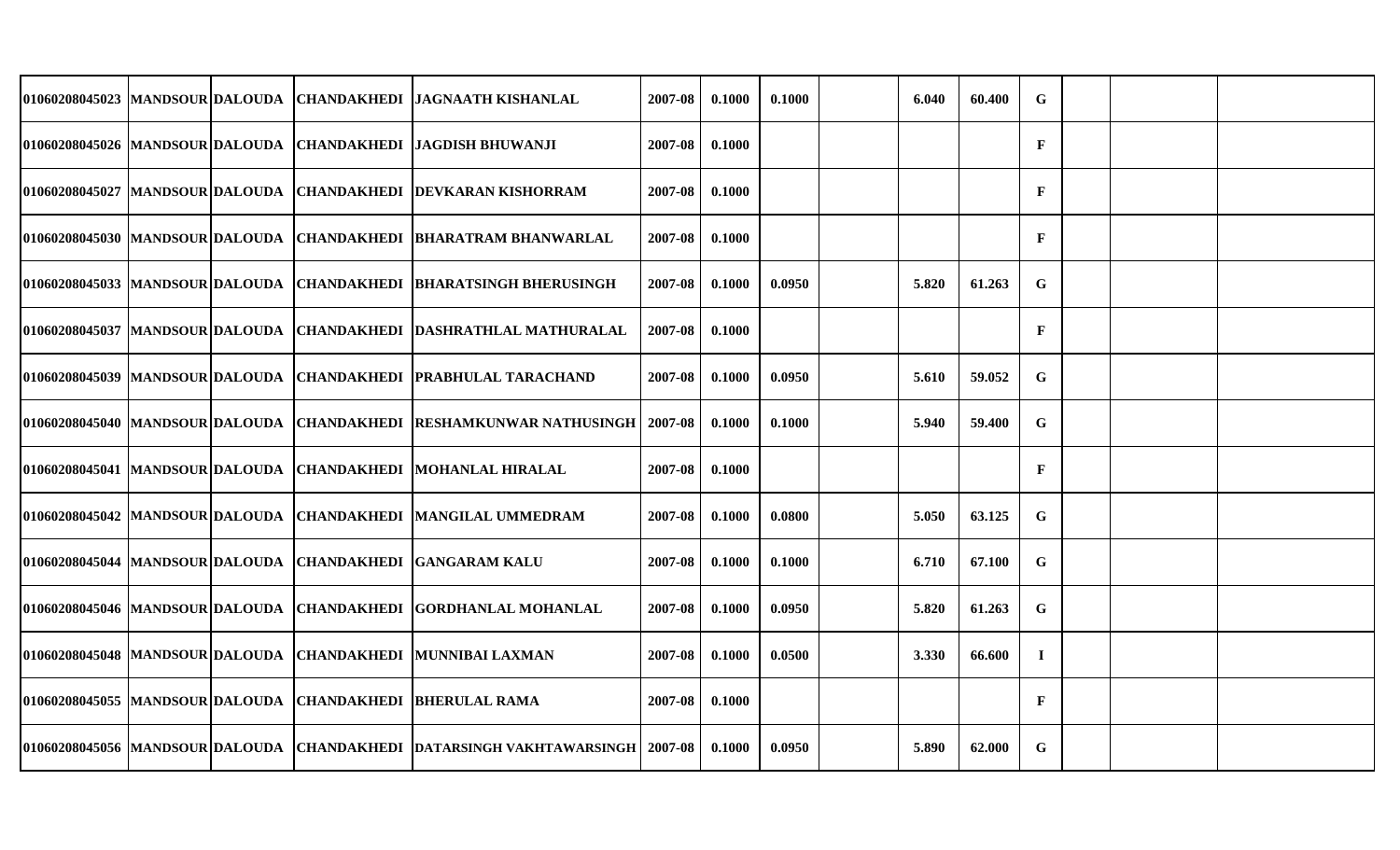| | | | | | | | | | | | | | | |
|---|---|---|---|---|---|---|---|---|---|---|---|---|---|---|
| 01060208045023 | MANDSOUR | DALOUDA | CHANDAKHEDI | JAGNAATH KISHANLAL | 2007-08 | 0.1000 | 0.1000 | | 6.040 | 60.400 | G | | | |
| 01060208045026 | MANDSOUR | DALOUDA | CHANDAKHEDI | JAGDISH BHUWANJI | 2007-08 | 0.1000 | | | | | F | | | |
| 01060208045027 | MANDSOUR | DALOUDA | CHANDAKHEDI | DEVKARAN KISHORRAM | 2007-08 | 0.1000 | | | | | F | | | |
| 01060208045030 | MANDSOUR | DALOUDA | CHANDAKHEDI | BHARATRAM BHANWARLAL | 2007-08 | 0.1000 | | | | | F | | | |
| 01060208045033 | MANDSOUR | DALOUDA | CHANDAKHEDI | BHARATSINGH BHERUSINGH | 2007-08 | 0.1000 | 0.0950 | | 5.820 | 61.263 | G | | | |
| 01060208045037 | MANDSOUR | DALOUDA | CHANDAKHEDI | DASHRATHLAL MATHURALAL | 2007-08 | 0.1000 | | | | | F | | | |
| 01060208045039 | MANDSOUR | DALOUDA | CHANDAKHEDI | PRABHULAL TARACHAND | 2007-08 | 0.1000 | 0.0950 | | 5.610 | 59.052 | G | | | |
| 01060208045040 | MANDSOUR | DALOUDA | CHANDAKHEDI | RESHAMKUNWAR NATHUSINGH | 2007-08 | 0.1000 | 0.1000 | | 5.940 | 59.400 | G | | | |
| 01060208045041 | MANDSOUR | DALOUDA | CHANDAKHEDI | MOHANLAL HIRALAL | 2007-08 | 0.1000 | | | | | F | | | |
| 01060208045042 | MANDSOUR | DALOUDA | CHANDAKHEDI | MANGILAL UMMEDRAM | 2007-08 | 0.1000 | 0.0800 | | 5.050 | 63.125 | G | | | |
| 01060208045044 | MANDSOUR | DALOUDA | CHANDAKHEDI | GANGARAM KALU | 2007-08 | 0.1000 | 0.1000 | | 6.710 | 67.100 | G | | | |
| 01060208045046 | MANDSOUR | DALOUDA | CHANDAKHEDI | GORDHANLAL MOHANLAL | 2007-08 | 0.1000 | 0.0950 | | 5.820 | 61.263 | G | | | |
| 01060208045048 | MANDSOUR | DALOUDA | CHANDAKHEDI | MUNNIBAI LAXMAN | 2007-08 | 0.1000 | 0.0500 | | 3.330 | 66.600 | I | | | |
| 01060208045055 | MANDSOUR | DALOUDA | CHANDAKHEDI | BHERULAL RAMA | 2007-08 | 0.1000 | | | | | F | | | |
| 01060208045056 | MANDSOUR | DALOUDA | CHANDAKHEDI | DATARSINGH VAKHTAWARSINGH | 2007-08 | 0.1000 | 0.0950 | | 5.890 | 62.000 | G | | | |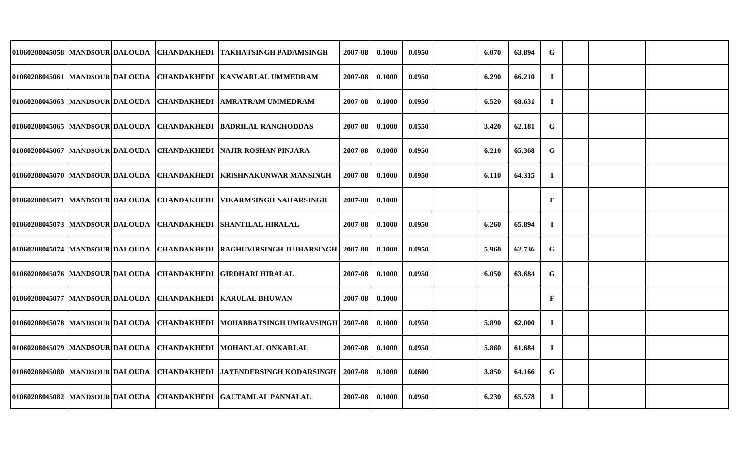| | | | | | | | | | | | | | | | |
|---|---|---|---|---|---|---|---|---|---|---|---|---|---|---|---|
| 01060208045058 | MANDSOUR | DALOUDA | CHANDAKHEDI | TAKHATSINGH PADAMSINGH | 2007-08 | 0.1000 | 0.0950 | | 6.070 | 63.894 | G | | | |
| 01060208045061 | MANDSOUR | DALOUDA | CHANDAKHEDI | KANWARLAL UMMEDRAM | 2007-08 | 0.1000 | 0.0950 | | 6.290 | 66.210 | I | | | |
| 01060208045063 | MANDSOUR | DALOUDA | CHANDAKHEDI | AMRATRAM UMMEDRAM | 2007-08 | 0.1000 | 0.0950 | | 6.520 | 68.631 | I | | | |
| 01060208045065 | MANDSOUR | DALOUDA | CHANDAKHEDI | BADRILAL RANCHODDAS | 2007-08 | 0.1000 | 0.0550 | | 3.420 | 62.181 | G | | | |
| 01060208045067 | MANDSOUR | DALOUDA | CHANDAKHEDI | NAJIR ROSHAN PINJARA | 2007-08 | 0.1000 | 0.0950 | | 6.210 | 65.368 | G | | | |
| 01060208045070 | MANDSOUR | DALOUDA | CHANDAKHEDI | KRISHNAKUNWAR MANSINGH | 2007-08 | 0.1000 | 0.0950 | | 6.110 | 64.315 | I | | | |
| 01060208045071 | MANDSOUR | DALOUDA | CHANDAKHEDI | VIKARMSINGH NAHARSINGH | 2007-08 | 0.1000 | | | | | F | | | |
| 01060208045073 | MANDSOUR | DALOUDA | CHANDAKHEDI | SHANTILAL HIRALAL | 2007-08 | 0.1000 | 0.0950 | | 6.260 | 65.894 | I | | | |
| 01060208045074 | MANDSOUR | DALOUDA | CHANDAKHEDI | RAGHUVIRSINGH JUJHARSINGH | 2007-08 | 0.1000 | 0.0950 | | 5.960 | 62.736 | G | | | |
| 01060208045076 | MANDSOUR | DALOUDA | CHANDAKHEDI | GIRDHARI HIRALAL | 2007-08 | 0.1000 | 0.0950 | | 6.050 | 63.684 | G | | | |
| 01060208045077 | MANDSOUR | DALOUDA | CHANDAKHEDI | KARULAL BHUWAN | 2007-08 | 0.1000 | | | | | F | | | |
| 01060208045078 | MANDSOUR | DALOUDA | CHANDAKHEDI | MOHABBATSINGH UMRAVSINGH | 2007-08 | 0.1000 | 0.0950 | | 5.890 | 62.000 | I | | | |
| 01060208045079 | MANDSOUR | DALOUDA | CHANDAKHEDI | MOHANLAL ONKARLAL | 2007-08 | 0.1000 | 0.0950 | | 5.860 | 61.684 | I | | | |
| 01060208045080 | MANDSOUR | DALOUDA | CHANDAKHEDI | JAYENDERSINGH KODARSINGH | 2007-08 | 0.1000 | 0.0600 | | 3.850 | 64.166 | G | | | |
| 01060208045082 | MANDSOUR | DALOUDA | CHANDAKHEDI | GAUTAMLAL PANNALAL | 2007-08 | 0.1000 | 0.0950 | | 6.230 | 65.578 | I | | | |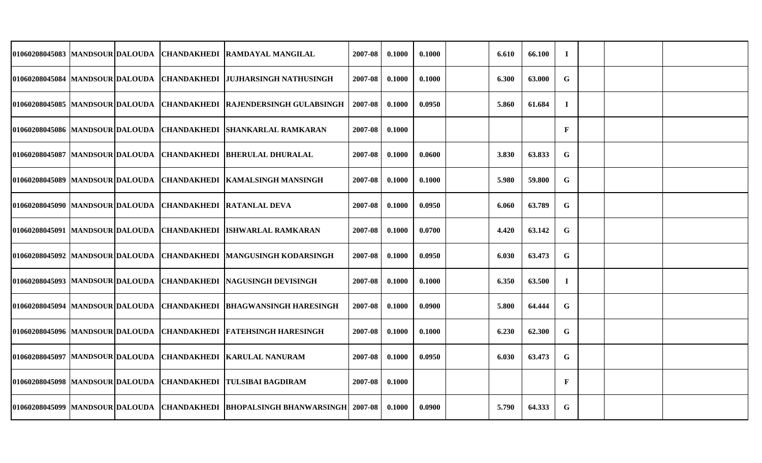| | | | | | | | | | | | | | | | |
|---|---|---|---|---|---|---|---|---|---|---|---|---|---|---|---|
| 01060208045083 | MANDSOUR | DALOUDA | CHANDAKHEDI | RAMDAYAL MANGILAL | 2007-08 | 0.1000 | 0.1000 | | 6.610 | 66.100 | I | | | |
| 01060208045084 | MANDSOUR | DALOUDA | CHANDAKHEDI | JUJHARSINGH NATHUSINGH | 2007-08 | 0.1000 | 0.1000 | | 6.300 | 63.000 | G | | | |
| 01060208045085 | MANDSOUR | DALOUDA | CHANDAKHEDI | RAJENDERSINGH GULABSINGH | 2007-08 | 0.1000 | 0.0950 | | 5.860 | 61.684 | I | | | |
| 01060208045086 | MANDSOUR | DALOUDA | CHANDAKHEDI | SHANKARLAL RAMKARAN | 2007-08 | 0.1000 | | | | | F | | | |
| 01060208045087 | MANDSOUR | DALOUDA | CHANDAKHEDI | BHERULAL DHURALAL | 2007-08 | 0.1000 | 0.0600 | | 3.830 | 63.833 | G | | | |
| 01060208045089 | MANDSOUR | DALOUDA | CHANDAKHEDI | KAMALSINGH MANSINGH | 2007-08 | 0.1000 | 0.1000 | | 5.980 | 59.800 | G | | | |
| 01060208045090 | MANDSOUR | DALOUDA | CHANDAKHEDI | RATANLAL DEVA | 2007-08 | 0.1000 | 0.0950 | | 6.060 | 63.789 | G | | | |
| 01060208045091 | MANDSOUR | DALOUDA | CHANDAKHEDI | ISHWARLAL RAMKARAN | 2007-08 | 0.1000 | 0.0700 | | 4.420 | 63.142 | G | | | |
| 01060208045092 | MANDSOUR | DALOUDA | CHANDAKHEDI | MANGUSINGH KODARSINGH | 2007-08 | 0.1000 | 0.0950 | | 6.030 | 63.473 | G | | | |
| 01060208045093 | MANDSOUR | DALOUDA | CHANDAKHEDI | NAGUSINGH DEVISINGH | 2007-08 | 0.1000 | 0.1000 | | 6.350 | 63.500 | I | | | |
| 01060208045094 | MANDSOUR | DALOUDA | CHANDAKHEDI | BHAGWANSINGH HARESINGH | 2007-08 | 0.1000 | 0.0900 | | 5.800 | 64.444 | G | | | |
| 01060208045096 | MANDSOUR | DALOUDA | CHANDAKHEDI | FATEHSINGH HARESINGH | 2007-08 | 0.1000 | 0.1000 | | 6.230 | 62.300 | G | | | |
| 01060208045097 | MANDSOUR | DALOUDA | CHANDAKHEDI | KARULAL NANURAM | 2007-08 | 0.1000 | 0.0950 | | 6.030 | 63.473 | G | | | |
| 01060208045098 | MANDSOUR | DALOUDA | CHANDAKHEDI | TULSIBAI BAGDIRAM | 2007-08 | 0.1000 | | | | | F | | | |
| 01060208045099 | MANDSOUR | DALOUDA | CHANDAKHEDI | BHOPALSINGH BHANWARSINGH | 2007-08 | 0.1000 | 0.0900 | | 5.790 | 64.333 | G | | | |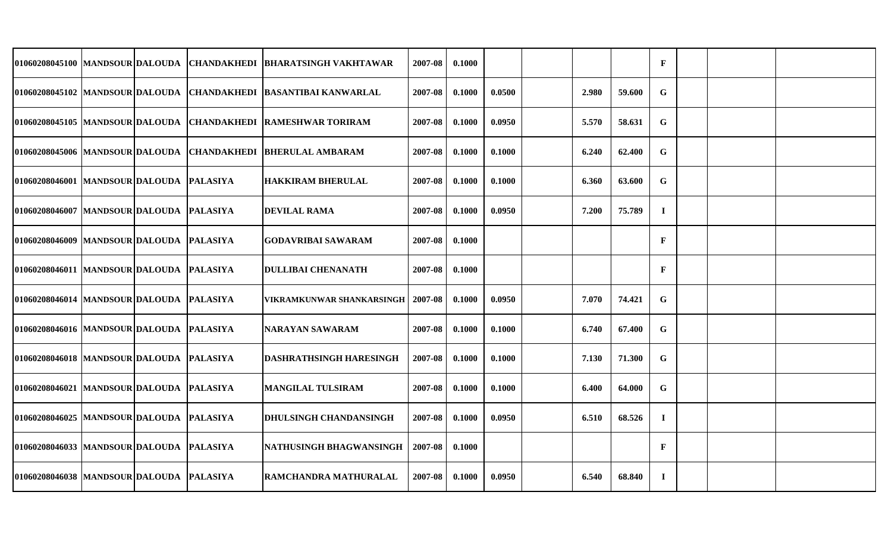| | | | | | | | | | | | | | | |
|---|---|---|---|---|---|---|---|---|---|---|---|---|---|---|
| 01060208045100 | MANDSOUR | DALOUDA | CHANDAKHEDI | BHARATSINGH VAKHTAWAR | 2007-08 | 0.1000 | | | | | F | | | |
| 01060208045102 | MANDSOUR | DALOUDA | CHANDAKHEDI | BASANTIBAI KANWARLAL | 2007-08 | 0.1000 | 0.0500 | | 2.980 | 59.600 | G | | | |
| 01060208045105 | MANDSOUR | DALOUDA | CHANDAKHEDI | RAMESHWAR TORIRAM | 2007-08 | 0.1000 | 0.0950 | | 5.570 | 58.631 | G | | | |
| 01060208045006 | MANDSOUR | DALOUDA | CHANDAKHEDI | BHERULAL AMBARAM | 2007-08 | 0.1000 | 0.1000 | | 6.240 | 62.400 | G | | | |
| 01060208046001 | MANDSOUR | DALOUDA | PALASIYA | HAKKIRAM BHERULAL | 2007-08 | 0.1000 | 0.1000 | | 6.360 | 63.600 | G | | | |
| 01060208046007 | MANDSOUR | DALOUDA | PALASIYA | DEVILAL RAMA | 2007-08 | 0.1000 | 0.0950 | | 7.200 | 75.789 | I | | | |
| 01060208046009 | MANDSOUR | DALOUDA | PALASIYA | GODAVRIBAI SAWARAM | 2007-08 | 0.1000 | | | | | F | | | |
| 01060208046011 | MANDSOUR | DALOUDA | PALASIYA | DULLIBAI CHENANATH | 2007-08 | 0.1000 | | | | | F | | | |
| 01060208046014 | MANDSOUR | DALOUDA | PALASIYA | VIKRAMKUNWAR SHANKARSINGH | 2007-08 | 0.1000 | 0.0950 | | 7.070 | 74.421 | G | | | |
| 01060208046016 | MANDSOUR | DALOUDA | PALASIYA | NARAYAN SAWARAM | 2007-08 | 0.1000 | 0.1000 | | 6.740 | 67.400 | G | | | |
| 01060208046018 | MANDSOUR | DALOUDA | PALASIYA | DASHRATHSINGH HARESINGH | 2007-08 | 0.1000 | 0.1000 | | 7.130 | 71.300 | G | | | |
| 01060208046021 | MANDSOUR | DALOUDA | PALASIYA | MANGILAL TULSIRAM | 2007-08 | 0.1000 | 0.1000 | | 6.400 | 64.000 | G | | | |
| 01060208046025 | MANDSOUR | DALOUDA | PALASIYA | DHULSINGH CHANDANSINGH | 2007-08 | 0.1000 | 0.0950 | | 6.510 | 68.526 | I | | | |
| 01060208046033 | MANDSOUR | DALOUDA | PALASIYA | NATHUSINGH BHAGWANSINGH | 2007-08 | 0.1000 | | | | | F | | | |
| 01060208046038 | MANDSOUR | DALOUDA | PALASIYA | RAMCHANDRA MATHURALAL | 2007-08 | 0.1000 | 0.0950 | | 6.540 | 68.840 | I | | | |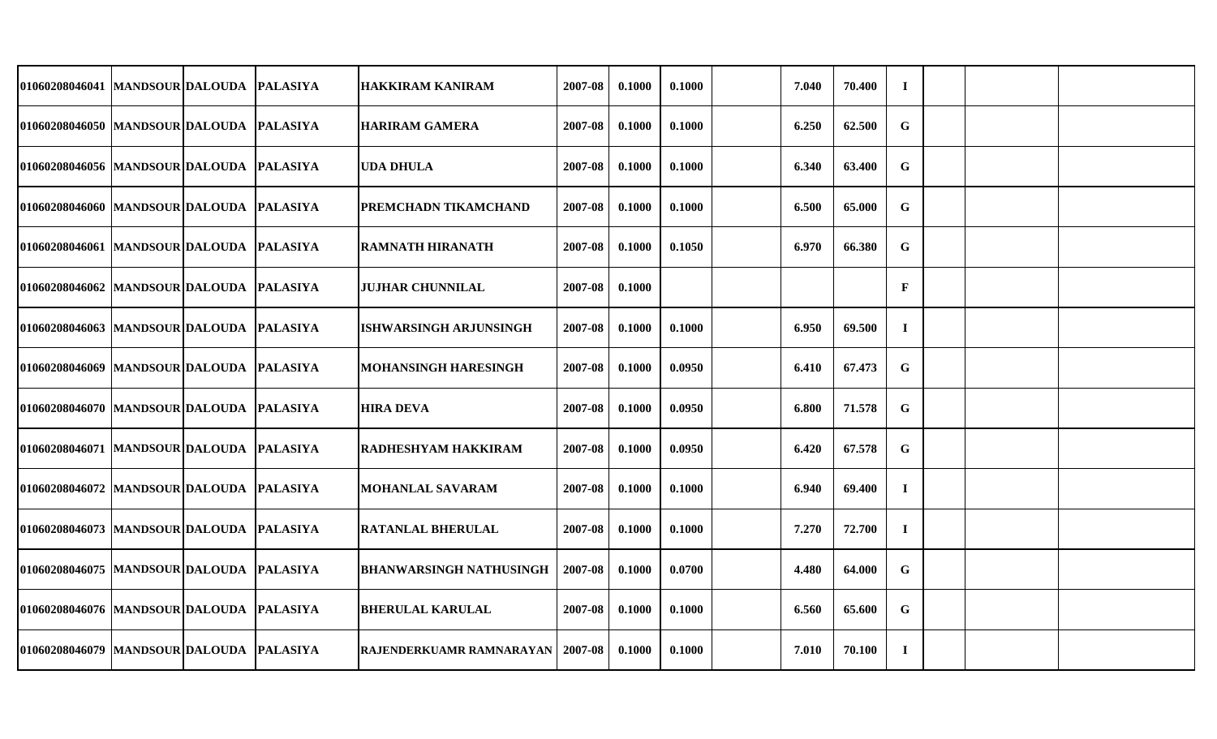| | | | | | | | | | | | | | | | |
|---|---|---|---|---|---|---|---|---|---|---|---|---|---|---|---|
| 01060208046041 | MANDSOUR | DALOUDA | PALASIYA | HAKKIRAM KANIRAM | 2007-08 | 0.1000 | 0.1000 | | 7.040 | 70.400 | I | | | |
| 01060208046050 | MANDSOUR | DALOUDA | PALASIYA | HARIRAM GAMERA | 2007-08 | 0.1000 | 0.1000 | | 6.250 | 62.500 | G | | | |
| 01060208046056 | MANDSOUR | DALOUDA | PALASIYA | UDA DHULA | 2007-08 | 0.1000 | 0.1000 | | 6.340 | 63.400 | G | | | |
| 01060208046060 | MANDSOUR | DALOUDA | PALASIYA | PREMCHADN TIKAMCHAND | 2007-08 | 0.1000 | 0.1000 | | 6.500 | 65.000 | G | | | |
| 01060208046061 | MANDSOUR | DALOUDA | PALASIYA | RAMNATH HIRANATH | 2007-08 | 0.1000 | 0.1050 | | 6.970 | 66.380 | G | | | |
| 01060208046062 | MANDSOUR | DALOUDA | PALASIYA | JUJHAR CHUNNILAL | 2007-08 | 0.1000 | | | | | F | | | |
| 01060208046063 | MANDSOUR | DALOUDA | PALASIYA | ISHWARSINGH ARJUNSINGH | 2007-08 | 0.1000 | 0.1000 | | 6.950 | 69.500 | I | | | |
| 01060208046069 | MANDSOUR | DALOUDA | PALASIYA | MOHANSINGH HARESINGH | 2007-08 | 0.1000 | 0.0950 | | 6.410 | 67.473 | G | | | |
| 01060208046070 | MANDSOUR | DALOUDA | PALASIYA | HIRA DEVA | 2007-08 | 0.1000 | 0.0950 | | 6.800 | 71.578 | G | | | |
| 01060208046071 | MANDSOUR | DALOUDA | PALASIYA | RADHESHYAM HAKKIRAM | 2007-08 | 0.1000 | 0.0950 | | 6.420 | 67.578 | G | | | |
| 01060208046072 | MANDSOUR | DALOUDA | PALASIYA | MOHANLAL SAVARAM | 2007-08 | 0.1000 | 0.1000 | | 6.940 | 69.400 | I | | | |
| 01060208046073 | MANDSOUR | DALOUDA | PALASIYA | RATANLAL BHERULAL | 2007-08 | 0.1000 | 0.1000 | | 7.270 | 72.700 | I | | | |
| 01060208046075 | MANDSOUR | DALOUDA | PALASIYA | BHANWARSINGH NATHUSINGH | 2007-08 | 0.1000 | 0.0700 | | 4.480 | 64.000 | G | | | |
| 01060208046076 | MANDSOUR | DALOUDA | PALASIYA | BHERULAL KARULAL | 2007-08 | 0.1000 | 0.1000 | | 6.560 | 65.600 | G | | | |
| 01060208046079 | MANDSOUR | DALOUDA | PALASIYA | RAJENDERKUAMR RAMNARAYAN | 2007-08 | 0.1000 | 0.1000 | | 7.010 | 70.100 | I | | | |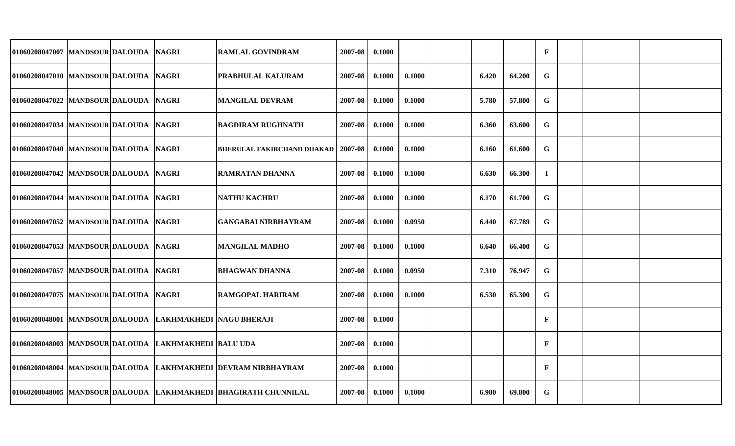| | | | | | | | | | | | | | | |
|---|---|---|---|---|---|---|---|---|---|---|---|---|---|---|
| 01060208047007 | MANDSOUR | DALOUDA | NAGRI | RAMLAL GOVINDRAM | 2007-08 | 0.1000 | | | | | F | | | |
| 01060208047010 | MANDSOUR | DALOUDA | NAGRI | PRABHULAL KALURAM | 2007-08 | 0.1000 | 0.1000 | | 6.420 | 64.200 | G | | | |
| 01060208047022 | MANDSOUR | DALOUDA | NAGRI | MANGILAL DEVRAM | 2007-08 | 0.1000 | 0.1000 | | 5.780 | 57.800 | G | | | |
| 01060208047034 | MANDSOUR | DALOUDA | NAGRI | BAGDIRAM RUGHNATH | 2007-08 | 0.1000 | 0.1000 | | 6.360 | 63.600 | G | | | |
| 01060208047040 | MANDSOUR | DALOUDA | NAGRI | BHERULAL FAKIRCHAND DHAKAD | 2007-08 | 0.1000 | 0.1000 | | 6.160 | 61.600 | G | | | |
| 01060208047042 | MANDSOUR | DALOUDA | NAGRI | RAMRATAN DHANNA | 2007-08 | 0.1000 | 0.1000 | | 6.630 | 66.300 | I | | | |
| 01060208047044 | MANDSOUR | DALOUDA | NAGRI | NATHU KACHRU | 2007-08 | 0.1000 | 0.1000 | | 6.170 | 61.700 | G | | | |
| 01060208047052 | MANDSOUR | DALOUDA | NAGRI | GANGABAI NIRBHAYRAM | 2007-08 | 0.1000 | 0.0950 | | 6.440 | 67.789 | G | | | |
| 01060208047053 | MANDSOUR | DALOUDA | NAGRI | MANGILAL MADHO | 2007-08 | 0.1000 | 0.1000 | | 6.640 | 66.400 | G | | | |
| 01060208047057 | MANDSOUR | DALOUDA | NAGRI | BHAGWAN DHANNA | 2007-08 | 0.1000 | 0.0950 | | 7.310 | 76.947 | G | | | |
| 01060208047075 | MANDSOUR | DALOUDA | NAGRI | RAMGOPAL HARIRAM | 2007-08 | 0.1000 | 0.1000 | | 6.530 | 65.300 | G | | | |
| 01060208048001 | MANDSOUR | DALOUDA | LAKHMAKHEDI | NAGU BHERAJI | 2007-08 | 0.1000 | | | | | F | | | |
| 01060208048003 | MANDSOUR | DALOUDA | LAKHMAKHEDI | BALU UDA | 2007-08 | 0.1000 | | | | | F | | | |
| 01060208048004 | MANDSOUR | DALOUDA | LAKHMAKHEDI | DEVRAM NIRBHAYRAM | 2007-08 | 0.1000 | | | | | F | | | |
| 01060208048005 | MANDSOUR | DALOUDA | LAKHMAKHEDI | BHAGIRATH CHUNNILAL | 2007-08 | 0.1000 | 0.1000 | | 6.980 | 69.800 | G | | | |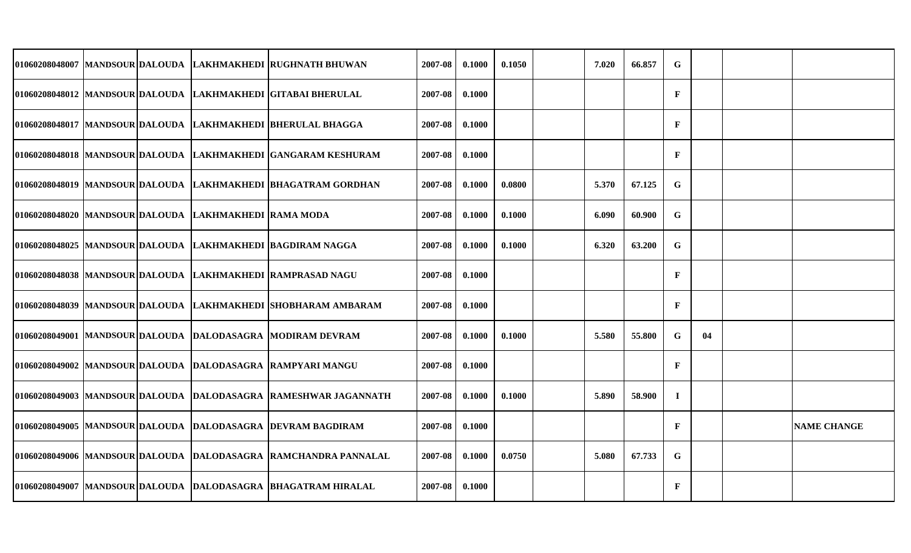| | | | | | | | | | | | | | | |
|---|---|---|---|---|---|---|---|---|---|---|---|---|---|---|
| 01060208048007 | MANDSOUR | DALOUDA | LAKHMAKHEDI | RUGHNATH BHUWAN | 2007-08 | 0.1000 | 0.1050 | | 7.020 | 66.857 | G | | | |
| 01060208048012 | MANDSOUR | DALOUDA | LAKHMAKHEDI | GITABAI BHERULAL | 2007-08 | 0.1000 | | | | | F | | | |
| 01060208048017 | MANDSOUR | DALOUDA | LAKHMAKHEDI | BHERULAL BHAGGA | 2007-08 | 0.1000 | | | | | F | | | |
| 01060208048018 | MANDSOUR | DALOUDA | LAKHMAKHEDI | GANGARAM KESHURAM | 2007-08 | 0.1000 | | | | | F | | | |
| 01060208048019 | MANDSOUR | DALOUDA | LAKHMAKHEDI | BHAGATRAM GORDHAN | 2007-08 | 0.1000 | 0.0800 | | 5.370 | 67.125 | G | | | |
| 01060208048020 | MANDSOUR | DALOUDA | LAKHMAKHEDI | RAMA MODA | 2007-08 | 0.1000 | 0.1000 | | 6.090 | 60.900 | G | | | |
| 01060208048025 | MANDSOUR | DALOUDA | LAKHMAKHEDI | BAGDIRAM NAGGA | 2007-08 | 0.1000 | 0.1000 | | 6.320 | 63.200 | G | | | |
| 01060208048038 | MANDSOUR | DALOUDA | LAKHMAKHEDI | RAMPRASAD NAGU | 2007-08 | 0.1000 | | | | | F | | | |
| 01060208048039 | MANDSOUR | DALOUDA | LAKHMAKHEDI | SHOBHARAM AMBARAM | 2007-08 | 0.1000 | | | | | F | | | |
| 01060208049001 | MANDSOUR | DALOUDA | DALODASAGRA | MODIRAM DEVRAM | 2007-08 | 0.1000 | 0.1000 | | 5.580 | 55.800 | G | 04 | | |
| 01060208049002 | MANDSOUR | DALOUDA | DALODASAGRA | RAMPYARI MANGU | 2007-08 | 0.1000 | | | | | F | | | |
| 01060208049003 | MANDSOUR | DALOUDA | DALODASAGRA | RAMESHWAR JAGANNATH | 2007-08 | 0.1000 | 0.1000 | | 5.890 | 58.900 | I | | | |
| 01060208049005 | MANDSOUR | DALOUDA | DALODASAGRA | DEVRAM BAGDIRAM | 2007-08 | 0.1000 | | | | | F | | | NAME CHANGE |
| 01060208049006 | MANDSOUR | DALOUDA | DALODASAGRA | RAMCHANDRA PANNALAL | 2007-08 | 0.1000 | 0.0750 | | 5.080 | 67.733 | G | | | |
| 01060208049007 | MANDSOUR | DALOUDA | DALODASAGRA | BHAGATRAM HIRALAL | 2007-08 | 0.1000 | | | | | F | | | |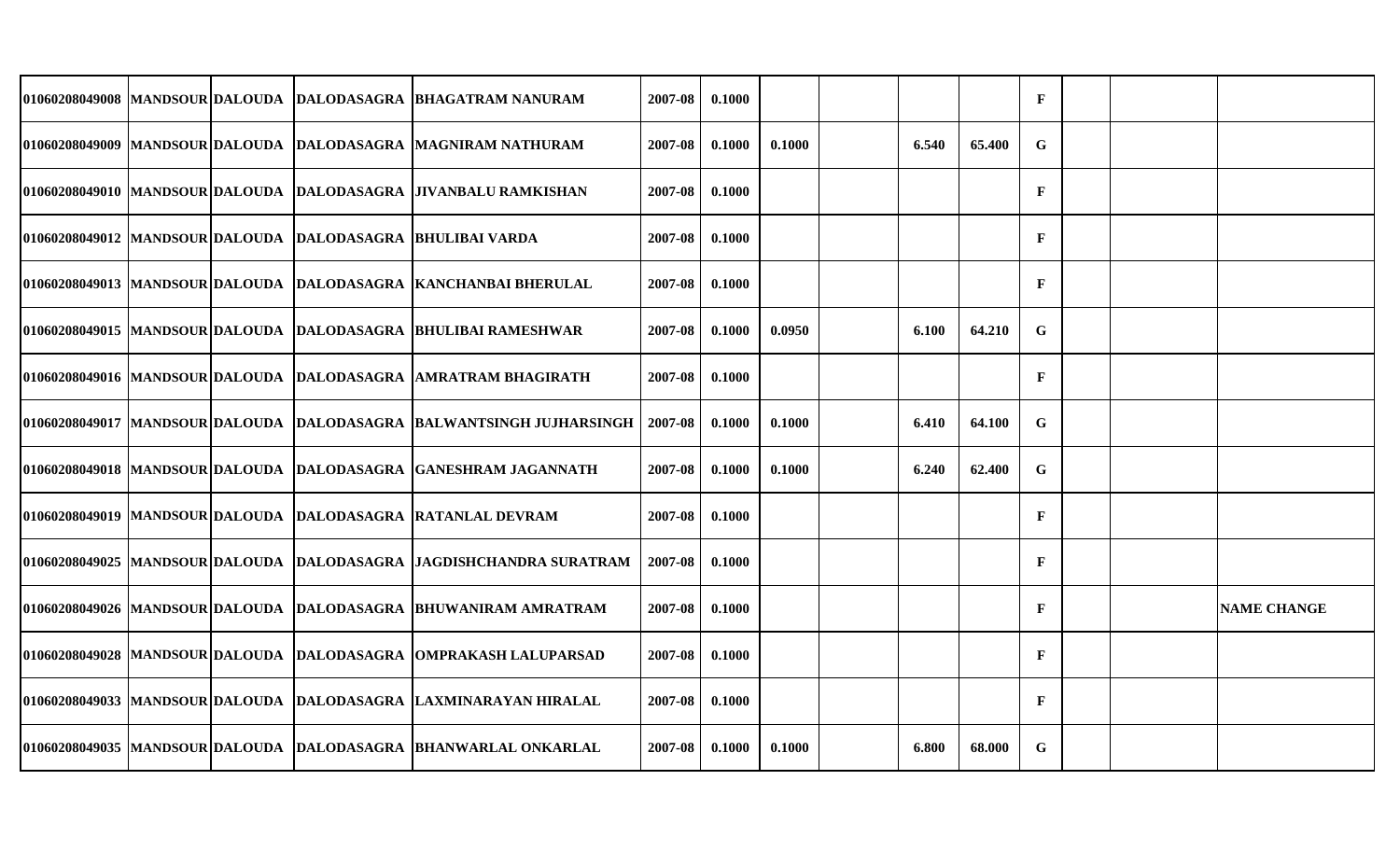| | | | | | | | | | | | | | | |
|---|---|---|---|---|---|---|---|---|---|---|---|---|---|---|
| 01060208049008 | MANDSOUR | DALOUDA | DALODASAGRA | BHAGATRAM NANURAM | 2007-08 | 0.1000 | | | | | F | | | |
| 01060208049009 | MANDSOUR | DALOUDA | DALODASAGRA | MAGNIRAM NATHURAM | 2007-08 | 0.1000 | 0.1000 | | 6.540 | 65.400 | G | | | |
| 01060208049010 | MANDSOUR | DALOUDA | DALODASAGRA | JIVANBALU RAMKISHAN | 2007-08 | 0.1000 | | | | | F | | | |
| 01060208049012 | MANDSOUR | DALOUDA | DALODASAGRA | BHULIBAI VARDA | 2007-08 | 0.1000 | | | | | F | | | |
| 01060208049013 | MANDSOUR | DALOUDA | DALODASAGRA | KANCHANBAI BHERULAL | 2007-08 | 0.1000 | | | | | F | | | |
| 01060208049015 | MANDSOUR | DALOUDA | DALODASAGRA | BHULIBAI RAMESHWAR | 2007-08 | 0.1000 | 0.0950 | | 6.100 | 64.210 | G | | | |
| 01060208049016 | MANDSOUR | DALOUDA | DALODASAGRA | AMRATRAM BHAGIRATH | 2007-08 | 0.1000 | | | | | F | | | |
| 01060208049017 | MANDSOUR | DALOUDA | DALODASAGRA | BALWANTSINGH JUJHARSINGH | 2007-08 | 0.1000 | 0.1000 | | 6.410 | 64.100 | G | | | |
| 01060208049018 | MANDSOUR | DALOUDA | DALODASAGRA | GANESHRAM JAGANNATH | 2007-08 | 0.1000 | 0.1000 | | 6.240 | 62.400 | G | | | |
| 01060208049019 | MANDSOUR | DALOUDA | DALODASAGRA | RATANLAL DEVRAM | 2007-08 | 0.1000 | | | | | F | | | |
| 01060208049025 | MANDSOUR | DALOUDA | DALODASAGRA | JAGDISHCHANDRA SURATRAM | 2007-08 | 0.1000 | | | | | F | | | |
| 01060208049026 | MANDSOUR | DALOUDA | DALODASAGRA | BHUWANIRAM AMRATRAM | 2007-08 | 0.1000 | | | | | F | | | NAME CHANGE |
| 01060208049028 | MANDSOUR | DALOUDA | DALODASAGRA | OMPRAKASH LALUPARSAD | 2007-08 | 0.1000 | | | | | F | | | |
| 01060208049033 | MANDSOUR | DALOUDA | DALODASAGRA | LAXMINARAYAN HIRALAL | 2007-08 | 0.1000 | | | | | F | | | |
| 01060208049035 | MANDSOUR | DALOUDA | DALODASAGRA | BHANWARLAL ONKARLAL | 2007-08 | 0.1000 | 0.1000 | | 6.800 | 68.000 | G | | | |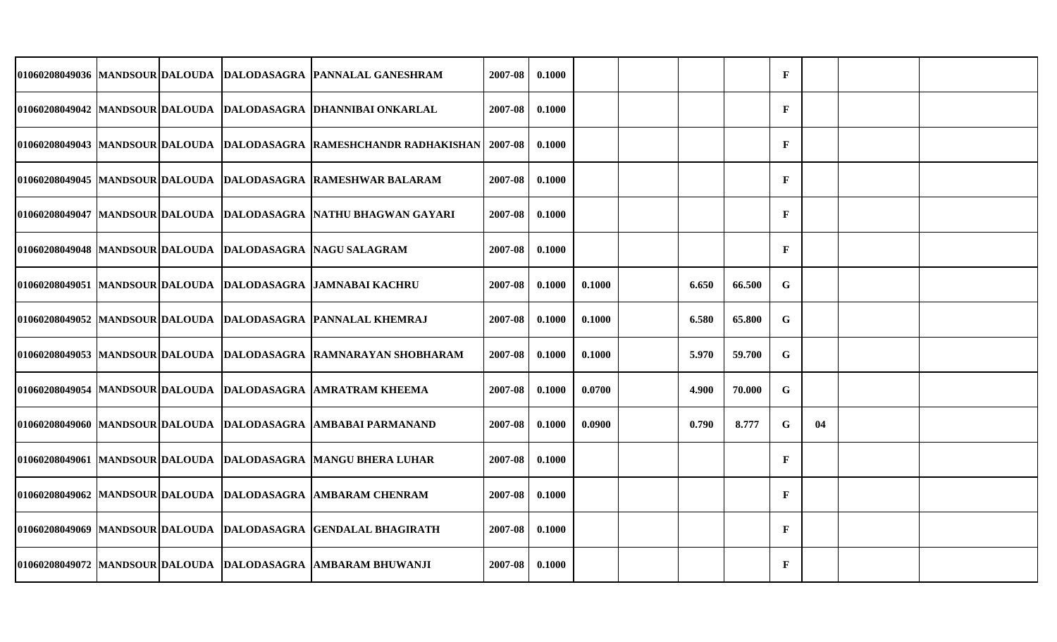| | | | | | | | | | | | | | | |
|---|---|---|---|---|---|---|---|---|---|---|---|---|---|---|
| 01060208049036 | MANDSOUR | DALOUDA | DALODASAGRA | PANNALAL GANESHRAM | 2007-08 | 0.1000 | | | | | F | | | |
| 01060208049042 | MANDSOUR | DALOUDA | DALODASAGRA | DHANNIBAI ONKARLAL | 2007-08 | 0.1000 | | | | | F | | | |
| 01060208049043 | MANDSOUR | DALOUDA | DALODASAGRA | RAMESHCHANDR RADHAKISHAN | 2007-08 | 0.1000 | | | | | F | | | |
| 01060208049045 | MANDSOUR | DALOUDA | DALODASAGRA | RAMESHWAR BALARAM | 2007-08 | 0.1000 | | | | | F | | | |
| 01060208049047 | MANDSOUR | DALOUDA | DALODASAGRA | NATHU BHAGWAN GAYARI | 2007-08 | 0.1000 | | | | | F | | | |
| 01060208049048 | MANDSOUR | DALOUDA | DALODASAGRA | NAGU SALAGRAM | 2007-08 | 0.1000 | | | | | F | | | |
| 01060208049051 | MANDSOUR | DALOUDA | DALODASAGRA | JAMNABAI KACHRU | 2007-08 | 0.1000 | 0.1000 | | 6.650 | 66.500 | G | | | |
| 01060208049052 | MANDSOUR | DALOUDA | DALODASAGRA | PANNALAL KHEMRAJ | 2007-08 | 0.1000 | 0.1000 | | 6.580 | 65.800 | G | | | |
| 01060208049053 | MANDSOUR | DALOUDA | DALODASAGRA | RAMNARAYAN SHOBHARAM | 2007-08 | 0.1000 | 0.1000 | | 5.970 | 59.700 | G | | | |
| 01060208049054 | MANDSOUR | DALOUDA | DALODASAGRA | AMRATRAM KHEEMA | 2007-08 | 0.1000 | 0.0700 | | 4.900 | 70.000 | G | | | |
| 01060208049060 | MANDSOUR | DALOUDA | DALODASAGRA | AMBABAI PARMANAND | 2007-08 | 0.1000 | 0.0900 | | 0.790 | 8.777 | G | 04 | | |
| 01060208049061 | MANDSOUR | DALOUDA | DALODASAGRA | MANGU BHERA LUHAR | 2007-08 | 0.1000 | | | | | F | | | |
| 01060208049062 | MANDSOUR | DALOUDA | DALODASAGRA | AMBARAM CHENRAM | 2007-08 | 0.1000 | | | | | F | | | |
| 01060208049069 | MANDSOUR | DALOUDA | DALODASAGRA | GENDALAL BHAGIRATH | 2007-08 | 0.1000 | | | | | F | | | |
| 01060208049072 | MANDSOUR | DALOUDA | DALODASAGRA | AMBARAM BHUWANJI | 2007-08 | 0.1000 | | | | | F | | | |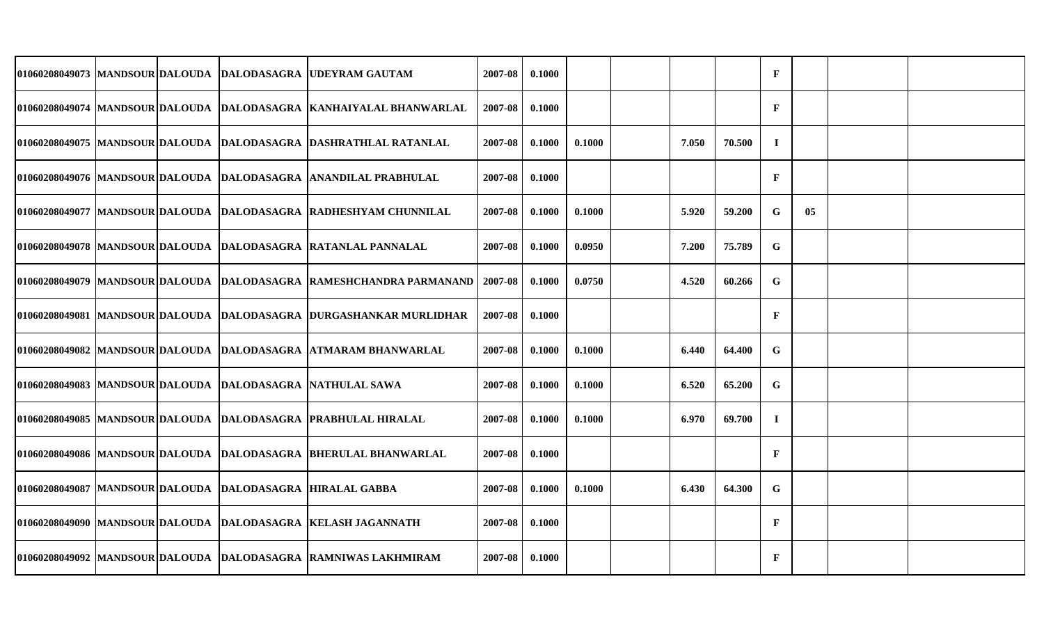| | | | | | | | | | | | | | | |
|---|---|---|---|---|---|---|---|---|---|---|---|---|---|---|
| 01060208049073 | MANDSOUR | DALOUDA | DALODASAGRA | UDEYRAM GAUTAM | 2007-08 | 0.1000 | | | | | F | | | |
| 01060208049074 | MANDSOUR | DALOUDA | DALODASAGRA | KANHAIYALAL BHANWARLAL | 2007-08 | 0.1000 | | | | | F | | | |
| 01060208049075 | MANDSOUR | DALOUDA | DALODASAGRA | DASHRATHLAL RATANLAL | 2007-08 | 0.1000 | 0.1000 | | 7.050 | 70.500 | I | | | |
| 01060208049076 | MANDSOUR | DALOUDA | DALODASAGRA | ANANDILAL PRABHULAL | 2007-08 | 0.1000 | | | | | F | | | |
| 01060208049077 | MANDSOUR | DALOUDA | DALODASAGRA | RADHESHYAM CHUNNILAL | 2007-08 | 0.1000 | 0.1000 | | 5.920 | 59.200 | G | 05 | | |
| 01060208049078 | MANDSOUR | DALOUDA | DALODASAGRA | RATANLAL PANNALAL | 2007-08 | 0.1000 | 0.0950 | | 7.200 | 75.789 | G | | | |
| 01060208049079 | MANDSOUR | DALOUDA | DALODASAGRA | RAMESHCHANDRA PARMANAND | 2007-08 | 0.1000 | 0.0750 | | 4.520 | 60.266 | G | | | |
| 01060208049081 | MANDSOUR | DALOUDA | DALODASAGRA | DURGASHANKAR MURLIDHAR | 2007-08 | 0.1000 | | | | | F | | | |
| 01060208049082 | MANDSOUR | DALOUDA | DALODASAGRA | ATMARAM BHANWARLAL | 2007-08 | 0.1000 | 0.1000 | | 6.440 | 64.400 | G | | | |
| 01060208049083 | MANDSOUR | DALOUDA | DALODASAGRA | NATHULAL SAWA | 2007-08 | 0.1000 | 0.1000 | | 6.520 | 65.200 | G | | | |
| 01060208049085 | MANDSOUR | DALOUDA | DALODASAGRA | PRABHULAL HIRALAL | 2007-08 | 0.1000 | 0.1000 | | 6.970 | 69.700 | I | | | |
| 01060208049086 | MANDSOUR | DALOUDA | DALODASAGRA | BHERULAL BHANWARLAL | 2007-08 | 0.1000 | | | | | F | | | |
| 01060208049087 | MANDSOUR | DALOUDA | DALODASAGRA | HIRALAL GABBA | 2007-08 | 0.1000 | 0.1000 | | 6.430 | 64.300 | G | | | |
| 01060208049090 | MANDSOUR | DALOUDA | DALODASAGRA | KELASH JAGANNATH | 2007-08 | 0.1000 | | | | | F | | | |
| 01060208049092 | MANDSOUR | DALOUDA | DALODASAGRA | RAMNIWAS LAKHMIRAM | 2007-08 | 0.1000 | | | | | F | | | |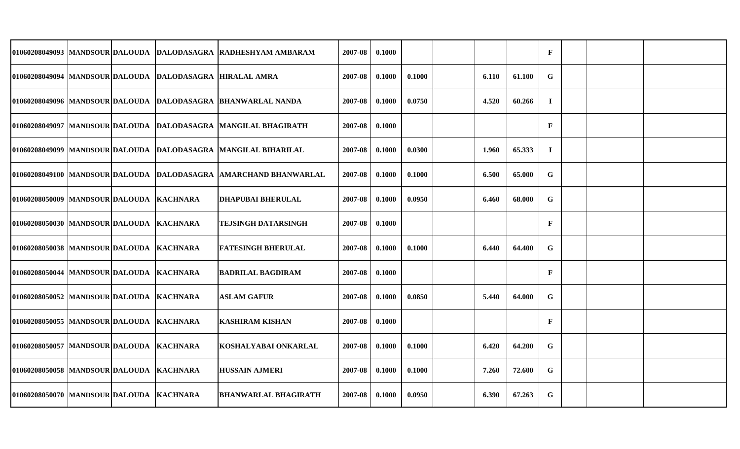| | | | | | | | | | | | | | | |
|---|---|---|---|---|---|---|---|---|---|---|---|---|---|---|
| 01060208049093 | MANDSOUR | DALOUDA | DALODASAGRA | RADHESHYAM AMBARAM | 2007-08 | 0.1000 | | | | | F | | | |
| 01060208049094 | MANDSOUR | DALOUDA | DALODASAGRA | HIRALAL AMRA | 2007-08 | 0.1000 | 0.1000 | | 6.110 | 61.100 | G | | | |
| 01060208049096 | MANDSOUR | DALOUDA | DALODASAGRA | BHANWARLAL NANDA | 2007-08 | 0.1000 | 0.0750 | | 4.520 | 60.266 | I | | | |
| 01060208049097 | MANDSOUR | DALOUDA | DALODASAGRA | MANGILAL BHAGIRATH | 2007-08 | 0.1000 | | | | | F | | | |
| 01060208049099 | MANDSOUR | DALOUDA | DALODASAGRA | MANGILAL BIHARILAL | 2007-08 | 0.1000 | 0.0300 | | 1.960 | 65.333 | I | | | |
| 01060208049100 | MANDSOUR | DALOUDA | DALODASAGRA | AMARCHAND BHANWARLAL | 2007-08 | 0.1000 | 0.1000 | | 6.500 | 65.000 | G | | | |
| 01060208050009 | MANDSOUR | DALOUDA | KACHNARA | DHAPUBAI BHERULAL | 2007-08 | 0.1000 | 0.0950 | | 6.460 | 68.000 | G | | | |
| 01060208050030 | MANDSOUR | DALOUDA | KACHNARA | TEJSINGH DATARSINGH | 2007-08 | 0.1000 | | | | | F | | | |
| 01060208050038 | MANDSOUR | DALOUDA | KACHNARA | FATESINGH BHERULAL | 2007-08 | 0.1000 | 0.1000 | | 6.440 | 64.400 | G | | | |
| 01060208050044 | MANDSOUR | DALOUDA | KACHNARA | BADRILAL BAGDIRAM | 2007-08 | 0.1000 | | | | | F | | | |
| 01060208050052 | MANDSOUR | DALOUDA | KACHNARA | ASLAM GAFUR | 2007-08 | 0.1000 | 0.0850 | | 5.440 | 64.000 | G | | | |
| 01060208050055 | MANDSOUR | DALOUDA | KACHNARA | KASHIRAM KISHAN | 2007-08 | 0.1000 | | | | | F | | | |
| 01060208050057 | MANDSOUR | DALOUDA | KACHNARA | KOSHALYABAI ONKARLAL | 2007-08 | 0.1000 | 0.1000 | | 6.420 | 64.200 | G | | | |
| 01060208050058 | MANDSOUR | DALOUDA | KACHNARA | HUSSAIN AJMERI | 2007-08 | 0.1000 | 0.1000 | | 7.260 | 72.600 | G | | | |
| 01060208050070 | MANDSOUR | DALOUDA | KACHNARA | BHANWARLAL BHAGIRATH | 2007-08 | 0.1000 | 0.0950 | | 6.390 | 67.263 | G | | | |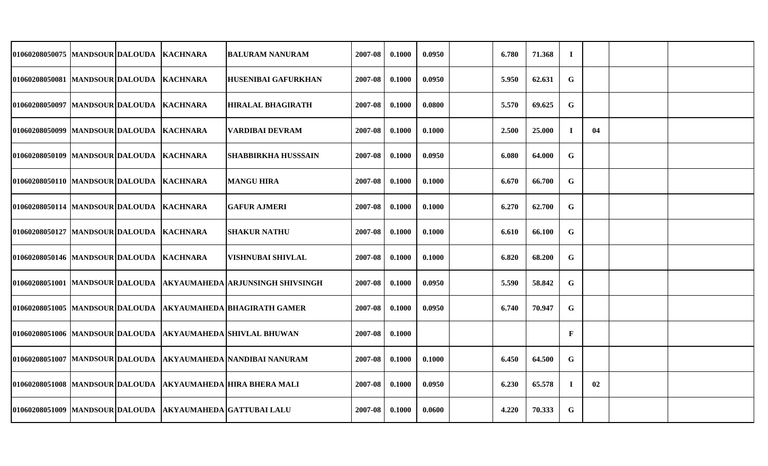| | | | | | | | | | | | | | | |
|---|---|---|---|---|---|---|---|---|---|---|---|---|---|---|
| 01060208050075 | MANDSOUR | DALOUDA | KACHNARA | BALURAM NANURAM | 2007-08 | 0.1000 | 0.0950 | | 6.780 | 71.368 | I | | | |
| 01060208050081 | MANDSOUR | DALOUDA | KACHNARA | HUSENIBAI GAFURKHAN | 2007-08 | 0.1000 | 0.0950 | | 5.950 | 62.631 | G | | | |
| 01060208050097 | MANDSOUR | DALOUDA | KACHNARA | HIRALAL BHAGIRATH | 2007-08 | 0.1000 | 0.0800 | | 5.570 | 69.625 | G | | | |
| 01060208050099 | MANDSOUR | DALOUDA | KACHNARA | VARDIBAI DEVRAM | 2007-08 | 0.1000 | 0.1000 | | 2.500 | 25.000 | I | 04 | | |
| 01060208050109 | MANDSOUR | DALOUDA | KACHNARA | SHABBIRKHA HUSSSAIN | 2007-08 | 0.1000 | 0.0950 | | 6.080 | 64.000 | G | | | |
| 01060208050110 | MANDSOUR | DALOUDA | KACHNARA | MANGU HIRA | 2007-08 | 0.1000 | 0.1000 | | 6.670 | 66.700 | G | | | |
| 01060208050114 | MANDSOUR | DALOUDA | KACHNARA | GAFUR AJMERI | 2007-08 | 0.1000 | 0.1000 | | 6.270 | 62.700 | G | | | |
| 01060208050127 | MANDSOUR | DALOUDA | KACHNARA | SHAKUR NATHU | 2007-08 | 0.1000 | 0.1000 | | 6.610 | 66.100 | G | | | |
| 01060208050146 | MANDSOUR | DALOUDA | KACHNARA | VISHNUBAI SHIVLAL | 2007-08 | 0.1000 | 0.1000 | | 6.820 | 68.200 | G | | | |
| 01060208051001 | MANDSOUR | DALOUDA | AKYAUMAHEDA | ARJUNSINGH SHIVSINGH | 2007-08 | 0.1000 | 0.0950 | | 5.590 | 58.842 | G | | | |
| 01060208051005 | MANDSOUR | DALOUDA | AKYAUMAHEDA | BHAGIRATH GAMER | 2007-08 | 0.1000 | 0.0950 | | 6.740 | 70.947 | G | | | |
| 01060208051006 | MANDSOUR | DALOUDA | AKYAUMAHEDA | SHIVLAL BHUWAN | 2007-08 | 0.1000 | | | | | F | | | |
| 01060208051007 | MANDSOUR | DALOUDA | AKYAUMAHEDA | NANDIBAI NANURAM | 2007-08 | 0.1000 | 0.1000 | | 6.450 | 64.500 | G | | | |
| 01060208051008 | MANDSOUR | DALOUDA | AKYAUMAHEDA | HIRA BHERA MALI | 2007-08 | 0.1000 | 0.0950 | | 6.230 | 65.578 | I | 02 | | |
| 01060208051009 | MANDSOUR | DALOUDA | AKYAUMAHEDA | GATTUBAI LALU | 2007-08 | 0.1000 | 0.0600 | | 4.220 | 70.333 | G | | | |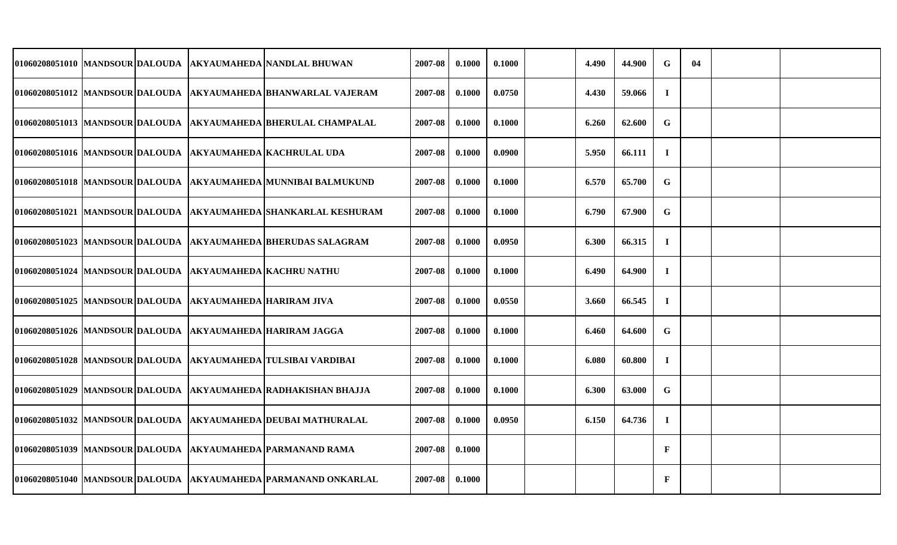| | | | | | | | | | | | | | | |
|---|---|---|---|---|---|---|---|---|---|---|---|---|---|---|
| 01060208051010 | MANDSOUR | DALOUDA | AKYAUMAHEDA | NANDLAL BHUWAN | 2007-08 | 0.1000 | 0.1000 | | 4.490 | 44.900 | G | 04 | | |
| 01060208051012 | MANDSOUR | DALOUDA | AKYAUMAHEDA | BHANWARLAL VAJERAM | 2007-08 | 0.1000 | 0.0750 | | 4.430 | 59.066 | I | | | |
| 01060208051013 | MANDSOUR | DALOUDA | AKYAUMAHEDA | BHERULAL CHAMPALAL | 2007-08 | 0.1000 | 0.1000 | | 6.260 | 62.600 | G | | | |
| 01060208051016 | MANDSOUR | DALOUDA | AKYAUMAHEDA | KACHRULAL UDA | 2007-08 | 0.1000 | 0.0900 | | 5.950 | 66.111 | I | | | |
| 01060208051018 | MANDSOUR | DALOUDA | AKYAUMAHEDA | MUNNIBAI BALMUKUND | 2007-08 | 0.1000 | 0.1000 | | 6.570 | 65.700 | G | | | |
| 01060208051021 | MANDSOUR | DALOUDA | AKYAUMAHEDA | SHANKARLAL KESHURAM | 2007-08 | 0.1000 | 0.1000 | | 6.790 | 67.900 | G | | | |
| 01060208051023 | MANDSOUR | DALOUDA | AKYAUMAHEDA | BHERUDAS SALAGRAM | 2007-08 | 0.1000 | 0.0950 | | 6.300 | 66.315 | I | | | |
| 01060208051024 | MANDSOUR | DALOUDA | AKYAUMAHEDA | KACHRU NATHU | 2007-08 | 0.1000 | 0.1000 | | 6.490 | 64.900 | I | | | |
| 01060208051025 | MANDSOUR | DALOUDA | AKYAUMAHEDA | HARIRAM JIVA | 2007-08 | 0.1000 | 0.0550 | | 3.660 | 66.545 | I | | | |
| 01060208051026 | MANDSOUR | DALOUDA | AKYAUMAHEDA | HARIRAM JAGGA | 2007-08 | 0.1000 | 0.1000 | | 6.460 | 64.600 | G | | | |
| 01060208051028 | MANDSOUR | DALOUDA | AKYAUMAHEDA | TULSIBAI VARDIBAI | 2007-08 | 0.1000 | 0.1000 | | 6.080 | 60.800 | I | | | |
| 01060208051029 | MANDSOUR | DALOUDA | AKYAUMAHEDA | RADHAKISHAN BHAJJA | 2007-08 | 0.1000 | 0.1000 | | 6.300 | 63.000 | G | | | |
| 01060208051032 | MANDSOUR | DALOUDA | AKYAUMAHEDA | DEUBAI MATHURALAL | 2007-08 | 0.1000 | 0.0950 | | 6.150 | 64.736 | I | | | |
| 01060208051039 | MANDSOUR | DALOUDA | AKYAUMAHEDA | PARMANAND RAMA | 2007-08 | 0.1000 | | | | | F | | | |
| 01060208051040 | MANDSOUR | DALOUDA | AKYAUMAHEDA | PARMANAND ONKARLAL | 2007-08 | 0.1000 | | | | | F | | | |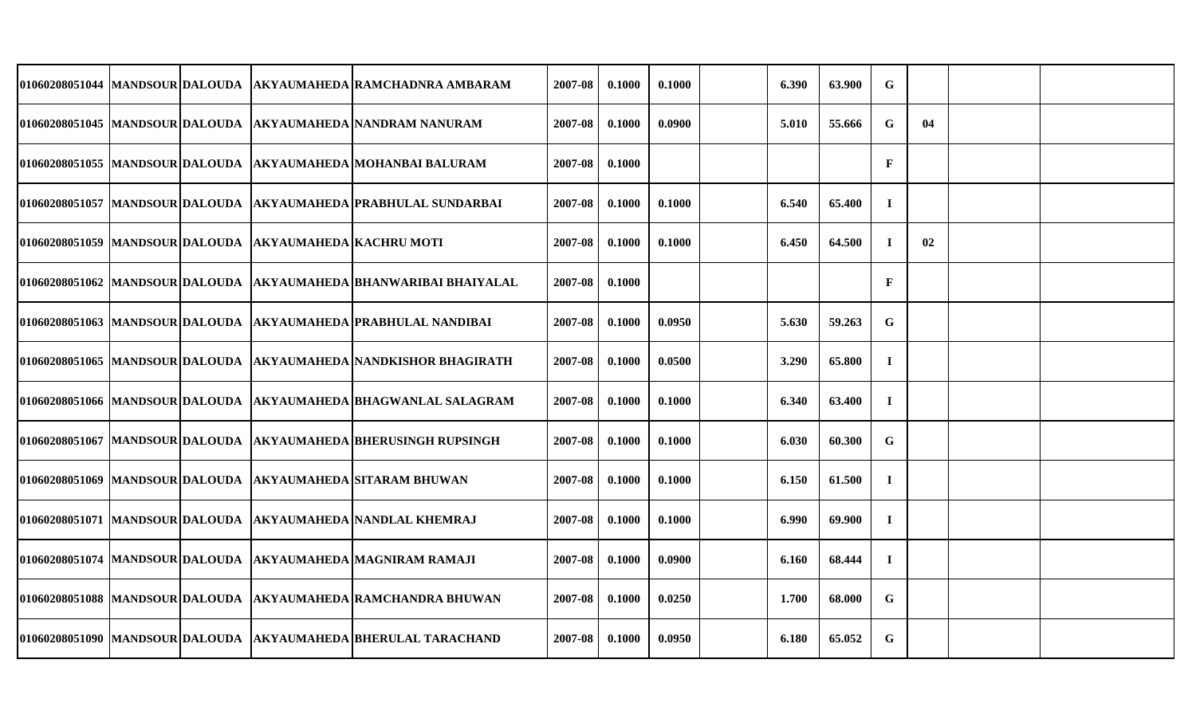| | | | | | | | | | | | | | | |
|---|---|---|---|---|---|---|---|---|---|---|---|---|---|---|
| 01060208051044 | MANDSOUR | DALOUDA | AKYAUMAHEDA | RAMCHADNRA AMBARAM | 2007-08 | 0.1000 | 0.1000 | | 6.390 | 63.900 | G | | | |
| 01060208051045 | MANDSOUR | DALOUDA | AKYAUMAHEDA | NANDRAM NANURAM | 2007-08 | 0.1000 | 0.0900 | | 5.010 | 55.666 | G | 04 | | |
| 01060208051055 | MANDSOUR | DALOUDA | AKYAUMAHEDA | MOHANBAI BALURAM | 2007-08 | 0.1000 | | | | | F | | | |
| 01060208051057 | MANDSOUR | DALOUDA | AKYAUMAHEDA | PRABHULAL SUNDARBAI | 2007-08 | 0.1000 | 0.1000 | | 6.540 | 65.400 | I | | | |
| 01060208051059 | MANDSOUR | DALOUDA | AKYAUMAHEDA | KACHRU MOTI | 2007-08 | 0.1000 | 0.1000 | | 6.450 | 64.500 | I | 02 | | |
| 01060208051062 | MANDSOUR | DALOUDA | AKYAUMAHEDA | BHANWARIBAI BHAIYALAL | 2007-08 | 0.1000 | | | | | F | | | |
| 01060208051063 | MANDSOUR | DALOUDA | AKYAUMAHEDA | PRABHULAL NANDIBAI | 2007-08 | 0.1000 | 0.0950 | | 5.630 | 59.263 | G | | | |
| 01060208051065 | MANDSOUR | DALOUDA | AKYAUMAHEDA | NANDKISHOR BHAGIRATH | 2007-08 | 0.1000 | 0.0500 | | 3.290 | 65.800 | I | | | |
| 01060208051066 | MANDSOUR | DALOUDA | AKYAUMAHEDA | BHAGWANLAL SALAGRAM | 2007-08 | 0.1000 | 0.1000 | | 6.340 | 63.400 | I | | | |
| 01060208051067 | MANDSOUR | DALOUDA | AKYAUMAHEDA | BHERUSINGH RUPSINGH | 2007-08 | 0.1000 | 0.1000 | | 6.030 | 60.300 | G | | | |
| 01060208051069 | MANDSOUR | DALOUDA | AKYAUMAHEDA | SITARAM BHUWAN | 2007-08 | 0.1000 | 0.1000 | | 6.150 | 61.500 | I | | | |
| 01060208051071 | MANDSOUR | DALOUDA | AKYAUMAHEDA | NANDLAL KHEMRAJ | 2007-08 | 0.1000 | 0.1000 | | 6.990 | 69.900 | I | | | |
| 01060208051074 | MANDSOUR | DALOUDA | AKYAUMAHEDA | MAGNIRAM RAMAJI | 2007-08 | 0.1000 | 0.0900 | | 6.160 | 68.444 | I | | | |
| 01060208051088 | MANDSOUR | DALOUDA | AKYAUMAHEDA | RAMCHANDRA BHUWAN | 2007-08 | 0.1000 | 0.0250 | | 1.700 | 68.000 | G | | | |
| 01060208051090 | MANDSOUR | DALOUDA | AKYAUMAHEDA | BHERULAL TARACHAND | 2007-08 | 0.1000 | 0.0950 | | 6.180 | 65.052 | G | | | |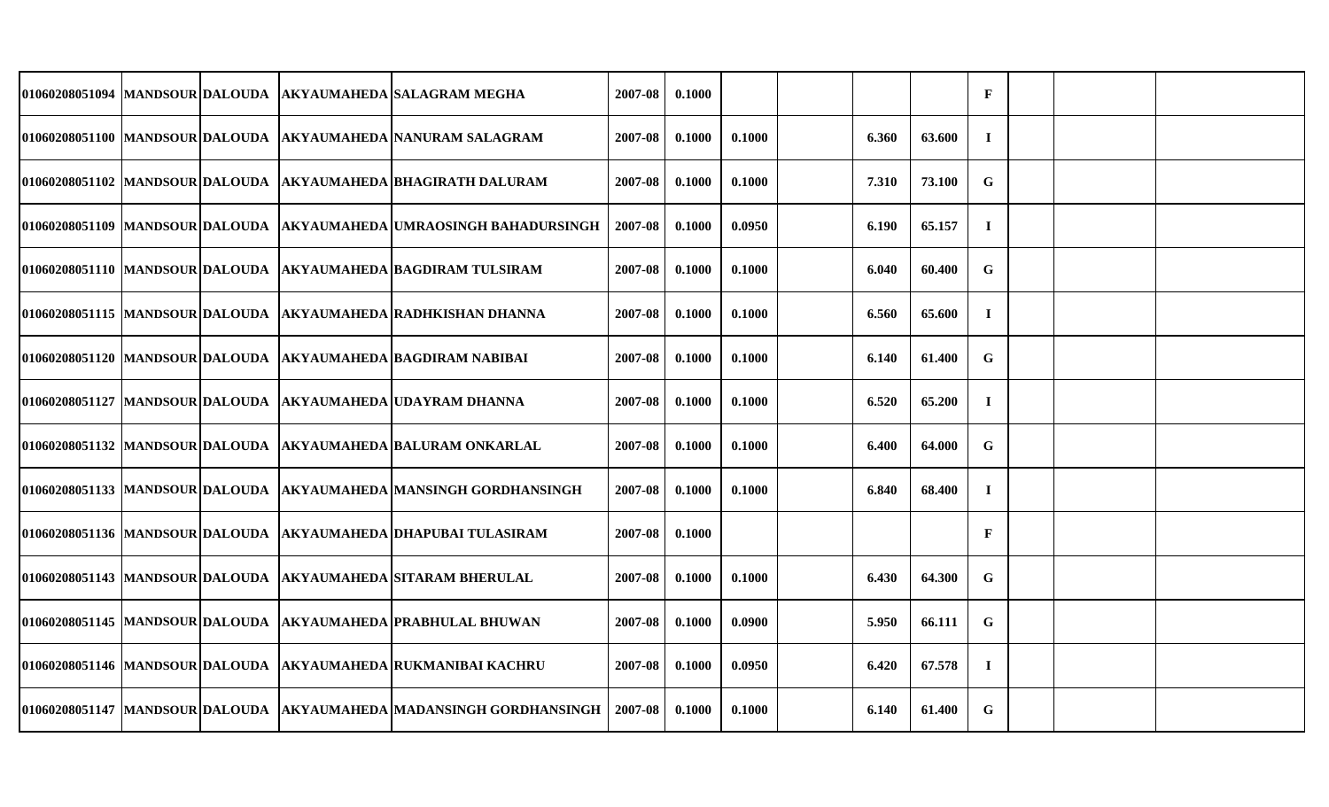| | | | | | | | | | | | | | | |
|---|---|---|---|---|---|---|---|---|---|---|---|---|---|---|
| 01060208051094 | MANDSOUR | DALOUDA | AKYAUMAHEDA | SALAGRAM MEGHA | 2007-08 | 0.1000 | | | | | F | | | |
| 01060208051100 | MANDSOUR | DALOUDA | AKYAUMAHEDA | NANURAM SALAGRAM | 2007-08 | 0.1000 | 0.1000 | | 6.360 | 63.600 | I | | | |
| 01060208051102 | MANDSOUR | DALOUDA | AKYAUMAHEDA | BHAGIRATH DALURAM | 2007-08 | 0.1000 | 0.1000 | | 7.310 | 73.100 | G | | | |
| 01060208051109 | MANDSOUR | DALOUDA | AKYAUMAHEDA | UMRAOSINGH BAHADURSINGH | 2007-08 | 0.1000 | 0.0950 | | 6.190 | 65.157 | I | | | |
| 01060208051110 | MANDSOUR | DALOUDA | AKYAUMAHEDA | BAGDIRAM TULSIRAM | 2007-08 | 0.1000 | 0.1000 | | 6.040 | 60.400 | G | | | |
| 01060208051115 | MANDSOUR | DALOUDA | AKYAUMAHEDA | RADHKISHAN DHANNA | 2007-08 | 0.1000 | 0.1000 | | 6.560 | 65.600 | I | | | |
| 01060208051120 | MANDSOUR | DALOUDA | AKYAUMAHEDA | BAGDIRAM NABIBAI | 2007-08 | 0.1000 | 0.1000 | | 6.140 | 61.400 | G | | | |
| 01060208051127 | MANDSOUR | DALOUDA | AKYAUMAHEDA | UDAYRAM DHANNA | 2007-08 | 0.1000 | 0.1000 | | 6.520 | 65.200 | I | | | |
| 01060208051132 | MANDSOUR | DALOUDA | AKYAUMAHEDA | BALURAM ONKARLAL | 2007-08 | 0.1000 | 0.1000 | | 6.400 | 64.000 | G | | | |
| 01060208051133 | MANDSOUR | DALOUDA | AKYAUMAHEDA | MANSINGH GORDHANSINGH | 2007-08 | 0.1000 | 0.1000 | | 6.840 | 68.400 | I | | | |
| 01060208051136 | MANDSOUR | DALOUDA | AKYAUMAHEDA | DHAPUBAI TULASIRAM | 2007-08 | 0.1000 | | | | | F | | | |
| 01060208051143 | MANDSOUR | DALOUDA | AKYAUMAHEDA | SITARAM BHERULAL | 2007-08 | 0.1000 | 0.1000 | | 6.430 | 64.300 | G | | | |
| 01060208051145 | MANDSOUR | DALOUDA | AKYAUMAHEDA | PRABHULAL BHUWAN | 2007-08 | 0.1000 | 0.0900 | | 5.950 | 66.111 | G | | | |
| 01060208051146 | MANDSOUR | DALOUDA | AKYAUMAHEDA | RUKMANIBAI KACHRU | 2007-08 | 0.1000 | 0.0950 | | 6.420 | 67.578 | I | | | |
| 01060208051147 | MANDSOUR | DALOUDA | AKYAUMAHEDA | MADANSINGH GORDHANSINGH | 2007-08 | 0.1000 | 0.1000 | | 6.140 | 61.400 | G | | | |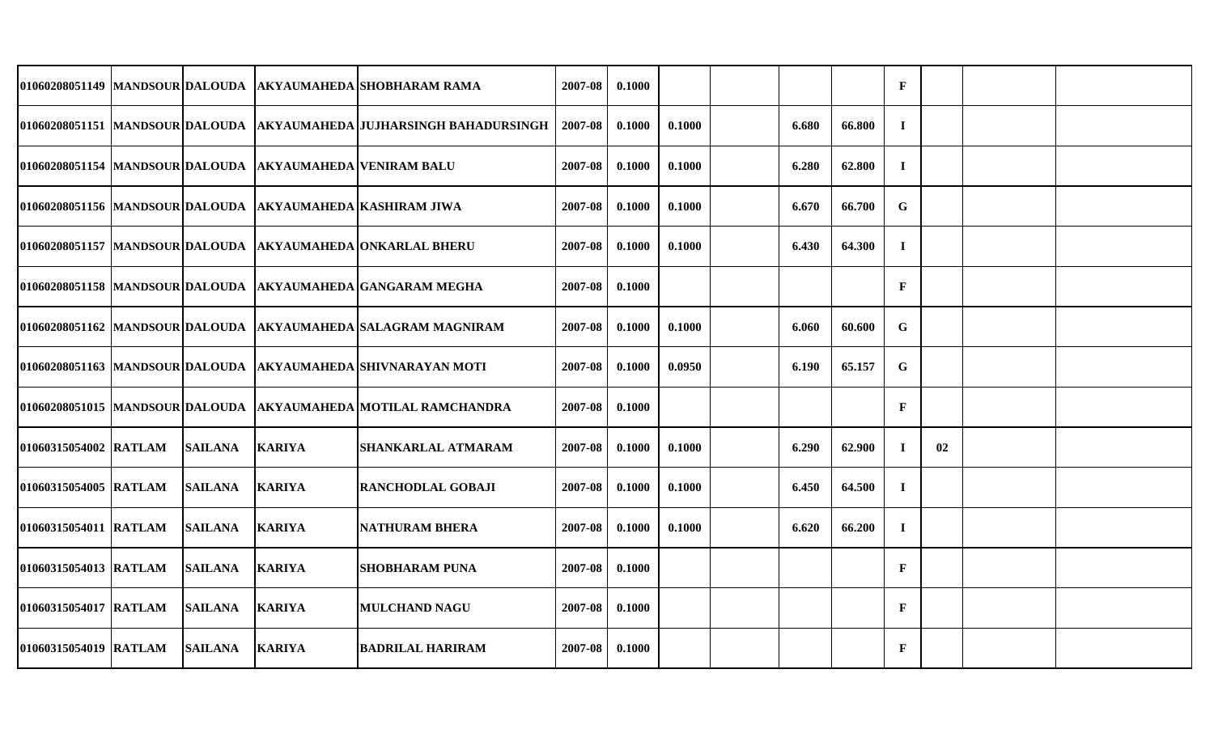| | | | | | | | | | | | | | | | |
|---|---|---|---|---|---|---|---|---|---|---|---|---|---|---|---|
| 01060208051149 | MANDSOUR | DALOUDA | AKYAUMAHEDA | SHOBHARAM RAMA | 2007-08 | 0.1000 | | | | | F | | | |
| 01060208051151 | MANDSOUR | DALOUDA | AKYAUMAHEDA | JUJHARSINGH BAHADURSINGH | 2007-08 | 0.1000 | 0.1000 | | 6.680 | 66.800 | I | | | |
| 01060208051154 | MANDSOUR | DALOUDA | AKYAUMAHEDA | VENIRAM BALU | 2007-08 | 0.1000 | 0.1000 | | 6.280 | 62.800 | I | | | |
| 01060208051156 | MANDSOUR | DALOUDA | AKYAUMAHEDA | KASHIRAM JIWA | 2007-08 | 0.1000 | 0.1000 | | 6.670 | 66.700 | G | | | |
| 01060208051157 | MANDSOUR | DALOUDA | AKYAUMAHEDA | ONKARLAL BHERU | 2007-08 | 0.1000 | 0.1000 | | 6.430 | 64.300 | I | | | |
| 01060208051158 | MANDSOUR | DALOUDA | AKYAUMAHEDA | GANGARAM MEGHA | 2007-08 | 0.1000 | | | | | F | | | |
| 01060208051162 | MANDSOUR | DALOUDA | AKYAUMAHEDA | SALAGRAM MAGNIRAM | 2007-08 | 0.1000 | 0.1000 | | 6.060 | 60.600 | G | | | |
| 01060208051163 | MANDSOUR | DALOUDA | AKYAUMAHEDA | SHIVNARAYAN MOTI | 2007-08 | 0.1000 | 0.0950 | | 6.190 | 65.157 | G | | | |
| 01060208051015 | MANDSOUR | DALOUDA | AKYAUMAHEDA | MOTILAL RAMCHANDRA | 2007-08 | 0.1000 | | | | | F | | | |
| 01060315054002 | RATLAM | SAILANA | KARIYA | SHANKARLAL ATMARAM | 2007-08 | 0.1000 | 0.1000 | | 6.290 | 62.900 | I | 02 | | |
| 01060315054005 | RATLAM | SAILANA | KARIYA | RANCHODLAL GOBAJI | 2007-08 | 0.1000 | 0.1000 | | 6.450 | 64.500 | I | | | |
| 01060315054011 | RATLAM | SAILANA | KARIYA | NATHURAM BHERA | 2007-08 | 0.1000 | 0.1000 | | 6.620 | 66.200 | I | | | |
| 01060315054013 | RATLAM | SAILANA | KARIYA | SHOBHARAM PUNA | 2007-08 | 0.1000 | | | | | F | | | |
| 01060315054017 | RATLAM | SAILANA | KARIYA | MULCHAND NAGU | 2007-08 | 0.1000 | | | | | F | | | |
| 01060315054019 | RATLAM | SAILANA | KARIYA | BADRILAL HARIRAM | 2007-08 | 0.1000 | | | | | F | | | |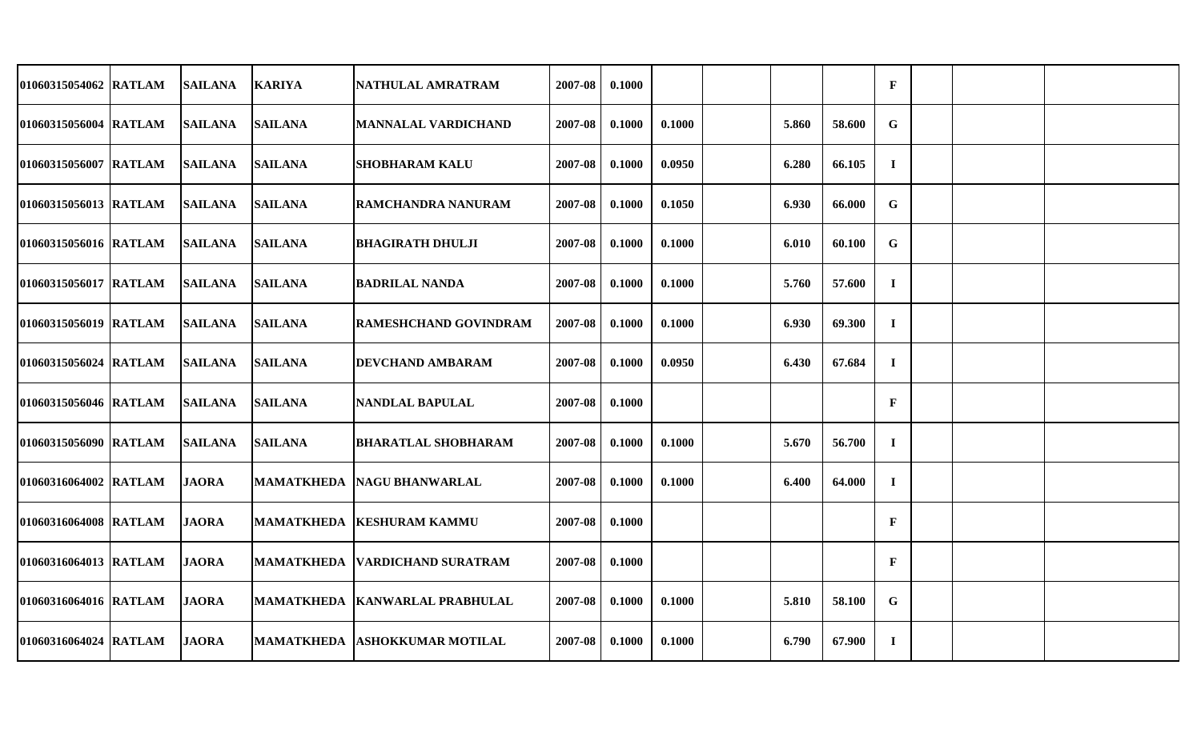| | | | | | | | | | | | | | | |
|---|---|---|---|---|---|---|---|---|---|---|---|---|---|---|
| 01060315054062 | RATLAM | SAILANA | KARIYA | NATHULAL AMRATRAM | 2007-08 | 0.1000 | | | | | F | | | |
| 01060315056004 | RATLAM | SAILANA | SAILANA | MANNALAL VARDICHAND | 2007-08 | 0.1000 | 0.1000 | | 5.860 | 58.600 | G | | | |
| 01060315056007 | RATLAM | SAILANA | SAILANA | SHOBHARAM KALU | 2007-08 | 0.1000 | 0.0950 | | 6.280 | 66.105 | I | | | |
| 01060315056013 | RATLAM | SAILANA | SAILANA | RAMCHANDRA NANURAM | 2007-08 | 0.1000 | 0.1050 | | 6.930 | 66.000 | G | | | |
| 01060315056016 | RATLAM | SAILANA | SAILANA | BHAGIRATH DHULJI | 2007-08 | 0.1000 | 0.1000 | | 6.010 | 60.100 | G | | | |
| 01060315056017 | RATLAM | SAILANA | SAILANA | BADRILAL NANDA | 2007-08 | 0.1000 | 0.1000 | | 5.760 | 57.600 | I | | | |
| 01060315056019 | RATLAM | SAILANA | SAILANA | RAMESHCHAND GOVINDRAM | 2007-08 | 0.1000 | 0.1000 | | 6.930 | 69.300 | I | | | |
| 01060315056024 | RATLAM | SAILANA | SAILANA | DEVCHAND AMBARAM | 2007-08 | 0.1000 | 0.0950 | | 6.430 | 67.684 | I | | | |
| 01060315056046 | RATLAM | SAILANA | SAILANA | NANDLAL BAPULAL | 2007-08 | 0.1000 | | | | | F | | | |
| 01060315056090 | RATLAM | SAILANA | SAILANA | BHARATLAL SHOBHARAM | 2007-08 | 0.1000 | 0.1000 | | 5.670 | 56.700 | I | | | |
| 01060316064002 | RATLAM | JAORA | MAMATKHEDA | NAGU BHANWARLAL | 2007-08 | 0.1000 | 0.1000 | | 6.400 | 64.000 | I | | | |
| 01060316064008 | RATLAM | JAORA | MAMATKHEDA | KESHURAM KAMMU | 2007-08 | 0.1000 | | | | | F | | | |
| 01060316064013 | RATLAM | JAORA | MAMATKHEDA | VARDICHAND SURATRAM | 2007-08 | 0.1000 | | | | | F | | | |
| 01060316064016 | RATLAM | JAORA | MAMATKHEDA | KANWARLAL PRABHULAL | 2007-08 | 0.1000 | 0.1000 | | 5.810 | 58.100 | G | | | |
| 01060316064024 | RATLAM | JAORA | MAMATKHEDA | ASHOKKUMAR MOTILAL | 2007-08 | 0.1000 | 0.1000 | | 6.790 | 67.900 | I | | | |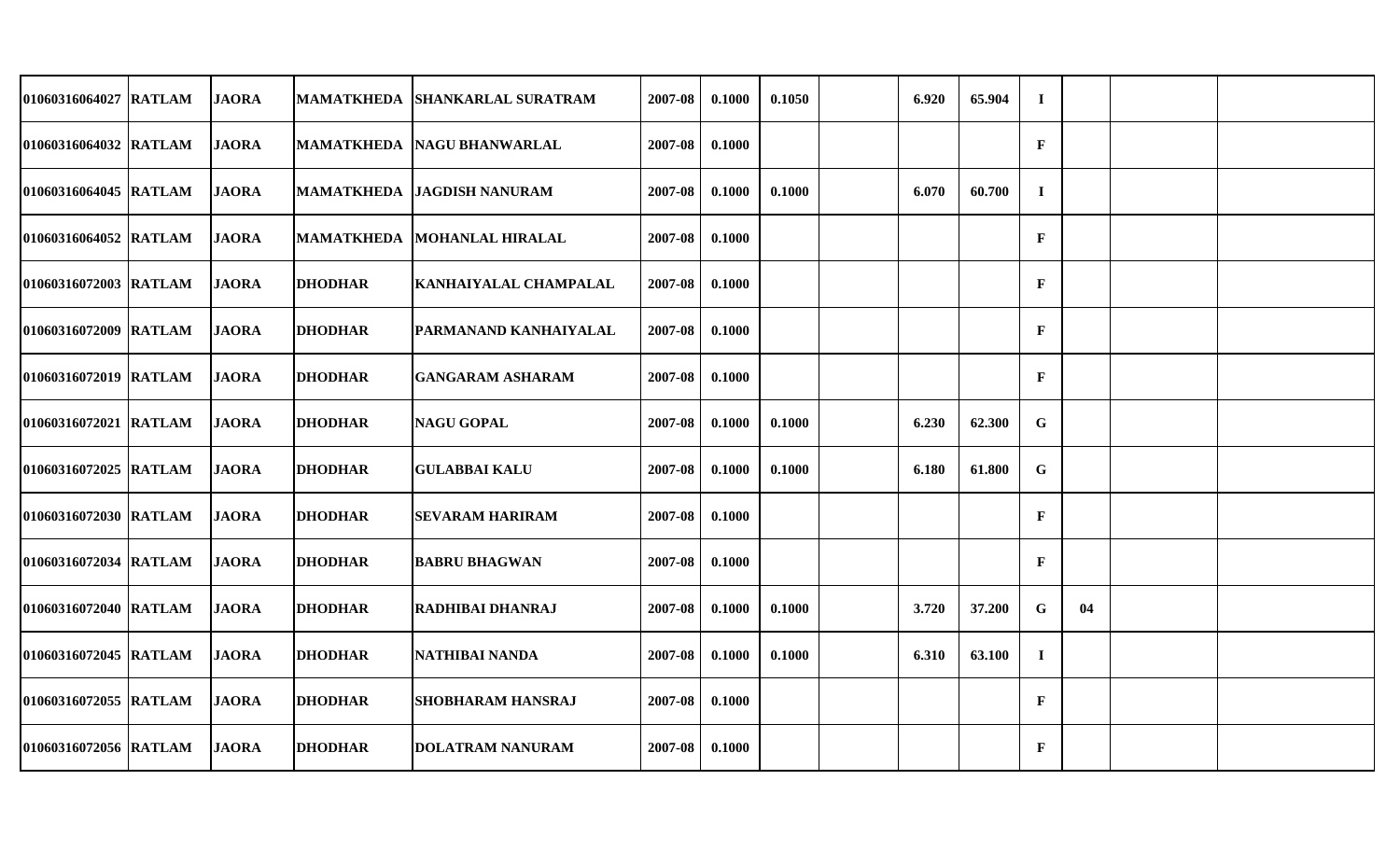| | | | | | | | | | | | | | | |
|---|---|---|---|---|---|---|---|---|---|---|---|---|---|---|
| 01060316064027 | RATLAM | JAORA | MAMATKHEDA | SHANKARLAL SURATRAM | 2007-08 | 0.1000 | 0.1050 | | 6.920 | 65.904 | I | | | |
| 01060316064032 | RATLAM | JAORA | MAMATKHEDA | NAGU BHANWARLAL | 2007-08 | 0.1000 | | | | | F | | | |
| 01060316064045 | RATLAM | JAORA | MAMATKHEDA | JAGDISH NANURAM | 2007-08 | 0.1000 | 0.1000 | | 6.070 | 60.700 | I | | | |
| 01060316064052 | RATLAM | JAORA | MAMATKHEDA | MOHANLAL HIRALAL | 2007-08 | 0.1000 | | | | | F | | | |
| 01060316072003 | RATLAM | JAORA | DHODHAR | KANHAIYALAL CHAMPALAL | 2007-08 | 0.1000 | | | | | F | | | |
| 01060316072009 | RATLAM | JAORA | DHODHAR | PARMANAND KANHAIYALAL | 2007-08 | 0.1000 | | | | | F | | | |
| 01060316072019 | RATLAM | JAORA | DHODHAR | GANGARAM ASHARAM | 2007-08 | 0.1000 | | | | | F | | | |
| 01060316072021 | RATLAM | JAORA | DHODHAR | NAGU GOPAL | 2007-08 | 0.1000 | 0.1000 | | 6.230 | 62.300 | G | | | |
| 01060316072025 | RATLAM | JAORA | DHODHAR | GULABBAI KALU | 2007-08 | 0.1000 | 0.1000 | | 6.180 | 61.800 | G | | | |
| 01060316072030 | RATLAM | JAORA | DHODHAR | SEVARAM HARIRAM | 2007-08 | 0.1000 | | | | | F | | | |
| 01060316072034 | RATLAM | JAORA | DHODHAR | BABRU BHAGWAN | 2007-08 | 0.1000 | | | | | F | | | |
| 01060316072040 | RATLAM | JAORA | DHODHAR | RADHIBAI DHANRAJ | 2007-08 | 0.1000 | 0.1000 | | 3.720 | 37.200 | G | 04 | | |
| 01060316072045 | RATLAM | JAORA | DHODHAR | NATHIBAI NANDA | 2007-08 | 0.1000 | 0.1000 | | 6.310 | 63.100 | I | | | |
| 01060316072055 | RATLAM | JAORA | DHODHAR | SHOBHARAM HANSRAJ | 2007-08 | 0.1000 | | | | | F | | | |
| 01060316072056 | RATLAM | JAORA | DHODHAR | DOLATRAM NANURAM | 2007-08 | 0.1000 | | | | | F | | | |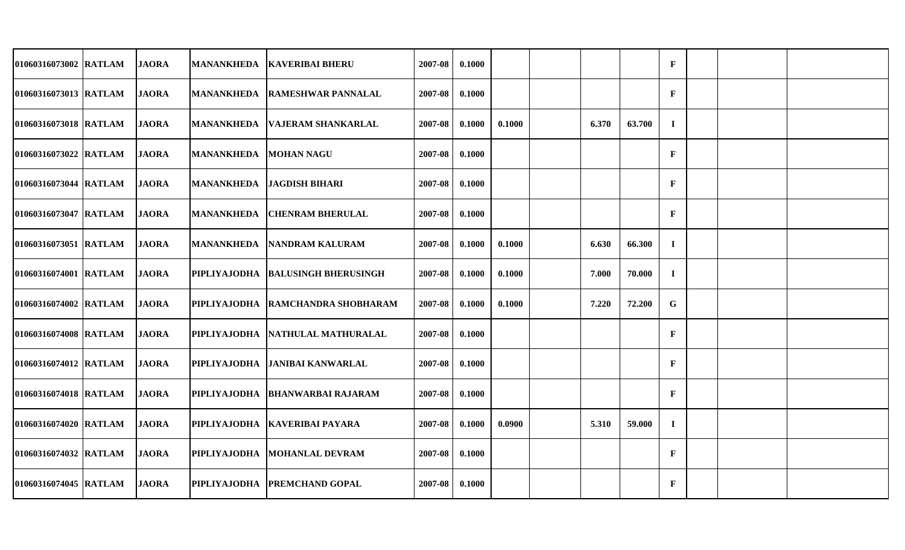| | | | | | | | | | | | | | | |
|---|---|---|---|---|---|---|---|---|---|---|---|---|---|---|
| 01060316073002 | RATLAM | JAORA | MANANKHEDA | KAVERIBAI BHERU | 2007-08 | 0.1000 | | | | | F | | | |
| 01060316073013 | RATLAM | JAORA | MANANKHEDA | RAMESHWAR PANNALAL | 2007-08 | 0.1000 | | | | | F | | | |
| 01060316073018 | RATLAM | JAORA | MANANKHEDA | VAJERAM SHANKARLAL | 2007-08 | 0.1000 | 0.1000 | | 6.370 | 63.700 | I | | | |
| 01060316073022 | RATLAM | JAORA | MANANKHEDA | MOHAN NAGU | 2007-08 | 0.1000 | | | | | F | | | |
| 01060316073044 | RATLAM | JAORA | MANANKHEDA | JAGDISH BIHARI | 2007-08 | 0.1000 | | | | | F | | | |
| 01060316073047 | RATLAM | JAORA | MANANKHEDA | CHENRAM BHERULAL | 2007-08 | 0.1000 | | | | | F | | | |
| 01060316073051 | RATLAM | JAORA | MANANKHEDA | NANDRAM KALURAM | 2007-08 | 0.1000 | 0.1000 | | 6.630 | 66.300 | I | | | |
| 01060316074001 | RATLAM | JAORA | PIPLIYAJODHA | BALUSINGH BHERUSINGH | 2007-08 | 0.1000 | 0.1000 | | 7.000 | 70.000 | I | | | |
| 01060316074002 | RATLAM | JAORA | PIPLIYAJODHA | RAMCHANDRA SHOBHARAM | 2007-08 | 0.1000 | 0.1000 | | 7.220 | 72.200 | G | | | |
| 01060316074008 | RATLAM | JAORA | PIPLIYAJODHA | NATHULAL MATHURALAL | 2007-08 | 0.1000 | | | | | F | | | |
| 01060316074012 | RATLAM | JAORA | PIPLIYAJODHA | JANIBAI KANWARLAL | 2007-08 | 0.1000 | | | | | F | | | |
| 01060316074018 | RATLAM | JAORA | PIPLIYAJODHA | BHANWARBAI RAJARAM | 2007-08 | 0.1000 | | | | | F | | | |
| 01060316074020 | RATLAM | JAORA | PIPLIYAJODHA | KAVERIBAI PAYARA | 2007-08 | 0.1000 | 0.0900 | | 5.310 | 59.000 | I | | | |
| 01060316074032 | RATLAM | JAORA | PIPLIYAJODHA | MOHANLAL DEVRAM | 2007-08 | 0.1000 | | | | | F | | | |
| 01060316074045 | RATLAM | JAORA | PIPLIYAJODHA | PREMCHAND GOPAL | 2007-08 | 0.1000 | | | | | F | | | |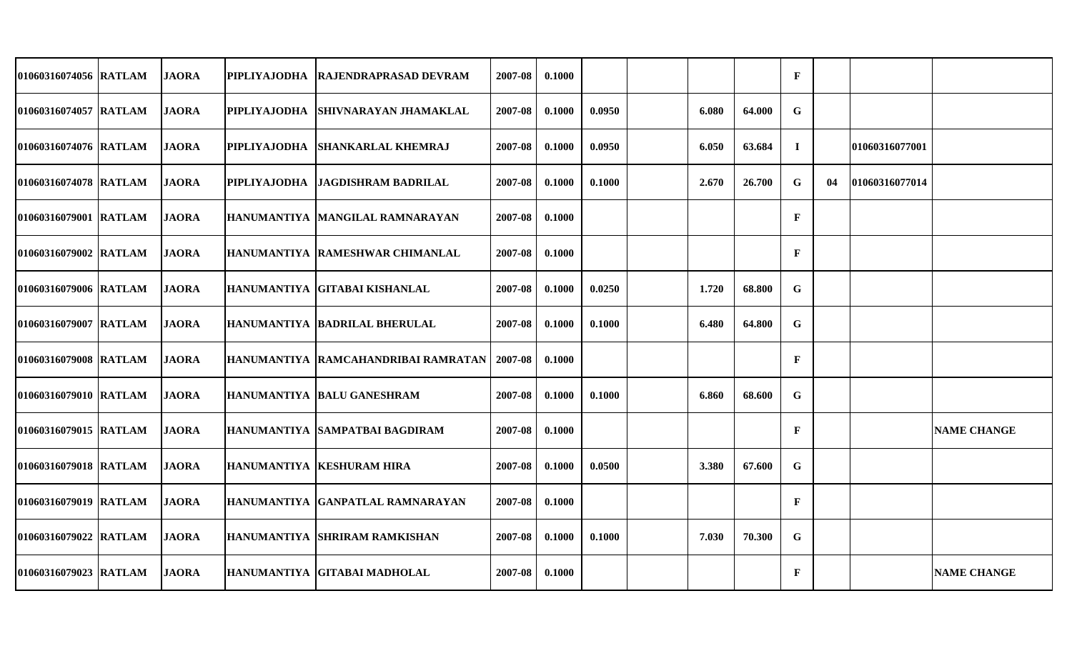| | | | | | | | | | | | | | | |
|---|---|---|---|---|---|---|---|---|---|---|---|---|---|---|
| 01060316074056 | RATLAM | JAORA | PIPLIYAJODHA | RAJENDRAPRASAD DEVRAM | 2007-08 | 0.1000 | | | | | F | | | |
| 01060316074057 | RATLAM | JAORA | PIPLIYAJODHA | SHIVNARAYAN JHAMAKLAL | 2007-08 | 0.1000 | 0.0950 | | 6.080 | 64.000 | G | | | |
| 01060316074076 | RATLAM | JAORA | PIPLIYAJODHA | SHANKARLAL KHEMRAJ | 2007-08 | 0.1000 | 0.0950 | | 6.050 | 63.684 | I | | 01060316077001 | |
| 01060316074078 | RATLAM | JAORA | PIPLIYAJODHA | JAGDISHRAM BADRILAL | 2007-08 | 0.1000 | 0.1000 | | 2.670 | 26.700 | G | 04 | 01060316077014 | |
| 01060316079001 | RATLAM | JAORA | HANUMANTIYA | MANGILAL RAMNARAYAN | 2007-08 | 0.1000 | | | | | F | | | |
| 01060316079002 | RATLAM | JAORA | HANUMANTIYA | RAMESHWAR CHIMANLAL | 2007-08 | 0.1000 | | | | | F | | | |
| 01060316079006 | RATLAM | JAORA | HANUMANTIYA | GITABAI KISHANLAL | 2007-08 | 0.1000 | 0.0250 | | 1.720 | 68.800 | G | | | |
| 01060316079007 | RATLAM | JAORA | HANUMANTIYA | BADRILAL BHERULAL | 2007-08 | 0.1000 | 0.1000 | | 6.480 | 64.800 | G | | | |
| 01060316079008 | RATLAM | JAORA | HANUMANTIYA | RAMCAHANDRIBAI RAMRATAN | 2007-08 | 0.1000 | | | | | F | | | |
| 01060316079010 | RATLAM | JAORA | HANUMANTIYA | BALU GANESHRAM | 2007-08 | 0.1000 | 0.1000 | | 6.860 | 68.600 | G | | | |
| 01060316079015 | RATLAM | JAORA | HANUMANTIYA | SAMPATBAI BAGDIRAM | 2007-08 | 0.1000 | | | | | F | | | NAME CHANGE |
| 01060316079018 | RATLAM | JAORA | HANUMANTIYA | KESHURAM HIRA | 2007-08 | 0.1000 | 0.0500 | | 3.380 | 67.600 | G | | | |
| 01060316079019 | RATLAM | JAORA | HANUMANTIYA | GANPATLAL RAMNARAYAN | 2007-08 | 0.1000 | | | | | F | | | |
| 01060316079022 | RATLAM | JAORA | HANUMANTIYA | SHRIRAM RAMKISHAN | 2007-08 | 0.1000 | 0.1000 | | 7.030 | 70.300 | G | | | |
| 01060316079023 | RATLAM | JAORA | HANUMANTIYA | GITABAI MADHOLAL | 2007-08 | 0.1000 | | | | | F | | | NAME CHANGE |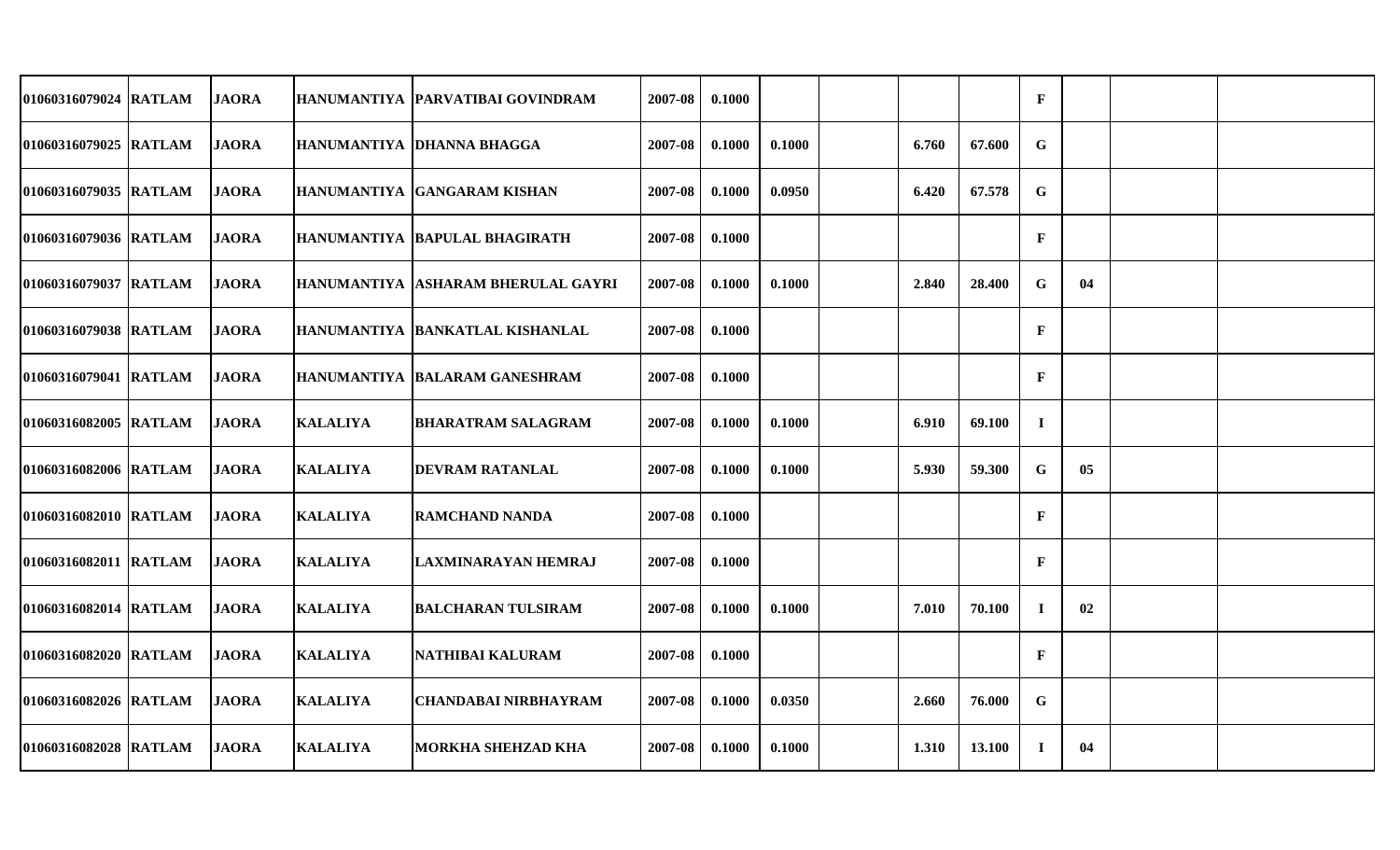| | | | | | | | | | | | | | | |
|---|---|---|---|---|---|---|---|---|---|---|---|---|---|---|
| 01060316079024 | RATLAM | JAORA | HANUMANTIYA | PARVATIBAI GOVINDRAM | 2007-08 | 0.1000 | | | | | F | | | |
| 01060316079025 | RATLAM | JAORA | HANUMANTIYA | DHANNA BHAGGA | 2007-08 | 0.1000 | 0.1000 | | 6.760 | 67.600 | G | | | |
| 01060316079035 | RATLAM | JAORA | HANUMANTIYA | GANGARAM KISHAN | 2007-08 | 0.1000 | 0.0950 | | 6.420 | 67.578 | G | | | |
| 01060316079036 | RATLAM | JAORA | HANUMANTIYA | BAPULAL BHAGIRATH | 2007-08 | 0.1000 | | | | | F | | | |
| 01060316079037 | RATLAM | JAORA | HANUMANTIYA | ASHARAM BHERULAL GAYRI | 2007-08 | 0.1000 | 0.1000 | | 2.840 | 28.400 | G | 04 | | |
| 01060316079038 | RATLAM | JAORA | HANUMANTIYA | BANKATLAL KISHANLAL | 2007-08 | 0.1000 | | | | | F | | | |
| 01060316079041 | RATLAM | JAORA | HANUMANTIYA | BALARAM GANESHRAM | 2007-08 | 0.1000 | | | | | F | | | |
| 01060316082005 | RATLAM | JAORA | KALALIYA | BHARATRAM SALAGRAM | 2007-08 | 0.1000 | 0.1000 | | 6.910 | 69.100 | I | | | |
| 01060316082006 | RATLAM | JAORA | KALALIYA | DEVRAM RATANLAL | 2007-08 | 0.1000 | 0.1000 | | 5.930 | 59.300 | G | 05 | | |
| 01060316082010 | RATLAM | JAORA | KALALIYA | RAMCHAND NANDA | 2007-08 | 0.1000 | | | | | F | | | |
| 01060316082011 | RATLAM | JAORA | KALALIYA | LAXMINARAYAN HEMRAJ | 2007-08 | 0.1000 | | | | | F | | | |
| 01060316082014 | RATLAM | JAORA | KALALIYA | BALCHARAN TULSIRAM | 2007-08 | 0.1000 | 0.1000 | | 7.010 | 70.100 | I | 02 | | |
| 01060316082020 | RATLAM | JAORA | KALALIYA | NATHIBAI KALURAM | 2007-08 | 0.1000 | | | | | F | | | |
| 01060316082026 | RATLAM | JAORA | KALALIYA | CHANDABAI NIRBHAYRAM | 2007-08 | 0.1000 | 0.0350 | | 2.660 | 76.000 | G | | | |
| 01060316082028 | RATLAM | JAORA | KALALIYA | MORKHA SHEHZAD KHA | 2007-08 | 0.1000 | 0.1000 | | 1.310 | 13.100 | I | 04 | | |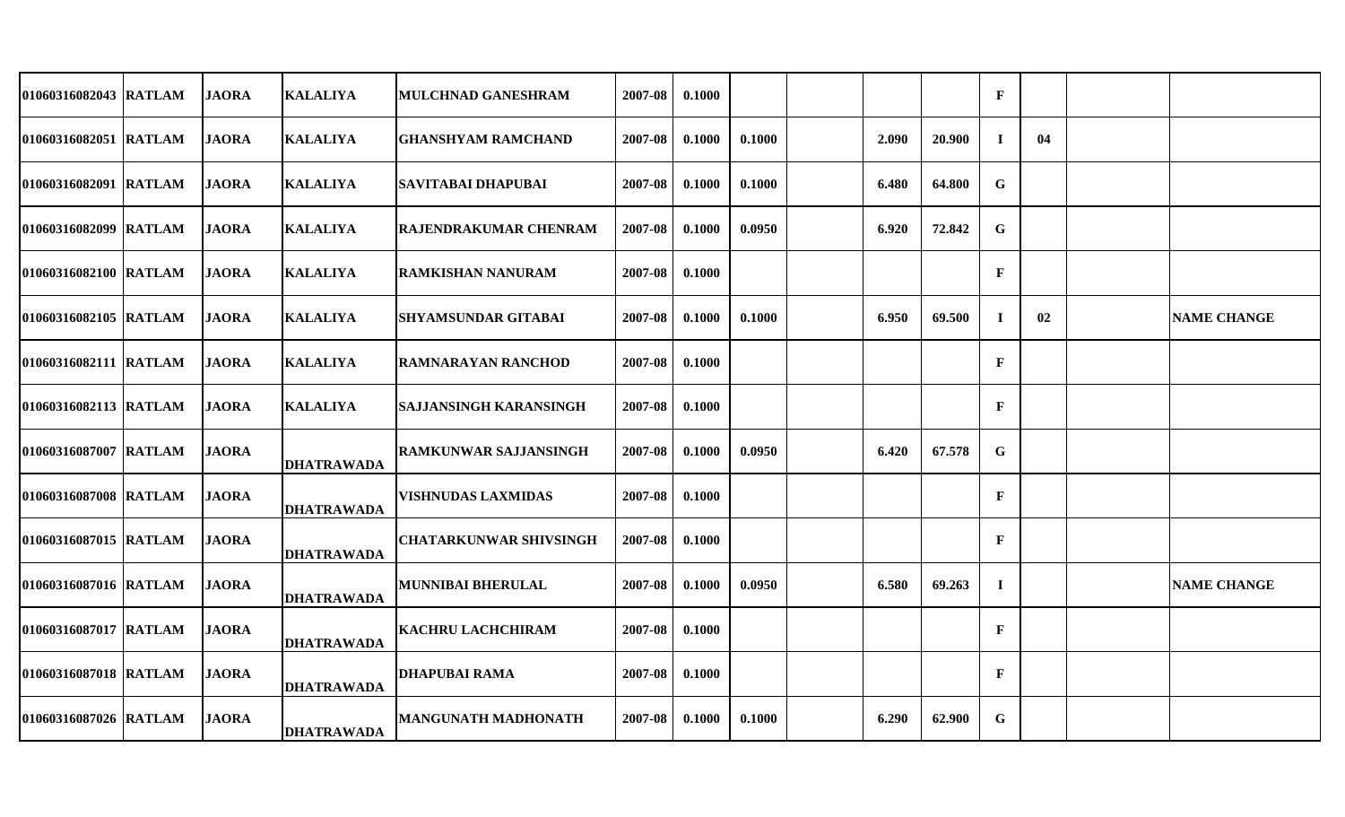| | | | | | | | | | | | | | | |
|---|---|---|---|---|---|---|---|---|---|---|---|---|---|---|
| 01060316082043 | RATLAM | JAORA | KALALIYA | MULCHNAD GANESHRAM | 2007-08 | 0.1000 | | | | | F | | | |
| 01060316082051 | RATLAM | JAORA | KALALIYA | GHANSHYAM RAMCHAND | 2007-08 | 0.1000 | 0.1000 | | 2.090 | 20.900 | I | 04 | | |
| 01060316082091 | RATLAM | JAORA | KALALIYA | SAVITABAI DHAPUBAI | 2007-08 | 0.1000 | 0.1000 | | 6.480 | 64.800 | G | | | |
| 01060316082099 | RATLAM | JAORA | KALALIYA | RAJENDRAKUMAR CHENRAM | 2007-08 | 0.1000 | 0.0950 | | 6.920 | 72.842 | G | | | |
| 01060316082100 | RATLAM | JAORA | KALALIYA | RAMKISHAN NANURAM | 2007-08 | 0.1000 | | | | | F | | | |
| 01060316082105 | RATLAM | JAORA | KALALIYA | SHYAMSUNDAR GITABAI | 2007-08 | 0.1000 | 0.1000 | | 6.950 | 69.500 | I | 02 | | NAME CHANGE |
| 01060316082111 | RATLAM | JAORA | KALALIYA | RAMNARAYAN RANCHOD | 2007-08 | 0.1000 | | | | | F | | | |
| 01060316082113 | RATLAM | JAORA | KALALIYA | SAJJANSINGH KARANSINGH | 2007-08 | 0.1000 | | | | | F | | | |
| 01060316087007 | RATLAM | JAORA | DHATRAWADA | RAMKUNWAR SAJJANSINGH | 2007-08 | 0.1000 | 0.0950 | | 6.420 | 67.578 | G | | | |
| 01060316087008 | RATLAM | JAORA | DHATRAWADA | VISHNUDAS LAXMIDAS | 2007-08 | 0.1000 | | | | | F | | | |
| 01060316087015 | RATLAM | JAORA | DHATRAWADA | CHATARKUNWAR SHIVSINGH | 2007-08 | 0.1000 | | | | | F | | | |
| 01060316087016 | RATLAM | JAORA | DHATRAWADA | MUNNIBAI BHERULAL | 2007-08 | 0.1000 | 0.0950 | | 6.580 | 69.263 | I | | | NAME CHANGE |
| 01060316087017 | RATLAM | JAORA | DHATRAWADA | KACHRU LACHCHIRAM | 2007-08 | 0.1000 | | | | | F | | | |
| 01060316087018 | RATLAM | JAORA | DHATRAWADA | DHAPUBAI RAMA | 2007-08 | 0.1000 | | | | | F | | | |
| 01060316087026 | RATLAM | JAORA | DHATRAWADA | MANGUNATH MADHONATH | 2007-08 | 0.1000 | 0.1000 | | 6.290 | 62.900 | G | | | |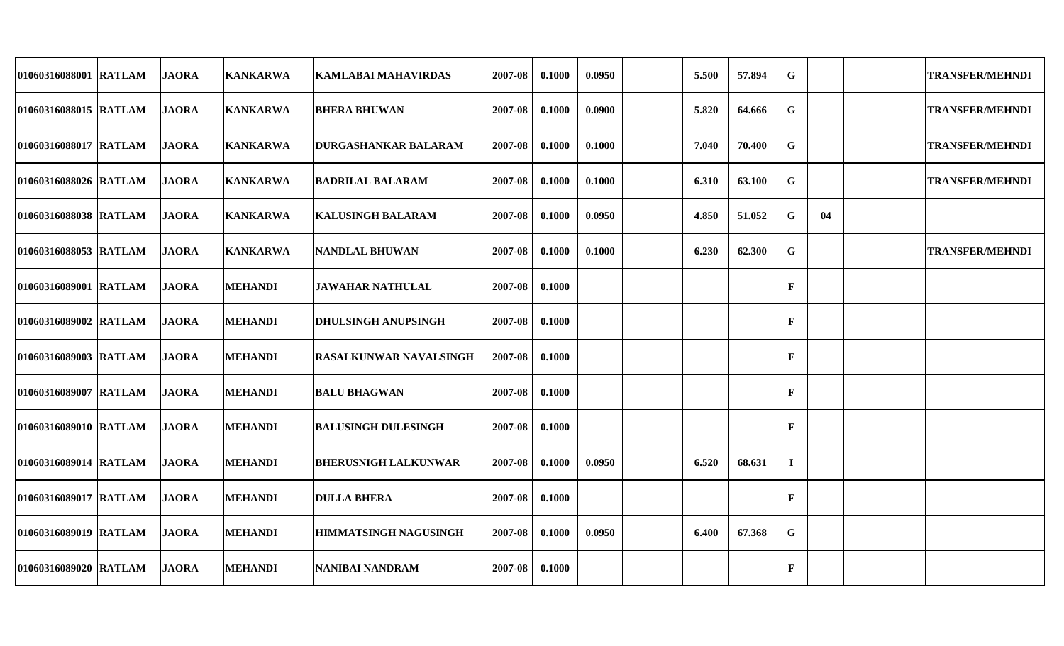| | | | | | | | | | | | | | | |
|---|---|---|---|---|---|---|---|---|---|---|---|---|---|---|
| 01060316088001 | RATLAM | JAORA | KANKARWA | KAMLABAI MAHAVIRDAS | 2007-08 | 0.1000 | 0.0950 | | 5.500 | 57.894 | G | | | TRANSFER/MEHNDI |
| 01060316088015 | RATLAM | JAORA | KANKARWA | BHERA BHUWAN | 2007-08 | 0.1000 | 0.0900 | | 5.820 | 64.666 | G | | | TRANSFER/MEHNDI |
| 01060316088017 | RATLAM | JAORA | KANKARWA | DURGASHANKAR BALARAM | 2007-08 | 0.1000 | 0.1000 | | 7.040 | 70.400 | G | | | TRANSFER/MEHNDI |
| 01060316088026 | RATLAM | JAORA | KANKARWA | BADRILAL BALARAM | 2007-08 | 0.1000 | 0.1000 | | 6.310 | 63.100 | G | | | TRANSFER/MEHNDI |
| 01060316088038 | RATLAM | JAORA | KANKARWA | KALUSINGH BALARAM | 2007-08 | 0.1000 | 0.0950 | | 4.850 | 51.052 | G | 04 | | |
| 01060316088053 | RATLAM | JAORA | KANKARWA | NANDLAL BHUWAN | 2007-08 | 0.1000 | 0.1000 | | 6.230 | 62.300 | G | | | TRANSFER/MEHNDI |
| 01060316089001 | RATLAM | JAORA | MEHANDI | JAWAHAR NATHULAL | 2007-08 | 0.1000 | | | | | F | | | |
| 01060316089002 | RATLAM | JAORA | MEHANDI | DHULSINGH ANUPSINGH | 2007-08 | 0.1000 | | | | | F | | | |
| 01060316089003 | RATLAM | JAORA | MEHANDI | RASALKUNWAR NAVALSINGH | 2007-08 | 0.1000 | | | | | F | | | |
| 01060316089007 | RATLAM | JAORA | MEHANDI | BALU BHAGWAN | 2007-08 | 0.1000 | | | | | F | | | |
| 01060316089010 | RATLAM | JAORA | MEHANDI | BALUSINGH DULESINGH | 2007-08 | 0.1000 | | | | | F | | | |
| 01060316089014 | RATLAM | JAORA | MEHANDI | BHERUSNIGH LALKUNWAR | 2007-08 | 0.1000 | 0.0950 | | 6.520 | 68.631 | I | | | |
| 01060316089017 | RATLAM | JAORA | MEHANDI | DULLA BHERA | 2007-08 | 0.1000 | | | | | F | | | |
| 01060316089019 | RATLAM | JAORA | MEHANDI | HIMMATSINGH NAGUSINGH | 2007-08 | 0.1000 | 0.0950 | | 6.400 | 67.368 | G | | | |
| 01060316089020 | RATLAM | JAORA | MEHANDI | NANIBAI NANDRAM | 2007-08 | 0.1000 | | | | | F | | | |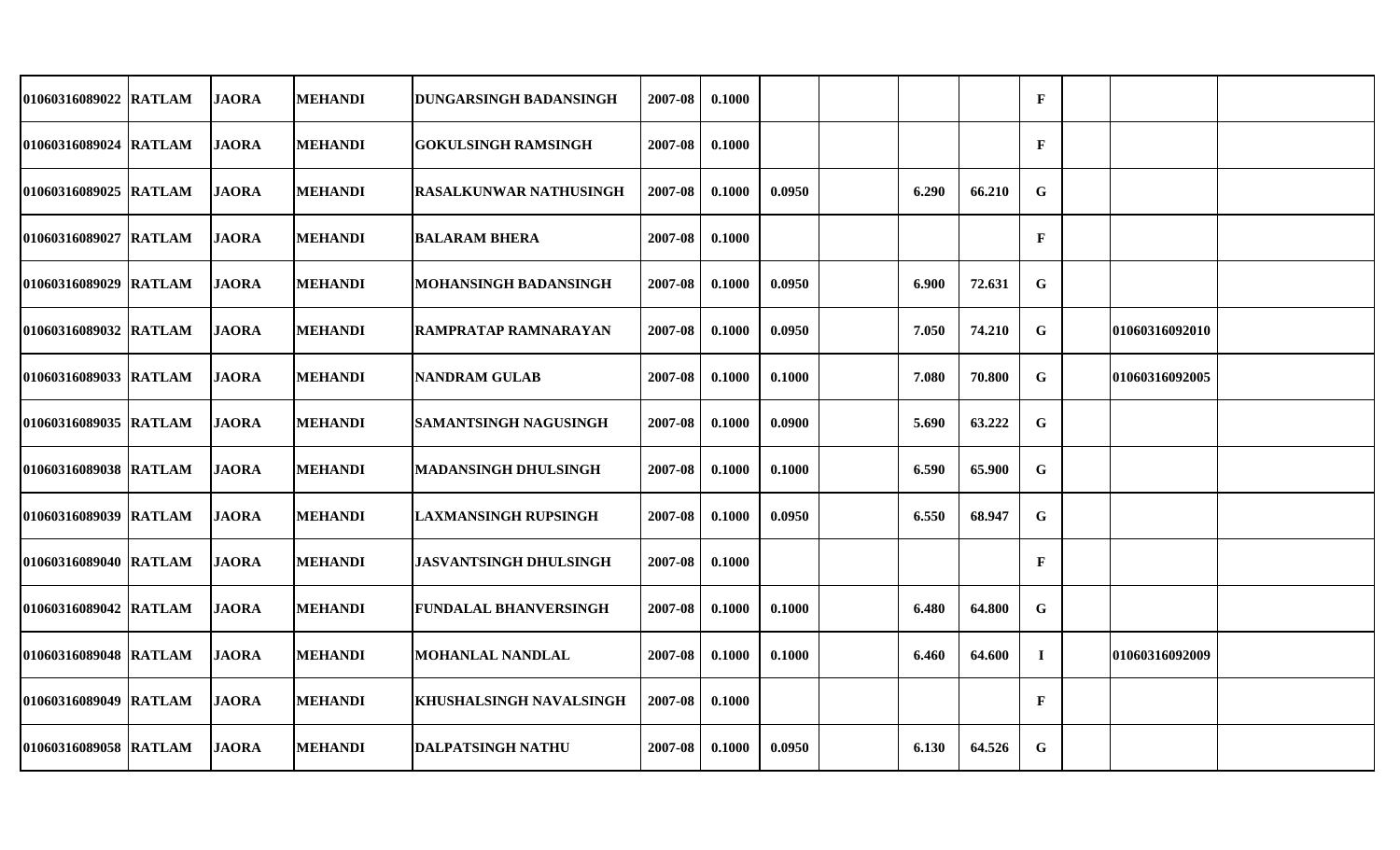| | | | | | | | | | | | | | | |
|---|---|---|---|---|---|---|---|---|---|---|---|---|---|---|
| 01060316089022 | RATLAM | JAORA | MEHANDI | DUNGARSINGH BADANSINGH | 2007-08 | 0.1000 | | | | | F | | | |
| 01060316089024 | RATLAM | JAORA | MEHANDI | GOKULSINGH RAMSINGH | 2007-08 | 0.1000 | | | | | F | | | |
| 01060316089025 | RATLAM | JAORA | MEHANDI | RASALKUNWAR NATHUSINGH | 2007-08 | 0.1000 | 0.0950 | | 6.290 | 66.210 | G | | | |
| 01060316089027 | RATLAM | JAORA | MEHANDI | BALARAM BHERA | 2007-08 | 0.1000 | | | | | F | | | |
| 01060316089029 | RATLAM | JAORA | MEHANDI | MOHANSINGH BADANSINGH | 2007-08 | 0.1000 | 0.0950 | | 6.900 | 72.631 | G | | | |
| 01060316089032 | RATLAM | JAORA | MEHANDI | RAMPRATAP RAMNARAYAN | 2007-08 | 0.1000 | 0.0950 | | 7.050 | 74.210 | G | | 01060316092010 | |
| 01060316089033 | RATLAM | JAORA | MEHANDI | NANDRAM GULAB | 2007-08 | 0.1000 | 0.1000 | | 7.080 | 70.800 | G | | 01060316092005 | |
| 01060316089035 | RATLAM | JAORA | MEHANDI | SAMANTSINGH NAGUSINGH | 2007-08 | 0.1000 | 0.0900 | | 5.690 | 63.222 | G | | | |
| 01060316089038 | RATLAM | JAORA | MEHANDI | MADANSINGH DHULSINGH | 2007-08 | 0.1000 | 0.1000 | | 6.590 | 65.900 | G | | | |
| 01060316089039 | RATLAM | JAORA | MEHANDI | LAXMANSINGH RUPSINGH | 2007-08 | 0.1000 | 0.0950 | | 6.550 | 68.947 | G | | | |
| 01060316089040 | RATLAM | JAORA | MEHANDI | JASVANTSINGH DHULSINGH | 2007-08 | 0.1000 | | | | | F | | | |
| 01060316089042 | RATLAM | JAORA | MEHANDI | FUNDALAL BHANVERSINGH | 2007-08 | 0.1000 | 0.1000 | | 6.480 | 64.800 | G | | | |
| 01060316089048 | RATLAM | JAORA | MEHANDI | MOHANLAL NANDLAL | 2007-08 | 0.1000 | 0.1000 | | 6.460 | 64.600 | I | | 01060316092009 | |
| 01060316089049 | RATLAM | JAORA | MEHANDI | KHUSHALSINGH NAVALSINGH | 2007-08 | 0.1000 | | | | | F | | | |
| 01060316089058 | RATLAM | JAORA | MEHANDI | DALPATSINGH NATHU | 2007-08 | 0.1000 | 0.0950 | | 6.130 | 64.526 | G | | | |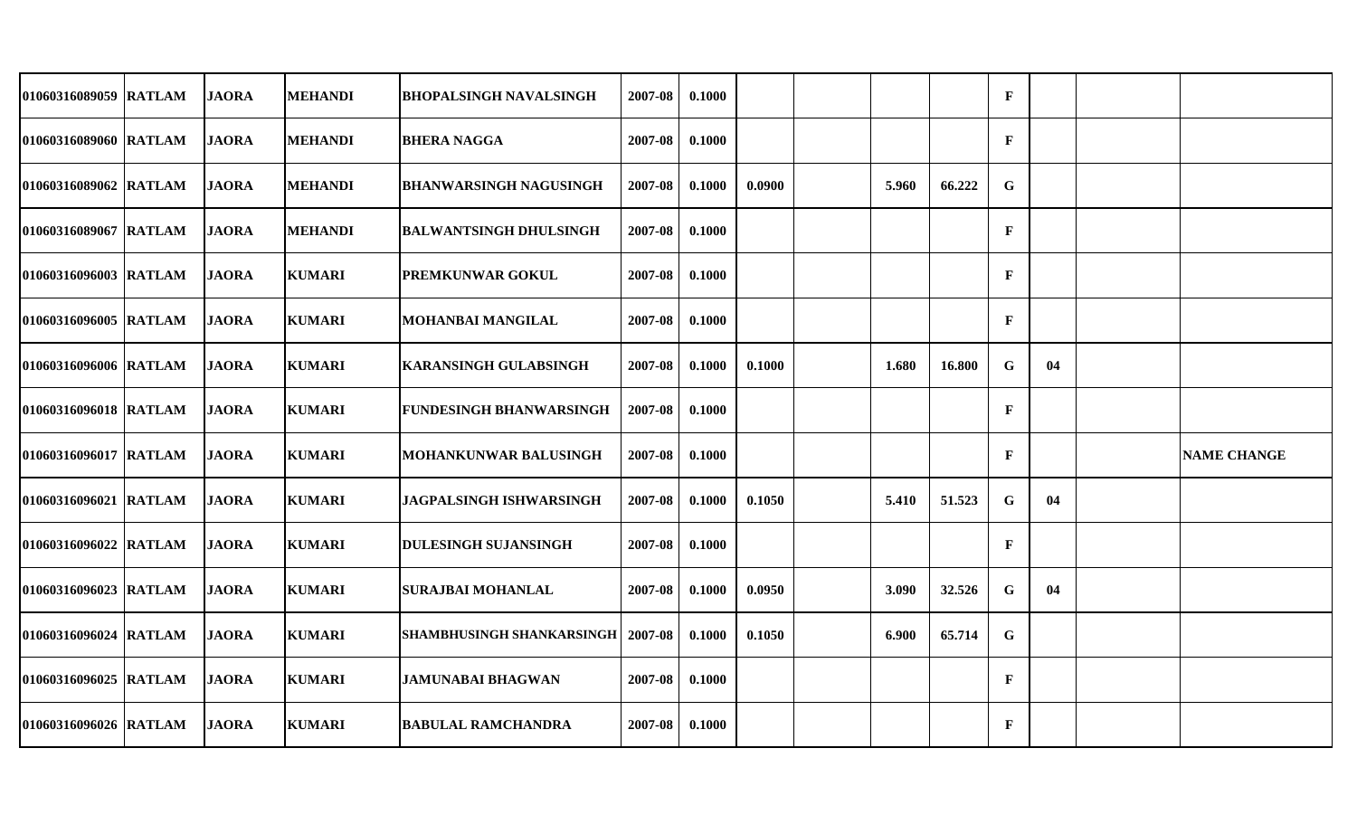| | | | | | | | | | | | | | | |
|---|---|---|---|---|---|---|---|---|---|---|---|---|---|---|
| 01060316089059 | RATLAM | JAORA | MEHANDI | BHOPALSINGH NAVALSINGH | 2007-08 | 0.1000 | | | | | F | | | |
| 01060316089060 | RATLAM | JAORA | MEHANDI | BHERA NAGGA | 2007-08 | 0.1000 | | | | | F | | | |
| 01060316089062 | RATLAM | JAORA | MEHANDI | BHANWARSINGH NAGUSINGH | 2007-08 | 0.1000 | 0.0900 | | 5.960 | 66.222 | G | | | |
| 01060316089067 | RATLAM | JAORA | MEHANDI | BALWANTSINGH DHULSINGH | 2007-08 | 0.1000 | | | | | F | | | |
| 01060316096003 | RATLAM | JAORA | KUMARI | PREMKUNWAR GOKUL | 2007-08 | 0.1000 | | | | | F | | | |
| 01060316096005 | RATLAM | JAORA | KUMARI | MOHANBAI MANGILAL | 2007-08 | 0.1000 | | | | | F | | | |
| 01060316096006 | RATLAM | JAORA | KUMARI | KARANSINGH GULABSINGH | 2007-08 | 0.1000 | 0.1000 | | 1.680 | 16.800 | G | 04 | | |
| 01060316096018 | RATLAM | JAORA | KUMARI | FUNDESINGH BHANWARSINGH | 2007-08 | 0.1000 | | | | | F | | | |
| 01060316096017 | RATLAM | JAORA | KUMARI | MOHANKUNWAR BALUSINGH | 2007-08 | 0.1000 | | | | | F | | | NAME CHANGE |
| 01060316096021 | RATLAM | JAORA | KUMARI | JAGPALSINGH ISHWARSINGH | 2007-08 | 0.1000 | 0.1050 | | 5.410 | 51.523 | G | 04 | | |
| 01060316096022 | RATLAM | JAORA | KUMARI | DULESINGH SUJANSINGH | 2007-08 | 0.1000 | | | | | F | | | |
| 01060316096023 | RATLAM | JAORA | KUMARI | SURAJBAI MOHANLAL | 2007-08 | 0.1000 | 0.0950 | | 3.090 | 32.526 | G | 04 | | |
| 01060316096024 | RATLAM | JAORA | KUMARI | SHAMBHUSINGH SHANKARSINGH | 2007-08 | 0.1000 | 0.1050 | | 6.900 | 65.714 | G | | | |
| 01060316096025 | RATLAM | JAORA | KUMARI | JAMUNABAI BHAGWAN | 2007-08 | 0.1000 | | | | | F | | | |
| 01060316096026 | RATLAM | JAORA | KUMARI | BABULAL RAMCHANDRA | 2007-08 | 0.1000 | | | | | F | | | |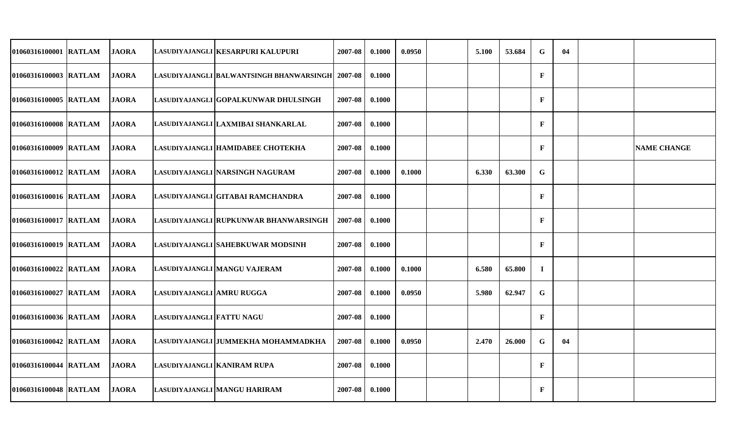| | | | | | | | | | | | | | | | |
|---|---|---|---|---|---|---|---|---|---|---|---|---|---|---|---|
| 01060316100001 | RATLAM | JAORA | LASUDIYAJANGLI | KESARPURI KALUPURI | 2007-08 | 0.1000 | 0.0950 | | 5.100 | 53.684 | G | 04 | | |
| 01060316100003 | RATLAM | JAORA | LASUDIYAJANGLI | BALWANTSINGH BHANWARSINGH | 2007-08 | 0.1000 | | | | | F | | | |
| 01060316100005 | RATLAM | JAORA | LASUDIYAJANGLI | GOPALKUNWAR DHULSINGH | 2007-08 | 0.1000 | | | | | F | | | |
| 01060316100008 | RATLAM | JAORA | LASUDIYAJANGLI | LAXMIBAI SHANKARLAL | 2007-08 | 0.1000 | | | | | F | | | |
| 01060316100009 | RATLAM | JAORA | LASUDIYAJANGLI | HAMIDABEE CHOTEKHA | 2007-08 | 0.1000 | | | | | F | | | NAME CHANGE |
| 01060316100012 | RATLAM | JAORA | LASUDIYAJANGLI | NARSINGH NAGURAM | 2007-08 | 0.1000 | 0.1000 | | 6.330 | 63.300 | G | | | |
| 01060316100016 | RATLAM | JAORA | LASUDIYAJANGLI | GITABAI RAMCHANDRA | 2007-08 | 0.1000 | | | | | F | | | |
| 01060316100017 | RATLAM | JAORA | LASUDIYAJANGLI | RUPKUNWAR BHANWARSINGH | 2007-08 | 0.1000 | | | | | F | | | |
| 01060316100019 | RATLAM | JAORA | LASUDIYAJANGLI | SAHEBKUWAR MODSINH | 2007-08 | 0.1000 | | | | | F | | | |
| 01060316100022 | RATLAM | JAORA | LASUDIYAJANGLI | MANGU VAJERAM | 2007-08 | 0.1000 | 0.1000 | | 6.580 | 65.800 | I | | | |
| 01060316100027 | RATLAM | JAORA | LASUDIYAJANGLI | AMRU RUGGA | 2007-08 | 0.1000 | 0.0950 | | 5.980 | 62.947 | G | | | |
| 01060316100036 | RATLAM | JAORA | LASUDIYAJANGLI | FATTU NAGU | 2007-08 | 0.1000 | | | | | F | | | |
| 01060316100042 | RATLAM | JAORA | LASUDIYAJANGLI | JUMMEKHA MOHAMMADKHA | 2007-08 | 0.1000 | 0.0950 | | 2.470 | 26.000 | G | 04 | | |
| 01060316100044 | RATLAM | JAORA | LASUDIYAJANGLI | KANIRAM RUPA | 2007-08 | 0.1000 | | | | | F | | | |
| 01060316100048 | RATLAM | JAORA | LASUDIYAJANGLI | MANGU HARIRAM | 2007-08 | 0.1000 | | | | | F | | | |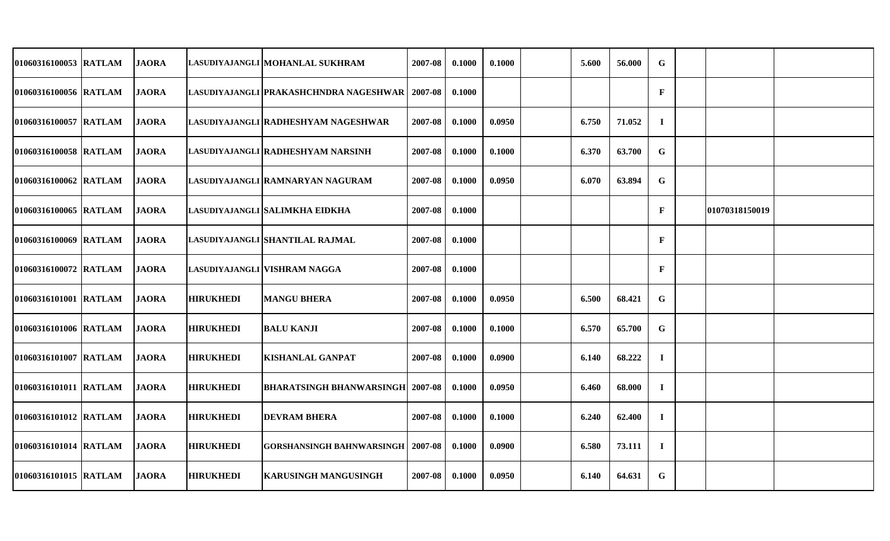| | | | | | | | | | | | | | | |
|---|---|---|---|---|---|---|---|---|---|---|---|---|---|---|
| 01060316100053 | RATLAM | JAORA | LASUDIYAJANGLI | MOHANLAL SUKHRAM | 2007-08 | 0.1000 | 0.1000 | | 5.600 | 56.000 | G | | | |
| 01060316100056 | RATLAM | JAORA | LASUDIYAJANGLI | PRAKASHCHNDRA NAGESHWAR | 2007-08 | 0.1000 | | | | | F | | | |
| 01060316100057 | RATLAM | JAORA | LASUDIYAJANGLI | RADHESHYAM NAGESHWAR | 2007-08 | 0.1000 | 0.0950 | | 6.750 | 71.052 | I | | | |
| 01060316100058 | RATLAM | JAORA | LASUDIYAJANGLI | RADHESHYAM NARSINH | 2007-08 | 0.1000 | 0.1000 | | 6.370 | 63.700 | G | | | |
| 01060316100062 | RATLAM | JAORA | LASUDIYAJANGLI | RAMNARYAN NAGURAM | 2007-08 | 0.1000 | 0.0950 | | 6.070 | 63.894 | G | | | |
| 01060316100065 | RATLAM | JAORA | LASUDIYAJANGLI | SALIMKHA EIDKHA | 2007-08 | 0.1000 | | | | | F | | 01070318150019 | |
| 01060316100069 | RATLAM | JAORA | LASUDIYAJANGLI | SHANTILAL RAJMAL | 2007-08 | 0.1000 | | | | | F | | | |
| 01060316100072 | RATLAM | JAORA | LASUDIYAJANGLI | VISHRAM NAGGA | 2007-08 | 0.1000 | | | | | F | | | |
| 01060316101001 | RATLAM | JAORA | HIRUKHEDI | MANGU BHERA | 2007-08 | 0.1000 | 0.0950 | | 6.500 | 68.421 | G | | | |
| 01060316101006 | RATLAM | JAORA | HIRUKHEDI | BALU KANJI | 2007-08 | 0.1000 | 0.1000 | | 6.570 | 65.700 | G | | | |
| 01060316101007 | RATLAM | JAORA | HIRUKHEDI | KISHANLAL GANPAT | 2007-08 | 0.1000 | 0.0900 | | 6.140 | 68.222 | I | | | |
| 01060316101011 | RATLAM | JAORA | HIRUKHEDI | BHARATSINGH BHANWARSINGH | 2007-08 | 0.1000 | 0.0950 | | 6.460 | 68.000 | I | | | |
| 01060316101012 | RATLAM | JAORA | HIRUKHEDI | DEVRAM BHERA | 2007-08 | 0.1000 | 0.1000 | | 6.240 | 62.400 | I | | | |
| 01060316101014 | RATLAM | JAORA | HIRUKHEDI | GORSHANSINGH BAHNWARSINGH | 2007-08 | 0.1000 | 0.0900 | | 6.580 | 73.111 | I | | | |
| 01060316101015 | RATLAM | JAORA | HIRUKHEDI | KARUSINGH MANGUSINGH | 2007-08 | 0.1000 | 0.0950 | | 6.140 | 64.631 | G | | | |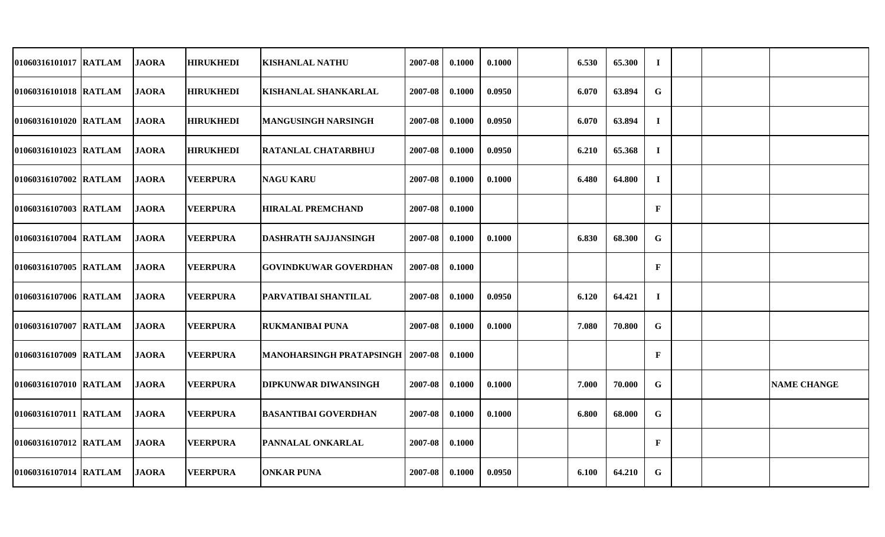| | | | | | | | | | | | | | | |
|---|---|---|---|---|---|---|---|---|---|---|---|---|---|---|
| 01060316101017 | RATLAM | JAORA | HIRUKHEDI | KISHANLAL NATHU | 2007-08 | 0.1000 | 0.1000 | | 6.530 | 65.300 | I | | | |
| 01060316101018 | RATLAM | JAORA | HIRUKHEDI | KISHANLAL SHANKARLAL | 2007-08 | 0.1000 | 0.0950 | | 6.070 | 63.894 | G | | | |
| 01060316101020 | RATLAM | JAORA | HIRUKHEDI | MANGUSINGH NARSINGH | 2007-08 | 0.1000 | 0.0950 | | 6.070 | 63.894 | I | | | |
| 01060316101023 | RATLAM | JAORA | HIRUKHEDI | RATANLAL CHATARBHUJ | 2007-08 | 0.1000 | 0.0950 | | 6.210 | 65.368 | I | | | |
| 01060316107002 | RATLAM | JAORA | VEERPURA | NAGU KARU | 2007-08 | 0.1000 | 0.1000 | | 6.480 | 64.800 | I | | | |
| 01060316107003 | RATLAM | JAORA | VEERPURA | HIRALAL PREMCHAND | 2007-08 | 0.1000 | | | | | F | | | |
| 01060316107004 | RATLAM | JAORA | VEERPURA | DASHRATH SAJJANSINGH | 2007-08 | 0.1000 | 0.1000 | | 6.830 | 68.300 | G | | | |
| 01060316107005 | RATLAM | JAORA | VEERPURA | GOVINDKUWAR GOVERDHAN | 2007-08 | 0.1000 | | | | | F | | | |
| 01060316107006 | RATLAM | JAORA | VEERPURA | PARVATIBAI SHANTILAL | 2007-08 | 0.1000 | 0.0950 | | 6.120 | 64.421 | I | | | |
| 01060316107007 | RATLAM | JAORA | VEERPURA | RUKMANIBAI PUNA | 2007-08 | 0.1000 | 0.1000 | | 7.080 | 70.800 | G | | | |
| 01060316107009 | RATLAM | JAORA | VEERPURA | MANOHARSINGH PRATAPSINGH | 2007-08 | 0.1000 | | | | | F | | | |
| 01060316107010 | RATLAM | JAORA | VEERPURA | DIPKUNWAR DIWANSINGH | 2007-08 | 0.1000 | 0.1000 | | 7.000 | 70.000 | G | | | NAME CHANGE |
| 01060316107011 | RATLAM | JAORA | VEERPURA | BASANTIBAI GOVERDHAN | 2007-08 | 0.1000 | 0.1000 | | 6.800 | 68.000 | G | | | |
| 01060316107012 | RATLAM | JAORA | VEERPURA | PANNALAL ONKARLAL | 2007-08 | 0.1000 | | | | | F | | | |
| 01060316107014 | RATLAM | JAORA | VEERPURA | ONKAR PUNA | 2007-08 | 0.1000 | 0.0950 | | 6.100 | 64.210 | G | | | |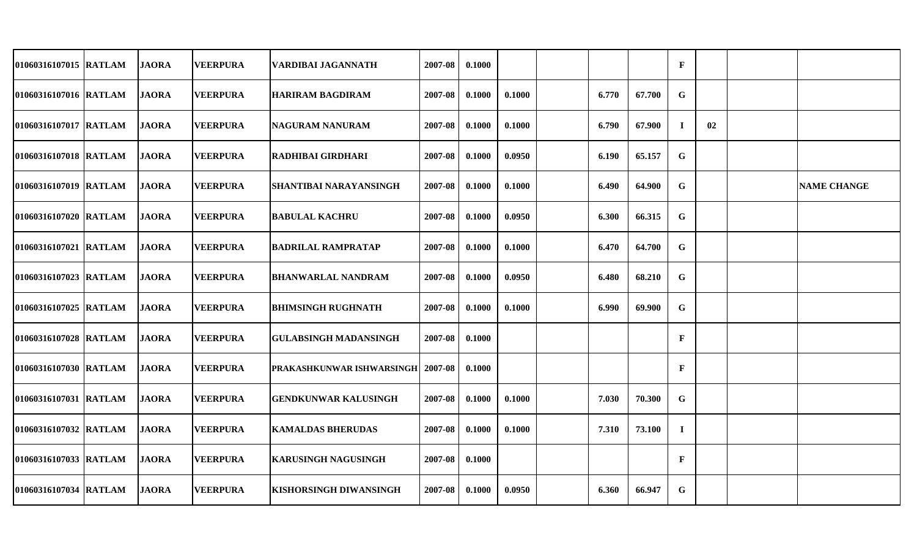| | | | | | | | | | | | | | | |
|---|---|---|---|---|---|---|---|---|---|---|---|---|---|---|
| 01060316107015 | RATLAM | JAORA | VEERPURA | VARDIBAI JAGANNATH | 2007-08 | 0.1000 | | | | | F | | | |
| 01060316107016 | RATLAM | JAORA | VEERPURA | HARIRAM BAGDIRAM | 2007-08 | 0.1000 | 0.1000 | | 6.770 | 67.700 | G | | | |
| 01060316107017 | RATLAM | JAORA | VEERPURA | NAGURAM NANURAM | 2007-08 | 0.1000 | 0.1000 | | 6.790 | 67.900 | I | 02 | | |
| 01060316107018 | RATLAM | JAORA | VEERPURA | RADHIBAI GIRDHARI | 2007-08 | 0.1000 | 0.0950 | | 6.190 | 65.157 | G | | | |
| 01060316107019 | RATLAM | JAORA | VEERPURA | SHANTIBAI NARAYANSINGH | 2007-08 | 0.1000 | 0.1000 | | 6.490 | 64.900 | G | | | NAME CHANGE |
| 01060316107020 | RATLAM | JAORA | VEERPURA | BABULAL KACHRU | 2007-08 | 0.1000 | 0.0950 | | 6.300 | 66.315 | G | | | |
| 01060316107021 | RATLAM | JAORA | VEERPURA | BADRILAL RAMPRATAP | 2007-08 | 0.1000 | 0.1000 | | 6.470 | 64.700 | G | | | |
| 01060316107023 | RATLAM | JAORA | VEERPURA | BHANWARLAL NANDRAM | 2007-08 | 0.1000 | 0.0950 | | 6.480 | 68.210 | G | | | |
| 01060316107025 | RATLAM | JAORA | VEERPURA | BHIMSINGH RUGHNATH | 2007-08 | 0.1000 | 0.1000 | | 6.990 | 69.900 | G | | | |
| 01060316107028 | RATLAM | JAORA | VEERPURA | GULABSINGH MADANSINGH | 2007-08 | 0.1000 | | | | | F | | | |
| 01060316107030 | RATLAM | JAORA | VEERPURA | PRAKASHKUNWAR ISHWARSINGH | 2007-08 | 0.1000 | | | | | F | | | |
| 01060316107031 | RATLAM | JAORA | VEERPURA | GENDKUNWAR KALUSINGH | 2007-08 | 0.1000 | 0.1000 | | 7.030 | 70.300 | G | | | |
| 01060316107032 | RATLAM | JAORA | VEERPURA | KAMALDAS BHERUDAS | 2007-08 | 0.1000 | 0.1000 | | 7.310 | 73.100 | I | | | |
| 01060316107033 | RATLAM | JAORA | VEERPURA | KARUSINGH NAGUSINGH | 2007-08 | 0.1000 | | | | | F | | | |
| 01060316107034 | RATLAM | JAORA | VEERPURA | KISHORSINGH DIWANSINGH | 2007-08 | 0.1000 | 0.0950 | | 6.360 | 66.947 | G | | | |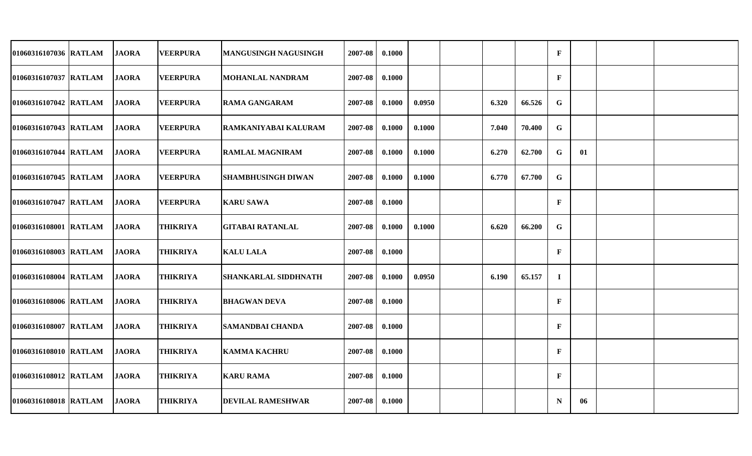| | | | | | | | | | | | | | | | |
|---|---|---|---|---|---|---|---|---|---|---|---|---|---|---|---|
| 01060316107036 | RATLAM | JAORA | VEERPURA | MANGUSINGH NAGUSINGH | 2007-08 | 0.1000 | | | | | F | | | |
| 01060316107037 | RATLAM | JAORA | VEERPURA | MOHANLAL NANDRAM | 2007-08 | 0.1000 | | | | | F | | | |
| 01060316107042 | RATLAM | JAORA | VEERPURA | RAMA GANGARAM | 2007-08 | 0.1000 | 0.0950 | | 6.320 | 66.526 | G | | | |
| 01060316107043 | RATLAM | JAORA | VEERPURA | RAMKANIYABAI KALURAM | 2007-08 | 0.1000 | 0.1000 | | 7.040 | 70.400 | G | | | |
| 01060316107044 | RATLAM | JAORA | VEERPURA | RAMLAL MAGNIRAM | 2007-08 | 0.1000 | 0.1000 | | 6.270 | 62.700 | G | 01 | | |
| 01060316107045 | RATLAM | JAORA | VEERPURA | SHAMBHUSINGH DIWAN | 2007-08 | 0.1000 | 0.1000 | | 6.770 | 67.700 | G | | | |
| 01060316107047 | RATLAM | JAORA | VEERPURA | KARU SAWA | 2007-08 | 0.1000 | | | | | F | | | |
| 01060316108001 | RATLAM | JAORA | THIKRIYA | GITABAI RATANLAL | 2007-08 | 0.1000 | 0.1000 | | 6.620 | 66.200 | G | | | |
| 01060316108003 | RATLAM | JAORA | THIKRIYA | KALU LALA | 2007-08 | 0.1000 | | | | | F | | | |
| 01060316108004 | RATLAM | JAORA | THIKRIYA | SHANKARLAL SIDDHNATH | 2007-08 | 0.1000 | 0.0950 | | 6.190 | 65.157 | I | | | |
| 01060316108006 | RATLAM | JAORA | THIKRIYA | BHAGWAN DEVA | 2007-08 | 0.1000 | | | | | F | | | |
| 01060316108007 | RATLAM | JAORA | THIKRIYA | SAMANDBAI CHANDA | 2007-08 | 0.1000 | | | | | F | | | |
| 01060316108010 | RATLAM | JAORA | THIKRIYA | KAMMA KACHRU | 2007-08 | 0.1000 | | | | | F | | | |
| 01060316108012 | RATLAM | JAORA | THIKRIYA | KARU RAMA | 2007-08 | 0.1000 | | | | | F | | | |
| 01060316108018 | RATLAM | JAORA | THIKRIYA | DEVILAL RAMESHWAR | 2007-08 | 0.1000 | | | | | N | 06 | | |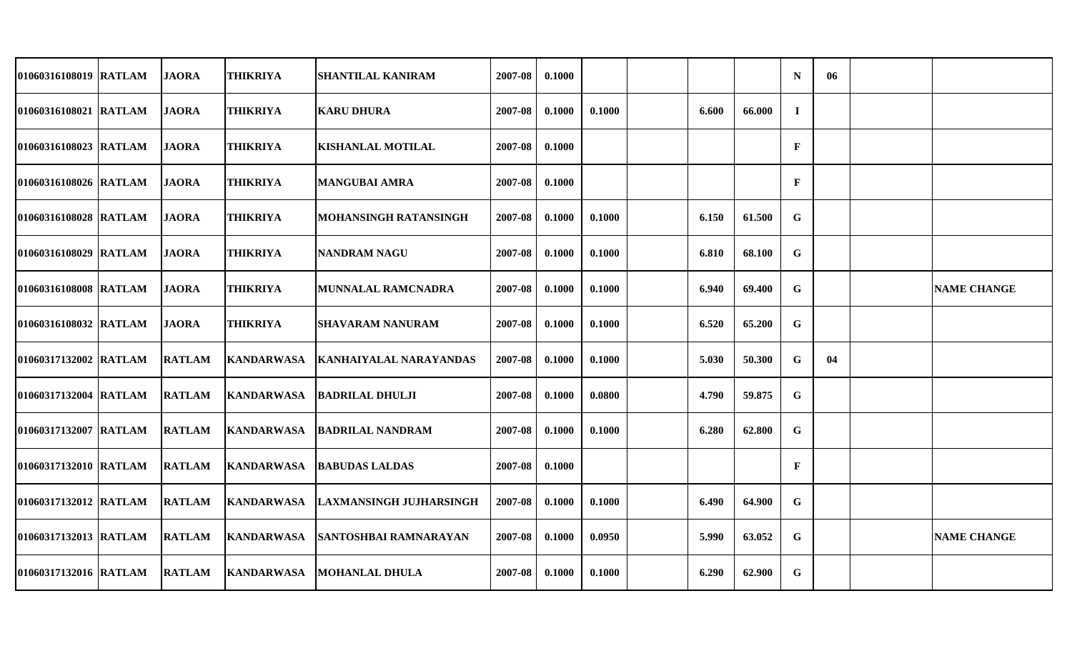| | | | | | | | | | | | | | | |
|---|---|---|---|---|---|---|---|---|---|---|---|---|---|---|
| 01060316108019 | RATLAM | JAORA | THIKRIYA | SHANTILAL KANIRAM | 2007-08 | 0.1000 | | | | | N | 06 | | |
| 01060316108021 | RATLAM | JAORA | THIKRIYA | KARU DHURA | 2007-08 | 0.1000 | 0.1000 | | 6.600 | 66.000 | I | | | |
| 01060316108023 | RATLAM | JAORA | THIKRIYA | KISHANLAL MOTILAL | 2007-08 | 0.1000 | | | | | F | | | |
| 01060316108026 | RATLAM | JAORA | THIKRIYA | MANGUBAI AMRA | 2007-08 | 0.1000 | | | | | F | | | |
| 01060316108028 | RATLAM | JAORA | THIKRIYA | MOHANSINGH RATANSINGH | 2007-08 | 0.1000 | 0.1000 | | 6.150 | 61.500 | G | | | |
| 01060316108029 | RATLAM | JAORA | THIKRIYA | NANDRAM NAGU | 2007-08 | 0.1000 | 0.1000 | | 6.810 | 68.100 | G | | | |
| 01060316108008 | RATLAM | JAORA | THIKRIYA | MUNNALAL RAMCNADRA | 2007-08 | 0.1000 | 0.1000 | | 6.940 | 69.400 | G | | | NAME CHANGE |
| 01060316108032 | RATLAM | JAORA | THIKRIYA | SHAVARAM NANURAM | 2007-08 | 0.1000 | 0.1000 | | 6.520 | 65.200 | G | | | |
| 01060317132002 | RATLAM | RATLAM | KANDARWASA | KANHAIYALAL NARAYANDAS | 2007-08 | 0.1000 | 0.1000 | | 5.030 | 50.300 | G | 04 | | |
| 01060317132004 | RATLAM | RATLAM | KANDARWASA | BADRILAL DHULJI | 2007-08 | 0.1000 | 0.0800 | | 4.790 | 59.875 | G | | | |
| 01060317132007 | RATLAM | RATLAM | KANDARWASA | BADRILAL NANDRAM | 2007-08 | 0.1000 | 0.1000 | | 6.280 | 62.800 | G | | | |
| 01060317132010 | RATLAM | RATLAM | KANDARWASA | BABUDAS LALDAS | 2007-08 | 0.1000 | | | | | F | | | |
| 01060317132012 | RATLAM | RATLAM | KANDARWASA | LAXMANSINGH JUJHARSINGH | 2007-08 | 0.1000 | 0.1000 | | 6.490 | 64.900 | G | | | |
| 01060317132013 | RATLAM | RATLAM | KANDARWASA | SANTOSHBAI RAMNARAYAN | 2007-08 | 0.1000 | 0.0950 | | 5.990 | 63.052 | G | | | NAME CHANGE |
| 01060317132016 | RATLAM | RATLAM | KANDARWASA | MOHANLAL DHULA | 2007-08 | 0.1000 | 0.1000 | | 6.290 | 62.900 | G | | | |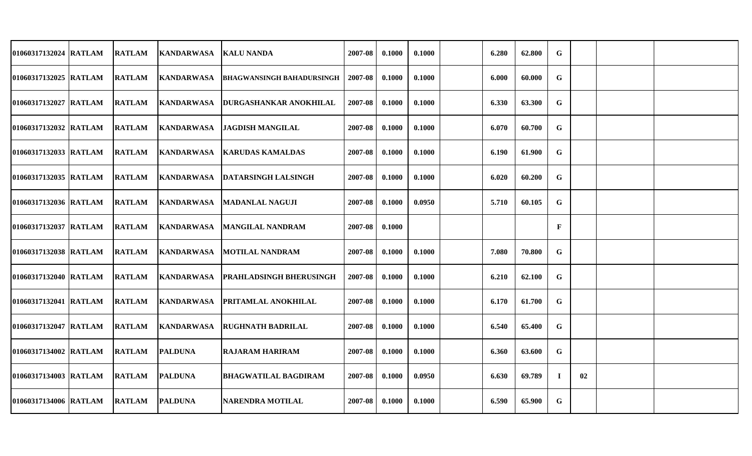| | | | | | | | | | | | | | | | |
|---|---|---|---|---|---|---|---|---|---|---|---|---|---|---|---|
| 01060317132024 | RATLAM | RATLAM | KANDARWASA | KALU NANDA | 2007-08 | 0.1000 | 0.1000 | | 6.280 | 62.800 | G | | | |
| 01060317132025 | RATLAM | RATLAM | KANDARWASA | BHAGWANSINGH BAHADURSINGH | 2007-08 | 0.1000 | 0.1000 | | 6.000 | 60.000 | G | | | |
| 01060317132027 | RATLAM | RATLAM | KANDARWASA | DURGASHANKAR ANOKHILAL | 2007-08 | 0.1000 | 0.1000 | | 6.330 | 63.300 | G | | | |
| 01060317132032 | RATLAM | RATLAM | KANDARWASA | JAGDISH MANGILAL | 2007-08 | 0.1000 | 0.1000 | | 6.070 | 60.700 | G | | | |
| 01060317132033 | RATLAM | RATLAM | KANDARWASA | KARUDAS KAMALDAS | 2007-08 | 0.1000 | 0.1000 | | 6.190 | 61.900 | G | | | |
| 01060317132035 | RATLAM | RATLAM | KANDARWASA | DATARSINGH LALSINGH | 2007-08 | 0.1000 | 0.1000 | | 6.020 | 60.200 | G | | | |
| 01060317132036 | RATLAM | RATLAM | KANDARWASA | MADANLAL NAGUJI | 2007-08 | 0.1000 | 0.0950 | | 5.710 | 60.105 | G | | | |
| 01060317132037 | RATLAM | RATLAM | KANDARWASA | MANGILAL NANDRAM | 2007-08 | 0.1000 | | | | | F | | | |
| 01060317132038 | RATLAM | RATLAM | KANDARWASA | MOTILAL NANDRAM | 2007-08 | 0.1000 | 0.1000 | | 7.080 | 70.800 | G | | | |
| 01060317132040 | RATLAM | RATLAM | KANDARWASA | PRAHLADSINGH BHERUSINGH | 2007-08 | 0.1000 | 0.1000 | | 6.210 | 62.100 | G | | | |
| 01060317132041 | RATLAM | RATLAM | KANDARWASA | PRITAMLAL ANOKHILAL | 2007-08 | 0.1000 | 0.1000 | | 6.170 | 61.700 | G | | | |
| 01060317132047 | RATLAM | RATLAM | KANDARWASA | RUGHNATH BADRILAL | 2007-08 | 0.1000 | 0.1000 | | 6.540 | 65.400 | G | | | |
| 01060317134002 | RATLAM | RATLAM | PALDUNA | RAJARAM HARIRAM | 2007-08 | 0.1000 | 0.1000 | | 6.360 | 63.600 | G | | | |
| 01060317134003 | RATLAM | RATLAM | PALDUNA | BHAGWATILAL BAGDIRAM | 2007-08 | 0.1000 | 0.0950 | | 6.630 | 69.789 | I | 02 | | |
| 01060317134006 | RATLAM | RATLAM | PALDUNA | NARENDRA MOTILAL | 2007-08 | 0.1000 | 0.1000 | | 6.590 | 65.900 | G | | | |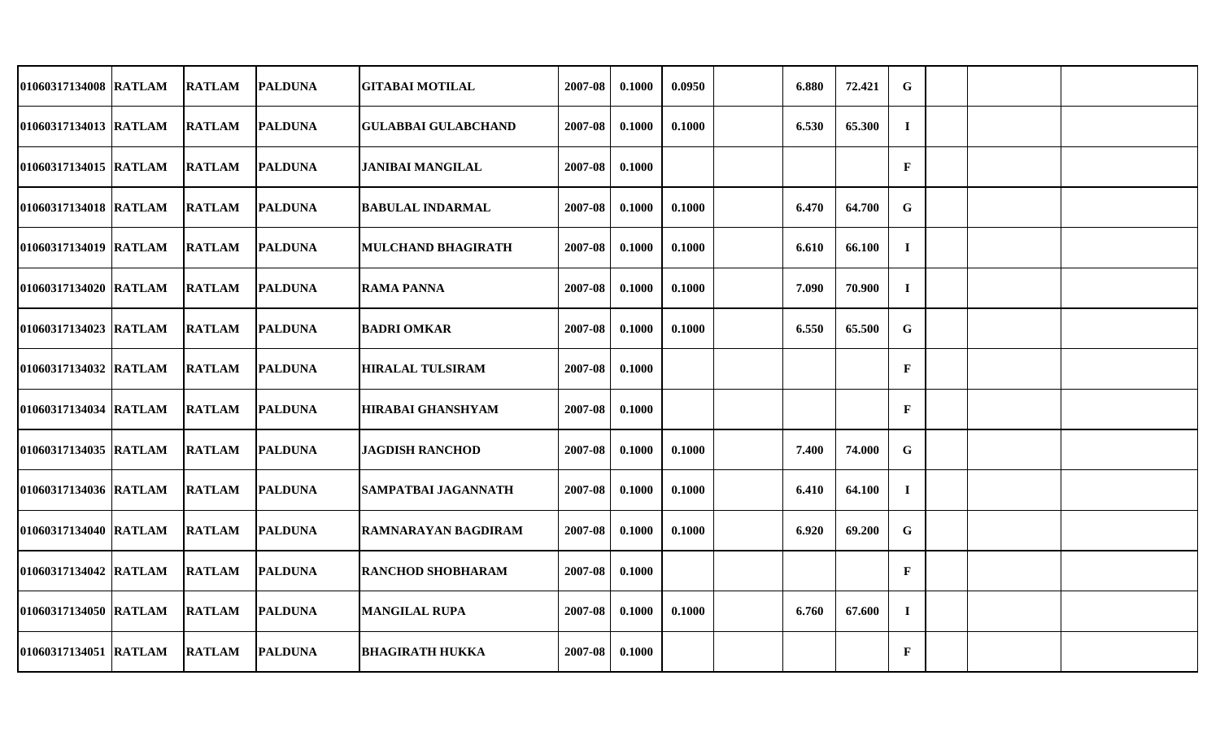| | | | | | | | | | | | | | | |
|---|---|---|---|---|---|---|---|---|---|---|---|---|---|---|
| 01060317134008 | RATLAM | RATLAM | PALDUNA | GITABAI MOTILAL | 2007-08 | 0.1000 | 0.0950 | | 6.880 | 72.421 | G | | | |
| 01060317134013 | RATLAM | RATLAM | PALDUNA | GULABBAI GULABCHAND | 2007-08 | 0.1000 | 0.1000 | | 6.530 | 65.300 | I | | | |
| 01060317134015 | RATLAM | RATLAM | PALDUNA | JANIBAI MANGILAL | 2007-08 | 0.1000 | | | | | F | | | |
| 01060317134018 | RATLAM | RATLAM | PALDUNA | BABULAL INDARMAL | 2007-08 | 0.1000 | 0.1000 | | 6.470 | 64.700 | G | | | |
| 01060317134019 | RATLAM | RATLAM | PALDUNA | MULCHAND BHAGIRATH | 2007-08 | 0.1000 | 0.1000 | | 6.610 | 66.100 | I | | | |
| 01060317134020 | RATLAM | RATLAM | PALDUNA | RAMA PANNA | 2007-08 | 0.1000 | 0.1000 | | 7.090 | 70.900 | I | | | |
| 01060317134023 | RATLAM | RATLAM | PALDUNA | BADRI OMKAR | 2007-08 | 0.1000 | 0.1000 | | 6.550 | 65.500 | G | | | |
| 01060317134032 | RATLAM | RATLAM | PALDUNA | HIRALAL TULSIRAM | 2007-08 | 0.1000 | | | | | F | | | |
| 01060317134034 | RATLAM | RATLAM | PALDUNA | HIRABAI GHANSHYAM | 2007-08 | 0.1000 | | | | | F | | | |
| 01060317134035 | RATLAM | RATLAM | PALDUNA | JAGDISH RANCHOD | 2007-08 | 0.1000 | 0.1000 | | 7.400 | 74.000 | G | | | |
| 01060317134036 | RATLAM | RATLAM | PALDUNA | SAMPATBAI JAGANNATH | 2007-08 | 0.1000 | 0.1000 | | 6.410 | 64.100 | I | | | |
| 01060317134040 | RATLAM | RATLAM | PALDUNA | RAMNARAYAN BAGDIRAM | 2007-08 | 0.1000 | 0.1000 | | 6.920 | 69.200 | G | | | |
| 01060317134042 | RATLAM | RATLAM | PALDUNA | RANCHOD SHOBHARAM | 2007-08 | 0.1000 | | | | | F | | | |
| 01060317134050 | RATLAM | RATLAM | PALDUNA | MANGILAL RUPA | 2007-08 | 0.1000 | 0.1000 | | 6.760 | 67.600 | I | | | |
| 01060317134051 | RATLAM | RATLAM | PALDUNA | BHAGIRATH HUKKA | 2007-08 | 0.1000 | | | | | F | | | |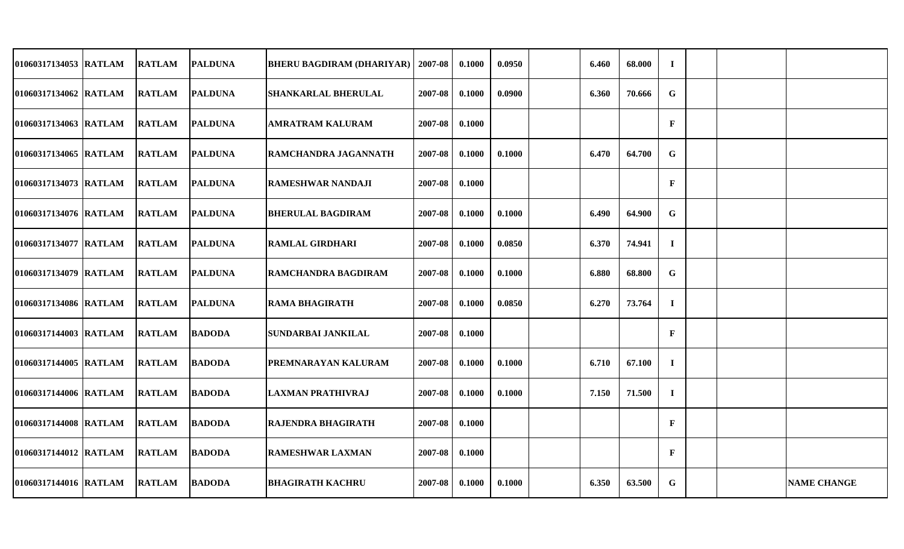| | | | | | | | | | | | | | | |
|---|---|---|---|---|---|---|---|---|---|---|---|---|---|---|
| 01060317134053 | RATLAM | RATLAM | PALDUNA | BHERU BAGDIRAM (DHARIYAR) | 2007-08 | 0.1000 | 0.0950 | | 6.460 | 68.000 | I | | | |
| 01060317134062 | RATLAM | RATLAM | PALDUNA | SHANKARLAL BHERULAL | 2007-08 | 0.1000 | 0.0900 | | 6.360 | 70.666 | G | | | |
| 01060317134063 | RATLAM | RATLAM | PALDUNA | AMRATRAM KALURAM | 2007-08 | 0.1000 | | | | | F | | | |
| 01060317134065 | RATLAM | RATLAM | PALDUNA | RAMCHANDRA JAGANNATH | 2007-08 | 0.1000 | 0.1000 | | 6.470 | 64.700 | G | | | |
| 01060317134073 | RATLAM | RATLAM | PALDUNA | RAMESHWAR NANDAJI | 2007-08 | 0.1000 | | | | | F | | | |
| 01060317134076 | RATLAM | RATLAM | PALDUNA | BHERULAL BAGDIRAM | 2007-08 | 0.1000 | 0.1000 | | 6.490 | 64.900 | G | | | |
| 01060317134077 | RATLAM | RATLAM | PALDUNA | RAMLAL GIRDHARI | 2007-08 | 0.1000 | 0.0850 | | 6.370 | 74.941 | I | | | |
| 01060317134079 | RATLAM | RATLAM | PALDUNA | RAMCHANDRA BAGDIRAM | 2007-08 | 0.1000 | 0.1000 | | 6.880 | 68.800 | G | | | |
| 01060317134086 | RATLAM | RATLAM | PALDUNA | RAMA BHAGIRATH | 2007-08 | 0.1000 | 0.0850 | | 6.270 | 73.764 | I | | | |
| 01060317144003 | RATLAM | RATLAM | BADODA | SUNDARBAI JANKILAL | 2007-08 | 0.1000 | | | | | F | | | |
| 01060317144005 | RATLAM | RATLAM | BADODA | PREMNARAYAN KALURAM | 2007-08 | 0.1000 | 0.1000 | | 6.710 | 67.100 | I | | | |
| 01060317144006 | RATLAM | RATLAM | BADODA | LAXMAN PRATHIVRAJ | 2007-08 | 0.1000 | 0.1000 | | 7.150 | 71.500 | I | | | |
| 01060317144008 | RATLAM | RATLAM | BADODA | RAJENDRA BHAGIRATH | 2007-08 | 0.1000 | | | | | F | | | |
| 01060317144012 | RATLAM | RATLAM | BADODA | RAMESHWAR LAXMAN | 2007-08 | 0.1000 | | | | | F | | | |
| 01060317144016 | RATLAM | RATLAM | BADODA | BHAGIRATH KACHRU | 2007-08 | 0.1000 | 0.1000 | | 6.350 | 63.500 | G | | | NAME CHANGE |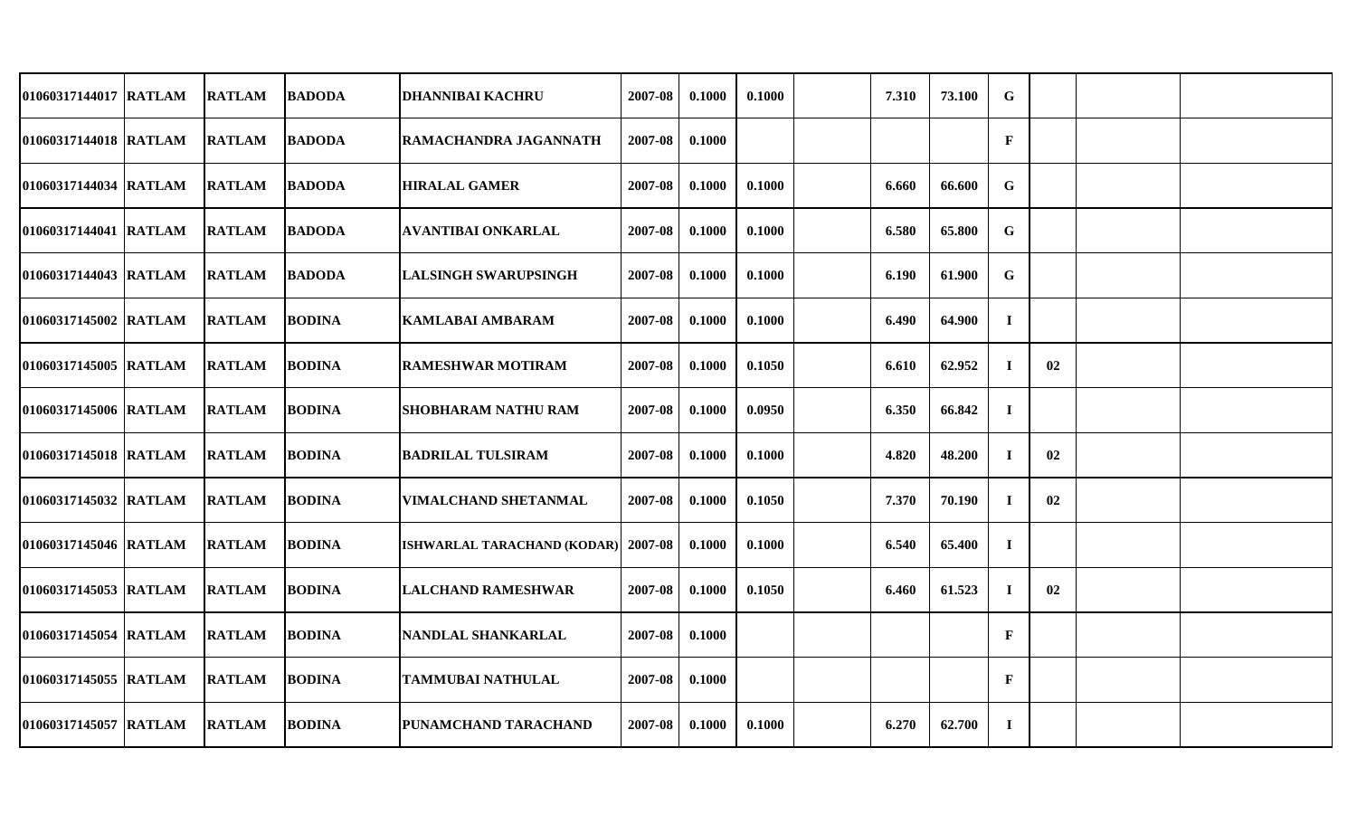| | | | | | | | | | | | | | | |
|---|---|---|---|---|---|---|---|---|---|---|---|---|---|---|
| 01060317144017 | RATLAM | RATLAM | BADODA | DHANNIBAI KACHRU | 2007-08 | 0.1000 | 0.1000 | | 7.310 | 73.100 | G | | | |
| 01060317144018 | RATLAM | RATLAM | BADODA | RAMACHANDRA JAGANNATH | 2007-08 | 0.1000 | | | | | F | | | |
| 01060317144034 | RATLAM | RATLAM | BADODA | HIRALAL GAMER | 2007-08 | 0.1000 | 0.1000 | | 6.660 | 66.600 | G | | | |
| 01060317144041 | RATLAM | RATLAM | BADODA | AVANTIBAI ONKARLAL | 2007-08 | 0.1000 | 0.1000 | | 6.580 | 65.800 | G | | | |
| 01060317144043 | RATLAM | RATLAM | BADODA | LALSINGH SWARUPSINGH | 2007-08 | 0.1000 | 0.1000 | | 6.190 | 61.900 | G | | | |
| 01060317145002 | RATLAM | RATLAM | BODINA | KAMLABAI AMBARAM | 2007-08 | 0.1000 | 0.1000 | | 6.490 | 64.900 | I | | | |
| 01060317145005 | RATLAM | RATLAM | BODINA | RAMESHWAR MOTIRAM | 2007-08 | 0.1000 | 0.1050 | | 6.610 | 62.952 | I | 02 | | |
| 01060317145006 | RATLAM | RATLAM | BODINA | SHOBHARAM NATHU RAM | 2007-08 | 0.1000 | 0.0950 | | 6.350 | 66.842 | I | | | |
| 01060317145018 | RATLAM | RATLAM | BODINA | BADRILAL TULSIRAM | 2007-08 | 0.1000 | 0.1000 | | 4.820 | 48.200 | I | 02 | | |
| 01060317145032 | RATLAM | RATLAM | BODINA | VIMALCHAND SHETANMAL | 2007-08 | 0.1000 | 0.1050 | | 7.370 | 70.190 | I | 02 | | |
| 01060317145046 | RATLAM | RATLAM | BODINA | ISHWARLAL TARACHAND (KODAR) | 2007-08 | 0.1000 | 0.1000 | | 6.540 | 65.400 | I | | | |
| 01060317145053 | RATLAM | RATLAM | BODINA | LALCHAND RAMESHWAR | 2007-08 | 0.1000 | 0.1050 | | 6.460 | 61.523 | I | 02 | | |
| 01060317145054 | RATLAM | RATLAM | BODINA | NANDLAL SHANKARLAL | 2007-08 | 0.1000 | | | | | F | | | |
| 01060317145055 | RATLAM | RATLAM | BODINA | TAMMUBAI NATHULAL | 2007-08 | 0.1000 | | | | | F | | | |
| 01060317145057 | RATLAM | RATLAM | BODINA | PUNAMCHAND TARACHAND | 2007-08 | 0.1000 | 0.1000 | | 6.270 | 62.700 | I | | | |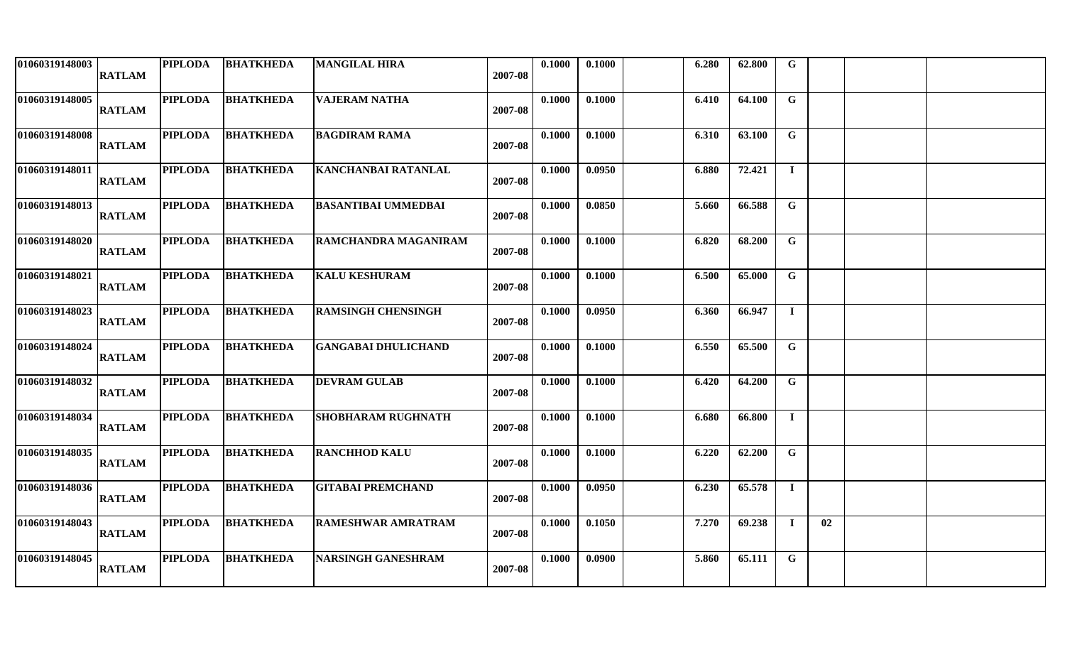| | | | | | | | | | | | | | | | |
|---|---|---|---|---|---|---|---|---|---|---|---|---|---|---|---|
| 01060319148003 | RATLAM | PIPLODA | BHATKHEDA | MANGILAL HIRA | 2007-08 | 0.1000 | 0.1000 | | 6.280 | 62.800 | G | | | |
| 01060319148005 | RATLAM | PIPLODA | BHATKHEDA | VAJERAM NATHA | 2007-08 | 0.1000 | 0.1000 | | 6.410 | 64.100 | G | | | |
| 01060319148008 | RATLAM | PIPLODA | BHATKHEDA | BAGDIRAM RAMA | 2007-08 | 0.1000 | 0.1000 | | 6.310 | 63.100 | G | | | |
| 01060319148011 | RATLAM | PIPLODA | BHATKHEDA | KANCHANBAI RATANLAL | 2007-08 | 0.1000 | 0.0950 | | 6.880 | 72.421 | I | | | |
| 01060319148013 | RATLAM | PIPLODA | BHATKHEDA | BASANTIBAI UMMEDBAI | 2007-08 | 0.1000 | 0.0850 | | 5.660 | 66.588 | G | | | |
| 01060319148020 | RATLAM | PIPLODA | BHATKHEDA | RAMCHANDRA MAGANIRAM | 2007-08 | 0.1000 | 0.1000 | | 6.820 | 68.200 | G | | | |
| 01060319148021 | RATLAM | PIPLODA | BHATKHEDA | KALU KESHURAM | 2007-08 | 0.1000 | 0.1000 | | 6.500 | 65.000 | G | | | |
| 01060319148023 | RATLAM | PIPLODA | BHATKHEDA | RAMSINGH CHENSINGH | 2007-08 | 0.1000 | 0.0950 | | 6.360 | 66.947 | I | | | |
| 01060319148024 | RATLAM | PIPLODA | BHATKHEDA | GANGABAI DHULICHAND | 2007-08 | 0.1000 | 0.1000 | | 6.550 | 65.500 | G | | | |
| 01060319148032 | RATLAM | PIPLODA | BHATKHEDA | DEVRAM GULAB | 2007-08 | 0.1000 | 0.1000 | | 6.420 | 64.200 | G | | | |
| 01060319148034 | RATLAM | PIPLODA | BHATKHEDA | SHOBHARAM RUGHNATH | 2007-08 | 0.1000 | 0.1000 | | 6.680 | 66.800 | I | | | |
| 01060319148035 | RATLAM | PIPLODA | BHATKHEDA | RANCHHOD KALU | 2007-08 | 0.1000 | 0.1000 | | 6.220 | 62.200 | G | | | |
| 01060319148036 | RATLAM | PIPLODA | BHATKHEDA | GITABAI PREMCHAND | 2007-08 | 0.1000 | 0.0950 | | 6.230 | 65.578 | I | | | |
| 01060319148043 | RATLAM | PIPLODA | BHATKHEDA | RAMESHWAR AMRATRAM | 2007-08 | 0.1000 | 0.1050 | | 7.270 | 69.238 | I | 02 | | |
| 01060319148045 | RATLAM | PIPLODA | BHATKHEDA | NARSINGH GANESHRAM | 2007-08 | 0.1000 | 0.0900 | | 5.860 | 65.111 | G | | | |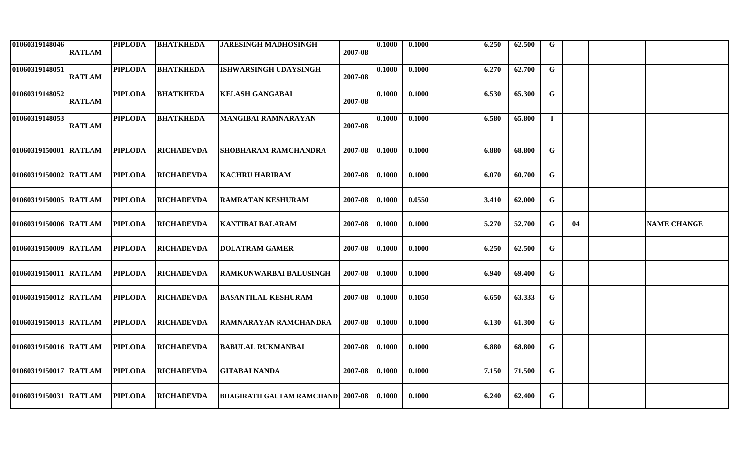| | | | | | | | | | | | | | | | |
|---|---|---|---|---|---|---|---|---|---|---|---|---|---|---|---|
| 01060319148046 | RATLAM | PIPLODA | BHATKHEDA | JARESINGH MADHOSINGH | 2007-08 | 0.1000 | 0.1000 | | 6.250 | 62.500 | G | | | |
| 01060319148051 | RATLAM | PIPLODA | BHATKHEDA | ISHWARSINGH UDAYSINGH | 2007-08 | 0.1000 | 0.1000 | | 6.270 | 62.700 | G | | | |
| 01060319148052 | RATLAM | PIPLODA | BHATKHEDA | KELASH GANGABAI | 2007-08 | 0.1000 | 0.1000 | | 6.530 | 65.300 | G | | | |
| 01060319148053 | RATLAM | PIPLODA | BHATKHEDA | MANGIBAI RAMNARAYAN | 2007-08 | 0.1000 | 0.1000 | | 6.580 | 65.800 | I | | | |
| 01060319150001 | RATLAM | PIPLODA | RICHADEVDA | SHOBHARAM RAMCHANDRA | 2007-08 | 0.1000 | 0.1000 | | 6.880 | 68.800 | G | | | |
| 01060319150002 | RATLAM | PIPLODA | RICHADEVDA | KACHRU HARIRAM | 2007-08 | 0.1000 | 0.1000 | | 6.070 | 60.700 | G | | | |
| 01060319150005 | RATLAM | PIPLODA | RICHADEVDA | RAMRATAN KESHURAM | 2007-08 | 0.1000 | 0.0550 | | 3.410 | 62.000 | G | | | |
| 01060319150006 | RATLAM | PIPLODA | RICHADEVDA | KANTIBAI BALARAM | 2007-08 | 0.1000 | 0.1000 | | 5.270 | 52.700 | G | 04 | | NAME CHANGE |
| 01060319150009 | RATLAM | PIPLODA | RICHADEVDA | DOLATRAM GAMER | 2007-08 | 0.1000 | 0.1000 | | 6.250 | 62.500 | G | | | |
| 01060319150011 | RATLAM | PIPLODA | RICHADEVDA | RAMKUNWARBAI BALUSINGH | 2007-08 | 0.1000 | 0.1000 | | 6.940 | 69.400 | G | | | |
| 01060319150012 | RATLAM | PIPLODA | RICHADEVDA | BASANTILAL KESHURAM | 2007-08 | 0.1000 | 0.1050 | | 6.650 | 63.333 | G | | | |
| 01060319150013 | RATLAM | PIPLODA | RICHADEVDA | RAMNARAYAN RAMCHANDRA | 2007-08 | 0.1000 | 0.1000 | | 6.130 | 61.300 | G | | | |
| 01060319150016 | RATLAM | PIPLODA | RICHADEVDA | BABULAL RUKMANBAI | 2007-08 | 0.1000 | 0.1000 | | 6.880 | 68.800 | G | | | |
| 01060319150017 | RATLAM | PIPLODA | RICHADEVDA | GITABAI NANDA | 2007-08 | 0.1000 | 0.1000 | | 7.150 | 71.500 | G | | | |
| 01060319150031 | RATLAM | PIPLODA | RICHADEVDA | BHAGIRATH GAUTAM RAMCHAND | 2007-08 | 0.1000 | 0.1000 | | 6.240 | 62.400 | G | | | |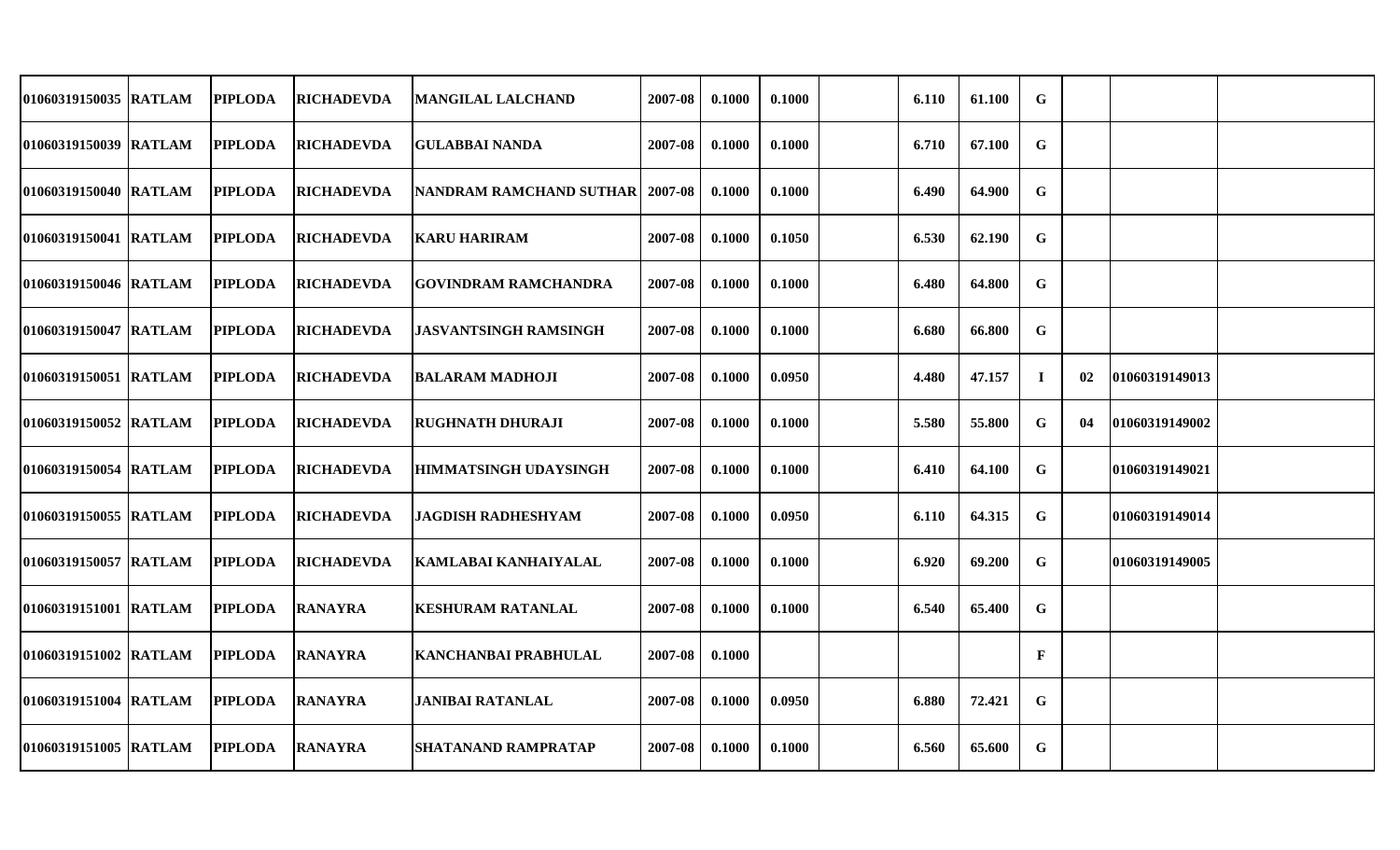| | | | | | | | | | | | | | | |
|---|---|---|---|---|---|---|---|---|---|---|---|---|---|---|
| 01060319150035 | RATLAM | PIPLODA | RICHADEVDA | MANGILAL LALCHAND | 2007-08 | 0.1000 | 0.1000 | | 6.110 | 61.100 | G | | | |
| 01060319150039 | RATLAM | PIPLODA | RICHADEVDA | GULABBAI NANDA | 2007-08 | 0.1000 | 0.1000 | | 6.710 | 67.100 | G | | | |
| 01060319150040 | RATLAM | PIPLODA | RICHADEVDA | NANDRAM RAMCHAND SUTHAR | 2007-08 | 0.1000 | 0.1000 | | 6.490 | 64.900 | G | | | |
| 01060319150041 | RATLAM | PIPLODA | RICHADEVDA | KARU HARIRAM | 2007-08 | 0.1000 | 0.1050 | | 6.530 | 62.190 | G | | | |
| 01060319150046 | RATLAM | PIPLODA | RICHADEVDA | GOVINDRAM RAMCHANDRA | 2007-08 | 0.1000 | 0.1000 | | 6.480 | 64.800 | G | | | |
| 01060319150047 | RATLAM | PIPLODA | RICHADEVDA | JASVANTSINGH RAMSINGH | 2007-08 | 0.1000 | 0.1000 | | 6.680 | 66.800 | G | | | |
| 01060319150051 | RATLAM | PIPLODA | RICHADEVDA | BALARAM MADHOJI | 2007-08 | 0.1000 | 0.0950 | | 4.480 | 47.157 | I | 02 | 01060319149013 | |
| 01060319150052 | RATLAM | PIPLODA | RICHADEVDA | RUGHNATH DHURAJI | 2007-08 | 0.1000 | 0.1000 | | 5.580 | 55.800 | G | 04 | 01060319149002 | |
| 01060319150054 | RATLAM | PIPLODA | RICHADEVDA | HIMMATSINGH UDAYSINGH | 2007-08 | 0.1000 | 0.1000 | | 6.410 | 64.100 | G | | 01060319149021 | |
| 01060319150055 | RATLAM | PIPLODA | RICHADEVDA | JAGDISH RADHESHYAM | 2007-08 | 0.1000 | 0.0950 | | 6.110 | 64.315 | G | | 01060319149014 | |
| 01060319150057 | RATLAM | PIPLODA | RICHADEVDA | KAMLABAI KANHAIYALAL | 2007-08 | 0.1000 | 0.1000 | | 6.920 | 69.200 | G | | 01060319149005 | |
| 01060319151001 | RATLAM | PIPLODA | RANAYRA | KESHURAM RATANLAL | 2007-08 | 0.1000 | 0.1000 | | 6.540 | 65.400 | G | | | |
| 01060319151002 | RATLAM | PIPLODA | RANAYRA | KANCHANBAI PRABHULAL | 2007-08 | 0.1000 | | | | | F | | | |
| 01060319151004 | RATLAM | PIPLODA | RANAYRA | JANIBAI RATANLAL | 2007-08 | 0.1000 | 0.0950 | | 6.880 | 72.421 | G | | | |
| 01060319151005 | RATLAM | PIPLODA | RANAYRA | SHATANAND RAMPRATAP | 2007-08 | 0.1000 | 0.1000 | | 6.560 | 65.600 | G | | | |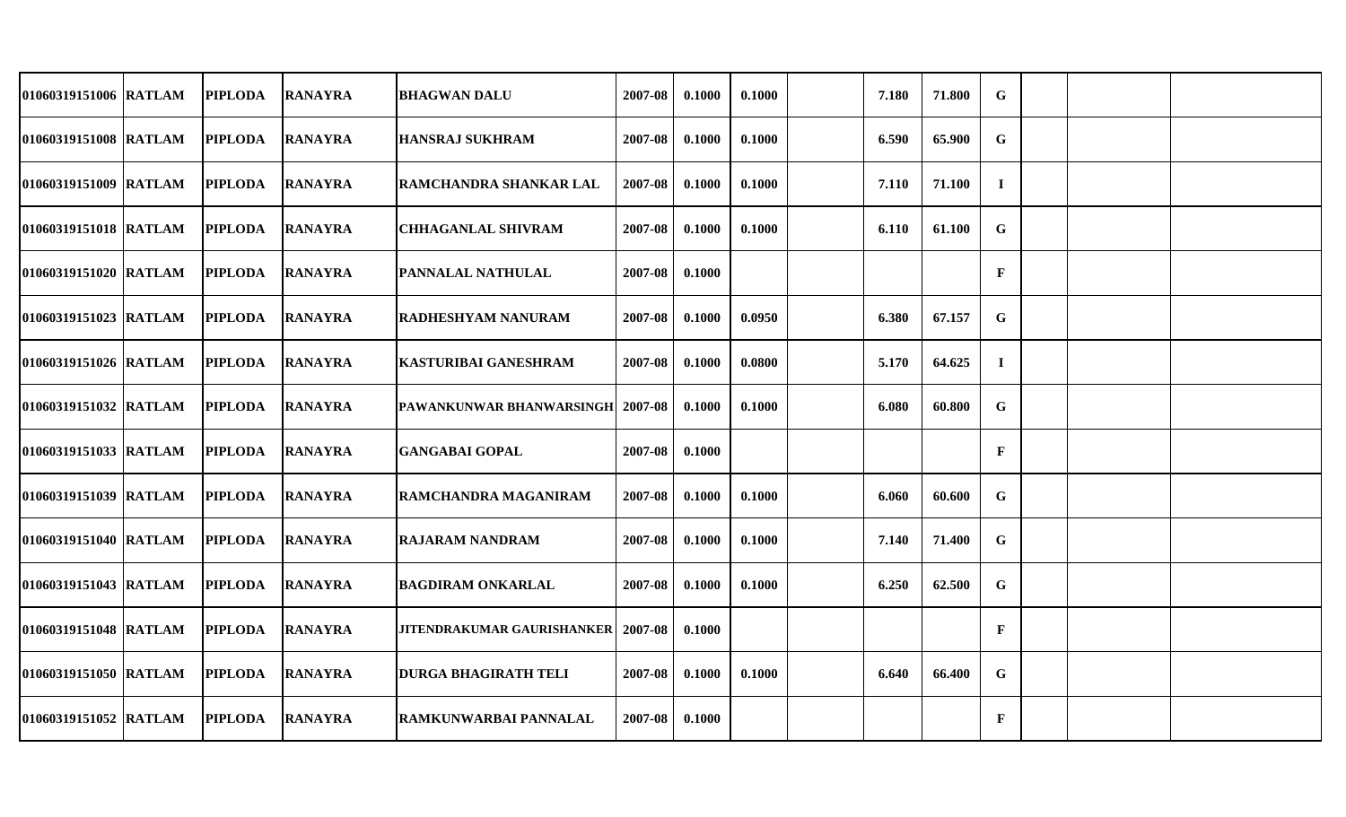|  |  |  |  |  |  |  |  |  |  |  |  |  |  |  |
|---|---|---|---|---|---|---|---|---|---|---|---|---|---|---|
| 01060319151006 | RATLAM | PIPLODA | RANAYRA | BHAGWAN DALU | 2007-08 | 0.1000 | 0.1000 |  | 7.180 | 71.800 | G |  |  |  |
| 01060319151008 | RATLAM | PIPLODA | RANAYRA | HANSRAJ SUKHRAM | 2007-08 | 0.1000 | 0.1000 |  | 6.590 | 65.900 | G |  |  |  |
| 01060319151009 | RATLAM | PIPLODA | RANAYRA | RAMCHANDRA SHANKAR LAL | 2007-08 | 0.1000 | 0.1000 |  | 7.110 | 71.100 | I |  |  |  |
| 01060319151018 | RATLAM | PIPLODA | RANAYRA | CHHAGANLAL SHIVRAM | 2007-08 | 0.1000 | 0.1000 |  | 6.110 | 61.100 | G |  |  |  |
| 01060319151020 | RATLAM | PIPLODA | RANAYRA | PANNALAL NATHULAL | 2007-08 | 0.1000 |  |  |  |  | F |  |  |  |
| 01060319151023 | RATLAM | PIPLODA | RANAYRA | RADHESHYAM NANURAM | 2007-08 | 0.1000 | 0.0950 |  | 6.380 | 67.157 | G |  |  |  |
| 01060319151026 | RATLAM | PIPLODA | RANAYRA | KASTURIBAI GANESHRAM | 2007-08 | 0.1000 | 0.0800 |  | 5.170 | 64.625 | I |  |  |  |
| 01060319151032 | RATLAM | PIPLODA | RANAYRA | PAWANKUNWAR BHANWARSINGH | 2007-08 | 0.1000 | 0.1000 |  | 6.080 | 60.800 | G |  |  |  |
| 01060319151033 | RATLAM | PIPLODA | RANAYRA | GANGABAI GOPAL | 2007-08 | 0.1000 |  |  |  |  | F |  |  |  |
| 01060319151039 | RATLAM | PIPLODA | RANAYRA | RAMCHANDRA MAGANIRAM | 2007-08 | 0.1000 | 0.1000 |  | 6.060 | 60.600 | G |  |  |  |
| 01060319151040 | RATLAM | PIPLODA | RANAYRA | RAJARAM NANDRAM | 2007-08 | 0.1000 | 0.1000 |  | 7.140 | 71.400 | G |  |  |  |
| 01060319151043 | RATLAM | PIPLODA | RANAYRA | BAGDIRAM ONKARLAL | 2007-08 | 0.1000 | 0.1000 |  | 6.250 | 62.500 | G |  |  |  |
| 01060319151048 | RATLAM | PIPLODA | RANAYRA | JITENDRAKUMAR GAURISHANKER | 2007-08 | 0.1000 |  |  |  |  | F |  |  |  |
| 01060319151050 | RATLAM | PIPLODA | RANAYRA | DURGA BHAGIRATH TELI | 2007-08 | 0.1000 | 0.1000 |  | 6.640 | 66.400 | G |  |  |  |
| 01060319151052 | RATLAM | PIPLODA | RANAYRA | RAMKUNWARBAI PANNALAL | 2007-08 | 0.1000 |  |  |  |  | F |  |  |  |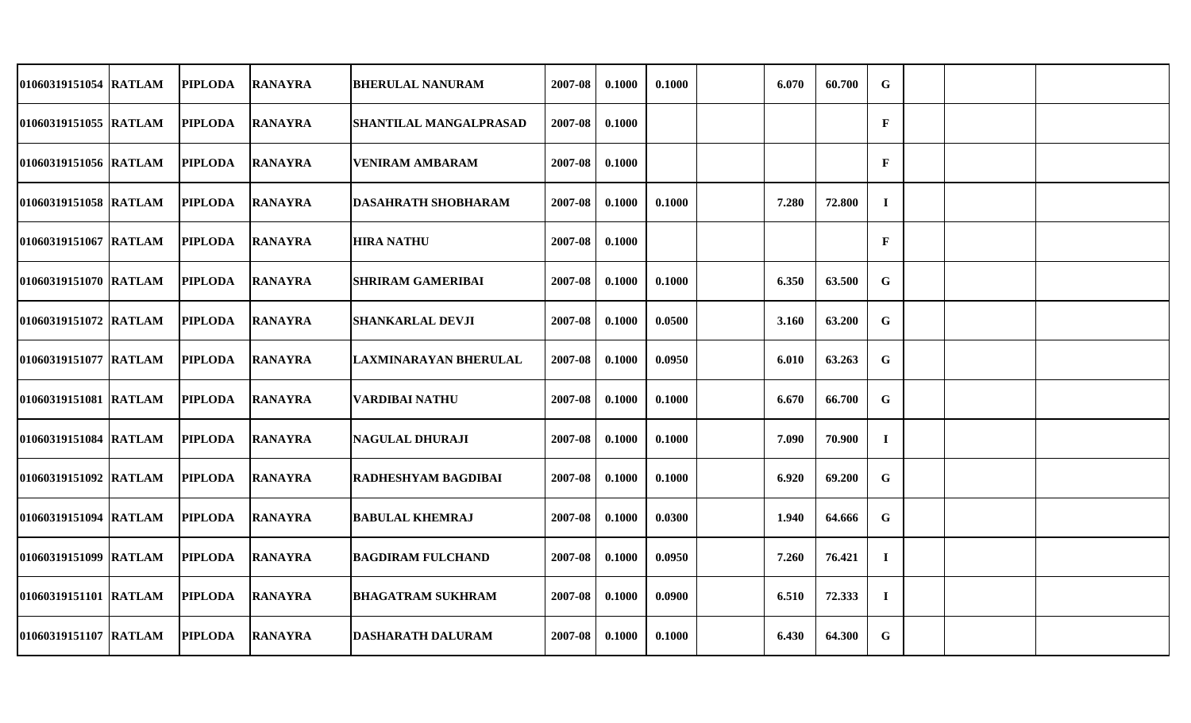| | | | | | | | | | | | | | | |
|---|---|---|---|---|---|---|---|---|---|---|---|---|---|---|
| 01060319151054 | RATLAM | PIPLODA | RANAYRA | BHERULAL NANURAM | 2007-08 | 0.1000 | 0.1000 | | 6.070 | 60.700 | G | | | |
| 01060319151055 | RATLAM | PIPLODA | RANAYRA | SHANTILAL MANGALPRASAD | 2007-08 | 0.1000 | | | | | F | | | |
| 01060319151056 | RATLAM | PIPLODA | RANAYRA | VENIRAM AMBARAM | 2007-08 | 0.1000 | | | | | F | | | |
| 01060319151058 | RATLAM | PIPLODA | RANAYRA | DASAHRATH SHOBHARAM | 2007-08 | 0.1000 | 0.1000 | | 7.280 | 72.800 | I | | | |
| 01060319151067 | RATLAM | PIPLODA | RANAYRA | HIRA NATHU | 2007-08 | 0.1000 | | | | | F | | | |
| 01060319151070 | RATLAM | PIPLODA | RANAYRA | SHRIRAM GAMERIBAI | 2007-08 | 0.1000 | 0.1000 | | 6.350 | 63.500 | G | | | |
| 01060319151072 | RATLAM | PIPLODA | RANAYRA | SHANKARLAL DEVJI | 2007-08 | 0.1000 | 0.0500 | | 3.160 | 63.200 | G | | | |
| 01060319151077 | RATLAM | PIPLODA | RANAYRA | LAXMINARAYAN BHERULAL | 2007-08 | 0.1000 | 0.0950 | | 6.010 | 63.263 | G | | | |
| 01060319151081 | RATLAM | PIPLODA | RANAYRA | VARDIBAI NATHU | 2007-08 | 0.1000 | 0.1000 | | 6.670 | 66.700 | G | | | |
| 01060319151084 | RATLAM | PIPLODA | RANAYRA | NAGULAL DHURAJI | 2007-08 | 0.1000 | 0.1000 | | 7.090 | 70.900 | I | | | |
| 01060319151092 | RATLAM | PIPLODA | RANAYRA | RADHESHYAM BAGDIBAI | 2007-08 | 0.1000 | 0.1000 | | 6.920 | 69.200 | G | | | |
| 01060319151094 | RATLAM | PIPLODA | RANAYRA | BABULAL KHEMRAJ | 2007-08 | 0.1000 | 0.0300 | | 1.940 | 64.666 | G | | | |
| 01060319151099 | RATLAM | PIPLODA | RANAYRA | BAGDIRAM FULCHAND | 2007-08 | 0.1000 | 0.0950 | | 7.260 | 76.421 | I | | | |
| 01060319151101 | RATLAM | PIPLODA | RANAYRA | BHAGATRAM SUKHRAM | 2007-08 | 0.1000 | 0.0900 | | 6.510 | 72.333 | I | | | |
| 01060319151107 | RATLAM | PIPLODA | RANAYRA | DASHARATH DALURAM | 2007-08 | 0.1000 | 0.1000 | | 6.430 | 64.300 | G | | | |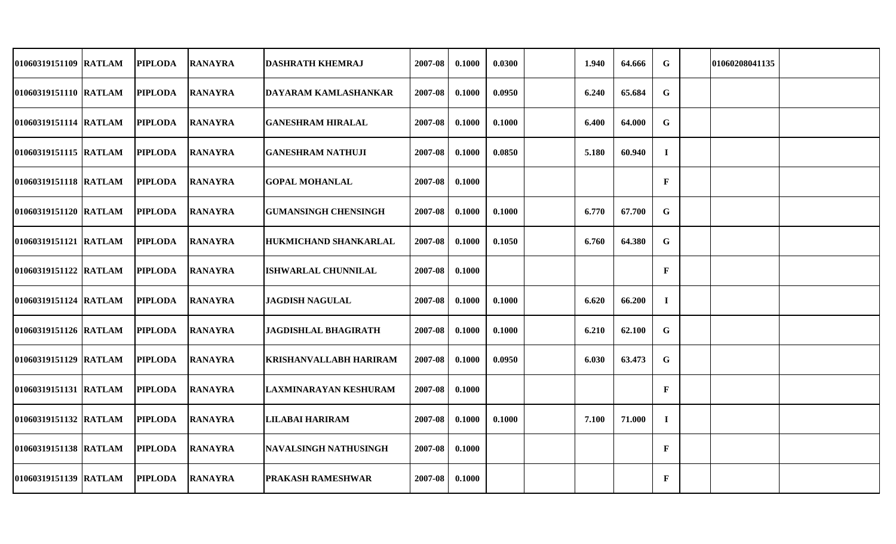| | | | | | | | | | | | | | | | |
|---|---|---|---|---|---|---|---|---|---|---|---|---|---|---|---|
| 01060319151109 | RATLAM | PIPLODA | RANAYRA | DASHRATH KHEMRAJ | 2007-08 | 0.1000 | 0.0300 | | 1.940 | 64.666 | G | | 01060208041135 | |
| 01060319151110 | RATLAM | PIPLODA | RANAYRA | DAYARAM KAMLASHANKAR | 2007-08 | 0.1000 | 0.0950 | | 6.240 | 65.684 | G | | | |
| 01060319151114 | RATLAM | PIPLODA | RANAYRA | GANESHRAM HIRALAL | 2007-08 | 0.1000 | 0.1000 | | 6.400 | 64.000 | G | | | |
| 01060319151115 | RATLAM | PIPLODA | RANAYRA | GANESHRAM NATHUJI | 2007-08 | 0.1000 | 0.0850 | | 5.180 | 60.940 | I | | | |
| 01060319151118 | RATLAM | PIPLODA | RANAYRA | GOPAL MOHANLAL | 2007-08 | 0.1000 | | | | | F | | | |
| 01060319151120 | RATLAM | PIPLODA | RANAYRA | GUMANSINGH CHENSINGH | 2007-08 | 0.1000 | 0.1000 | | 6.770 | 67.700 | G | | | |
| 01060319151121 | RATLAM | PIPLODA | RANAYRA | HUKMICHAND SHANKARLAL | 2007-08 | 0.1000 | 0.1050 | | 6.760 | 64.380 | G | | | |
| 01060319151122 | RATLAM | PIPLODA | RANAYRA | ISHWARLAL CHUNNILAL | 2007-08 | 0.1000 | | | | | F | | | |
| 01060319151124 | RATLAM | PIPLODA | RANAYRA | JAGDISH NAGULAL | 2007-08 | 0.1000 | 0.1000 | | 6.620 | 66.200 | I | | | |
| 01060319151126 | RATLAM | PIPLODA | RANAYRA | JAGDISHLAL BHAGIRATH | 2007-08 | 0.1000 | 0.1000 | | 6.210 | 62.100 | G | | | |
| 01060319151129 | RATLAM | PIPLODA | RANAYRA | KRISHANVALLABH HARIRAM | 2007-08 | 0.1000 | 0.0950 | | 6.030 | 63.473 | G | | | |
| 01060319151131 | RATLAM | PIPLODA | RANAYRA | LAXMINARAYAN KESHURAM | 2007-08 | 0.1000 | | | | | F | | | |
| 01060319151132 | RATLAM | PIPLODA | RANAYRA | LILABAI HARIRAM | 2007-08 | 0.1000 | 0.1000 | | 7.100 | 71.000 | I | | | |
| 01060319151138 | RATLAM | PIPLODA | RANAYRA | NAVALSINGH NATHUSINGH | 2007-08 | 0.1000 | | | | | F | | | |
| 01060319151139 | RATLAM | PIPLODA | RANAYRA | PRAKASH RAMESHWAR | 2007-08 | 0.1000 | | | | | F | | | |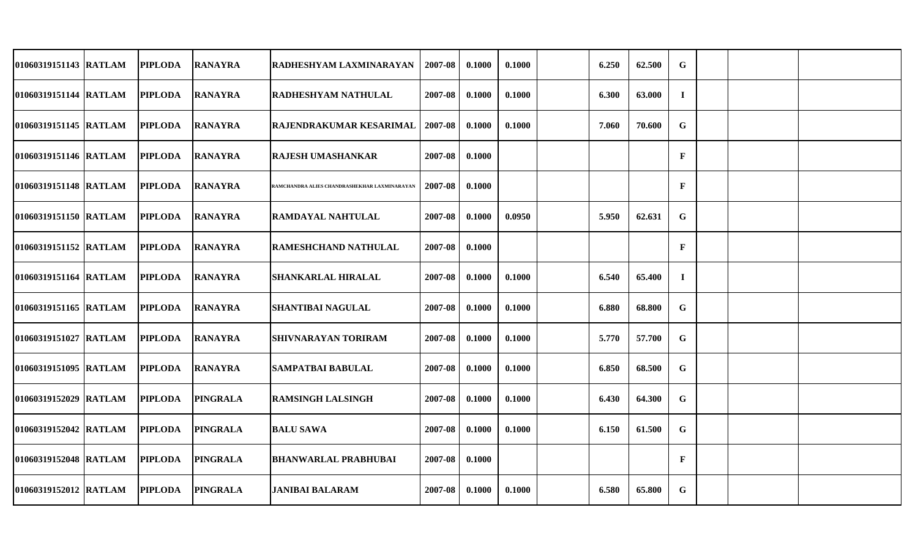| | | | | | | | | | | | | | | |
|---|---|---|---|---|---|---|---|---|---|---|---|---|---|---|
| 01060319151143 | RATLAM | PIPLODA | RANAYRA | RADHESHYAM LAXMINARAYAN | 2007-08 | 0.1000 | 0.1000 | | 6.250 | 62.500 | G | | | |
| 01060319151144 | RATLAM | PIPLODA | RANAYRA | RADHESHYAM NATHULAL | 2007-08 | 0.1000 | 0.1000 | | 6.300 | 63.000 | I | | | |
| 01060319151145 | RATLAM | PIPLODA | RANAYRA | RAJENDRAKUMAR KESARIMAL | 2007-08 | 0.1000 | 0.1000 | | 7.060 | 70.600 | G | | | |
| 01060319151146 | RATLAM | PIPLODA | RANAYRA | RAJESH UMASHANKAR | 2007-08 | 0.1000 | | | | | F | | | |
| 01060319151148 | RATLAM | PIPLODA | RANAYRA | RAMCHANDRA ALIES CHANDRASHEKHAR LAXMINARAYAN | 2007-08 | 0.1000 | | | | | F | | | |
| 01060319151150 | RATLAM | PIPLODA | RANAYRA | RAMDAYAL NAHTULAL | 2007-08 | 0.1000 | 0.0950 | | 5.950 | 62.631 | G | | | |
| 01060319151152 | RATLAM | PIPLODA | RANAYRA | RAMESHCHAND NATHULAL | 2007-08 | 0.1000 | | | | | F | | | |
| 01060319151164 | RATLAM | PIPLODA | RANAYRA | SHANKARLAL HIRALAL | 2007-08 | 0.1000 | 0.1000 | | 6.540 | 65.400 | I | | | |
| 01060319151165 | RATLAM | PIPLODA | RANAYRA | SHANTIBAI NAGULAL | 2007-08 | 0.1000 | 0.1000 | | 6.880 | 68.800 | G | | | |
| 01060319151027 | RATLAM | PIPLODA | RANAYRA | SHIVNARAYAN TORIRAM | 2007-08 | 0.1000 | 0.1000 | | 5.770 | 57.700 | G | | | |
| 01060319151095 | RATLAM | PIPLODA | RANAYRA | SAMPATBAI BABULAL | 2007-08 | 0.1000 | 0.1000 | | 6.850 | 68.500 | G | | | |
| 01060319152029 | RATLAM | PIPLODA | PINGRALA | RAMSINGH LALSINGH | 2007-08 | 0.1000 | 0.1000 | | 6.430 | 64.300 | G | | | |
| 01060319152042 | RATLAM | PIPLODA | PINGRALA | BALU SAWA | 2007-08 | 0.1000 | 0.1000 | | 6.150 | 61.500 | G | | | |
| 01060319152048 | RATLAM | PIPLODA | PINGRALA | BHANWARLAL PRABHUBAI | 2007-08 | 0.1000 | | | | | F | | | |
| 01060319152012 | RATLAM | PIPLODA | PINGRALA | JANIBAI BALARAM | 2007-08 | 0.1000 | 0.1000 | | 6.580 | 65.800 | G | | | |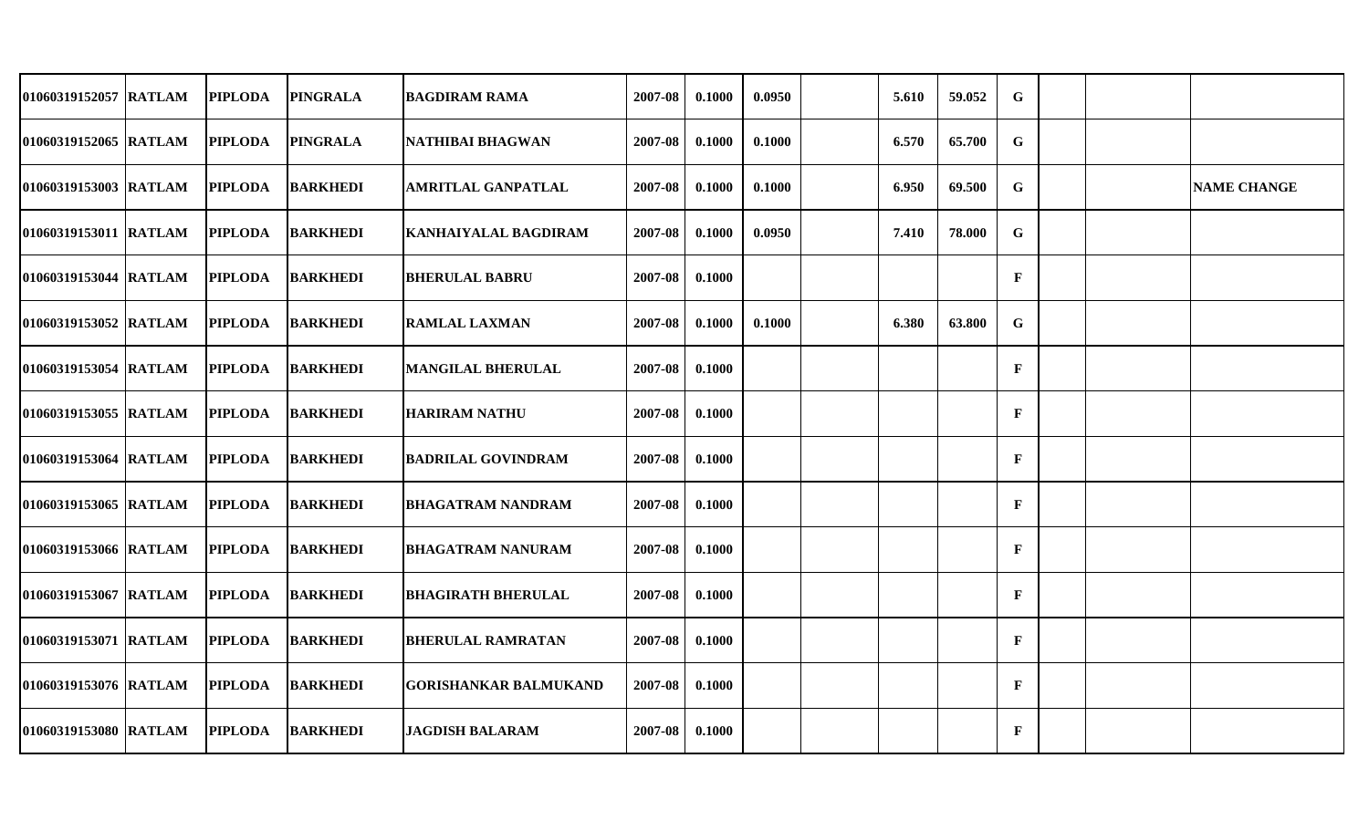| | | | | | | | | | | | | | | |
|---|---|---|---|---|---|---|---|---|---|---|---|---|---|---|
| 01060319152057 | RATLAM | PIPLODA | PINGRALA | BAGDIRAM RAMA | 2007-08 | 0.1000 | 0.0950 | | 5.610 | 59.052 | G | | | |
| 01060319152065 | RATLAM | PIPLODA | PINGRALA | NATHIBAI BHAGWAN | 2007-08 | 0.1000 | 0.1000 | | 6.570 | 65.700 | G | | | |
| 01060319153003 | RATLAM | PIPLODA | BARKHEDI | AMRITLAL GANPATLAL | 2007-08 | 0.1000 | 0.1000 | | 6.950 | 69.500 | G | | | NAME CHANGE |
| 01060319153011 | RATLAM | PIPLODA | BARKHEDI | KANHAIYALAL BAGDIRAM | 2007-08 | 0.1000 | 0.0950 | | 7.410 | 78.000 | G | | | |
| 01060319153044 | RATLAM | PIPLODA | BARKHEDI | BHERULAL BABRU | 2007-08 | 0.1000 | | | | | F | | | |
| 01060319153052 | RATLAM | PIPLODA | BARKHEDI | RAMLAL LAXMAN | 2007-08 | 0.1000 | 0.1000 | | 6.380 | 63.800 | G | | | |
| 01060319153054 | RATLAM | PIPLODA | BARKHEDI | MANGILAL BHERULAL | 2007-08 | 0.1000 | | | | | F | | | |
| 01060319153055 | RATLAM | PIPLODA | BARKHEDI | HARIRAM NATHU | 2007-08 | 0.1000 | | | | | F | | | |
| 01060319153064 | RATLAM | PIPLODA | BARKHEDI | BADRILAL GOVINDRAM | 2007-08 | 0.1000 | | | | | F | | | |
| 01060319153065 | RATLAM | PIPLODA | BARKHEDI | BHAGATRAM NANDRAM | 2007-08 | 0.1000 | | | | | F | | | |
| 01060319153066 | RATLAM | PIPLODA | BARKHEDI | BHAGATRAM NANURAM | 2007-08 | 0.1000 | | | | | F | | | |
| 01060319153067 | RATLAM | PIPLODA | BARKHEDI | BHAGIRATH BHERULAL | 2007-08 | 0.1000 | | | | | F | | | |
| 01060319153071 | RATLAM | PIPLODA | BARKHEDI | BHERULAL RAMRATAN | 2007-08 | 0.1000 | | | | | F | | | |
| 01060319153076 | RATLAM | PIPLODA | BARKHEDI | GORISHANKAR BALMUKAND | 2007-08 | 0.1000 | | | | | F | | | |
| 01060319153080 | RATLAM | PIPLODA | BARKHEDI | JAGDISH BALARAM | 2007-08 | 0.1000 | | | | | F | | | |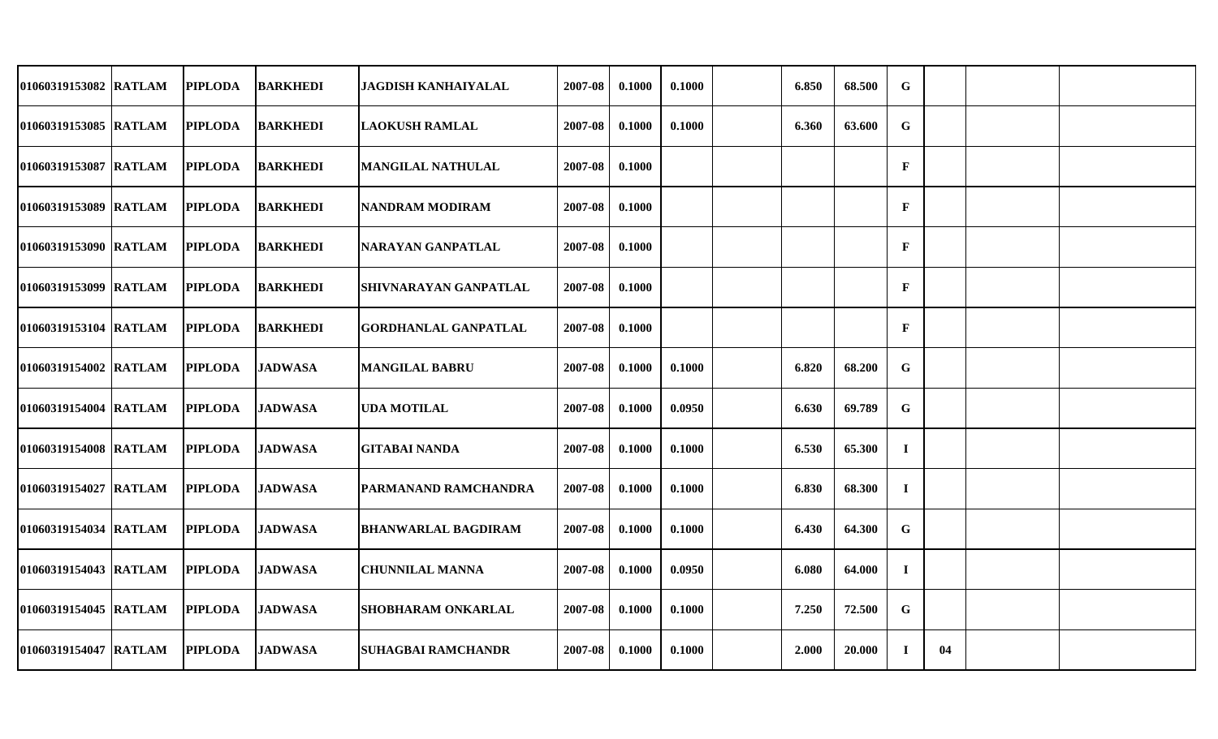| | | | | | | | | | | | | | | |
|---|---|---|---|---|---|---|---|---|---|---|---|---|---|---|
| 01060319153082 | RATLAM | PIPLODA | BARKHEDI | JAGDISH KANHAIYALAL | 2007-08 | 0.1000 | 0.1000 | | 6.850 | 68.500 | G | | | |
| 01060319153085 | RATLAM | PIPLODA | BARKHEDI | LAOKUSH RAMLAL | 2007-08 | 0.1000 | 0.1000 | | 6.360 | 63.600 | G | | | |
| 01060319153087 | RATLAM | PIPLODA | BARKHEDI | MANGILAL NATHULAL | 2007-08 | 0.1000 | | | | | F | | | |
| 01060319153089 | RATLAM | PIPLODA | BARKHEDI | NANDRAM MODIRAM | 2007-08 | 0.1000 | | | | | F | | | |
| 01060319153090 | RATLAM | PIPLODA | BARKHEDI | NARAYAN GANPATLAL | 2007-08 | 0.1000 | | | | | F | | | |
| 01060319153099 | RATLAM | PIPLODA | BARKHEDI | SHIVNARAYAN GANPATLAL | 2007-08 | 0.1000 | | | | | F | | | |
| 01060319153104 | RATLAM | PIPLODA | BARKHEDI | GORDHANLAL GANPATLAL | 2007-08 | 0.1000 | | | | | F | | | |
| 01060319154002 | RATLAM | PIPLODA | JADWASA | MANGILAL BABRU | 2007-08 | 0.1000 | 0.1000 | | 6.820 | 68.200 | G | | | |
| 01060319154004 | RATLAM | PIPLODA | JADWASA | UDA MOTILAL | 2007-08 | 0.1000 | 0.0950 | | 6.630 | 69.789 | G | | | |
| 01060319154008 | RATLAM | PIPLODA | JADWASA | GITABAI NANDA | 2007-08 | 0.1000 | 0.1000 | | 6.530 | 65.300 | I | | | |
| 01060319154027 | RATLAM | PIPLODA | JADWASA | PARMANAND RAMCHANDRA | 2007-08 | 0.1000 | 0.1000 | | 6.830 | 68.300 | I | | | |
| 01060319154034 | RATLAM | PIPLODA | JADWASA | BHANWARLAL BAGDIRAM | 2007-08 | 0.1000 | 0.1000 | | 6.430 | 64.300 | G | | | |
| 01060319154043 | RATLAM | PIPLODA | JADWASA | CHUNNILAL MANNA | 2007-08 | 0.1000 | 0.0950 | | 6.080 | 64.000 | I | | | |
| 01060319154045 | RATLAM | PIPLODA | JADWASA | SHOBHARAM ONKARLAL | 2007-08 | 0.1000 | 0.1000 | | 7.250 | 72.500 | G | | | |
| 01060319154047 | RATLAM | PIPLODA | JADWASA | SUHAGBAI RAMCHANDR | 2007-08 | 0.1000 | 0.1000 | | 2.000 | 20.000 | I | 04 | | |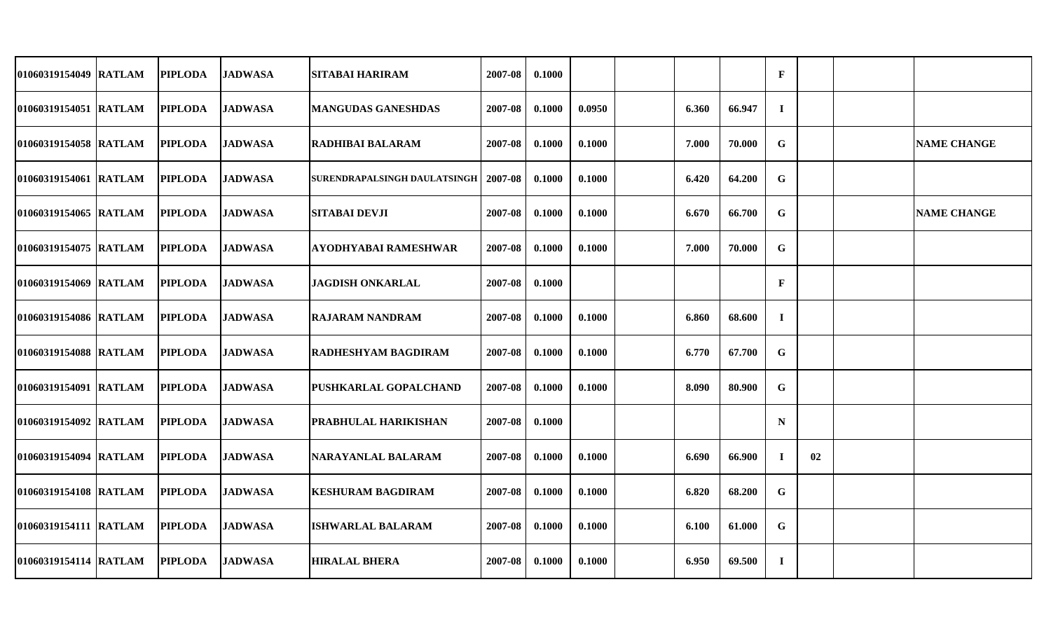| | | | | | | | | | | | | | | |
|---|---|---|---|---|---|---|---|---|---|---|---|---|---|---|
| 01060319154049 | RATLAM | PIPLODA | JADWASA | SITABAI HARIRAM | 2007-08 | 0.1000 | | | | | F | | | |
| 01060319154051 | RATLAM | PIPLODA | JADWASA | MANGUDAS GANESHDAS | 2007-08 | 0.1000 | 0.0950 | | 6.360 | 66.947 | I | | | |
| 01060319154058 | RATLAM | PIPLODA | JADWASA | RADHIBAI BALARAM | 2007-08 | 0.1000 | 0.1000 | | 7.000 | 70.000 | G | | | NAME CHANGE |
| 01060319154061 | RATLAM | PIPLODA | JADWASA | SURENDRAPALSINGH DAULATSINGH | 2007-08 | 0.1000 | 0.1000 | | 6.420 | 64.200 | G | | | |
| 01060319154065 | RATLAM | PIPLODA | JADWASA | SITABAI DEVJI | 2007-08 | 0.1000 | 0.1000 | | 6.670 | 66.700 | G | | | NAME CHANGE |
| 01060319154075 | RATLAM | PIPLODA | JADWASA | AYODHYABAI RAMESHWAR | 2007-08 | 0.1000 | 0.1000 | | 7.000 | 70.000 | G | | | |
| 01060319154069 | RATLAM | PIPLODA | JADWASA | JAGDISH ONKARLAL | 2007-08 | 0.1000 | | | | | F | | | |
| 01060319154086 | RATLAM | PIPLODA | JADWASA | RAJARAM NANDRAM | 2007-08 | 0.1000 | 0.1000 | | 6.860 | 68.600 | I | | | |
| 01060319154088 | RATLAM | PIPLODA | JADWASA | RADHESHYAM BAGDIRAM | 2007-08 | 0.1000 | 0.1000 | | 6.770 | 67.700 | G | | | |
| 01060319154091 | RATLAM | PIPLODA | JADWASA | PUSHKARLAL GOPALCHAND | 2007-08 | 0.1000 | 0.1000 | | 8.090 | 80.900 | G | | | |
| 01060319154092 | RATLAM | PIPLODA | JADWASA | PRABHULAL HARIKISHAN | 2007-08 | 0.1000 | | | | | N | | | |
| 01060319154094 | RATLAM | PIPLODA | JADWASA | NARAYANLAL BALARAM | 2007-08 | 0.1000 | 0.1000 | | 6.690 | 66.900 | I | 02 | | |
| 01060319154108 | RATLAM | PIPLODA | JADWASA | KESHURAM BAGDIRAM | 2007-08 | 0.1000 | 0.1000 | | 6.820 | 68.200 | G | | | |
| 01060319154111 | RATLAM | PIPLODA | JADWASA | ISHWARLAL BALARAM | 2007-08 | 0.1000 | 0.1000 | | 6.100 | 61.000 | G | | | |
| 01060319154114 | RATLAM | PIPLODA | JADWASA | HIRALAL BHERA | 2007-08 | 0.1000 | 0.1000 | | 6.950 | 69.500 | I | | | |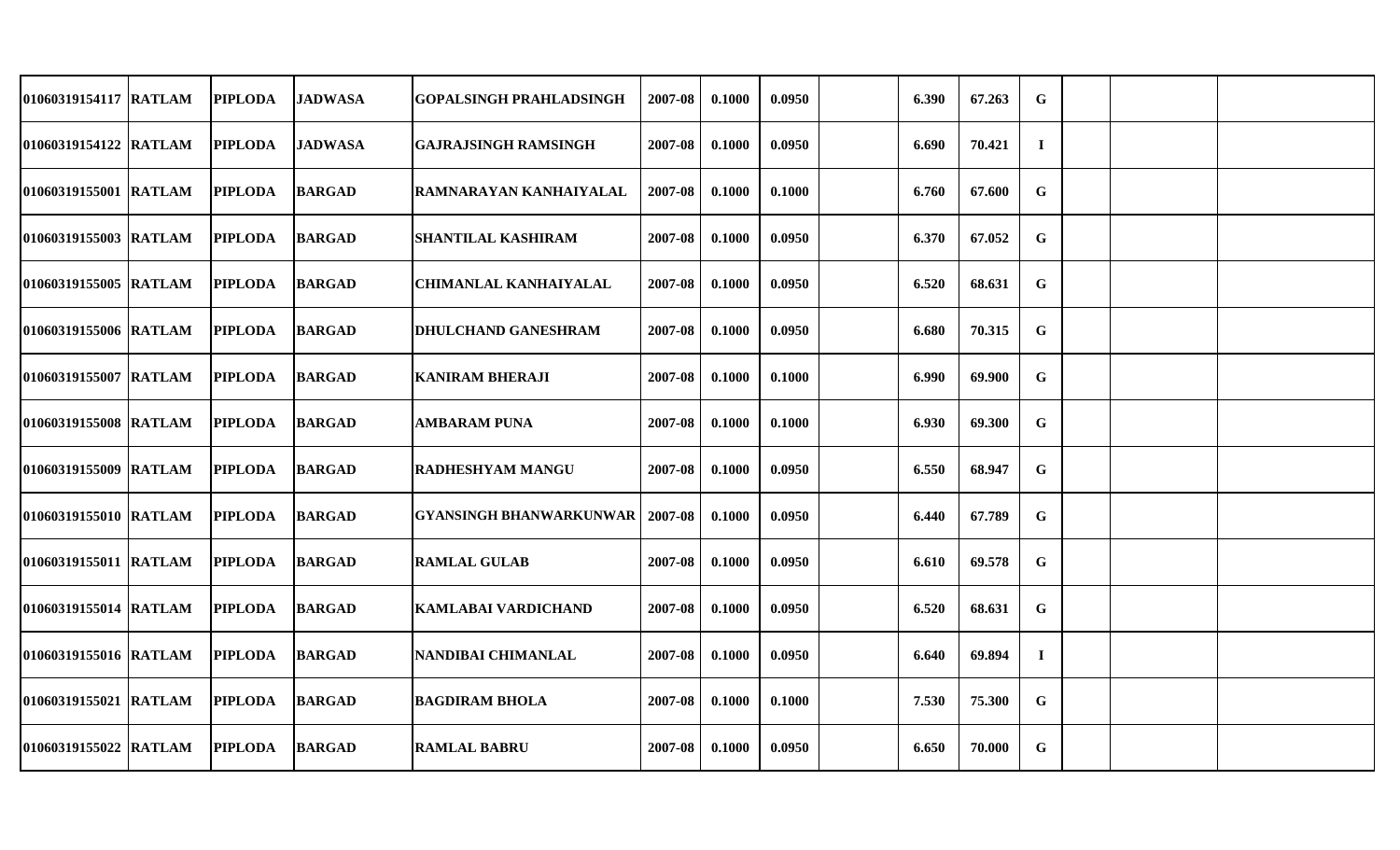| | | | | | | | | | | | | | | | |
|---|---|---|---|---|---|---|---|---|---|---|---|---|---|---|---|
| 01060319154117 | RATLAM | PIPLODA | JADWASA | GOPALSINGH PRAHLADSINGH | 2007-08 | 0.1000 | 0.0950 | | 6.390 | 67.263 | G | | | |
| 01060319154122 | RATLAM | PIPLODA | JADWASA | GAJRAJSINGH RAMSINGH | 2007-08 | 0.1000 | 0.0950 | | 6.690 | 70.421 | I | | | |
| 01060319155001 | RATLAM | PIPLODA | BARGAD | RAMNARAYAN KANHAIYALAL | 2007-08 | 0.1000 | 0.1000 | | 6.760 | 67.600 | G | | | |
| 01060319155003 | RATLAM | PIPLODA | BARGAD | SHANTILAL KASHIRAM | 2007-08 | 0.1000 | 0.0950 | | 6.370 | 67.052 | G | | | |
| 01060319155005 | RATLAM | PIPLODA | BARGAD | CHIMANLAL KANHAIYALAL | 2007-08 | 0.1000 | 0.0950 | | 6.520 | 68.631 | G | | | |
| 01060319155006 | RATLAM | PIPLODA | BARGAD | DHULCHAND GANESHRAM | 2007-08 | 0.1000 | 0.0950 | | 6.680 | 70.315 | G | | | |
| 01060319155007 | RATLAM | PIPLODA | BARGAD | KANIRAM BHERAJI | 2007-08 | 0.1000 | 0.1000 | | 6.990 | 69.900 | G | | | |
| 01060319155008 | RATLAM | PIPLODA | BARGAD | AMBARAM PUNA | 2007-08 | 0.1000 | 0.1000 | | 6.930 | 69.300 | G | | | |
| 01060319155009 | RATLAM | PIPLODA | BARGAD | RADHESHYAM MANGU | 2007-08 | 0.1000 | 0.0950 | | 6.550 | 68.947 | G | | | |
| 01060319155010 | RATLAM | PIPLODA | BARGAD | GYANSINGH BHANWARKUNWAR | 2007-08 | 0.1000 | 0.0950 | | 6.440 | 67.789 | G | | | |
| 01060319155011 | RATLAM | PIPLODA | BARGAD | RAMLAL GULAB | 2007-08 | 0.1000 | 0.0950 | | 6.610 | 69.578 | G | | | |
| 01060319155014 | RATLAM | PIPLODA | BARGAD | KAMLABAI VARDICHAND | 2007-08 | 0.1000 | 0.0950 | | 6.520 | 68.631 | G | | | |
| 01060319155016 | RATLAM | PIPLODA | BARGAD | NANDIBAI CHIMANLAL | 2007-08 | 0.1000 | 0.0950 | | 6.640 | 69.894 | I | | | |
| 01060319155021 | RATLAM | PIPLODA | BARGAD | BAGDIRAM BHOLA | 2007-08 | 0.1000 | 0.1000 | | 7.530 | 75.300 | G | | | |
| 01060319155022 | RATLAM | PIPLODA | BARGAD | RAMLAL BABRU | 2007-08 | 0.1000 | 0.0950 | | 6.650 | 70.000 | G | | | |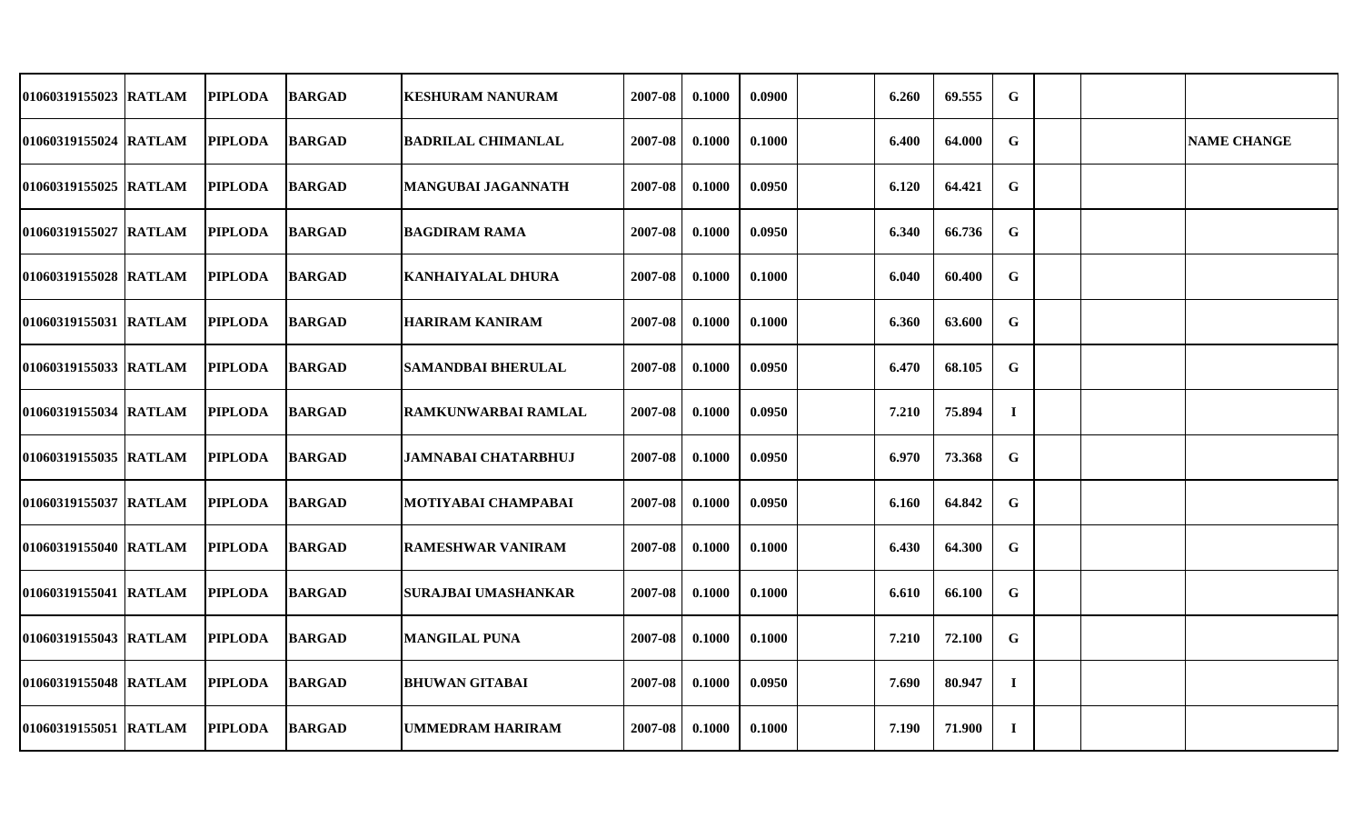| | | | | | | | | | | | | | | |
|---|---|---|---|---|---|---|---|---|---|---|---|---|---|---|
| 01060319155023 | RATLAM | PIPLODA | BARGAD | KESHURAM NANURAM | 2007-08 | 0.1000 | 0.0900 | | 6.260 | 69.555 | G | | | |
| 01060319155024 | RATLAM | PIPLODA | BARGAD | BADRILAL CHIMANLAL | 2007-08 | 0.1000 | 0.1000 | | 6.400 | 64.000 | G | | | NAME CHANGE |
| 01060319155025 | RATLAM | PIPLODA | BARGAD | MANGUBAI JAGANNATH | 2007-08 | 0.1000 | 0.0950 | | 6.120 | 64.421 | G | | | |
| 01060319155027 | RATLAM | PIPLODA | BARGAD | BAGDIRAM RAMA | 2007-08 | 0.1000 | 0.0950 | | 6.340 | 66.736 | G | | | |
| 01060319155028 | RATLAM | PIPLODA | BARGAD | KANHAIYALAL DHURA | 2007-08 | 0.1000 | 0.1000 | | 6.040 | 60.400 | G | | | |
| 01060319155031 | RATLAM | PIPLODA | BARGAD | HARIRAM KANIRAM | 2007-08 | 0.1000 | 0.1000 | | 6.360 | 63.600 | G | | | |
| 01060319155033 | RATLAM | PIPLODA | BARGAD | SAMANDBAI BHERULAL | 2007-08 | 0.1000 | 0.0950 | | 6.470 | 68.105 | G | | | |
| 01060319155034 | RATLAM | PIPLODA | BARGAD | RAMKUNWARBAI RAMLAL | 2007-08 | 0.1000 | 0.0950 | | 7.210 | 75.894 | I | | | |
| 01060319155035 | RATLAM | PIPLODA | BARGAD | JAMNABAI CHATARBHUJ | 2007-08 | 0.1000 | 0.0950 | | 6.970 | 73.368 | G | | | |
| 01060319155037 | RATLAM | PIPLODA | BARGAD | MOTIYABAI CHAMPABAI | 2007-08 | 0.1000 | 0.0950 | | 6.160 | 64.842 | G | | | |
| 01060319155040 | RATLAM | PIPLODA | BARGAD | RAMESHWAR VANIRAM | 2007-08 | 0.1000 | 0.1000 | | 6.430 | 64.300 | G | | | |
| 01060319155041 | RATLAM | PIPLODA | BARGAD | SURAJBAI UMASHANKAR | 2007-08 | 0.1000 | 0.1000 | | 6.610 | 66.100 | G | | | |
| 01060319155043 | RATLAM | PIPLODA | BARGAD | MANGILAL PUNA | 2007-08 | 0.1000 | 0.1000 | | 7.210 | 72.100 | G | | | |
| 01060319155048 | RATLAM | PIPLODA | BARGAD | BHUWAN GITABAI | 2007-08 | 0.1000 | 0.0950 | | 7.690 | 80.947 | I | | | |
| 01060319155051 | RATLAM | PIPLODA | BARGAD | UMMEDRAM HARIRAM | 2007-08 | 0.1000 | 0.1000 | | 7.190 | 71.900 | I | | | |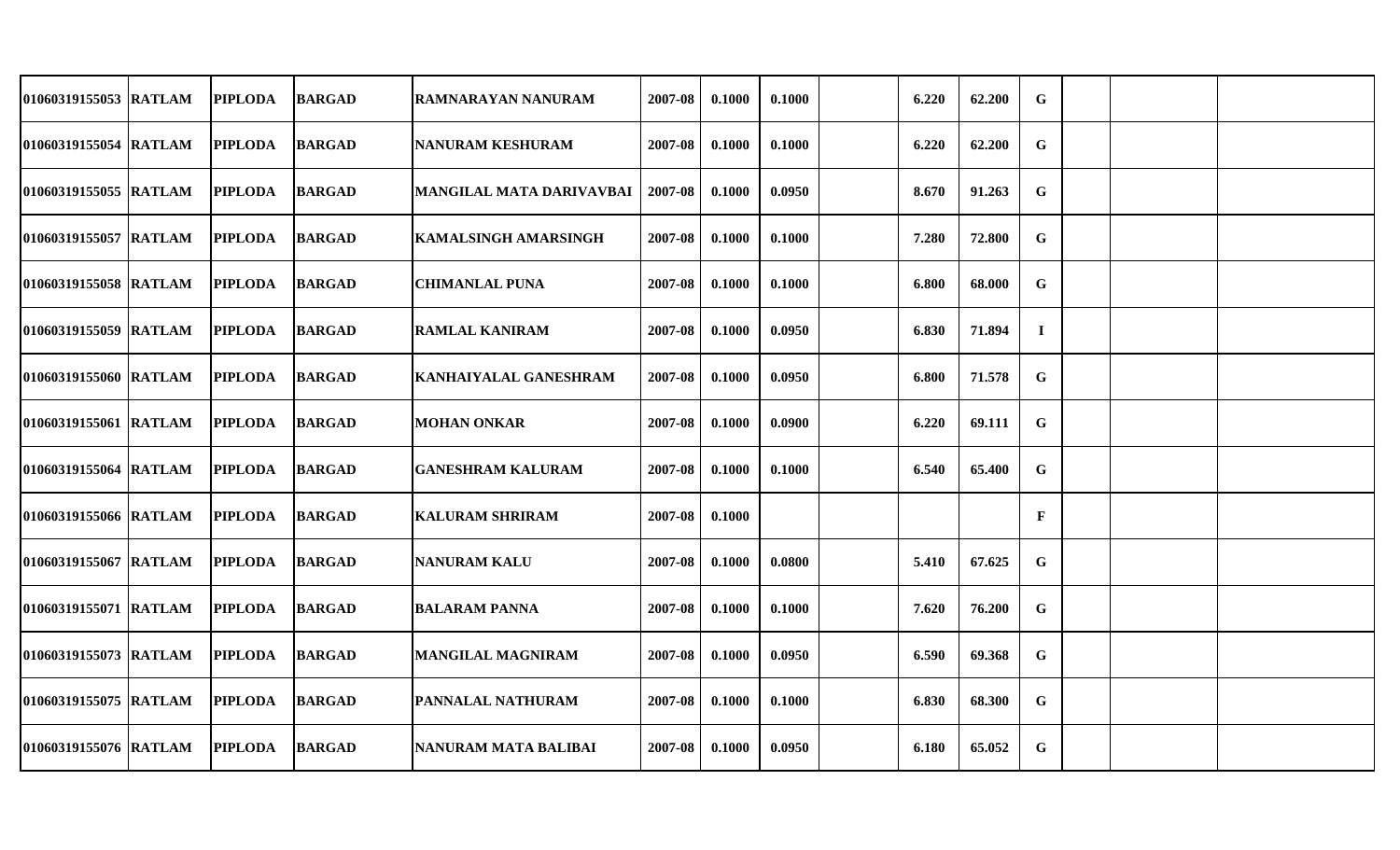| | | | | | | | | | | | | | | |
|---|---|---|---|---|---|---|---|---|---|---|---|---|---|---|
| 01060319155053 | RATLAM | PIPLODA | BARGAD | RAMNARAYAN NANURAM | 2007-08 | 0.1000 | 0.1000 | | 6.220 | 62.200 | G | | | |
| 01060319155054 | RATLAM | PIPLODA | BARGAD | NANURAM KESHURAM | 2007-08 | 0.1000 | 0.1000 | | 6.220 | 62.200 | G | | | |
| 01060319155055 | RATLAM | PIPLODA | BARGAD | MANGILAL MATA DARIVAVBAI | 2007-08 | 0.1000 | 0.0950 | | 8.670 | 91.263 | G | | | |
| 01060319155057 | RATLAM | PIPLODA | BARGAD | KAMALSINGH AMARSINGH | 2007-08 | 0.1000 | 0.1000 | | 7.280 | 72.800 | G | | | |
| 01060319155058 | RATLAM | PIPLODA | BARGAD | CHIMANLAL PUNA | 2007-08 | 0.1000 | 0.1000 | | 6.800 | 68.000 | G | | | |
| 01060319155059 | RATLAM | PIPLODA | BARGAD | RAMLAL KANIRAM | 2007-08 | 0.1000 | 0.0950 | | 6.830 | 71.894 | I | | | |
| 01060319155060 | RATLAM | PIPLODA | BARGAD | KANHAIYALAL GANESHRAM | 2007-08 | 0.1000 | 0.0950 | | 6.800 | 71.578 | G | | | |
| 01060319155061 | RATLAM | PIPLODA | BARGAD | MOHAN ONKAR | 2007-08 | 0.1000 | 0.0900 | | 6.220 | 69.111 | G | | | |
| 01060319155064 | RATLAM | PIPLODA | BARGAD | GANESHRAM KALURAM | 2007-08 | 0.1000 | 0.1000 | | 6.540 | 65.400 | G | | | |
| 01060319155066 | RATLAM | PIPLODA | BARGAD | KALURAM SHRIRAM | 2007-08 | 0.1000 | | | | | F | | | |
| 01060319155067 | RATLAM | PIPLODA | BARGAD | NANURAM KALU | 2007-08 | 0.1000 | 0.0800 | | 5.410 | 67.625 | G | | | |
| 01060319155071 | RATLAM | PIPLODA | BARGAD | BALARAM PANNA | 2007-08 | 0.1000 | 0.1000 | | 7.620 | 76.200 | G | | | |
| 01060319155073 | RATLAM | PIPLODA | BARGAD | MANGILAL MAGNIRAM | 2007-08 | 0.1000 | 0.0950 | | 6.590 | 69.368 | G | | | |
| 01060319155075 | RATLAM | PIPLODA | BARGAD | PANNALAL NATHURAM | 2007-08 | 0.1000 | 0.1000 | | 6.830 | 68.300 | G | | | |
| 01060319155076 | RATLAM | PIPLODA | BARGAD | NANURAM MATA BALIBAI | 2007-08 | 0.1000 | 0.0950 | | 6.180 | 65.052 | G | | | |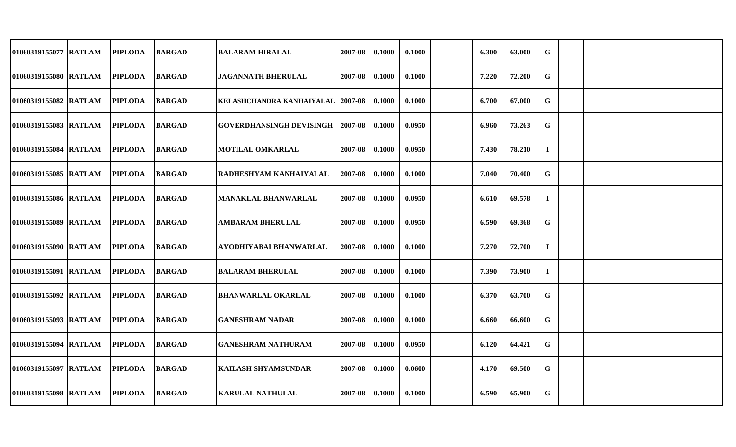| | | | | | | | | | | | | | | |
|---|---|---|---|---|---|---|---|---|---|---|---|---|---|---|
| 01060319155077 | RATLAM | PIPLODA | BARGAD | BALARAM HIRALAL | 2007-08 | 0.1000 | 0.1000 | | 6.300 | 63.000 | G | | | |
| 01060319155080 | RATLAM | PIPLODA | BARGAD | JAGANNATH BHERULAL | 2007-08 | 0.1000 | 0.1000 | | 7.220 | 72.200 | G | | | |
| 01060319155082 | RATLAM | PIPLODA | BARGAD | KELASHCHANDRA KANHAIYALAL | 2007-08 | 0.1000 | 0.1000 | | 6.700 | 67.000 | G | | | |
| 01060319155083 | RATLAM | PIPLODA | BARGAD | GOVERDHANSINGH DEVISINGH | 2007-08 | 0.1000 | 0.0950 | | 6.960 | 73.263 | G | | | |
| 01060319155084 | RATLAM | PIPLODA | BARGAD | MOTILAL OMKARLAL | 2007-08 | 0.1000 | 0.0950 | | 7.430 | 78.210 | I | | | |
| 01060319155085 | RATLAM | PIPLODA | BARGAD | RADHESHYAM KANHAIYALAL | 2007-08 | 0.1000 | 0.1000 | | 7.040 | 70.400 | G | | | |
| 01060319155086 | RATLAM | PIPLODA | BARGAD | MANAKLAL BHANWARLAL | 2007-08 | 0.1000 | 0.0950 | | 6.610 | 69.578 | I | | | |
| 01060319155089 | RATLAM | PIPLODA | BARGAD | AMBARAM BHERULAL | 2007-08 | 0.1000 | 0.0950 | | 6.590 | 69.368 | G | | | |
| 01060319155090 | RATLAM | PIPLODA | BARGAD | AYODHIYABAI BHANWARLAL | 2007-08 | 0.1000 | 0.1000 | | 7.270 | 72.700 | I | | | |
| 01060319155091 | RATLAM | PIPLODA | BARGAD | BALARAM BHERULAL | 2007-08 | 0.1000 | 0.1000 | | 7.390 | 73.900 | I | | | |
| 01060319155092 | RATLAM | PIPLODA | BARGAD | BHANWARLAL OKARLAL | 2007-08 | 0.1000 | 0.1000 | | 6.370 | 63.700 | G | | | |
| 01060319155093 | RATLAM | PIPLODA | BARGAD | GANESHRAM NADAR | 2007-08 | 0.1000 | 0.1000 | | 6.660 | 66.600 | G | | | |
| 01060319155094 | RATLAM | PIPLODA | BARGAD | GANESHRAM NATHURAM | 2007-08 | 0.1000 | 0.0950 | | 6.120 | 64.421 | G | | | |
| 01060319155097 | RATLAM | PIPLODA | BARGAD | KAILASH SHYAMSUNDAR | 2007-08 | 0.1000 | 0.0600 | | 4.170 | 69.500 | G | | | |
| 01060319155098 | RATLAM | PIPLODA | BARGAD | KARULAL NATHULAL | 2007-08 | 0.1000 | 0.1000 | | 6.590 | 65.900 | G | | | |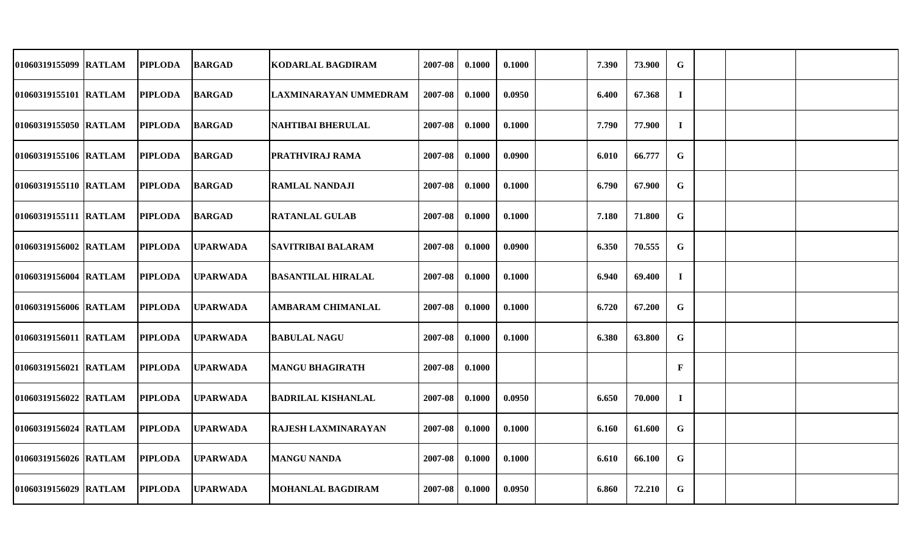| | | | | | | | | | | | | | | |
|---|---|---|---|---|---|---|---|---|---|---|---|---|---|---|
| 01060319155099 | RATLAM | PIPLODA | BARGAD | KODARLAL BAGDIRAM | 2007-08 | 0.1000 | 0.1000 | | 7.390 | 73.900 | G | | | |
| 01060319155101 | RATLAM | PIPLODA | BARGAD | LAXMINARAYAN UMMEDRAM | 2007-08 | 0.1000 | 0.0950 | | 6.400 | 67.368 | I | | | |
| 01060319155050 | RATLAM | PIPLODA | BARGAD | NAHTIBAI BHERULAL | 2007-08 | 0.1000 | 0.1000 | | 7.790 | 77.900 | I | | | |
| 01060319155106 | RATLAM | PIPLODA | BARGAD | PRATHVIRAJ RAMA | 2007-08 | 0.1000 | 0.0900 | | 6.010 | 66.777 | G | | | |
| 01060319155110 | RATLAM | PIPLODA | BARGAD | RAMLAL NANDAJI | 2007-08 | 0.1000 | 0.1000 | | 6.790 | 67.900 | G | | | |
| 01060319155111 | RATLAM | PIPLODA | BARGAD | RATANLAL GULAB | 2007-08 | 0.1000 | 0.1000 | | 7.180 | 71.800 | G | | | |
| 01060319156002 | RATLAM | PIPLODA | UPARWADA | SAVITRIBAI BALARAM | 2007-08 | 0.1000 | 0.0900 | | 6.350 | 70.555 | G | | | |
| 01060319156004 | RATLAM | PIPLODA | UPARWADA | BASANTILAL HIRALAL | 2007-08 | 0.1000 | 0.1000 | | 6.940 | 69.400 | I | | | |
| 01060319156006 | RATLAM | PIPLODA | UPARWADA | AMBARAM CHIMANLAL | 2007-08 | 0.1000 | 0.1000 | | 6.720 | 67.200 | G | | | |
| 01060319156011 | RATLAM | PIPLODA | UPARWADA | BABULAL NAGU | 2007-08 | 0.1000 | 0.1000 | | 6.380 | 63.800 | G | | | |
| 01060319156021 | RATLAM | PIPLODA | UPARWADA | MANGU BHAGIRATH | 2007-08 | 0.1000 | | | | | F | | | |
| 01060319156022 | RATLAM | PIPLODA | UPARWADA | BADRILAL KISHANLAL | 2007-08 | 0.1000 | 0.0950 | | 6.650 | 70.000 | I | | | |
| 01060319156024 | RATLAM | PIPLODA | UPARWADA | RAJESH LAXMINARAYAN | 2007-08 | 0.1000 | 0.1000 | | 6.160 | 61.600 | G | | | |
| 01060319156026 | RATLAM | PIPLODA | UPARWADA | MANGU NANDA | 2007-08 | 0.1000 | 0.1000 | | 6.610 | 66.100 | G | | | |
| 01060319156029 | RATLAM | PIPLODA | UPARWADA | MOHANLAL BAGDIRAM | 2007-08 | 0.1000 | 0.0950 | | 6.860 | 72.210 | G | | | |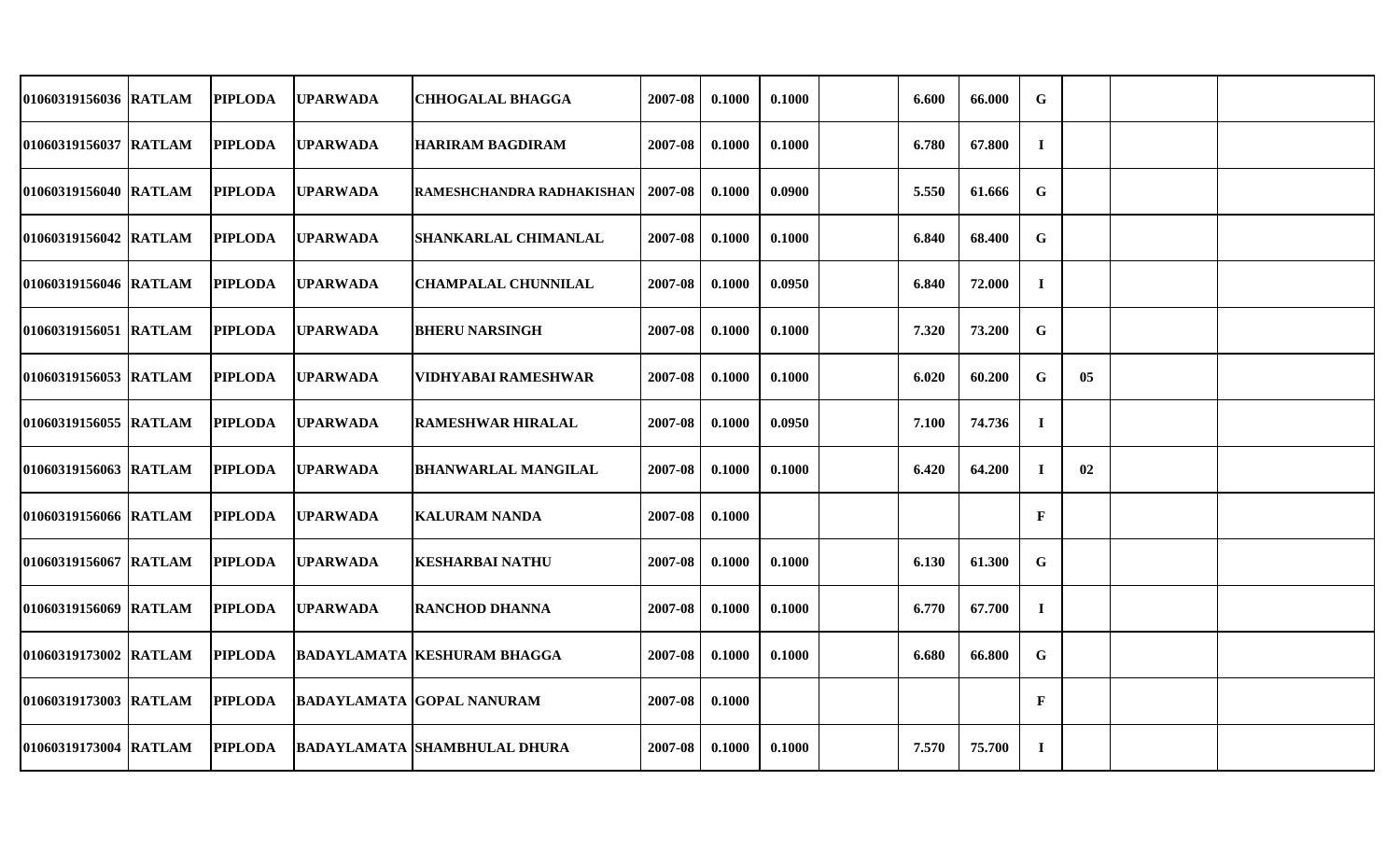| | | | | | | | | | | | | | | | |
|---|---|---|---|---|---|---|---|---|---|---|---|---|---|---|---|
| 01060319156036 | RATLAM | PIPLODA | UPARWADA | CHHOGALAL BHAGGA | 2007-08 | 0.1000 | 0.1000 | | 6.600 | 66.000 | G | | | |
| 01060319156037 | RATLAM | PIPLODA | UPARWADA | HARIRAM BAGDIRAM | 2007-08 | 0.1000 | 0.1000 | | 6.780 | 67.800 | I | | | |
| 01060319156040 | RATLAM | PIPLODA | UPARWADA | RAMESHCHANDRA RADHAKISHAN | 2007-08 | 0.1000 | 0.0900 | | 5.550 | 61.666 | G | | | |
| 01060319156042 | RATLAM | PIPLODA | UPARWADA | SHANKARLAL CHIMANLAL | 2007-08 | 0.1000 | 0.1000 | | 6.840 | 68.400 | G | | | |
| 01060319156046 | RATLAM | PIPLODA | UPARWADA | CHAMPALAL CHUNNILAL | 2007-08 | 0.1000 | 0.0950 | | 6.840 | 72.000 | I | | | |
| 01060319156051 | RATLAM | PIPLODA | UPARWADA | BHERU NARSINGH | 2007-08 | 0.1000 | 0.1000 | | 7.320 | 73.200 | G | | | |
| 01060319156053 | RATLAM | PIPLODA | UPARWADA | VIDHYABAI RAMESHWAR | 2007-08 | 0.1000 | 0.1000 | | 6.020 | 60.200 | G | 05 | | |
| 01060319156055 | RATLAM | PIPLODA | UPARWADA | RAMESHWAR HIRALAL | 2007-08 | 0.1000 | 0.0950 | | 7.100 | 74.736 | I | | | |
| 01060319156063 | RATLAM | PIPLODA | UPARWADA | BHANWARLAL MANGILAL | 2007-08 | 0.1000 | 0.1000 | | 6.420 | 64.200 | I | 02 | | |
| 01060319156066 | RATLAM | PIPLODA | UPARWADA | KALURAM NANDA | 2007-08 | 0.1000 | | | | | F | | | |
| 01060319156067 | RATLAM | PIPLODA | UPARWADA | KESHARBAI NATHU | 2007-08 | 0.1000 | 0.1000 | | 6.130 | 61.300 | G | | | |
| 01060319156069 | RATLAM | PIPLODA | UPARWADA | RANCHOD DHANNA | 2007-08 | 0.1000 | 0.1000 | | 6.770 | 67.700 | I | | | |
| 01060319173002 | RATLAM | PIPLODA | BADAYLAMATA | KESHURAM BHAGGA | 2007-08 | 0.1000 | 0.1000 | | 6.680 | 66.800 | G | | | |
| 01060319173003 | RATLAM | PIPLODA | BADAYLAMATA | GOPAL NANURAM | 2007-08 | 0.1000 | | | | | F | | | |
| 01060319173004 | RATLAM | PIPLODA | BADAYLAMATA | SHAMBHULAL DHURA | 2007-08 | 0.1000 | 0.1000 | | 7.570 | 75.700 | I | | | |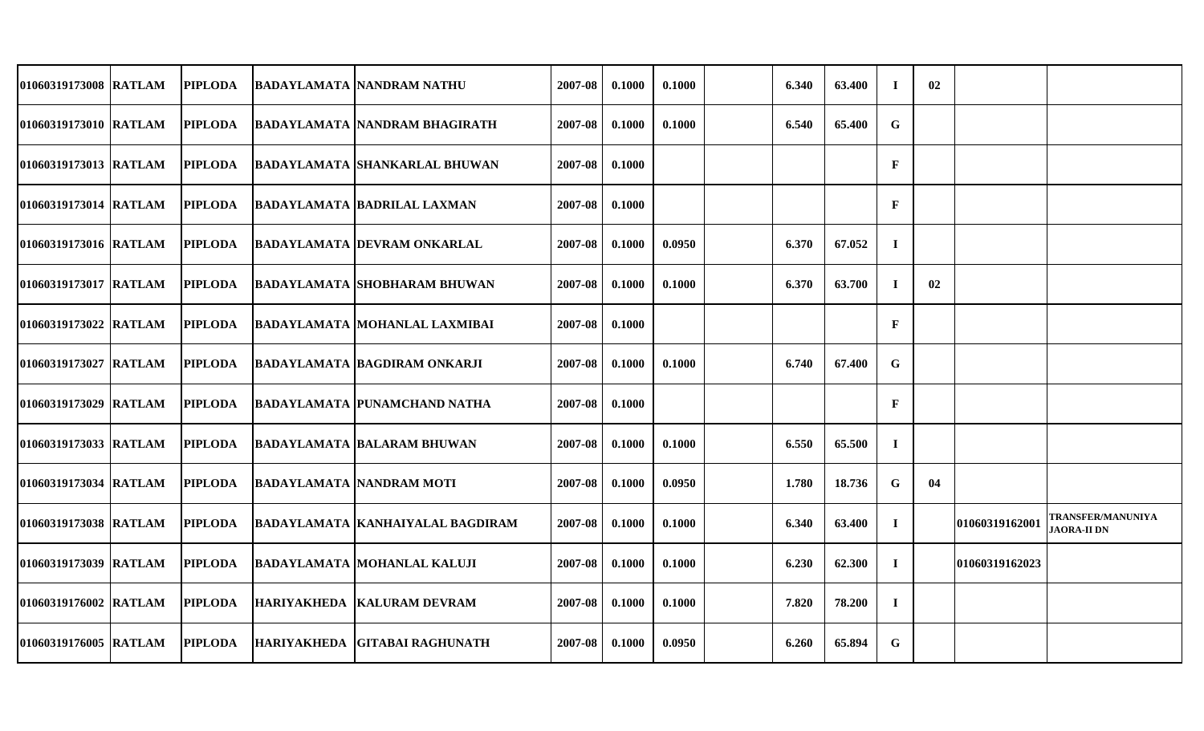| | | | | | | | | | | | | | | |
|---|---|---|---|---|---|---|---|---|---|---|---|---|---|---|
| 01060319173008 | RATLAM | PIPLODA | BADAYLAMATA | NANDRAM NATHU | 2007-08 | 0.1000 | 0.1000 | | 6.340 | 63.400 | I | 02 | | |
| 01060319173010 | RATLAM | PIPLODA | BADAYLAMATA | NANDRAM BHAGIRATH | 2007-08 | 0.1000 | 0.1000 | | 6.540 | 65.400 | G | | | |
| 01060319173013 | RATLAM | PIPLODA | BADAYLAMATA | SHANKARLAL BHUWAN | 2007-08 | 0.1000 | | | | | F | | | |
| 01060319173014 | RATLAM | PIPLODA | BADAYLAMATA | BADRILAL LAXMAN | 2007-08 | 0.1000 | | | | | F | | | |
| 01060319173016 | RATLAM | PIPLODA | BADAYLAMATA | DEVRAM ONKARLAL | 2007-08 | 0.1000 | 0.0950 | | 6.370 | 67.052 | I | | | |
| 01060319173017 | RATLAM | PIPLODA | BADAYLAMATA | SHOBHARAM BHUWAN | 2007-08 | 0.1000 | 0.1000 | | 6.370 | 63.700 | I | 02 | | |
| 01060319173022 | RATLAM | PIPLODA | BADAYLAMATA | MOHANLAL LAXMIBAI | 2007-08 | 0.1000 | | | | | F | | | |
| 01060319173027 | RATLAM | PIPLODA | BADAYLAMATA | BAGDIRAM ONKARJI | 2007-08 | 0.1000 | 0.1000 | | 6.740 | 67.400 | G | | | |
| 01060319173029 | RATLAM | PIPLODA | BADAYLAMATA | PUNAMCHAND NATHA | 2007-08 | 0.1000 | | | | | F | | | |
| 01060319173033 | RATLAM | PIPLODA | BADAYLAMATA | BALARAM BHUWAN | 2007-08 | 0.1000 | 0.1000 | | 6.550 | 65.500 | I | | | |
| 01060319173034 | RATLAM | PIPLODA | BADAYLAMATA | NANDRAM MOTI | 2007-08 | 0.1000 | 0.0950 | | 1.780 | 18.736 | G | 04 | | |
| 01060319173038 | RATLAM | PIPLODA | BADAYLAMATA | KANHAIYALAL BAGDIRAM | 2007-08 | 0.1000 | 0.1000 | | 6.340 | 63.400 | I | | 01060319162001 | TRANSFER/MANUNIYA JAORA-II DN |
| 01060319173039 | RATLAM | PIPLODA | BADAYLAMATA | MOHANLAL KALUJI | 2007-08 | 0.1000 | 0.1000 | | 6.230 | 62.300 | I | | 01060319162023 | |
| 01060319176002 | RATLAM | PIPLODA | HARIYAKHEDA | KALURAM DEVRAM | 2007-08 | 0.1000 | 0.1000 | | 7.820 | 78.200 | I | | | |
| 01060319176005 | RATLAM | PIPLODA | HARIYAKHEDA | GITABAI RAGHUNATH | 2007-08 | 0.1000 | 0.0950 | | 6.260 | 65.894 | G | | | |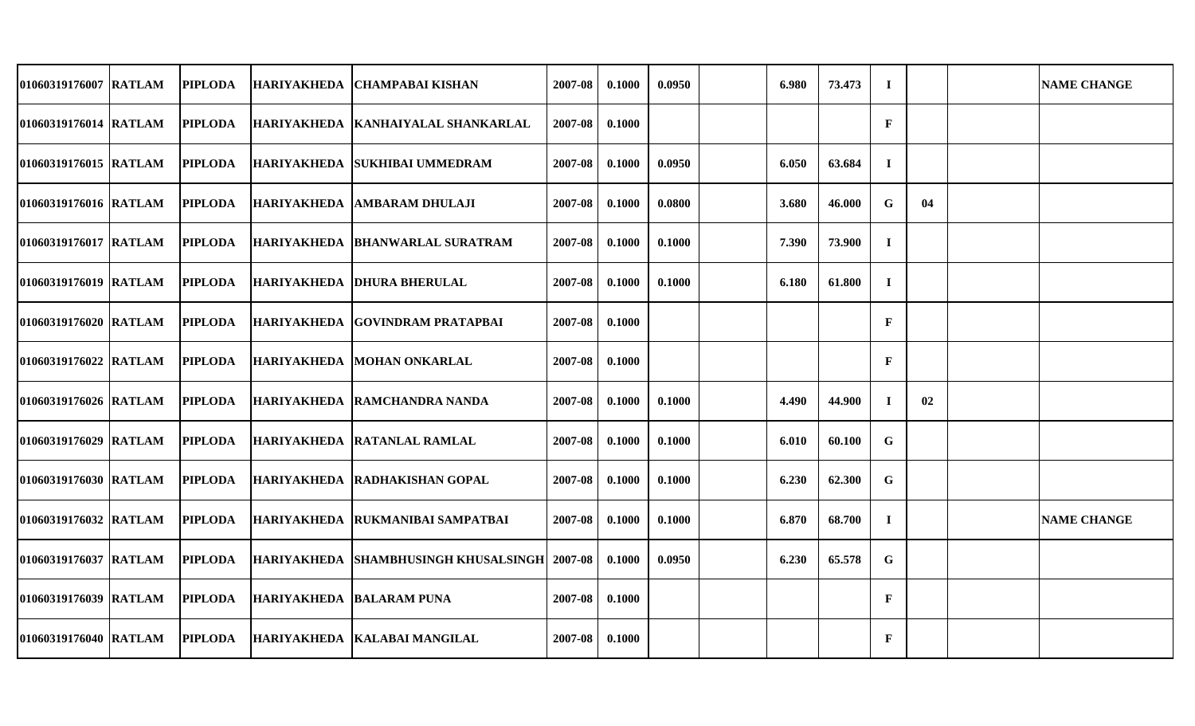| | | | | | | | | | | | | | | |
|---|---|---|---|---|---|---|---|---|---|---|---|---|---|---|
| 01060319176007 | RATLAM | PIPLODA | HARIYAKHEDA | CHAMPABAI KISHAN | 2007-08 | 0.1000 | 0.0950 | | 6.980 | 73.473 | I | | | NAME CHANGE |
| 01060319176014 | RATLAM | PIPLODA | HARIYAKHEDA | KANHAIYALAL SHANKARLAL | 2007-08 | 0.1000 | | | | | F | | | |
| 01060319176015 | RATLAM | PIPLODA | HARIYAKHEDA | SUKHIBAI UMMEDRAM | 2007-08 | 0.1000 | 0.0950 | | 6.050 | 63.684 | I | | | |
| 01060319176016 | RATLAM | PIPLODA | HARIYAKHEDA | AMBARAM DHULAJI | 2007-08 | 0.1000 | 0.0800 | | 3.680 | 46.000 | G | 04 | | |
| 01060319176017 | RATLAM | PIPLODA | HARIYAKHEDA | BHANWARLAL SURATRAM | 2007-08 | 0.1000 | 0.1000 | | 7.390 | 73.900 | I | | | |
| 01060319176019 | RATLAM | PIPLODA | HARIYAKHEDA | DHURA BHERULAL | 2007-08 | 0.1000 | 0.1000 | | 6.180 | 61.800 | I | | | |
| 01060319176020 | RATLAM | PIPLODA | HARIYAKHEDA | GOVINDRAM PRATAPBAI | 2007-08 | 0.1000 | | | | | F | | | |
| 01060319176022 | RATLAM | PIPLODA | HARIYAKHEDA | MOHAN ONKARLAL | 2007-08 | 0.1000 | | | | | F | | | |
| 01060319176026 | RATLAM | PIPLODA | HARIYAKHEDA | RAMCHANDRA NANDA | 2007-08 | 0.1000 | 0.1000 | | 4.490 | 44.900 | I | 02 | | |
| 01060319176029 | RATLAM | PIPLODA | HARIYAKHEDA | RATANLAL RAMLAL | 2007-08 | 0.1000 | 0.1000 | | 6.010 | 60.100 | G | | | |
| 01060319176030 | RATLAM | PIPLODA | HARIYAKHEDA | RADHAKISHAN GOPAL | 2007-08 | 0.1000 | 0.1000 | | 6.230 | 62.300 | G | | | |
| 01060319176032 | RATLAM | PIPLODA | HARIYAKHEDA | RUKMANIBAI SAMPATBAI | 2007-08 | 0.1000 | 0.1000 | | 6.870 | 68.700 | I | | | NAME CHANGE |
| 01060319176037 | RATLAM | PIPLODA | HARIYAKHEDA | SHAMBHUSINGH KHUSALSINGH | 2007-08 | 0.1000 | 0.0950 | | 6.230 | 65.578 | G | | | |
| 01060319176039 | RATLAM | PIPLODA | HARIYAKHEDA | BALARAM PUNA | 2007-08 | 0.1000 | | | | | F | | | |
| 01060319176040 | RATLAM | PIPLODA | HARIYAKHEDA | KALABAI MANGILAL | 2007-08 | 0.1000 | | | | | F | | | |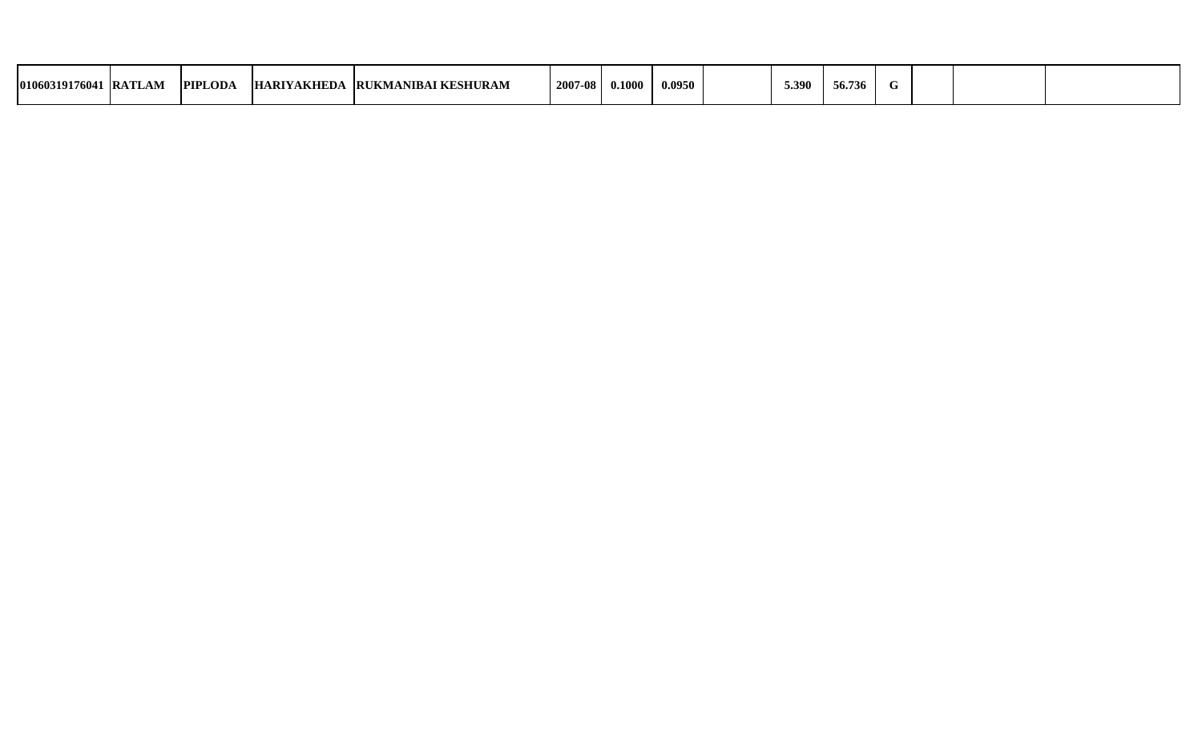| | | | | | | | | | | | | | | | |
|---|---|---|---|---|---|---|---|---|---|---|---|---|---|---|---|
| 01060319176041 | RATLAM | PIPLODA | HARIYAKHEDA | RUKMANIBAI KESHURAM | 2007-08 | 0.1000 | 0.0950 | | 5.390 | 56.736 | G | | | | |